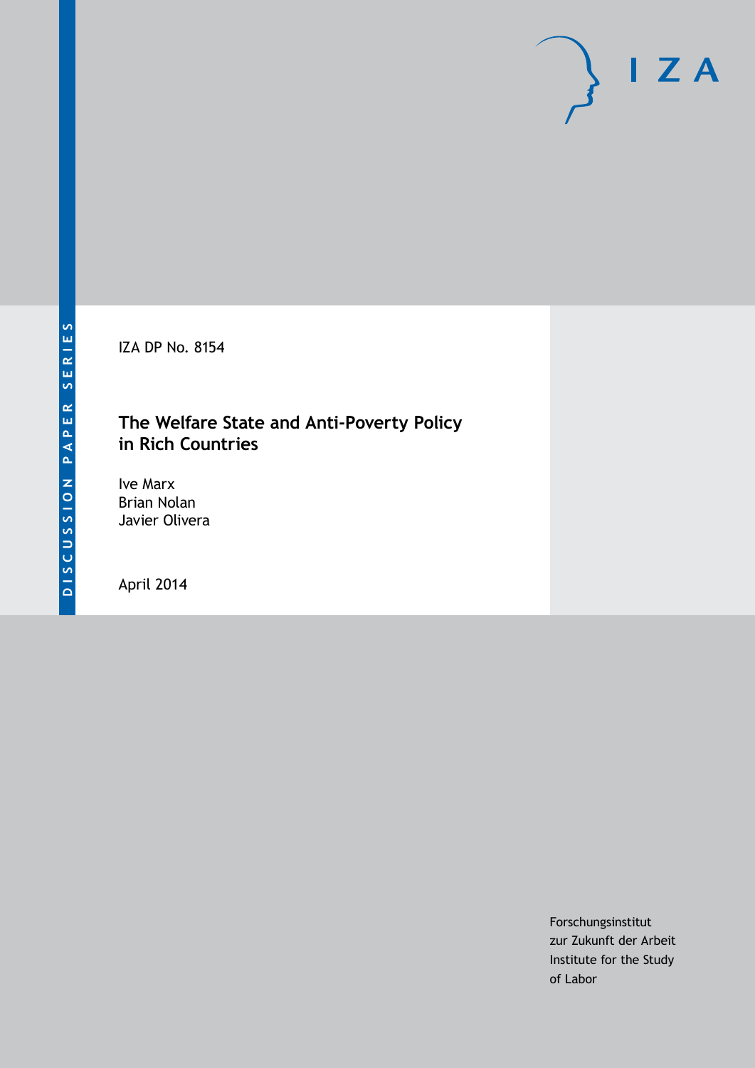DISCUSSION PAPER SERIES

IZA DP No. 8154

# The Welfare State and Anti-Poverty Policy in Rich Countries

Ive Marx
Brian Nolan
Javier Olivera

April 2014

Forschungsinstitut
zur Zukunft der Arbeit
Institute for the Study
of Labor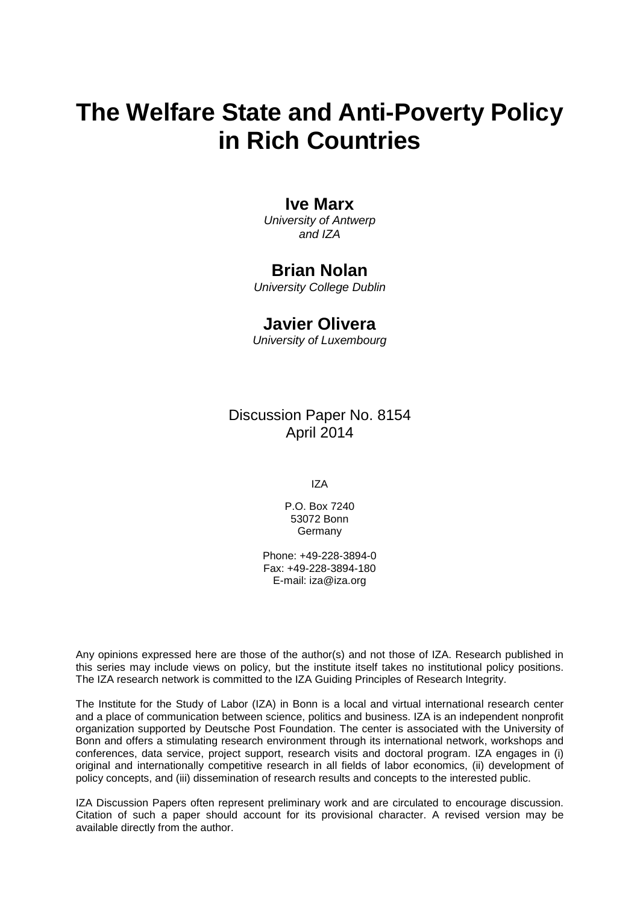# The Welfare State and Anti-Poverty Policy in Rich Countries

**Ive Marx**
*University of Antwerp and IZA*

**Brian Nolan**
*University College Dublin*

**Javier Olivera**
*University of Luxembourg*

Discussion Paper No. 8154
April 2014

IZA

P.O. Box 7240
53072 Bonn
Germany

Phone: +49-228-3894-0
Fax: +49-228-3894-180
E-mail: iza@iza.org

Any opinions expressed here are those of the author(s) and not those of IZA. Research published in this series may include views on policy, but the institute itself takes no institutional policy positions. The IZA research network is committed to the IZA Guiding Principles of Research Integrity.

The Institute for the Study of Labor (IZA) in Bonn is a local and virtual international research center and a place of communication between science, politics and business. IZA is an independent nonprofit organization supported by Deutsche Post Foundation. The center is associated with the University of Bonn and offers a stimulating research environment through its international network, workshops and conferences, data service, project support, research visits and doctoral program. IZA engages in (i) original and internationally competitive research in all fields of labor economics, (ii) development of policy concepts, and (iii) dissemination of research results and concepts to the interested public.

IZA Discussion Papers often represent preliminary work and are circulated to encourage discussion. Citation of such a paper should account for its provisional character. A revised version may be available directly from the author.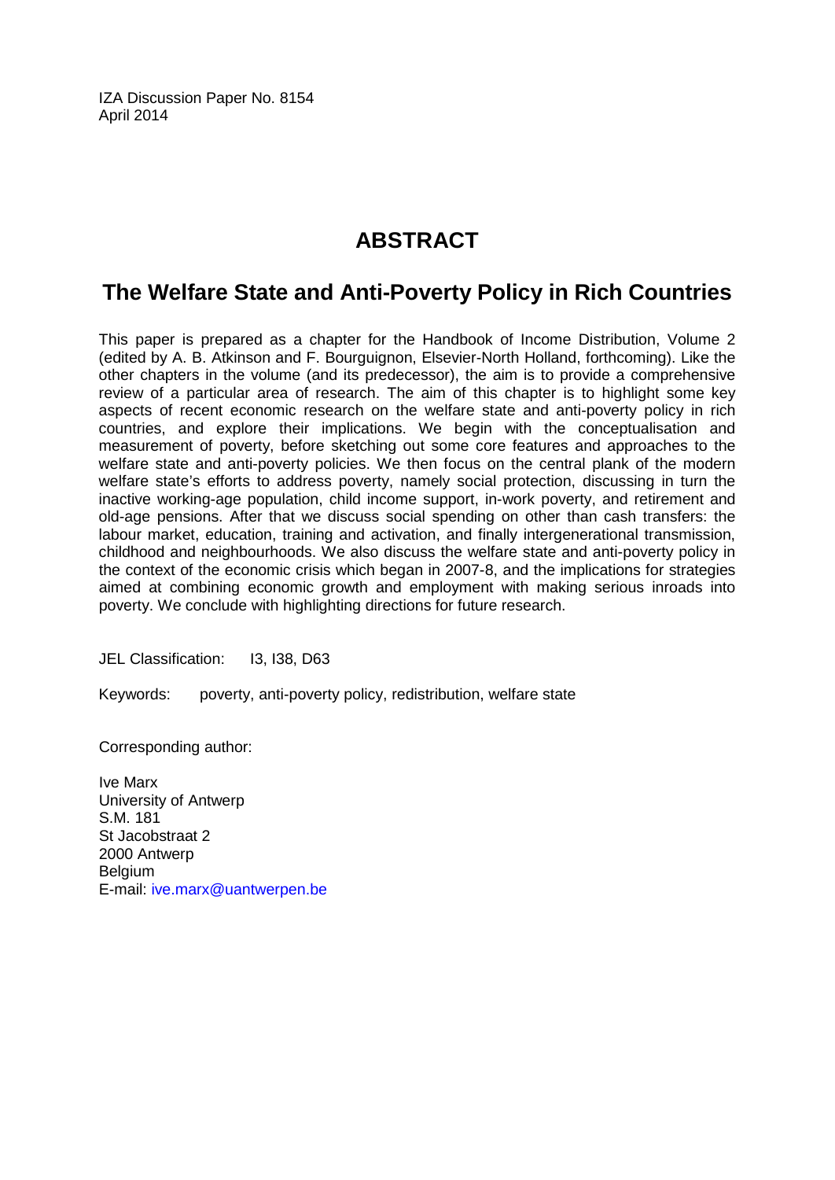IZA Discussion Paper No. 8154
April 2014

# ABSTRACT

## The Welfare State and Anti-Poverty Policy in Rich Countries

This paper is prepared as a chapter for the Handbook of Income Distribution, Volume 2 (edited by A. B. Atkinson and F. Bourguignon, Elsevier-North Holland, forthcoming). Like the other chapters in the volume (and its predecessor), the aim is to provide a comprehensive review of a particular area of research. The aim of this chapter is to highlight some key aspects of recent economic research on the welfare state and anti-poverty policy in rich countries, and explore their implications. We begin with the conceptualisation and measurement of poverty, before sketching out some core features and approaches to the welfare state and anti-poverty policies. We then focus on the central plank of the modern welfare state's efforts to address poverty, namely social protection, discussing in turn the inactive working-age population, child income support, in-work poverty, and retirement and old-age pensions. After that we discuss social spending on other than cash transfers: the labour market, education, training and activation, and finally intergenerational transmission, childhood and neighbourhoods. We also discuss the welfare state and anti-poverty policy in the context of the economic crisis which began in 2007-8, and the implications for strategies aimed at combining economic growth and employment with making serious inroads into poverty. We conclude with highlighting directions for future research.

JEL Classification: I3, I38, D63

Keywords: poverty, anti-poverty policy, redistribution, welfare state

Corresponding author:

Ive Marx
University of Antwerp
S.M. 181
St Jacobstraat 2
2000 Antwerp
Belgium
E-mail: ive.marx@uantwerpen.be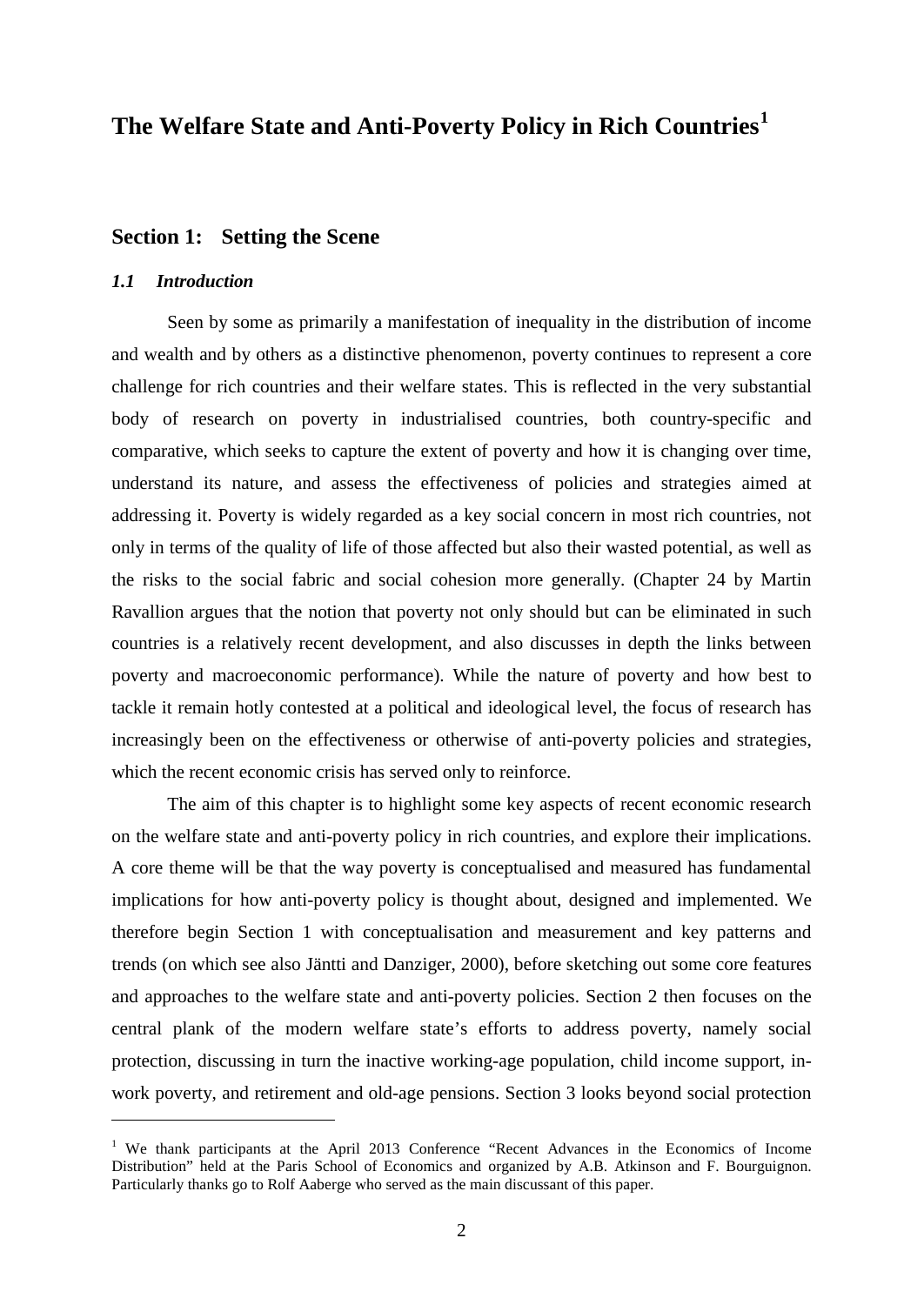# The Welfare State and Anti-Poverty Policy in Rich Countries[1]

## Section 1: Setting the Scene

### *1.1 Introduction*

Seen by some as primarily a manifestation of inequality in the distribution of income and wealth and by others as a distinctive phenomenon, poverty continues to represent a core challenge for rich countries and their welfare states. This is reflected in the very substantial body of research on poverty in industrialised countries, both country-specific and comparative, which seeks to capture the extent of poverty and how it is changing over time, understand its nature, and assess the effectiveness of policies and strategies aimed at addressing it. Poverty is widely regarded as a key social concern in most rich countries, not only in terms of the quality of life of those affected but also their wasted potential, as well as the risks to the social fabric and social cohesion more generally. (Chapter 24 by Martin Ravallion argues that the notion that poverty not only should but can be eliminated in such countries is a relatively recent development, and also discusses in depth the links between poverty and macroeconomic performance). While the nature of poverty and how best to tackle it remain hotly contested at a political and ideological level, the focus of research has increasingly been on the effectiveness or otherwise of anti-poverty policies and strategies, which the recent economic crisis has served only to reinforce.

The aim of this chapter is to highlight some key aspects of recent economic research on the welfare state and anti-poverty policy in rich countries, and explore their implications. A core theme will be that the way poverty is conceptualised and measured has fundamental implications for how anti-poverty policy is thought about, designed and implemented. We therefore begin Section 1 with conceptualisation and measurement and key patterns and trends (on which see also Jäntti and Danziger, 2000), before sketching out some core features and approaches to the welfare state and anti-poverty policies. Section 2 then focuses on the central plank of the modern welfare state's efforts to address poverty, namely social protection, discussing in turn the inactive working-age population, child income support, in-work poverty, and retirement and old-age pensions. Section 3 looks beyond social protection

---

[1] We thank participants at the April 2013 Conference "Recent Advances in the Economics of Income Distribution" held at the Paris School of Economics and organized by A.B. Atkinson and F. Bourguignon. Particularly thanks go to Rolf Aaberge who served as the main discussant of this paper.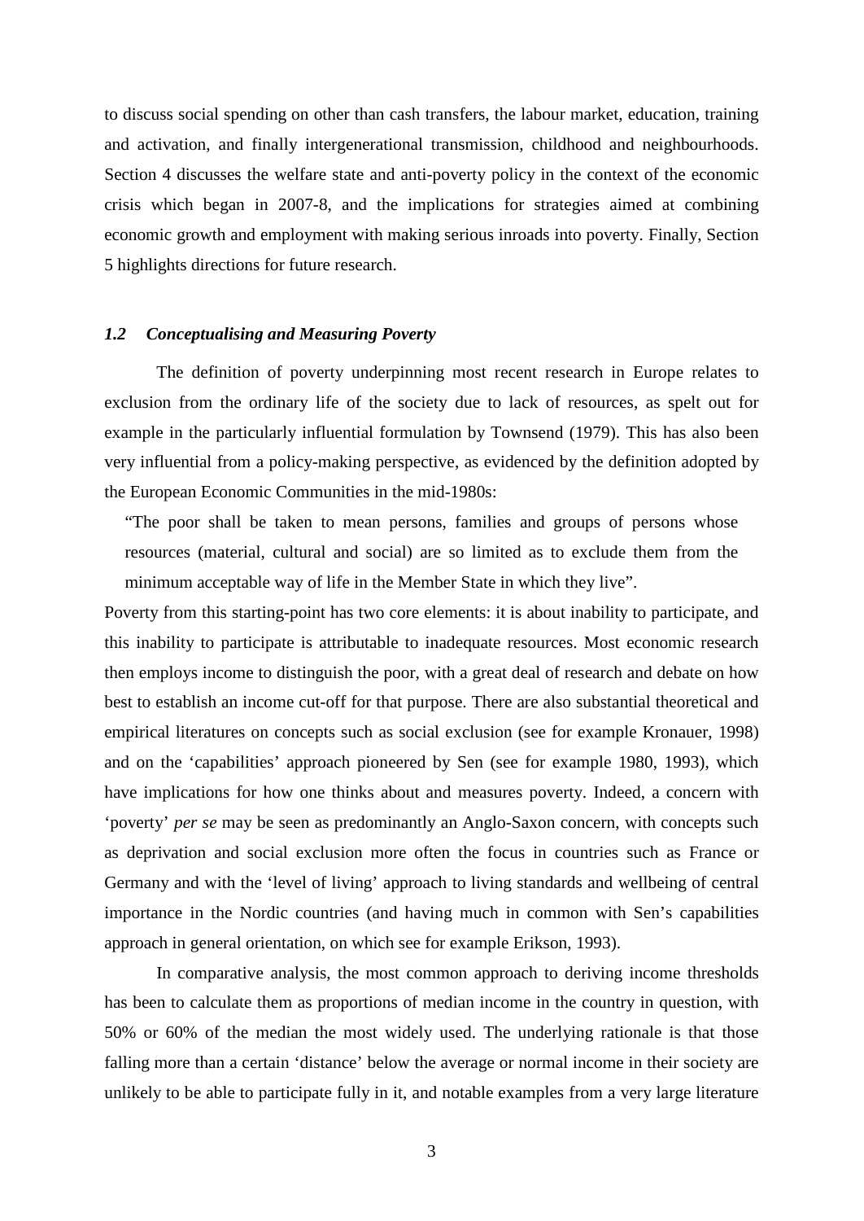to discuss social spending on other than cash transfers, the labour market, education, training and activation, and finally intergenerational transmission, childhood and neighbourhoods. Section 4 discusses the welfare state and anti-poverty policy in the context of the economic crisis which began in 2007-8, and the implications for strategies aimed at combining economic growth and employment with making serious inroads into poverty. Finally, Section 5 highlights directions for future research.

### *1.2 Conceptualising and Measuring Poverty*

The definition of poverty underpinning most recent research in Europe relates to exclusion from the ordinary life of the society due to lack of resources, as spelt out for example in the particularly influential formulation by Townsend (1979). This has also been very influential from a policy-making perspective, as evidenced by the definition adopted by the European Economic Communities in the mid-1980s:

> "The poor shall be taken to mean persons, families and groups of persons whose resources (material, cultural and social) are so limited as to exclude them from the minimum acceptable way of life in the Member State in which they live".

Poverty from this starting-point has two core elements: it is about inability to participate, and this inability to participate is attributable to inadequate resources. Most economic research then employs income to distinguish the poor, with a great deal of research and debate on how best to establish an income cut-off for that purpose. There are also substantial theoretical and empirical literatures on concepts such as social exclusion (see for example Kronauer, 1998) and on the 'capabilities' approach pioneered by Sen (see for example 1980, 1993), which have implications for how one thinks about and measures poverty. Indeed, a concern with 'poverty' *per se* may be seen as predominantly an Anglo-Saxon concern, with concepts such as deprivation and social exclusion more often the focus in countries such as France or Germany and with the 'level of living' approach to living standards and wellbeing of central importance in the Nordic countries (and having much in common with Sen's capabilities approach in general orientation, on which see for example Erikson, 1993).

In comparative analysis, the most common approach to deriving income thresholds has been to calculate them as proportions of median income in the country in question, with 50% or 60% of the median the most widely used. The underlying rationale is that those falling more than a certain 'distance' below the average or normal income in their society are unlikely to be able to participate fully in it, and notable examples from a very large literature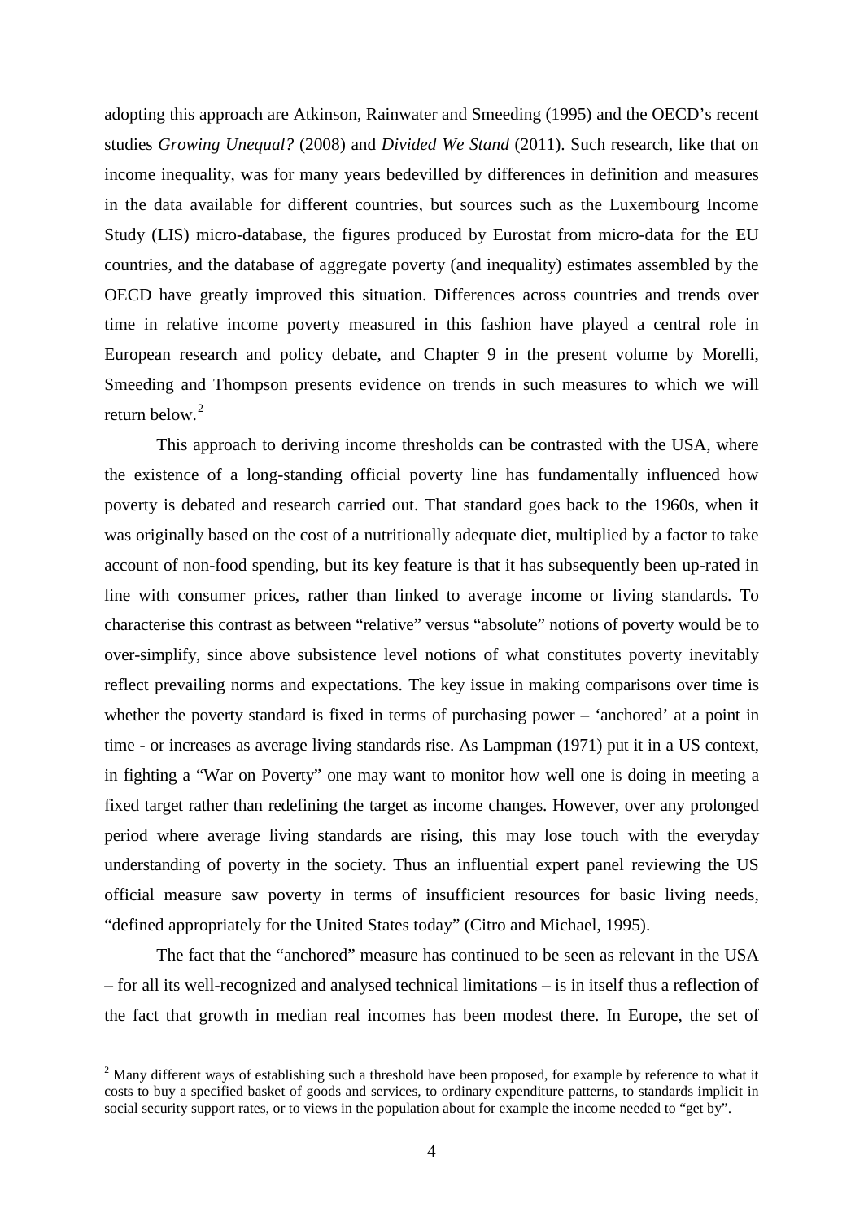adopting this approach are Atkinson, Rainwater and Smeeding (1995) and the OECD's recent studies *Growing Unequal?* (2008) and *Divided We Stand* (2011). Such research, like that on income inequality, was for many years bedevilled by differences in definition and measures in the data available for different countries, but sources such as the Luxembourg Income Study (LIS) micro-database, the figures produced by Eurostat from micro-data for the EU countries, and the database of aggregate poverty (and inequality) estimates assembled by the OECD have greatly improved this situation. Differences across countries and trends over time in relative income poverty measured in this fashion have played a central role in European research and policy debate, and Chapter 9 in the present volume by Morelli, Smeeding and Thompson presents evidence on trends in such measures to which we will return below.[2]

This approach to deriving income thresholds can be contrasted with the USA, where the existence of a long-standing official poverty line has fundamentally influenced how poverty is debated and research carried out. That standard goes back to the 1960s, when it was originally based on the cost of a nutritionally adequate diet, multiplied by a factor to take account of non-food spending, but its key feature is that it has subsequently been up-rated in line with consumer prices, rather than linked to average income or living standards. To characterise this contrast as between "relative" versus "absolute" notions of poverty would be to over-simplify, since above subsistence level notions of what constitutes poverty inevitably reflect prevailing norms and expectations. The key issue in making comparisons over time is whether the poverty standard is fixed in terms of purchasing power – 'anchored' at a point in time - or increases as average living standards rise. As Lampman (1971) put it in a US context, in fighting a "War on Poverty" one may want to monitor how well one is doing in meeting a fixed target rather than redefining the target as income changes. However, over any prolonged period where average living standards are rising, this may lose touch with the everyday understanding of poverty in the society. Thus an influential expert panel reviewing the US official measure saw poverty in terms of insufficient resources for basic living needs, "defined appropriately for the United States today" (Citro and Michael, 1995).

The fact that the "anchored" measure has continued to be seen as relevant in the USA – for all its well-recognized and analysed technical limitations – is in itself thus a reflection of the fact that growth in median real incomes has been modest there. In Europe, the set of

---

[2] Many different ways of establishing such a threshold have been proposed, for example by reference to what it costs to buy a specified basket of goods and services, to ordinary expenditure patterns, to standards implicit in social security support rates, or to views in the population about for example the income needed to "get by".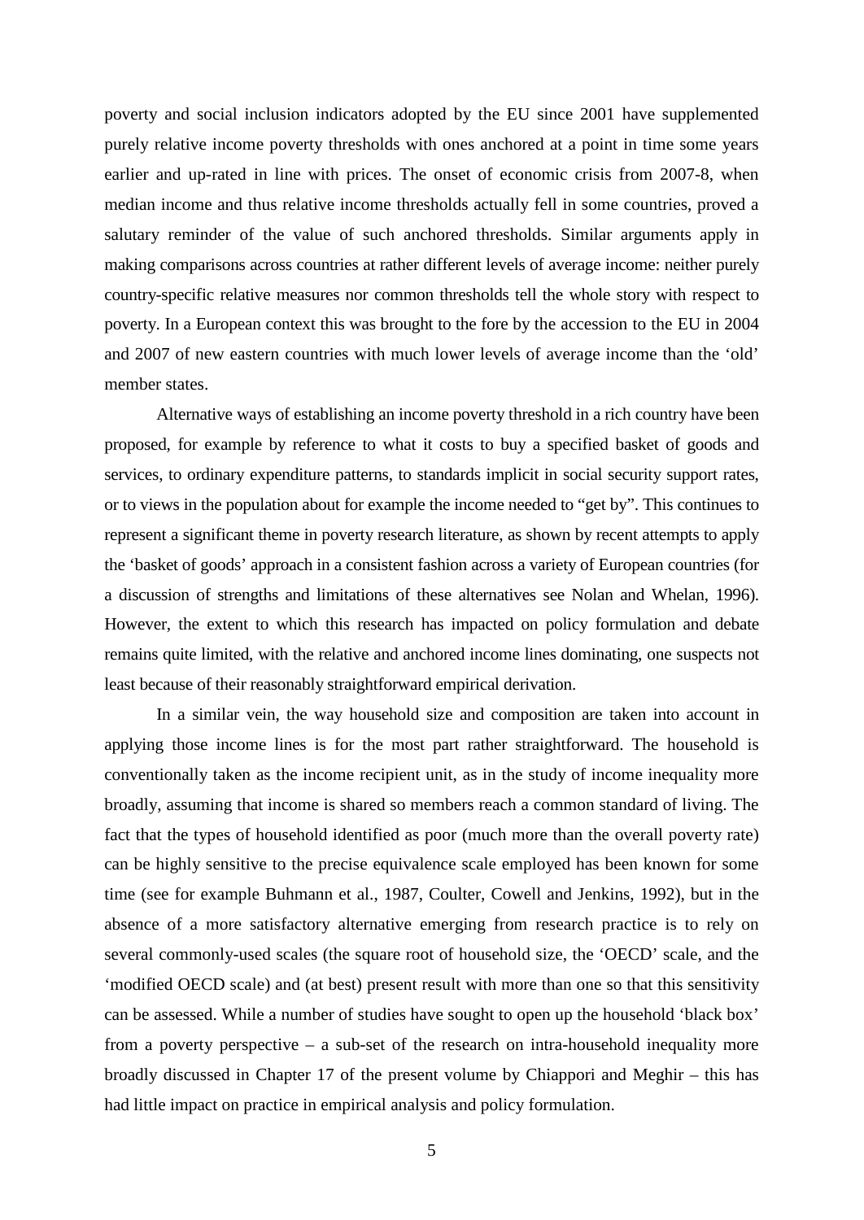poverty and social inclusion indicators adopted by the EU since 2001 have supplemented purely relative income poverty thresholds with ones anchored at a point in time some years earlier and up-rated in line with prices. The onset of economic crisis from 2007-8, when median income and thus relative income thresholds actually fell in some countries, proved a salutary reminder of the value of such anchored thresholds. Similar arguments apply in making comparisons across countries at rather different levels of average income: neither purely country-specific relative measures nor common thresholds tell the whole story with respect to poverty. In a European context this was brought to the fore by the accession to the EU in 2004 and 2007 of new eastern countries with much lower levels of average income than the 'old' member states.

Alternative ways of establishing an income poverty threshold in a rich country have been proposed, for example by reference to what it costs to buy a specified basket of goods and services, to ordinary expenditure patterns, to standards implicit in social security support rates, or to views in the population about for example the income needed to "get by". This continues to represent a significant theme in poverty research literature, as shown by recent attempts to apply the 'basket of goods' approach in a consistent fashion across a variety of European countries (for a discussion of strengths and limitations of these alternatives see Nolan and Whelan, 1996). However, the extent to which this research has impacted on policy formulation and debate remains quite limited, with the relative and anchored income lines dominating, one suspects not least because of their reasonably straightforward empirical derivation.

In a similar vein, the way household size and composition are taken into account in applying those income lines is for the most part rather straightforward. The household is conventionally taken as the income recipient unit, as in the study of income inequality more broadly, assuming that income is shared so members reach a common standard of living. The fact that the types of household identified as poor (much more than the overall poverty rate) can be highly sensitive to the precise equivalence scale employed has been known for some time (see for example Buhmann et al., 1987, Coulter, Cowell and Jenkins, 1992), but in the absence of a more satisfactory alternative emerging from research practice is to rely on several commonly-used scales (the square root of household size, the 'OECD' scale, and the 'modified OECD scale) and (at best) present result with more than one so that this sensitivity can be assessed. While a number of studies have sought to open up the household 'black box' from a poverty perspective – a sub-set of the research on intra-household inequality more broadly discussed in Chapter 17 of the present volume by Chiappori and Meghir – this has had little impact on practice in empirical analysis and policy formulation.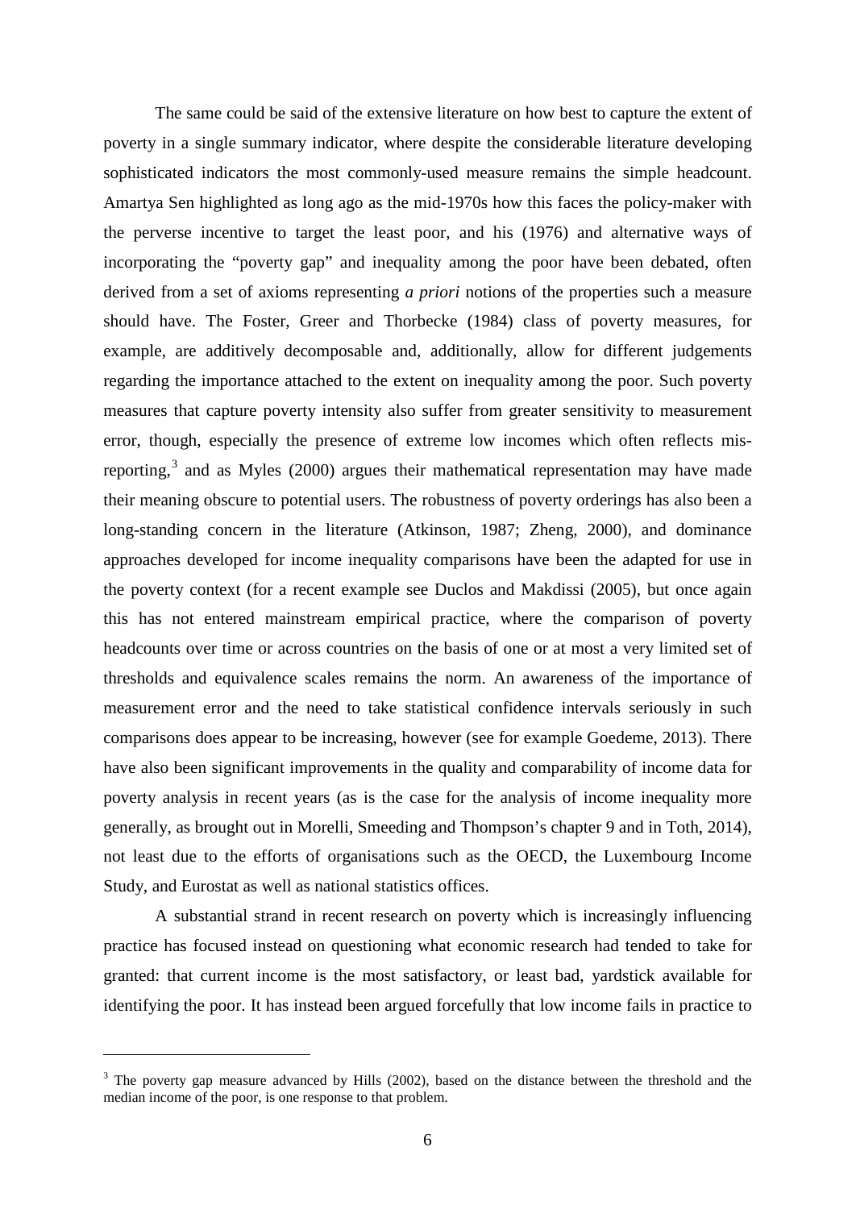The same could be said of the extensive literature on how best to capture the extent of poverty in a single summary indicator, where despite the considerable literature developing sophisticated indicators the most commonly-used measure remains the simple headcount. Amartya Sen highlighted as long ago as the mid-1970s how this faces the policy-maker with the perverse incentive to target the least poor, and his (1976) and alternative ways of incorporating the "poverty gap" and inequality among the poor have been debated, often derived from a set of axioms representing *a priori* notions of the properties such a measure should have. The Foster, Greer and Thorbecke (1984) class of poverty measures, for example, are additively decomposable and, additionally, allow for different judgements regarding the importance attached to the extent on inequality among the poor. Such poverty measures that capture poverty intensity also suffer from greater sensitivity to measurement error, though, especially the presence of extreme low incomes which often reflects mis-reporting,[3] and as Myles (2000) argues their mathematical representation may have made their meaning obscure to potential users. The robustness of poverty orderings has also been a long-standing concern in the literature (Atkinson, 1987; Zheng, 2000), and dominance approaches developed for income inequality comparisons have been the adapted for use in the poverty context (for a recent example see Duclos and Makdissi (2005), but once again this has not entered mainstream empirical practice, where the comparison of poverty headcounts over time or across countries on the basis of one or at most a very limited set of thresholds and equivalence scales remains the norm. An awareness of the importance of measurement error and the need to take statistical confidence intervals seriously in such comparisons does appear to be increasing, however (see for example Goedeme, 2013). There have also been significant improvements in the quality and comparability of income data for poverty analysis in recent years (as is the case for the analysis of income inequality more generally, as brought out in Morelli, Smeeding and Thompson's chapter 9 and in Toth, 2014), not least due to the efforts of organisations such as the OECD, the Luxembourg Income Study, and Eurostat as well as national statistics offices.

A substantial strand in recent research on poverty which is increasingly influencing practice has focused instead on questioning what economic research had tended to take for granted: that current income is the most satisfactory, or least bad, yardstick available for identifying the poor. It has instead been argued forcefully that low income fails in practice to

---

[3] The poverty gap measure advanced by Hills (2002), based on the distance between the threshold and the median income of the poor, is one response to that problem.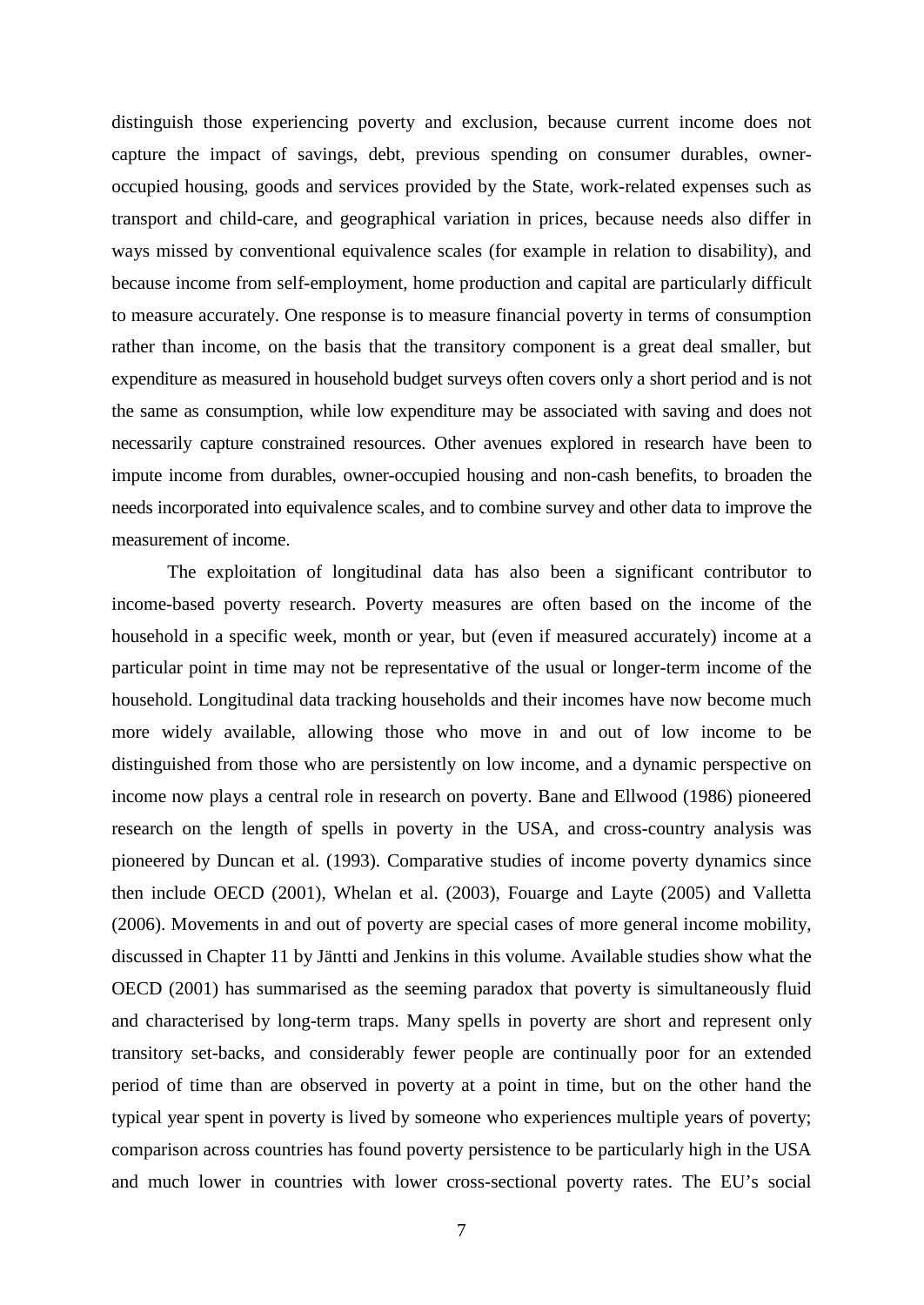distinguish those experiencing poverty and exclusion, because current income does not capture the impact of savings, debt, previous spending on consumer durables, owner-occupied housing, goods and services provided by the State, work-related expenses such as transport and child-care, and geographical variation in prices, because needs also differ in ways missed by conventional equivalence scales (for example in relation to disability), and because income from self-employment, home production and capital are particularly difficult to measure accurately. One response is to measure financial poverty in terms of consumption rather than income, on the basis that the transitory component is a great deal smaller, but expenditure as measured in household budget surveys often covers only a short period and is not the same as consumption, while low expenditure may be associated with saving and does not necessarily capture constrained resources. Other avenues explored in research have been to impute income from durables, owner-occupied housing and non-cash benefits, to broaden the needs incorporated into equivalence scales, and to combine survey and other data to improve the measurement of income.

The exploitation of longitudinal data has also been a significant contributor to income-based poverty research. Poverty measures are often based on the income of the household in a specific week, month or year, but (even if measured accurately) income at a particular point in time may not be representative of the usual or longer-term income of the household. Longitudinal data tracking households and their incomes have now become much more widely available, allowing those who move in and out of low income to be distinguished from those who are persistently on low income, and a dynamic perspective on income now plays a central role in research on poverty. Bane and Ellwood (1986) pioneered research on the length of spells in poverty in the USA, and cross-country analysis was pioneered by Duncan et al. (1993). Comparative studies of income poverty dynamics since then include OECD (2001), Whelan et al. (2003), Fouarge and Layte (2005) and Valletta (2006). Movements in and out of poverty are special cases of more general income mobility, discussed in Chapter 11 by Jäntti and Jenkins in this volume. Available studies show what the OECD (2001) has summarised as the seeming paradox that poverty is simultaneously fluid and characterised by long-term traps. Many spells in poverty are short and represent only transitory set-backs, and considerably fewer people are continually poor for an extended period of time than are observed in poverty at a point in time, but on the other hand the typical year spent in poverty is lived by someone who experiences multiple years of poverty; comparison across countries has found poverty persistence to be particularly high in the USA and much lower in countries with lower cross-sectional poverty rates. The EU's social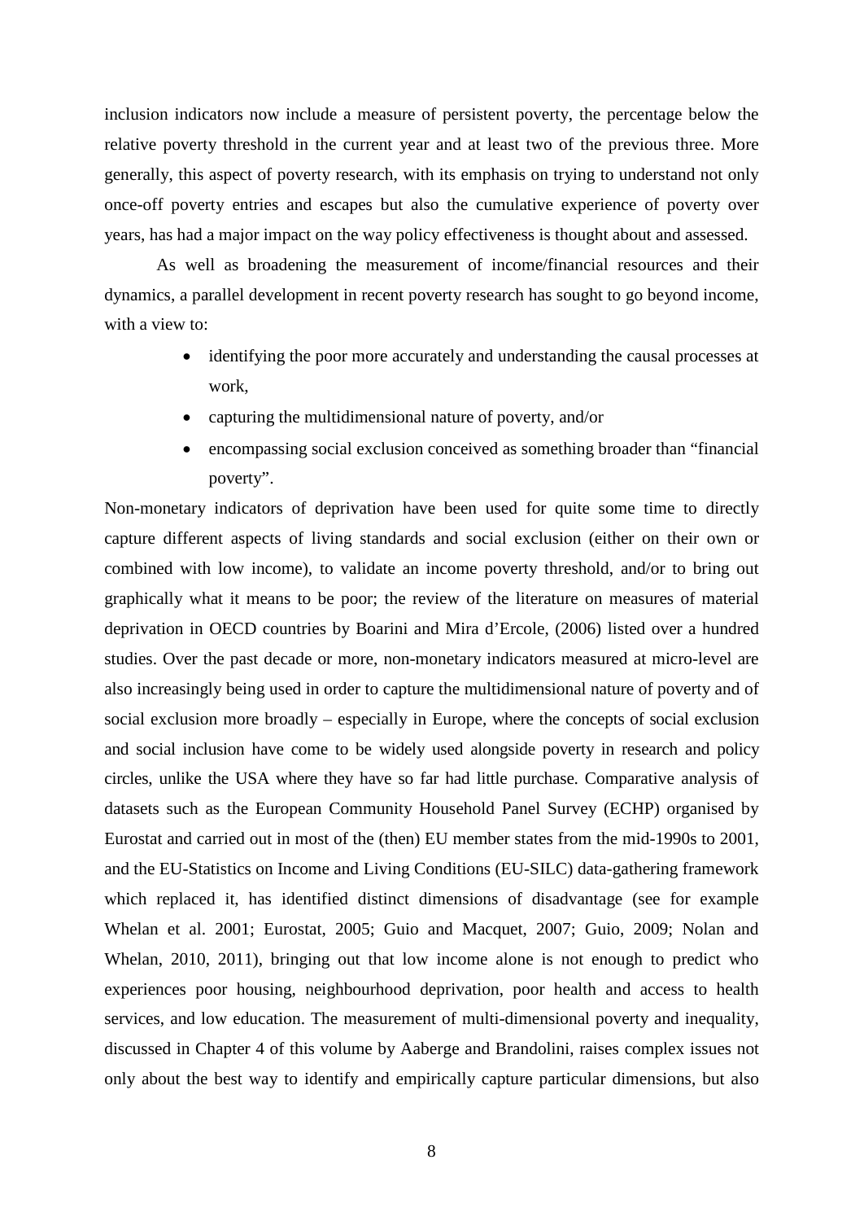inclusion indicators now include a measure of persistent poverty, the percentage below the relative poverty threshold in the current year and at least two of the previous three. More generally, this aspect of poverty research, with its emphasis on trying to understand not only once-off poverty entries and escapes but also the cumulative experience of poverty over years, has had a major impact on the way policy effectiveness is thought about and assessed.

As well as broadening the measurement of income/financial resources and their dynamics, a parallel development in recent poverty research has sought to go beyond income, with a view to:

- identifying the poor more accurately and understanding the causal processes at work,
- capturing the multidimensional nature of poverty, and/or
- encompassing social exclusion conceived as something broader than "financial poverty".

Non-monetary indicators of deprivation have been used for quite some time to directly capture different aspects of living standards and social exclusion (either on their own or combined with low income), to validate an income poverty threshold, and/or to bring out graphically what it means to be poor; the review of the literature on measures of material deprivation in OECD countries by Boarini and Mira d'Ercole, (2006) listed over a hundred studies. Over the past decade or more, non-monetary indicators measured at micro-level are also increasingly being used in order to capture the multidimensional nature of poverty and of social exclusion more broadly – especially in Europe, where the concepts of social exclusion and social inclusion have come to be widely used alongside poverty in research and policy circles, unlike the USA where they have so far had little purchase. Comparative analysis of datasets such as the European Community Household Panel Survey (ECHP) organised by Eurostat and carried out in most of the (then) EU member states from the mid-1990s to 2001, and the EU-Statistics on Income and Living Conditions (EU-SILC) data-gathering framework which replaced it, has identified distinct dimensions of disadvantage (see for example Whelan et al. 2001; Eurostat, 2005; Guio and Macquet, 2007; Guio, 2009; Nolan and Whelan, 2010, 2011), bringing out that low income alone is not enough to predict who experiences poor housing, neighbourhood deprivation, poor health and access to health services, and low education. The measurement of multi-dimensional poverty and inequality, discussed in Chapter 4 of this volume by Aaberge and Brandolini, raises complex issues not only about the best way to identify and empirically capture particular dimensions, but also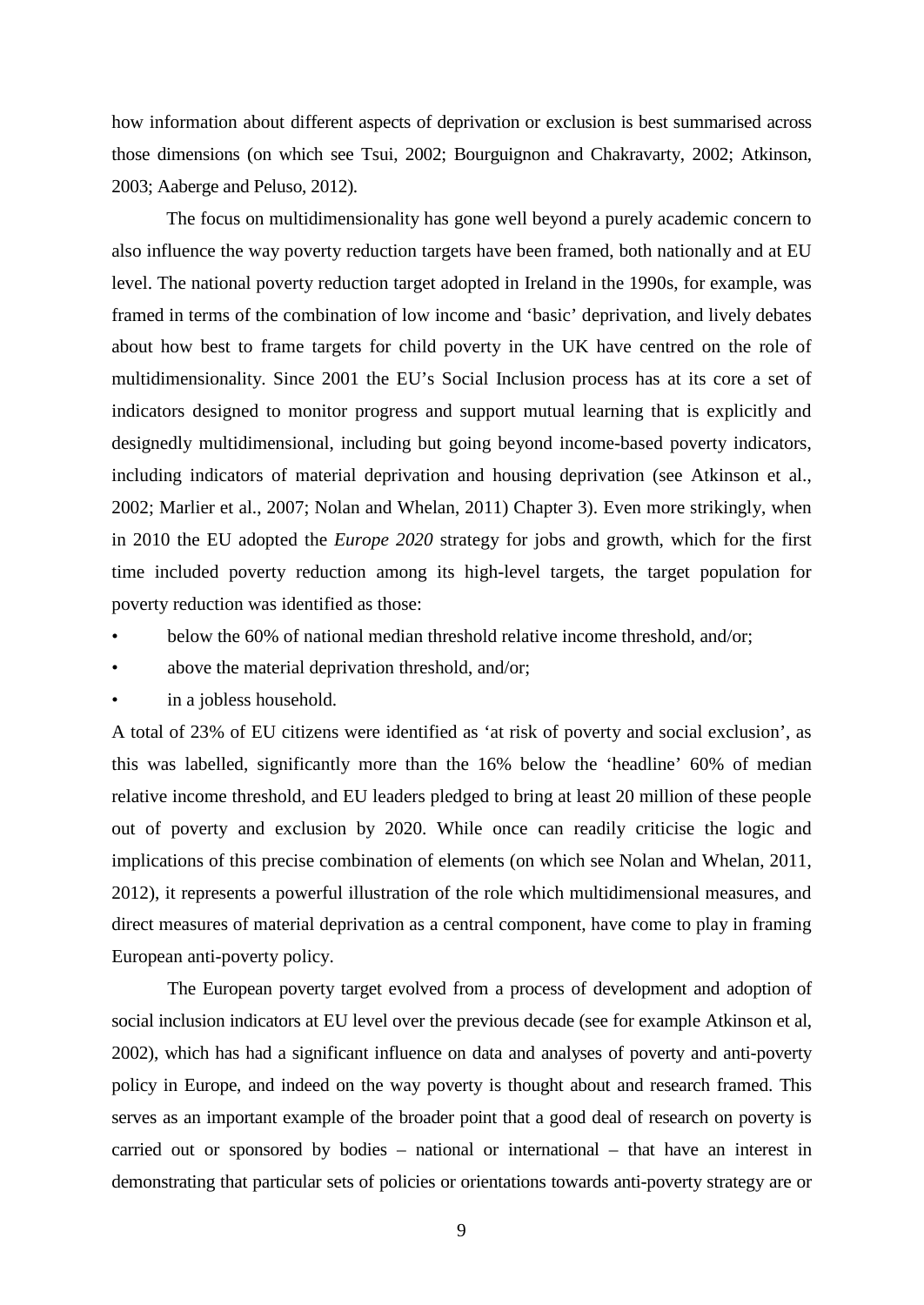how information about different aspects of deprivation or exclusion is best summarised across those dimensions (on which see Tsui, 2002; Bourguignon and Chakravarty, 2002; Atkinson, 2003; Aaberge and Peluso, 2012).

The focus on multidimensionality has gone well beyond a purely academic concern to also influence the way poverty reduction targets have been framed, both nationally and at EU level. The national poverty reduction target adopted in Ireland in the 1990s, for example, was framed in terms of the combination of low income and 'basic' deprivation, and lively debates about how best to frame targets for child poverty in the UK have centred on the role of multidimensionality. Since 2001 the EU's Social Inclusion process has at its core a set of indicators designed to monitor progress and support mutual learning that is explicitly and designedly multidimensional, including but going beyond income-based poverty indicators, including indicators of material deprivation and housing deprivation (see Atkinson et al., 2002; Marlier et al., 2007; Nolan and Whelan, 2011) Chapter 3). Even more strikingly, when in 2010 the EU adopted the *Europe 2020* strategy for jobs and growth, which for the first time included poverty reduction among its high-level targets, the target population for poverty reduction was identified as those:

- below the 60% of national median threshold relative income threshold, and/or;
- above the material deprivation threshold, and/or;
- in a jobless household.

A total of 23% of EU citizens were identified as 'at risk of poverty and social exclusion', as this was labelled, significantly more than the 16% below the 'headline' 60% of median relative income threshold, and EU leaders pledged to bring at least 20 million of these people out of poverty and exclusion by 2020. While once can readily criticise the logic and implications of this precise combination of elements (on which see Nolan and Whelan, 2011, 2012), it represents a powerful illustration of the role which multidimensional measures, and direct measures of material deprivation as a central component, have come to play in framing European anti-poverty policy.

The European poverty target evolved from a process of development and adoption of social inclusion indicators at EU level over the previous decade (see for example Atkinson et al, 2002), which has had a significant influence on data and analyses of poverty and anti-poverty policy in Europe, and indeed on the way poverty is thought about and research framed. This serves as an important example of the broader point that a good deal of research on poverty is carried out or sponsored by bodies – national or international – that have an interest in demonstrating that particular sets of policies or orientations towards anti-poverty strategy are or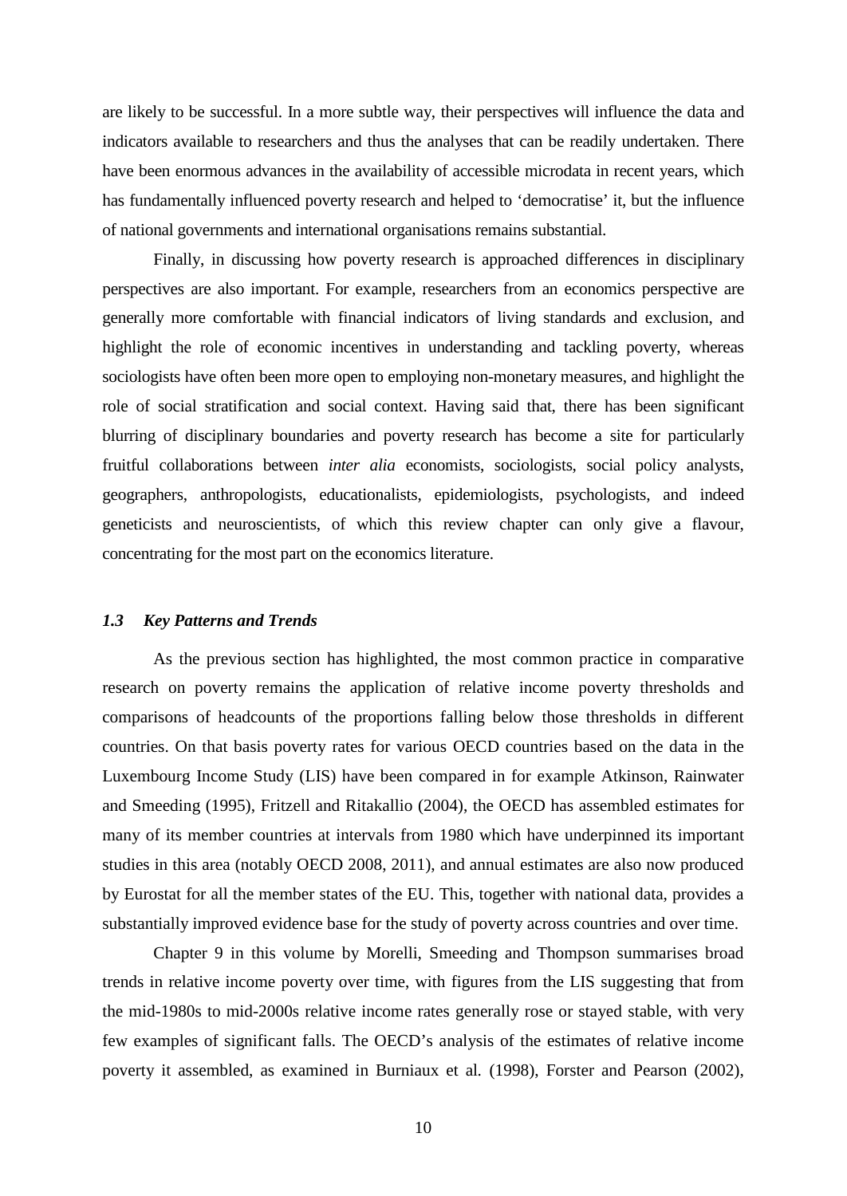are likely to be successful. In a more subtle way, their perspectives will influence the data and indicators available to researchers and thus the analyses that can be readily undertaken. There have been enormous advances in the availability of accessible microdata in recent years, which has fundamentally influenced poverty research and helped to 'democratise' it, but the influence of national governments and international organisations remains substantial.

Finally, in discussing how poverty research is approached differences in disciplinary perspectives are also important. For example, researchers from an economics perspective are generally more comfortable with financial indicators of living standards and exclusion, and highlight the role of economic incentives in understanding and tackling poverty, whereas sociologists have often been more open to employing non-monetary measures, and highlight the role of social stratification and social context. Having said that, there has been significant blurring of disciplinary boundaries and poverty research has become a site for particularly fruitful collaborations between *inter alia* economists, sociologists, social policy analysts, geographers, anthropologists, educationalists, epidemiologists, psychologists, and indeed geneticists and neuroscientists, of which this review chapter can only give a flavour, concentrating for the most part on the economics literature.

### *1.3 Key Patterns and Trends*

As the previous section has highlighted, the most common practice in comparative research on poverty remains the application of relative income poverty thresholds and comparisons of headcounts of the proportions falling below those thresholds in different countries. On that basis poverty rates for various OECD countries based on the data in the Luxembourg Income Study (LIS) have been compared in for example Atkinson, Rainwater and Smeeding (1995), Fritzell and Ritakallio (2004), the OECD has assembled estimates for many of its member countries at intervals from 1980 which have underpinned its important studies in this area (notably OECD 2008, 2011), and annual estimates are also now produced by Eurostat for all the member states of the EU. This, together with national data, provides a substantially improved evidence base for the study of poverty across countries and over time.

Chapter 9 in this volume by Morelli, Smeeding and Thompson summarises broad trends in relative income poverty over time, with figures from the LIS suggesting that from the mid-1980s to mid-2000s relative income rates generally rose or stayed stable, with very few examples of significant falls. The OECD's analysis of the estimates of relative income poverty it assembled, as examined in Burniaux et al. (1998), Forster and Pearson (2002),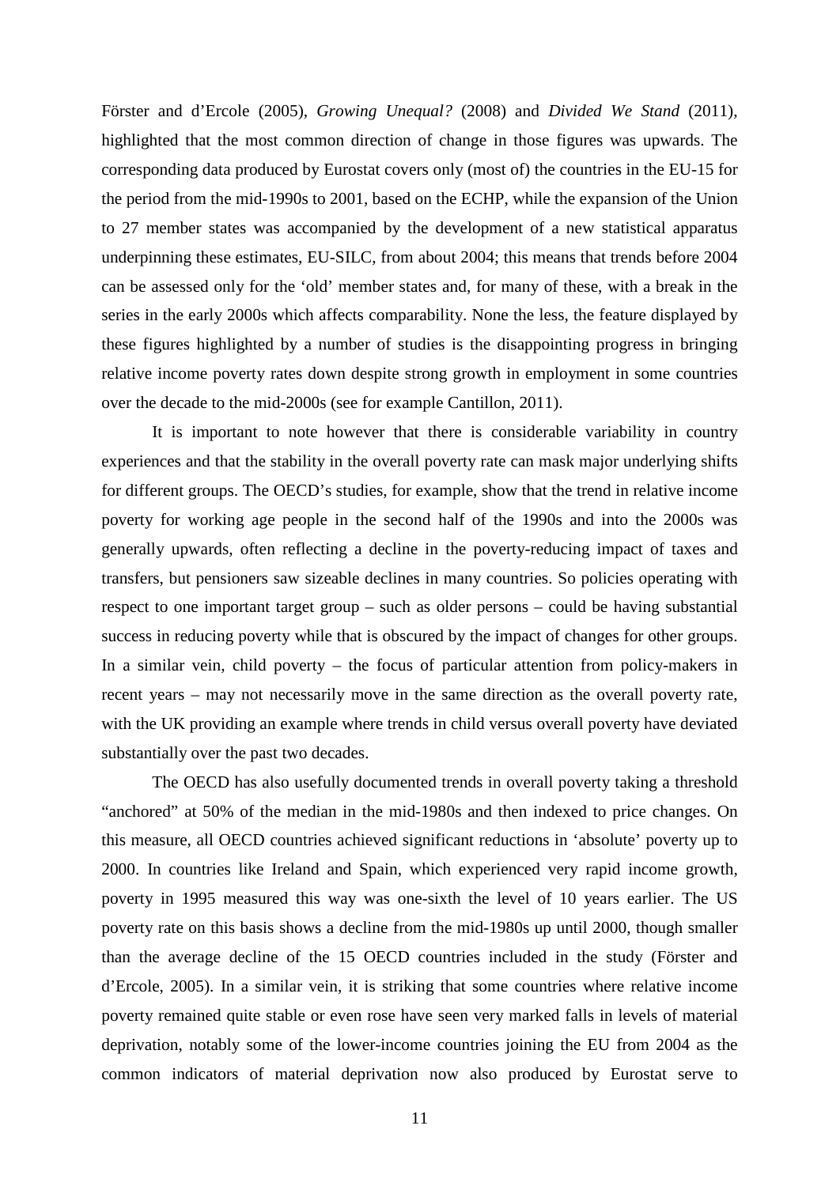Förster and d'Ercole (2005), *Growing Unequal?* (2008) and *Divided We Stand* (2011), highlighted that the most common direction of change in those figures was upwards. The corresponding data produced by Eurostat covers only (most of) the countries in the EU-15 for the period from the mid-1990s to 2001, based on the ECHP, while the expansion of the Union to 27 member states was accompanied by the development of a new statistical apparatus underpinning these estimates, EU-SILC, from about 2004; this means that trends before 2004 can be assessed only for the 'old' member states and, for many of these, with a break in the series in the early 2000s which affects comparability. None the less, the feature displayed by these figures highlighted by a number of studies is the disappointing progress in bringing relative income poverty rates down despite strong growth in employment in some countries over the decade to the mid-2000s (see for example Cantillon, 2011).

It is important to note however that there is considerable variability in country experiences and that the stability in the overall poverty rate can mask major underlying shifts for different groups. The OECD's studies, for example, show that the trend in relative income poverty for working age people in the second half of the 1990s and into the 2000s was generally upwards, often reflecting a decline in the poverty-reducing impact of taxes and transfers, but pensioners saw sizeable declines in many countries. So policies operating with respect to one important target group – such as older persons – could be having substantial success in reducing poverty while that is obscured by the impact of changes for other groups. In a similar vein, child poverty – the focus of particular attention from policy-makers in recent years – may not necessarily move in the same direction as the overall poverty rate, with the UK providing an example where trends in child versus overall poverty have deviated substantially over the past two decades.

The OECD has also usefully documented trends in overall poverty taking a threshold "anchored" at 50% of the median in the mid-1980s and then indexed to price changes. On this measure, all OECD countries achieved significant reductions in 'absolute' poverty up to 2000. In countries like Ireland and Spain, which experienced very rapid income growth, poverty in 1995 measured this way was one-sixth the level of 10 years earlier. The US poverty rate on this basis shows a decline from the mid-1980s up until 2000, though smaller than the average decline of the 15 OECD countries included in the study (Förster and d'Ercole, 2005). In a similar vein, it is striking that some countries where relative income poverty remained quite stable or even rose have seen very marked falls in levels of material deprivation, notably some of the lower-income countries joining the EU from 2004 as the common indicators of material deprivation now also produced by Eurostat serve to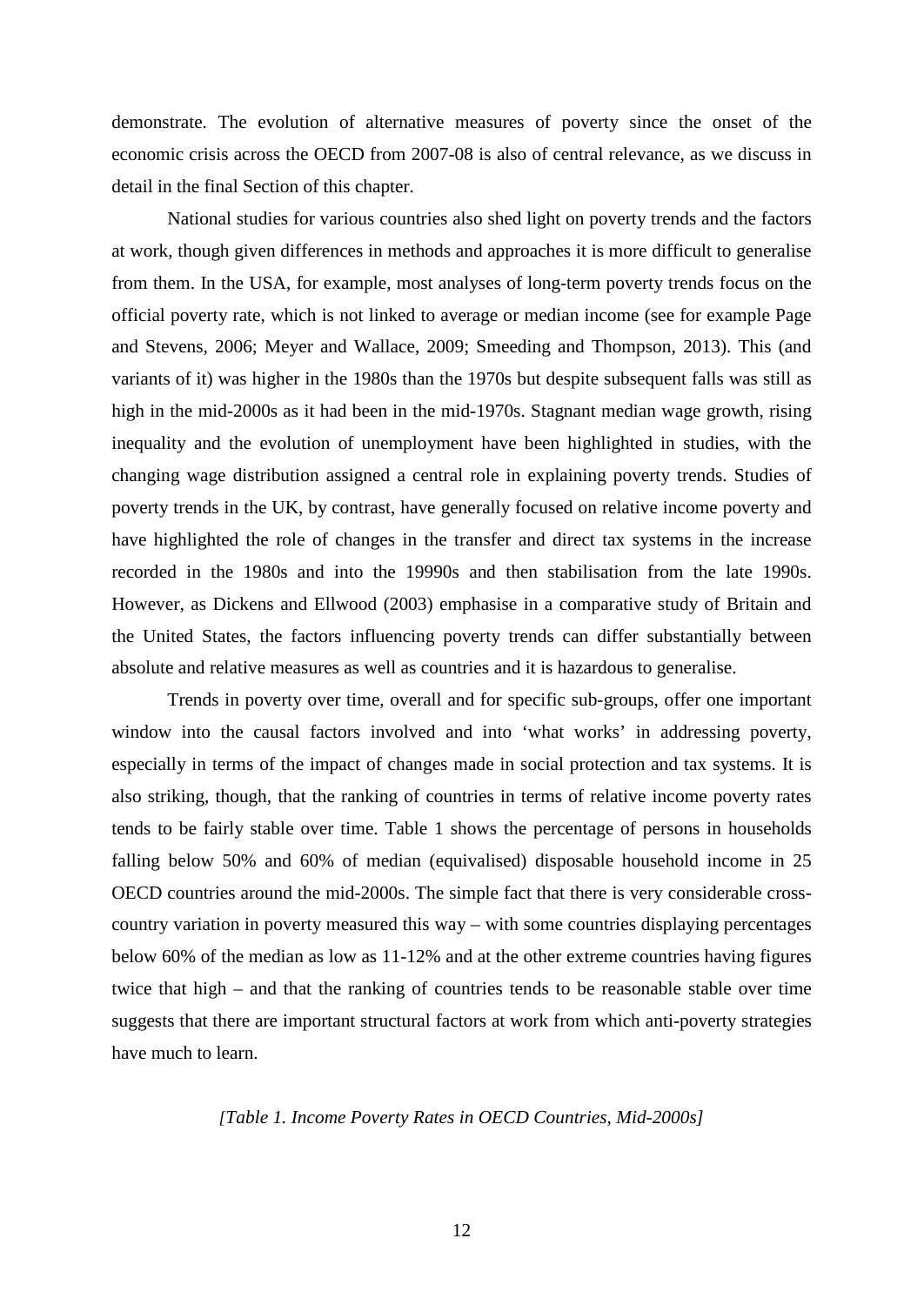demonstrate. The evolution of alternative measures of poverty since the onset of the economic crisis across the OECD from 2007-08 is also of central relevance, as we discuss in detail in the final Section of this chapter.

National studies for various countries also shed light on poverty trends and the factors at work, though given differences in methods and approaches it is more difficult to generalise from them. In the USA, for example, most analyses of long-term poverty trends focus on the official poverty rate, which is not linked to average or median income (see for example Page and Stevens, 2006; Meyer and Wallace, 2009; Smeeding and Thompson, 2013). This (and variants of it) was higher in the 1980s than the 1970s but despite subsequent falls was still as high in the mid-2000s as it had been in the mid-1970s. Stagnant median wage growth, rising inequality and the evolution of unemployment have been highlighted in studies, with the changing wage distribution assigned a central role in explaining poverty trends. Studies of poverty trends in the UK, by contrast, have generally focused on relative income poverty and have highlighted the role of changes in the transfer and direct tax systems in the increase recorded in the 1980s and into the 19990s and then stabilisation from the late 1990s. However, as Dickens and Ellwood (2003) emphasise in a comparative study of Britain and the United States, the factors influencing poverty trends can differ substantially between absolute and relative measures as well as countries and it is hazardous to generalise.

Trends in poverty over time, overall and for specific sub-groups, offer one important window into the causal factors involved and into 'what works' in addressing poverty, especially in terms of the impact of changes made in social protection and tax systems. It is also striking, though, that the ranking of countries in terms of relative income poverty rates tends to be fairly stable over time. Table 1 shows the percentage of persons in households falling below 50% and 60% of median (equivalised) disposable household income in 25 OECD countries around the mid-2000s. The simple fact that there is very considerable cross-country variation in poverty measured this way – with some countries displaying percentages below 60% of the median as low as 11-12% and at the other extreme countries having figures twice that high – and that the ranking of countries tends to be reasonable stable over time suggests that there are important structural factors at work from which anti-poverty strategies have much to learn.

*[Table 1. Income Poverty Rates in OECD Countries, Mid-2000s]*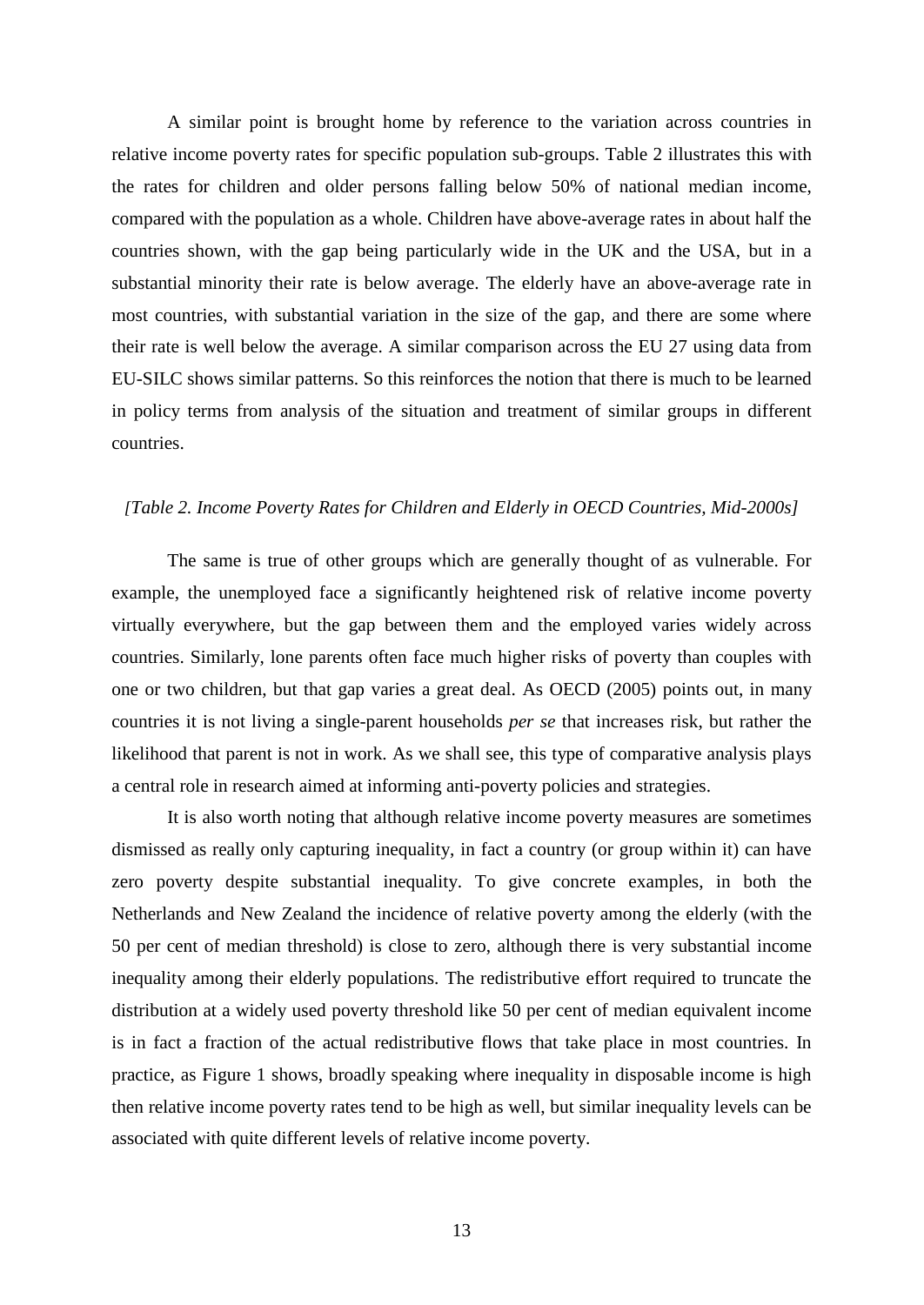A similar point is brought home by reference to the variation across countries in relative income poverty rates for specific population sub-groups. Table 2 illustrates this with the rates for children and older persons falling below 50% of national median income, compared with the population as a whole. Children have above-average rates in about half the countries shown, with the gap being particularly wide in the UK and the USA, but in a substantial minority their rate is below average. The elderly have an above-average rate in most countries, with substantial variation in the size of the gap, and there are some where their rate is well below the average. A similar comparison across the EU 27 using data from EU-SILC shows similar patterns. So this reinforces the notion that there is much to be learned in policy terms from analysis of the situation and treatment of similar groups in different countries.

*[Table 2. Income Poverty Rates for Children and Elderly in OECD Countries, Mid-2000s]*

The same is true of other groups which are generally thought of as vulnerable. For example, the unemployed face a significantly heightened risk of relative income poverty virtually everywhere, but the gap between them and the employed varies widely across countries. Similarly, lone parents often face much higher risks of poverty than couples with one or two children, but that gap varies a great deal. As OECD (2005) points out, in many countries it is not living a single-parent households *per se* that increases risk, but rather the likelihood that parent is not in work. As we shall see, this type of comparative analysis plays a central role in research aimed at informing anti-poverty policies and strategies.

It is also worth noting that although relative income poverty measures are sometimes dismissed as really only capturing inequality, in fact a country (or group within it) can have zero poverty despite substantial inequality. To give concrete examples, in both the Netherlands and New Zealand the incidence of relative poverty among the elderly (with the 50 per cent of median threshold) is close to zero, although there is very substantial income inequality among their elderly populations. The redistributive effort required to truncate the distribution at a widely used poverty threshold like 50 per cent of median equivalent income is in fact a fraction of the actual redistributive flows that take place in most countries. In practice, as Figure 1 shows, broadly speaking where inequality in disposable income is high then relative income poverty rates tend to be high as well, but similar inequality levels can be associated with quite different levels of relative income poverty.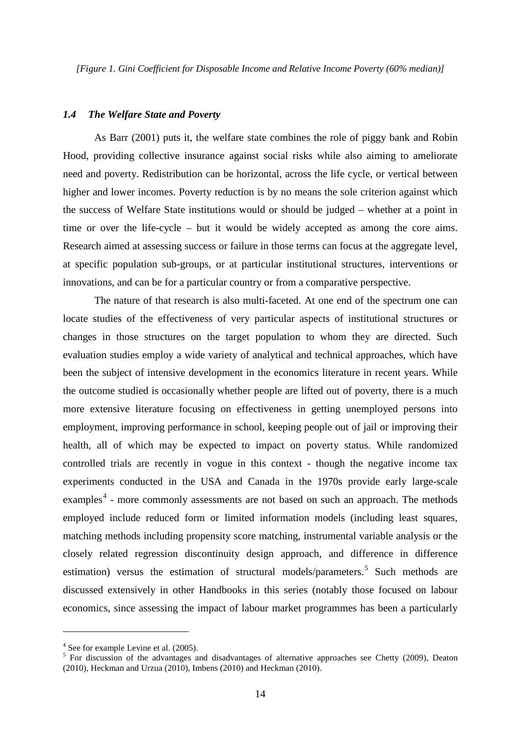*[Figure 1. Gini Coefficient for Disposable Income and Relative Income Poverty (60% median)]*

### *1.4 The Welfare State and Poverty*

As Barr (2001) puts it, the welfare state combines the role of piggy bank and Robin Hood, providing collective insurance against social risks while also aiming to ameliorate need and poverty. Redistribution can be horizontal, across the life cycle, or vertical between higher and lower incomes. Poverty reduction is by no means the sole criterion against which the success of Welfare State institutions would or should be judged – whether at a point in time or over the life-cycle – but it would be widely accepted as among the core aims. Research aimed at assessing success or failure in those terms can focus at the aggregate level, at specific population sub-groups, or at particular institutional structures, interventions or innovations, and can be for a particular country or from a comparative perspective.

The nature of that research is also multi-faceted. At one end of the spectrum one can locate studies of the effectiveness of very particular aspects of institutional structures or changes in those structures on the target population to whom they are directed. Such evaluation studies employ a wide variety of analytical and technical approaches, which have been the subject of intensive development in the economics literature in recent years. While the outcome studied is occasionally whether people are lifted out of poverty, there is a much more extensive literature focusing on effectiveness in getting unemployed persons into employment, improving performance in school, keeping people out of jail or improving their health, all of which may be expected to impact on poverty status. While randomized controlled trials are recently in vogue in this context - though the negative income tax experiments conducted in the USA and Canada in the 1970s provide early large-scale examples[4] - more commonly assessments are not based on such an approach. The methods employed include reduced form or limited information models (including least squares, matching methods including propensity score matching, instrumental variable analysis or the closely related regression discontinuity design approach, and difference in difference estimation) versus the estimation of structural models/parameters.[5] Such methods are discussed extensively in other Handbooks in this series (notably those focused on labour economics, since assessing the impact of labour market programmes has been a particularly

[4] See for example Levine et al. (2005).

[5] For discussion of the advantages and disadvantages of alternative approaches see Chetty (2009), Deaton (2010), Heckman and Urzua (2010), Imbens (2010) and Heckman (2010).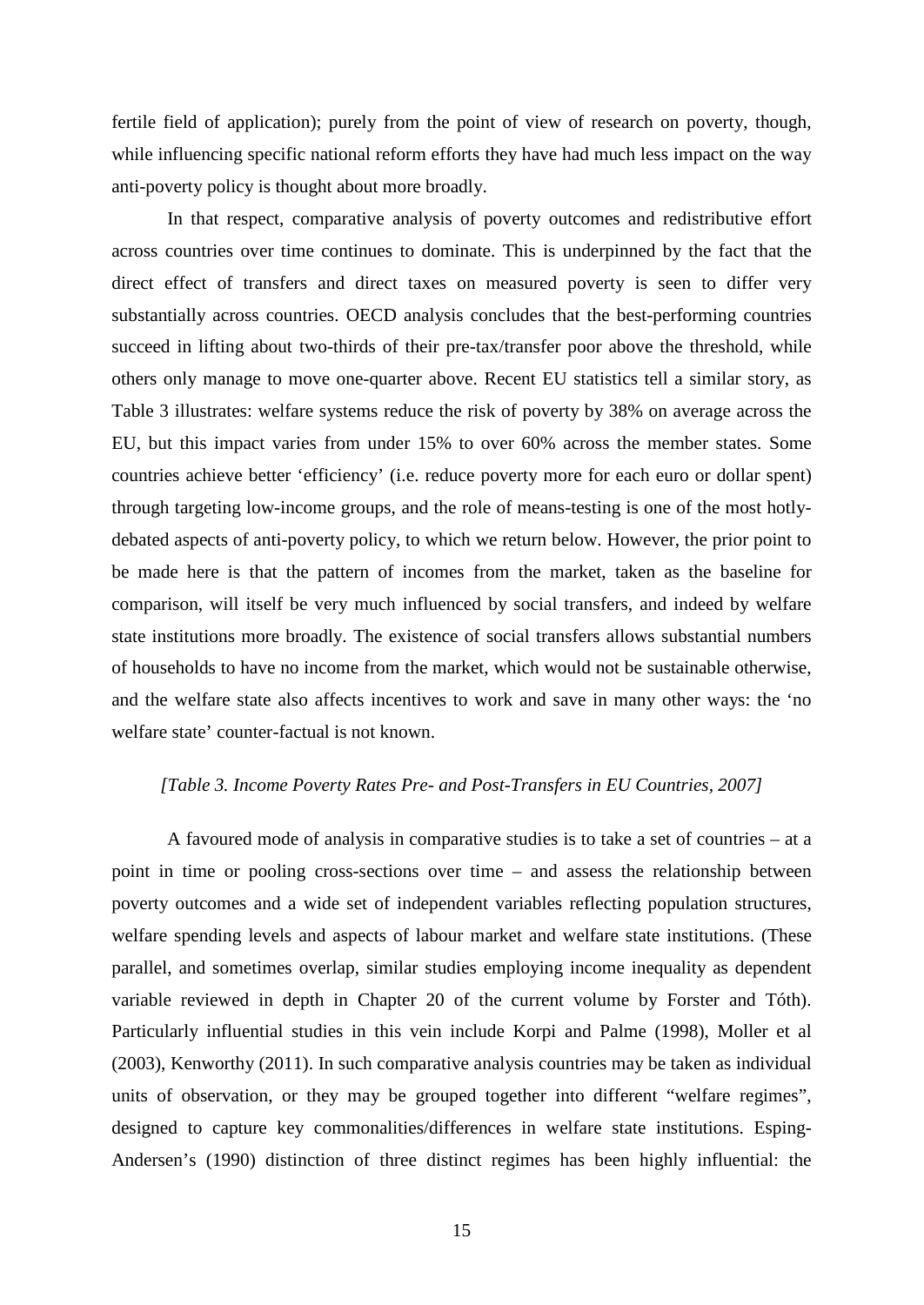fertile field of application); purely from the point of view of research on poverty, though, while influencing specific national reform efforts they have had much less impact on the way anti-poverty policy is thought about more broadly.

In that respect, comparative analysis of poverty outcomes and redistributive effort across countries over time continues to dominate. This is underpinned by the fact that the direct effect of transfers and direct taxes on measured poverty is seen to differ very substantially across countries. OECD analysis concludes that the best-performing countries succeed in lifting about two-thirds of their pre-tax/transfer poor above the threshold, while others only manage to move one-quarter above. Recent EU statistics tell a similar story, as Table 3 illustrates: welfare systems reduce the risk of poverty by 38% on average across the EU, but this impact varies from under 15% to over 60% across the member states. Some countries achieve better 'efficiency' (i.e. reduce poverty more for each euro or dollar spent) through targeting low-income groups, and the role of means-testing is one of the most hotly-debated aspects of anti-poverty policy, to which we return below. However, the prior point to be made here is that the pattern of incomes from the market, taken as the baseline for comparison, will itself be very much influenced by social transfers, and indeed by welfare state institutions more broadly. The existence of social transfers allows substantial numbers of households to have no income from the market, which would not be sustainable otherwise, and the welfare state also affects incentives to work and save in many other ways: the 'no welfare state' counter-factual is not known.

*[Table 3. Income Poverty Rates Pre- and Post-Transfers in EU Countries, 2007]*

A favoured mode of analysis in comparative studies is to take a set of countries – at a point in time or pooling cross-sections over time – and assess the relationship between poverty outcomes and a wide set of independent variables reflecting population structures, welfare spending levels and aspects of labour market and welfare state institutions. (These parallel, and sometimes overlap, similar studies employing income inequality as dependent variable reviewed in depth in Chapter 20 of the current volume by Forster and Tóth). Particularly influential studies in this vein include Korpi and Palme (1998), Moller et al (2003), Kenworthy (2011). In such comparative analysis countries may be taken as individual units of observation, or they may be grouped together into different "welfare regimes", designed to capture key commonalities/differences in welfare state institutions. Esping-Andersen's (1990) distinction of three distinct regimes has been highly influential: the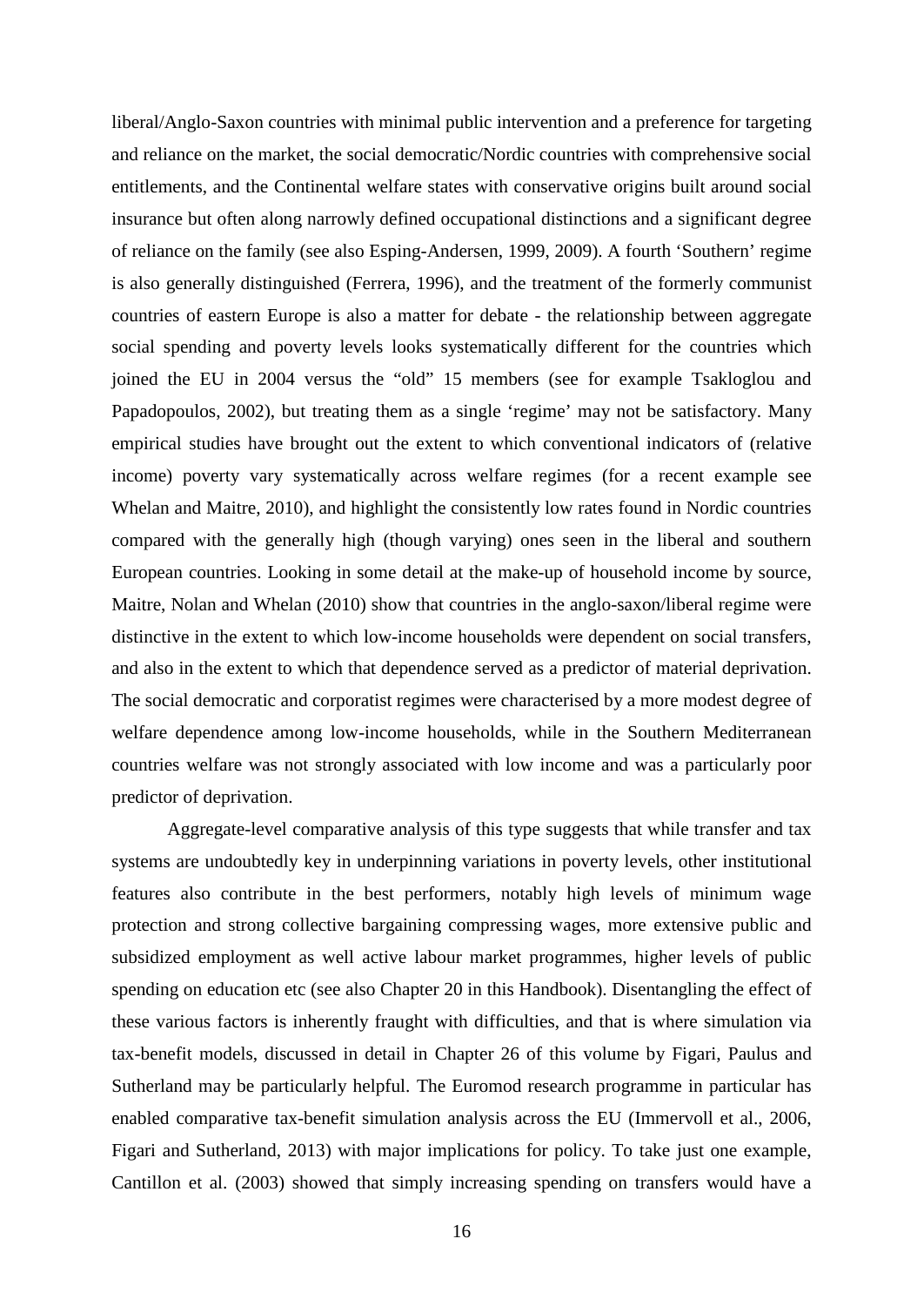liberal/Anglo-Saxon countries with minimal public intervention and a preference for targeting and reliance on the market, the social democratic/Nordic countries with comprehensive social entitlements, and the Continental welfare states with conservative origins built around social insurance but often along narrowly defined occupational distinctions and a significant degree of reliance on the family (see also Esping-Andersen, 1999, 2009). A fourth 'Southern' regime is also generally distinguished (Ferrera, 1996), and the treatment of the formerly communist countries of eastern Europe is also a matter for debate - the relationship between aggregate social spending and poverty levels looks systematically different for the countries which joined the EU in 2004 versus the "old" 15 members (see for example Tsakloglou and Papadopoulos, 2002), but treating them as a single 'regime' may not be satisfactory. Many empirical studies have brought out the extent to which conventional indicators of (relative income) poverty vary systematically across welfare regimes (for a recent example see Whelan and Maitre, 2010), and highlight the consistently low rates found in Nordic countries compared with the generally high (though varying) ones seen in the liberal and southern European countries. Looking in some detail at the make-up of household income by source, Maitre, Nolan and Whelan (2010) show that countries in the anglo-saxon/liberal regime were distinctive in the extent to which low-income households were dependent on social transfers, and also in the extent to which that dependence served as a predictor of material deprivation. The social democratic and corporatist regimes were characterised by a more modest degree of welfare dependence among low-income households, while in the Southern Mediterranean countries welfare was not strongly associated with low income and was a particularly poor predictor of deprivation.

Aggregate-level comparative analysis of this type suggests that while transfer and tax systems are undoubtedly key in underpinning variations in poverty levels, other institutional features also contribute in the best performers, notably high levels of minimum wage protection and strong collective bargaining compressing wages, more extensive public and subsidized employment as well active labour market programmes, higher levels of public spending on education etc (see also Chapter 20 in this Handbook). Disentangling the effect of these various factors is inherently fraught with difficulties, and that is where simulation via tax-benefit models, discussed in detail in Chapter 26 of this volume by Figari, Paulus and Sutherland may be particularly helpful. The Euromod research programme in particular has enabled comparative tax-benefit simulation analysis across the EU (Immervoll et al., 2006, Figari and Sutherland, 2013) with major implications for policy. To take just one example, Cantillon et al. (2003) showed that simply increasing spending on transfers would have a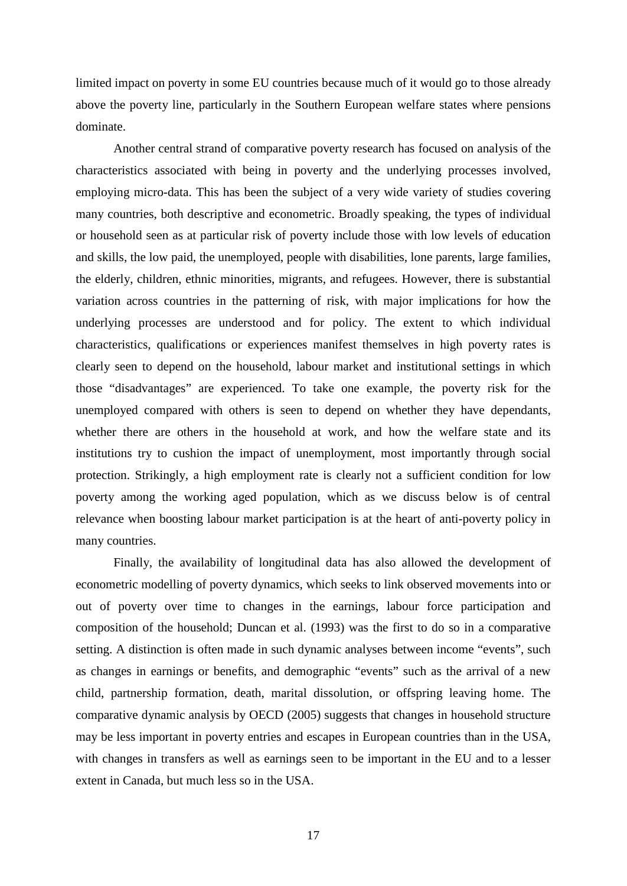limited impact on poverty in some EU countries because much of it would go to those already above the poverty line, particularly in the Southern European welfare states where pensions dominate.

Another central strand of comparative poverty research has focused on analysis of the characteristics associated with being in poverty and the underlying processes involved, employing micro-data. This has been the subject of a very wide variety of studies covering many countries, both descriptive and econometric. Broadly speaking, the types of individual or household seen as at particular risk of poverty include those with low levels of education and skills, the low paid, the unemployed, people with disabilities, lone parents, large families, the elderly, children, ethnic minorities, migrants, and refugees. However, there is substantial variation across countries in the patterning of risk, with major implications for how the underlying processes are understood and for policy. The extent to which individual characteristics, qualifications or experiences manifest themselves in high poverty rates is clearly seen to depend on the household, labour market and institutional settings in which those "disadvantages" are experienced. To take one example, the poverty risk for the unemployed compared with others is seen to depend on whether they have dependants, whether there are others in the household at work, and how the welfare state and its institutions try to cushion the impact of unemployment, most importantly through social protection. Strikingly, a high employment rate is clearly not a sufficient condition for low poverty among the working aged population, which as we discuss below is of central relevance when boosting labour market participation is at the heart of anti-poverty policy in many countries.

Finally, the availability of longitudinal data has also allowed the development of econometric modelling of poverty dynamics, which seeks to link observed movements into or out of poverty over time to changes in the earnings, labour force participation and composition of the household; Duncan et al. (1993) was the first to do so in a comparative setting. A distinction is often made in such dynamic analyses between income "events", such as changes in earnings or benefits, and demographic "events" such as the arrival of a new child, partnership formation, death, marital dissolution, or offspring leaving home. The comparative dynamic analysis by OECD (2005) suggests that changes in household structure may be less important in poverty entries and escapes in European countries than in the USA, with changes in transfers as well as earnings seen to be important in the EU and to a lesser extent in Canada, but much less so in the USA.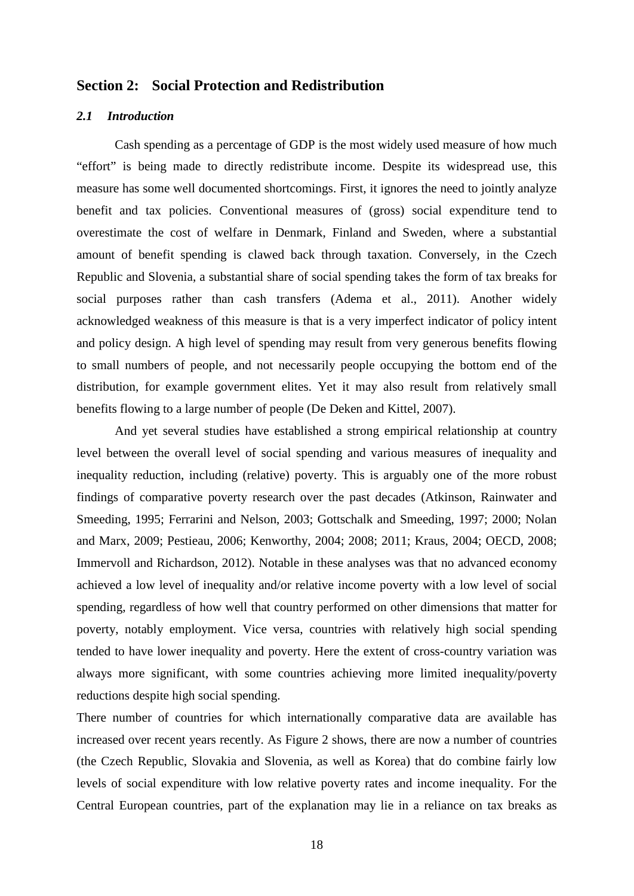# Section 2: Social Protection and Redistribution

### *2.1 Introduction*

Cash spending as a percentage of GDP is the most widely used measure of how much "effort" is being made to directly redistribute income. Despite its widespread use, this measure has some well documented shortcomings. First, it ignores the need to jointly analyze benefit and tax policies. Conventional measures of (gross) social expenditure tend to overestimate the cost of welfare in Denmark, Finland and Sweden, where a substantial amount of benefit spending is clawed back through taxation. Conversely, in the Czech Republic and Slovenia, a substantial share of social spending takes the form of tax breaks for social purposes rather than cash transfers (Adema et al., 2011). Another widely acknowledged weakness of this measure is that is a very imperfect indicator of policy intent and policy design. A high level of spending may result from very generous benefits flowing to small numbers of people, and not necessarily people occupying the bottom end of the distribution, for example government elites. Yet it may also result from relatively small benefits flowing to a large number of people (De Deken and Kittel, 2007).

And yet several studies have established a strong empirical relationship at country level between the overall level of social spending and various measures of inequality and inequality reduction, including (relative) poverty. This is arguably one of the more robust findings of comparative poverty research over the past decades (Atkinson, Rainwater and Smeeding, 1995; Ferrarini and Nelson, 2003; Gottschalk and Smeeding, 1997; 2000; Nolan and Marx, 2009; Pestieau, 2006; Kenworthy, 2004; 2008; 2011; Kraus, 2004; OECD, 2008; Immervoll and Richardson, 2012). Notable in these analyses was that no advanced economy achieved a low level of inequality and/or relative income poverty with a low level of social spending, regardless of how well that country performed on other dimensions that matter for poverty, notably employment. Vice versa, countries with relatively high social spending tended to have lower inequality and poverty. Here the extent of cross-country variation was always more significant, with some countries achieving more limited inequality/poverty reductions despite high social spending.

There number of countries for which internationally comparative data are available has increased over recent years recently. As Figure 2 shows, there are now a number of countries (the Czech Republic, Slovakia and Slovenia, as well as Korea) that do combine fairly low levels of social expenditure with low relative poverty rates and income inequality. For the Central European countries, part of the explanation may lie in a reliance on tax breaks as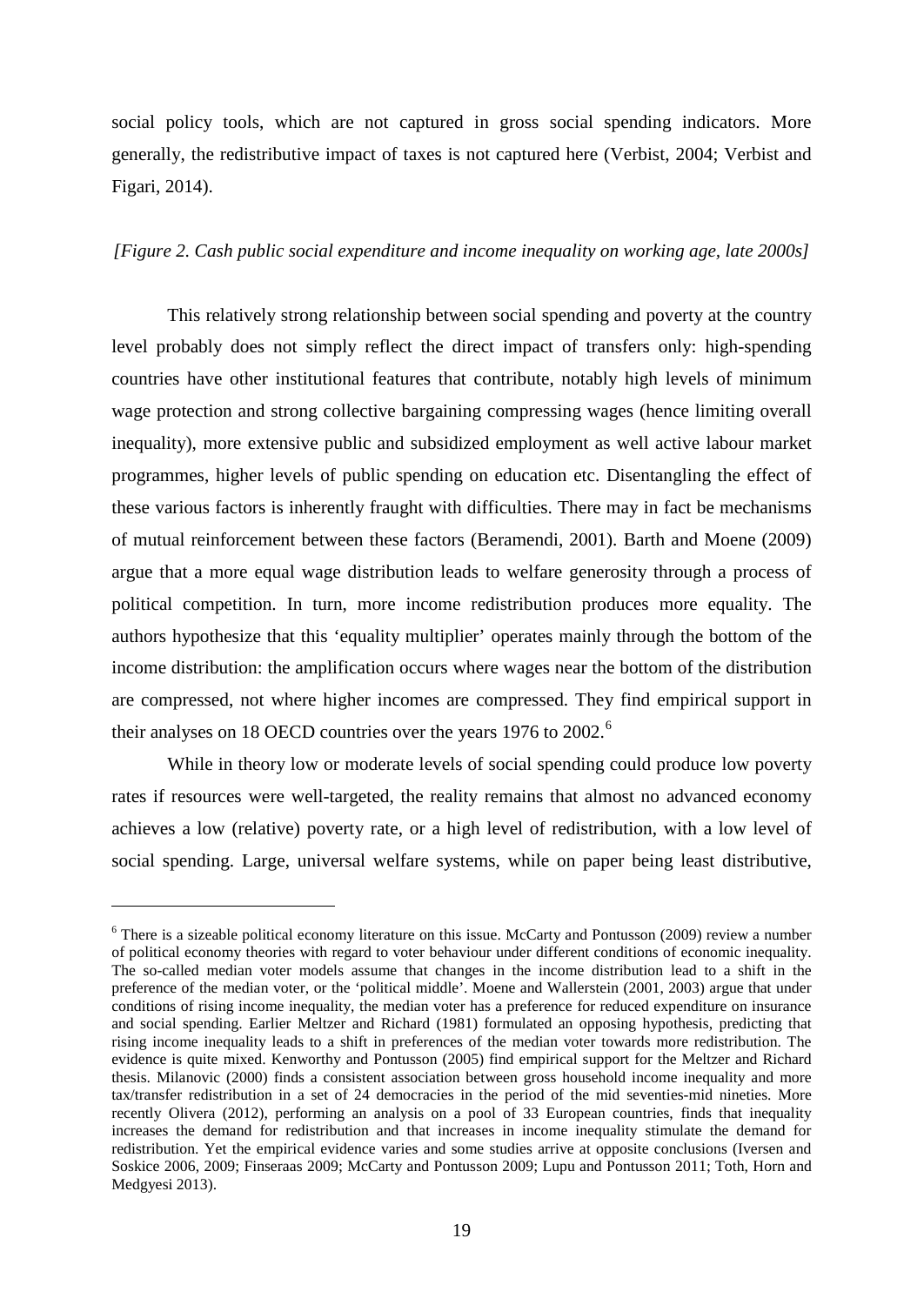social policy tools, which are not captured in gross social spending indicators. More generally, the redistributive impact of taxes is not captured here (Verbist, 2004; Verbist and Figari, 2014).

*[Figure 2. Cash public social expenditure and income inequality on working age, late 2000s]*

This relatively strong relationship between social spending and poverty at the country level probably does not simply reflect the direct impact of transfers only: high-spending countries have other institutional features that contribute, notably high levels of minimum wage protection and strong collective bargaining compressing wages (hence limiting overall inequality), more extensive public and subsidized employment as well active labour market programmes, higher levels of public spending on education etc. Disentangling the effect of these various factors is inherently fraught with difficulties. There may in fact be mechanisms of mutual reinforcement between these factors (Beramendi, 2001). Barth and Moene (2009) argue that a more equal wage distribution leads to welfare generosity through a process of political competition. In turn, more income redistribution produces more equality. The authors hypothesize that this 'equality multiplier' operates mainly through the bottom of the income distribution: the amplification occurs where wages near the bottom of the distribution are compressed, not where higher incomes are compressed. They find empirical support in their analyses on 18 OECD countries over the years 1976 to 2002.[6]

While in theory low or moderate levels of social spending could produce low poverty rates if resources were well-targeted, the reality remains that almost no advanced economy achieves a low (relative) poverty rate, or a high level of redistribution, with a low level of social spending. Large, universal welfare systems, while on paper being least distributive,

---

[6] There is a sizeable political economy literature on this issue. McCarty and Pontusson (2009) review a number of political economy theories with regard to voter behaviour under different conditions of economic inequality. The so-called median voter models assume that changes in the income distribution lead to a shift in the preference of the median voter, or the 'political middle'. Moene and Wallerstein (2001, 2003) argue that under conditions of rising income inequality, the median voter has a preference for reduced expenditure on insurance and social spending. Earlier Meltzer and Richard (1981) formulated an opposing hypothesis, predicting that rising income inequality leads to a shift in preferences of the median voter towards more redistribution. The evidence is quite mixed. Kenworthy and Pontusson (2005) find empirical support for the Meltzer and Richard thesis. Milanovic (2000) finds a consistent association between gross household income inequality and more tax/transfer redistribution in a set of 24 democracies in the period of the mid seventies-mid nineties. More recently Olivera (2012), performing an analysis on a pool of 33 European countries, finds that inequality increases the demand for redistribution and that increases in income inequality stimulate the demand for redistribution. Yet the empirical evidence varies and some studies arrive at opposite conclusions (Iversen and Soskice 2006, 2009; Finseraas 2009; McCarty and Pontusson 2009; Lupu and Pontusson 2011; Toth, Horn and Medgyesi 2013).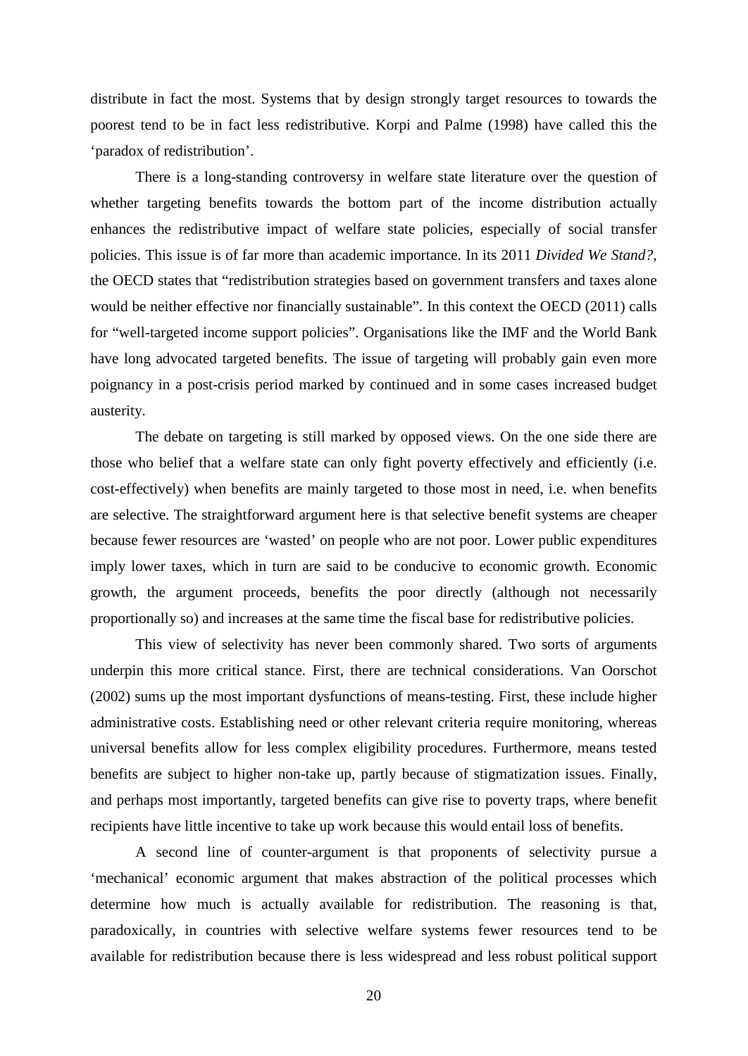distribute in fact the most. Systems that by design strongly target resources to towards the poorest tend to be in fact less redistributive. Korpi and Palme (1998) have called this the 'paradox of redistribution'.

There is a long-standing controversy in welfare state literature over the question of whether targeting benefits towards the bottom part of the income distribution actually enhances the redistributive impact of welfare state policies, especially of social transfer policies. This issue is of far more than academic importance. In its 2011 *Divided We Stand?*, the OECD states that "redistribution strategies based on government transfers and taxes alone would be neither effective nor financially sustainable". In this context the OECD (2011) calls for "well-targeted income support policies". Organisations like the IMF and the World Bank have long advocated targeted benefits. The issue of targeting will probably gain even more poignancy in a post-crisis period marked by continued and in some cases increased budget austerity.

The debate on targeting is still marked by opposed views. On the one side there are those who belief that a welfare state can only fight poverty effectively and efficiently (i.e. cost-effectively) when benefits are mainly targeted to those most in need, i.e. when benefits are selective. The straightforward argument here is that selective benefit systems are cheaper because fewer resources are 'wasted' on people who are not poor. Lower public expenditures imply lower taxes, which in turn are said to be conducive to economic growth. Economic growth, the argument proceeds, benefits the poor directly (although not necessarily proportionally so) and increases at the same time the fiscal base for redistributive policies.

This view of selectivity has never been commonly shared. Two sorts of arguments underpin this more critical stance. First, there are technical considerations. Van Oorschot (2002) sums up the most important dysfunctions of means-testing. First, these include higher administrative costs. Establishing need or other relevant criteria require monitoring, whereas universal benefits allow for less complex eligibility procedures. Furthermore, means tested benefits are subject to higher non-take up, partly because of stigmatization issues. Finally, and perhaps most importantly, targeted benefits can give rise to poverty traps, where benefit recipients have little incentive to take up work because this would entail loss of benefits.

A second line of counter-argument is that proponents of selectivity pursue a 'mechanical' economic argument that makes abstraction of the political processes which determine how much is actually available for redistribution. The reasoning is that, paradoxically, in countries with selective welfare systems fewer resources tend to be available for redistribution because there is less widespread and less robust political support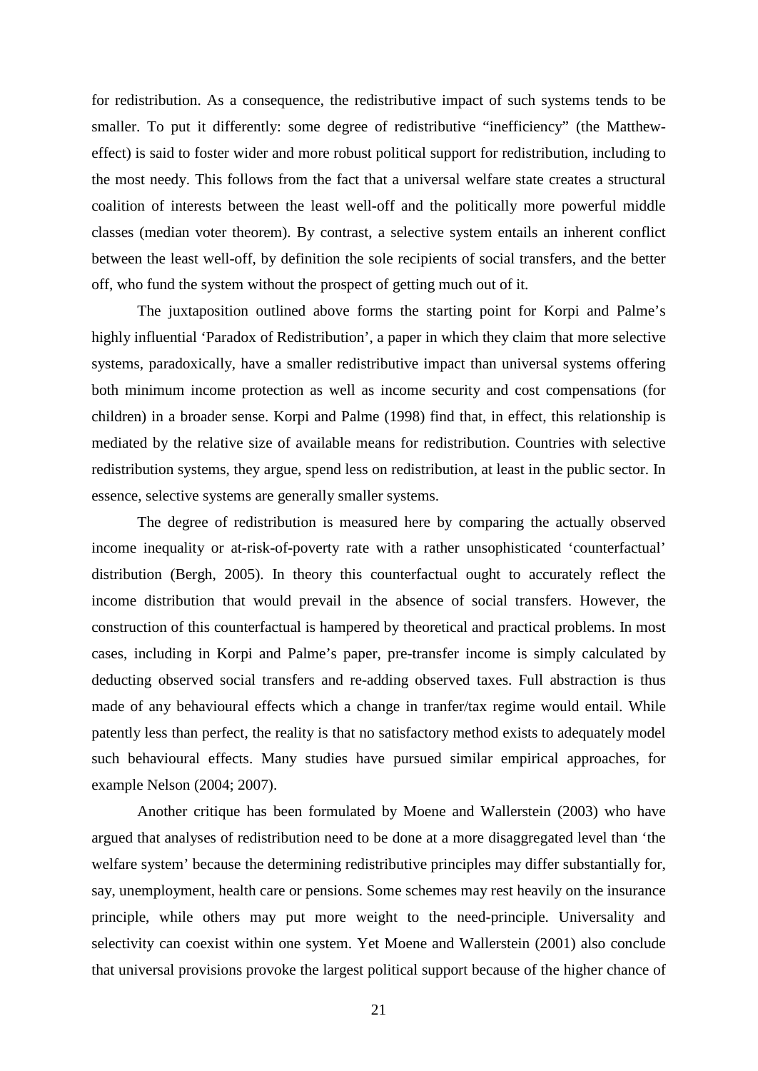for redistribution. As a consequence, the redistributive impact of such systems tends to be smaller. To put it differently: some degree of redistributive "inefficiency" (the Matthew-effect) is said to foster wider and more robust political support for redistribution, including to the most needy. This follows from the fact that a universal welfare state creates a structural coalition of interests between the least well-off and the politically more powerful middle classes (median voter theorem). By contrast, a selective system entails an inherent conflict between the least well-off, by definition the sole recipients of social transfers, and the better off, who fund the system without the prospect of getting much out of it.

The juxtaposition outlined above forms the starting point for Korpi and Palme's highly influential 'Paradox of Redistribution', a paper in which they claim that more selective systems, paradoxically, have a smaller redistributive impact than universal systems offering both minimum income protection as well as income security and cost compensations (for children) in a broader sense. Korpi and Palme (1998) find that, in effect, this relationship is mediated by the relative size of available means for redistribution. Countries with selective redistribution systems, they argue, spend less on redistribution, at least in the public sector. In essence, selective systems are generally smaller systems.

The degree of redistribution is measured here by comparing the actually observed income inequality or at-risk-of-poverty rate with a rather unsophisticated 'counterfactual' distribution (Bergh, 2005). In theory this counterfactual ought to accurately reflect the income distribution that would prevail in the absence of social transfers. However, the construction of this counterfactual is hampered by theoretical and practical problems. In most cases, including in Korpi and Palme's paper, pre-transfer income is simply calculated by deducting observed social transfers and re-adding observed taxes. Full abstraction is thus made of any behavioural effects which a change in tranfer/tax regime would entail. While patently less than perfect, the reality is that no satisfactory method exists to adequately model such behavioural effects. Many studies have pursued similar empirical approaches, for example Nelson (2004; 2007).

Another critique has been formulated by Moene and Wallerstein (2003) who have argued that analyses of redistribution need to be done at a more disaggregated level than 'the welfare system' because the determining redistributive principles may differ substantially for, say, unemployment, health care or pensions. Some schemes may rest heavily on the insurance principle, while others may put more weight to the need-principle. Universality and selectivity can coexist within one system. Yet Moene and Wallerstein (2001) also conclude that universal provisions provoke the largest political support because of the higher chance of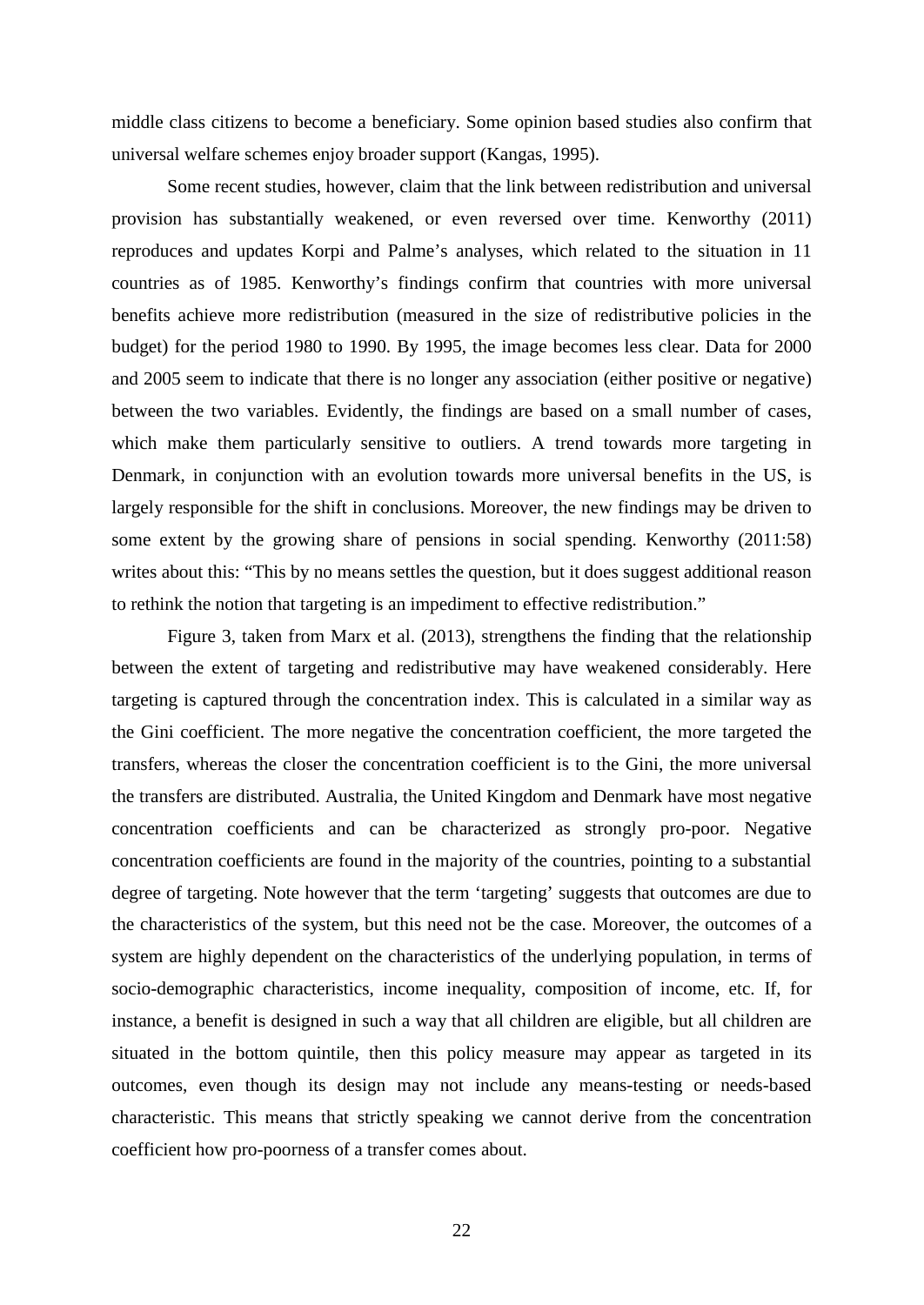middle class citizens to become a beneficiary. Some opinion based studies also confirm that universal welfare schemes enjoy broader support (Kangas, 1995).

Some recent studies, however, claim that the link between redistribution and universal provision has substantially weakened, or even reversed over time. Kenworthy (2011) reproduces and updates Korpi and Palme's analyses, which related to the situation in 11 countries as of 1985. Kenworthy's findings confirm that countries with more universal benefits achieve more redistribution (measured in the size of redistributive policies in the budget) for the period 1980 to 1990. By 1995, the image becomes less clear. Data for 2000 and 2005 seem to indicate that there is no longer any association (either positive or negative) between the two variables. Evidently, the findings are based on a small number of cases, which make them particularly sensitive to outliers. A trend towards more targeting in Denmark, in conjunction with an evolution towards more universal benefits in the US, is largely responsible for the shift in conclusions. Moreover, the new findings may be driven to some extent by the growing share of pensions in social spending. Kenworthy (2011:58) writes about this: "This by no means settles the question, but it does suggest additional reason to rethink the notion that targeting is an impediment to effective redistribution."

Figure 3, taken from Marx et al. (2013), strengthens the finding that the relationship between the extent of targeting and redistributive may have weakened considerably. Here targeting is captured through the concentration index. This is calculated in a similar way as the Gini coefficient. The more negative the concentration coefficient, the more targeted the transfers, whereas the closer the concentration coefficient is to the Gini, the more universal the transfers are distributed. Australia, the United Kingdom and Denmark have most negative concentration coefficients and can be characterized as strongly pro-poor. Negative concentration coefficients are found in the majority of the countries, pointing to a substantial degree of targeting. Note however that the term 'targeting' suggests that outcomes are due to the characteristics of the system, but this need not be the case. Moreover, the outcomes of a system are highly dependent on the characteristics of the underlying population, in terms of socio-demographic characteristics, income inequality, composition of income, etc. If, for instance, a benefit is designed in such a way that all children are eligible, but all children are situated in the bottom quintile, then this policy measure may appear as targeted in its outcomes, even though its design may not include any means-testing or needs-based characteristic. This means that strictly speaking we cannot derive from the concentration coefficient how pro-poorness of a transfer comes about.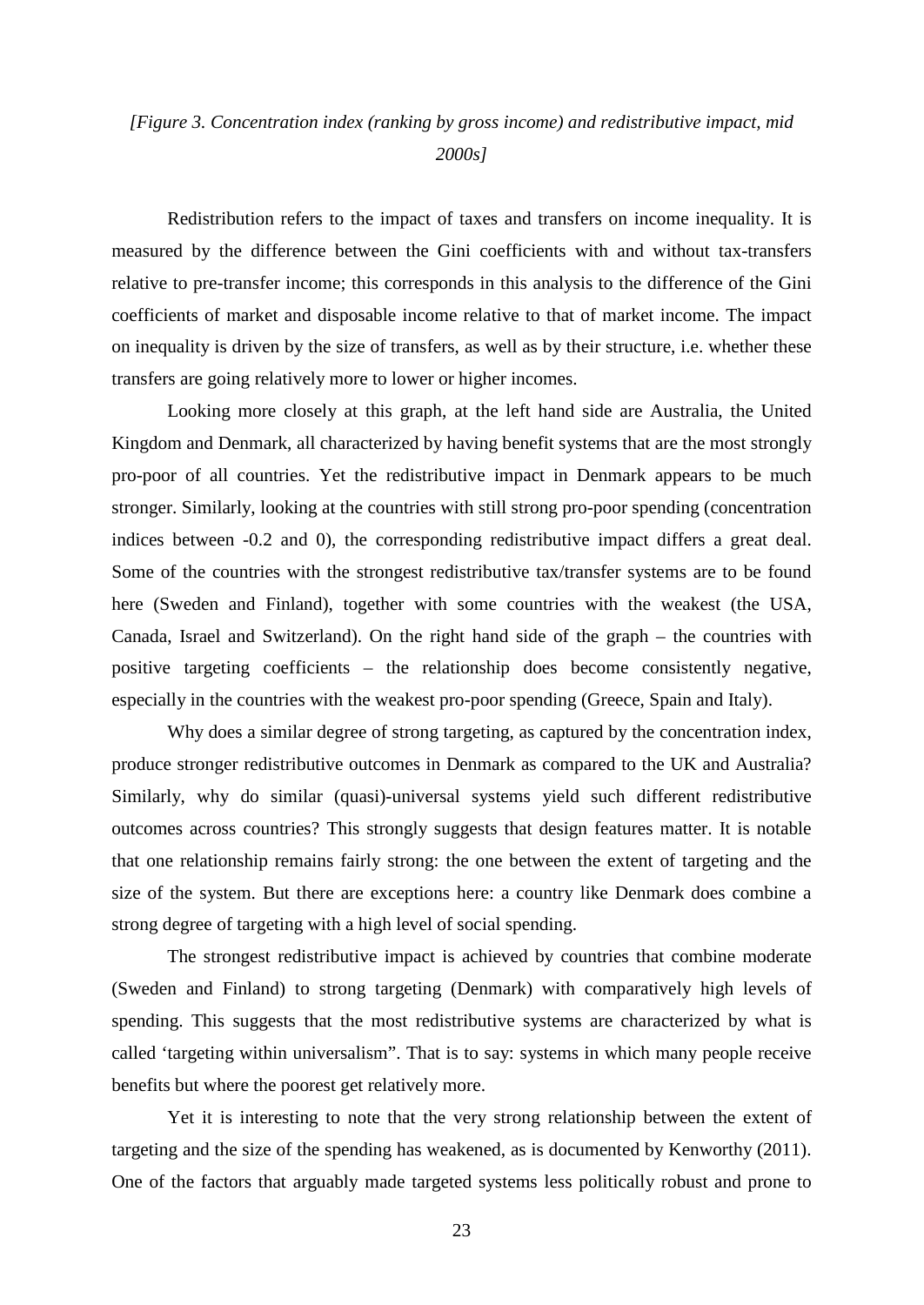*[Figure 3. Concentration index (ranking by gross income) and redistributive impact, mid 2000s]*

Redistribution refers to the impact of taxes and transfers on income inequality. It is measured by the difference between the Gini coefficients with and without tax-transfers relative to pre-transfer income; this corresponds in this analysis to the difference of the Gini coefficients of market and disposable income relative to that of market income. The impact on inequality is driven by the size of transfers, as well as by their structure, i.e. whether these transfers are going relatively more to lower or higher incomes.

Looking more closely at this graph, at the left hand side are Australia, the United Kingdom and Denmark, all characterized by having benefit systems that are the most strongly pro-poor of all countries. Yet the redistributive impact in Denmark appears to be much stronger. Similarly, looking at the countries with still strong pro-poor spending (concentration indices between -0.2 and 0), the corresponding redistributive impact differs a great deal. Some of the countries with the strongest redistributive tax/transfer systems are to be found here (Sweden and Finland), together with some countries with the weakest (the USA, Canada, Israel and Switzerland). On the right hand side of the graph – the countries with positive targeting coefficients – the relationship does become consistently negative, especially in the countries with the weakest pro-poor spending (Greece, Spain and Italy).

Why does a similar degree of strong targeting, as captured by the concentration index, produce stronger redistributive outcomes in Denmark as compared to the UK and Australia? Similarly, why do similar (quasi)-universal systems yield such different redistributive outcomes across countries? This strongly suggests that design features matter. It is notable that one relationship remains fairly strong: the one between the extent of targeting and the size of the system. But there are exceptions here: a country like Denmark does combine a strong degree of targeting with a high level of social spending.

The strongest redistributive impact is achieved by countries that combine moderate (Sweden and Finland) to strong targeting (Denmark) with comparatively high levels of spending. This suggests that the most redistributive systems are characterized by what is called 'targeting within universalism". That is to say: systems in which many people receive benefits but where the poorest get relatively more.

Yet it is interesting to note that the very strong relationship between the extent of targeting and the size of the spending has weakened, as is documented by Kenworthy (2011). One of the factors that arguably made targeted systems less politically robust and prone to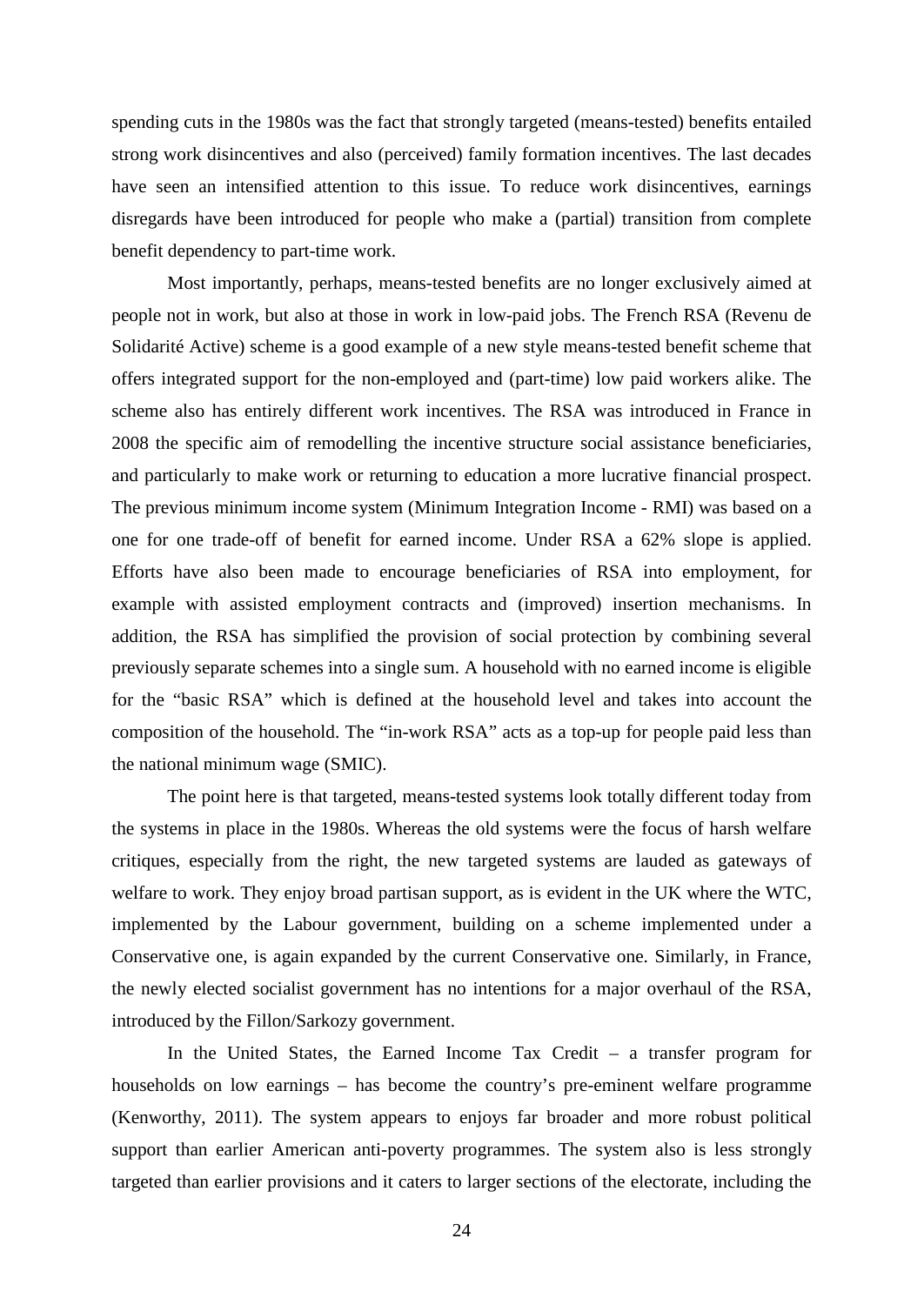spending cuts in the 1980s was the fact that strongly targeted (means-tested) benefits entailed strong work disincentives and also (perceived) family formation incentives. The last decades have seen an intensified attention to this issue. To reduce work disincentives, earnings disregards have been introduced for people who make a (partial) transition from complete benefit dependency to part-time work.

Most importantly, perhaps, means-tested benefits are no longer exclusively aimed at people not in work, but also at those in work in low-paid jobs. The French RSA (Revenu de Solidarité Active) scheme is a good example of a new style means-tested benefit scheme that offers integrated support for the non-employed and (part-time) low paid workers alike. The scheme also has entirely different work incentives. The RSA was introduced in France in 2008 the specific aim of remodelling the incentive structure social assistance beneficiaries, and particularly to make work or returning to education a more lucrative financial prospect. The previous minimum income system (Minimum Integration Income - RMI) was based on a one for one trade-off of benefit for earned income. Under RSA a 62% slope is applied. Efforts have also been made to encourage beneficiaries of RSA into employment, for example with assisted employment contracts and (improved) insertion mechanisms. In addition, the RSA has simplified the provision of social protection by combining several previously separate schemes into a single sum. A household with no earned income is eligible for the "basic RSA" which is defined at the household level and takes into account the composition of the household. The "in-work RSA" acts as a top-up for people paid less than the national minimum wage (SMIC).

The point here is that targeted, means-tested systems look totally different today from the systems in place in the 1980s. Whereas the old systems were the focus of harsh welfare critiques, especially from the right, the new targeted systems are lauded as gateways of welfare to work. They enjoy broad partisan support, as is evident in the UK where the WTC, implemented by the Labour government, building on a scheme implemented under a Conservative one, is again expanded by the current Conservative one. Similarly, in France, the newly elected socialist government has no intentions for a major overhaul of the RSA, introduced by the Fillon/Sarkozy government.

In the United States, the Earned Income Tax Credit – a transfer program for households on low earnings – has become the country's pre-eminent welfare programme (Kenworthy, 2011). The system appears to enjoys far broader and more robust political support than earlier American anti-poverty programmes. The system also is less strongly targeted than earlier provisions and it caters to larger sections of the electorate, including the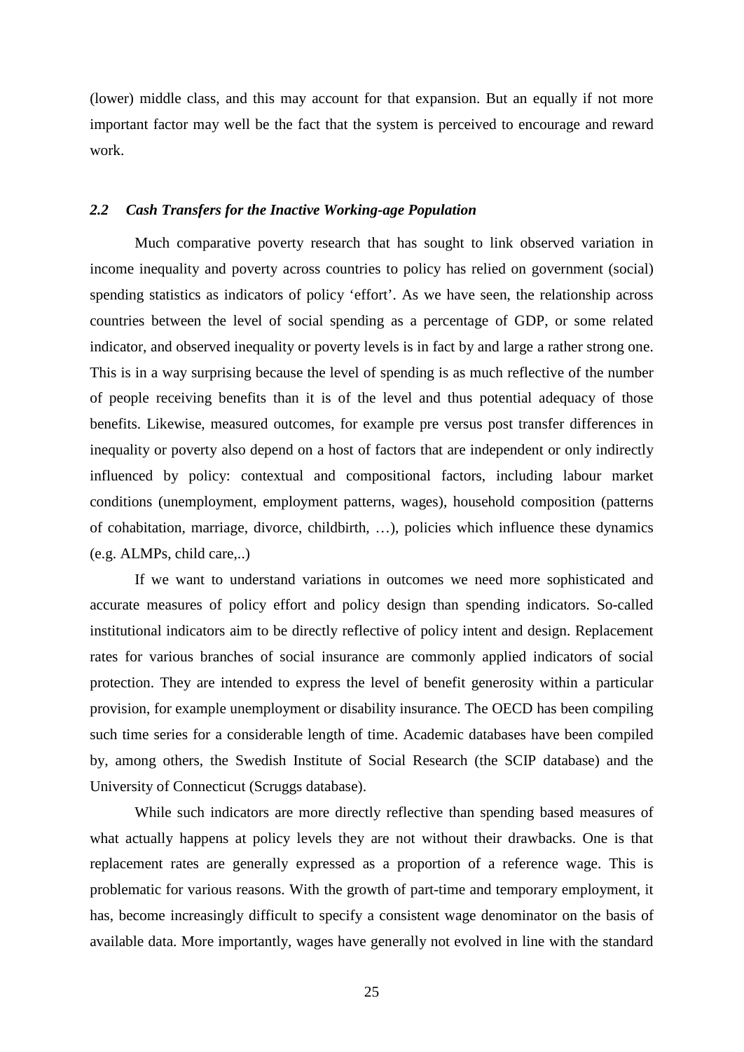(lower) middle class, and this may account for that expansion. But an equally if not more important factor may well be the fact that the system is perceived to encourage and reward work.

### *2.2 Cash Transfers for the Inactive Working-age Population*

Much comparative poverty research that has sought to link observed variation in income inequality and poverty across countries to policy has relied on government (social) spending statistics as indicators of policy 'effort'. As we have seen, the relationship across countries between the level of social spending as a percentage of GDP, or some related indicator, and observed inequality or poverty levels is in fact by and large a rather strong one. This is in a way surprising because the level of spending is as much reflective of the number of people receiving benefits than it is of the level and thus potential adequacy of those benefits. Likewise, measured outcomes, for example pre versus post transfer differences in inequality or poverty also depend on a host of factors that are independent or only indirectly influenced by policy: contextual and compositional factors, including labour market conditions (unemployment, employment patterns, wages), household composition (patterns of cohabitation, marriage, divorce, childbirth, …), policies which influence these dynamics (e.g. ALMPs, child care,..)

If we want to understand variations in outcomes we need more sophisticated and accurate measures of policy effort and policy design than spending indicators. So-called institutional indicators aim to be directly reflective of policy intent and design. Replacement rates for various branches of social insurance are commonly applied indicators of social protection. They are intended to express the level of benefit generosity within a particular provision, for example unemployment or disability insurance. The OECD has been compiling such time series for a considerable length of time. Academic databases have been compiled by, among others, the Swedish Institute of Social Research (the SCIP database) and the University of Connecticut (Scruggs database).

While such indicators are more directly reflective than spending based measures of what actually happens at policy levels they are not without their drawbacks. One is that replacement rates are generally expressed as a proportion of a reference wage. This is problematic for various reasons. With the growth of part-time and temporary employment, it has, become increasingly difficult to specify a consistent wage denominator on the basis of available data. More importantly, wages have generally not evolved in line with the standard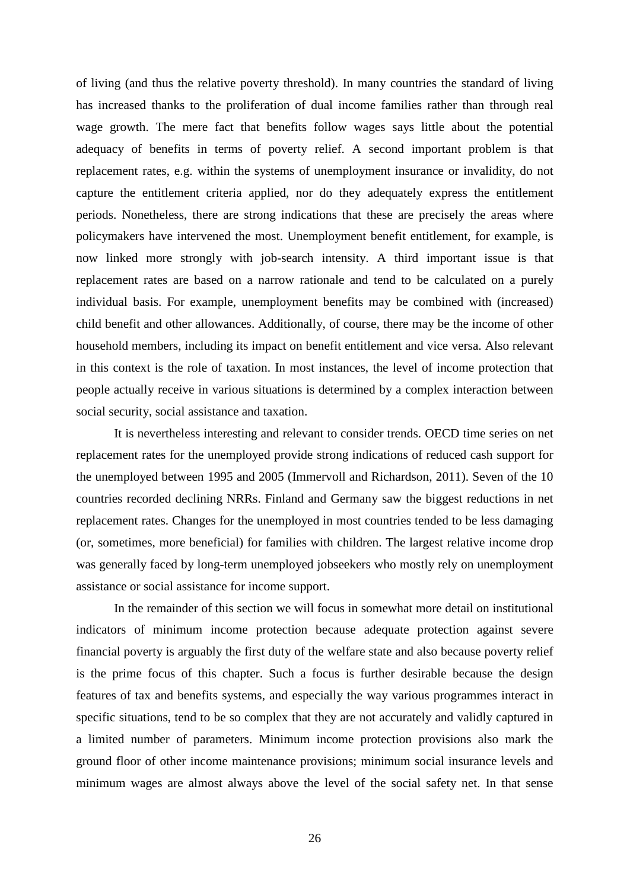of living (and thus the relative poverty threshold). In many countries the standard of living has increased thanks to the proliferation of dual income families rather than through real wage growth. The mere fact that benefits follow wages says little about the potential adequacy of benefits in terms of poverty relief. A second important problem is that replacement rates, e.g. within the systems of unemployment insurance or invalidity, do not capture the entitlement criteria applied, nor do they adequately express the entitlement periods. Nonetheless, there are strong indications that these are precisely the areas where policymakers have intervened the most. Unemployment benefit entitlement, for example, is now linked more strongly with job-search intensity. A third important issue is that replacement rates are based on a narrow rationale and tend to be calculated on a purely individual basis. For example, unemployment benefits may be combined with (increased) child benefit and other allowances. Additionally, of course, there may be the income of other household members, including its impact on benefit entitlement and vice versa. Also relevant in this context is the role of taxation. In most instances, the level of income protection that people actually receive in various situations is determined by a complex interaction between social security, social assistance and taxation.

It is nevertheless interesting and relevant to consider trends. OECD time series on net replacement rates for the unemployed provide strong indications of reduced cash support for the unemployed between 1995 and 2005 (Immervoll and Richardson, 2011). Seven of the 10 countries recorded declining NRRs. Finland and Germany saw the biggest reductions in net replacement rates. Changes for the unemployed in most countries tended to be less damaging (or, sometimes, more beneficial) for families with children. The largest relative income drop was generally faced by long-term unemployed jobseekers who mostly rely on unemployment assistance or social assistance for income support.

In the remainder of this section we will focus in somewhat more detail on institutional indicators of minimum income protection because adequate protection against severe financial poverty is arguably the first duty of the welfare state and also because poverty relief is the prime focus of this chapter. Such a focus is further desirable because the design features of tax and benefits systems, and especially the way various programmes interact in specific situations, tend to be so complex that they are not accurately and validly captured in a limited number of parameters. Minimum income protection provisions also mark the ground floor of other income maintenance provisions; minimum social insurance levels and minimum wages are almost always above the level of the social safety net. In that sense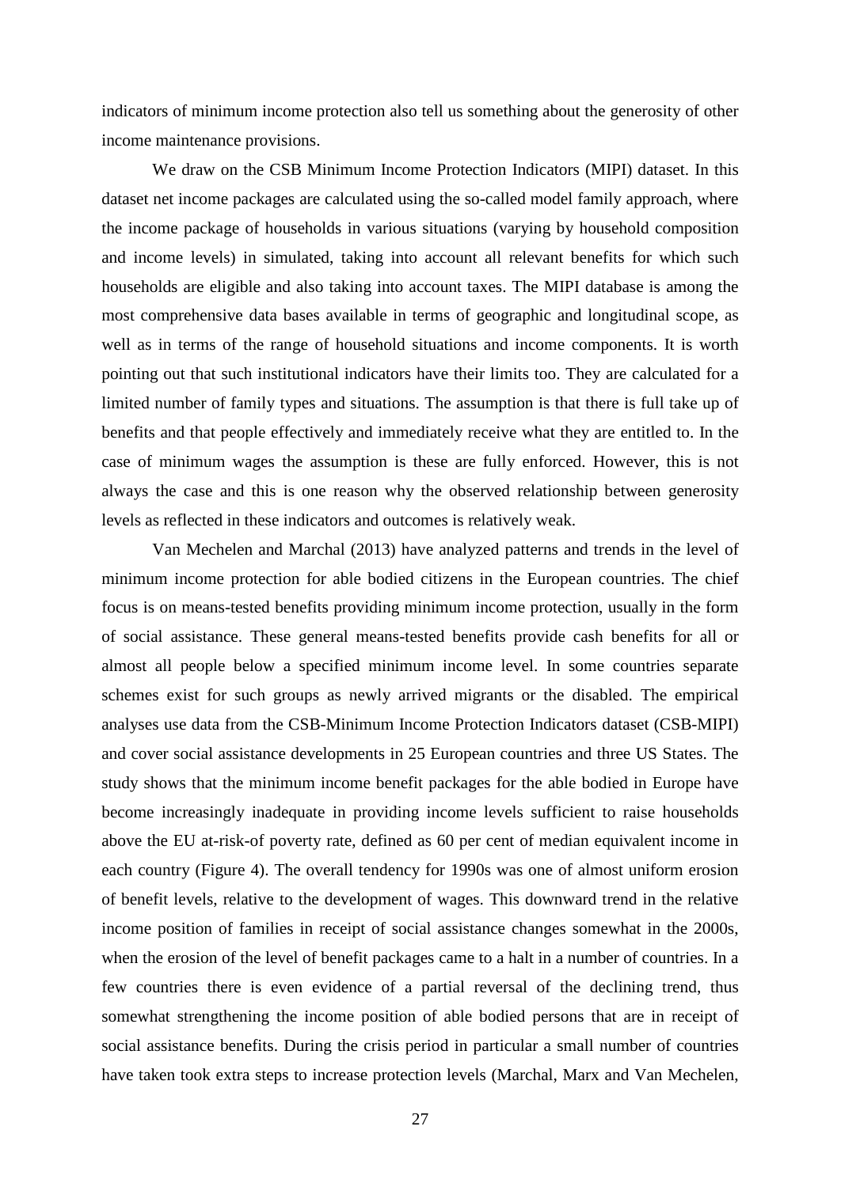indicators of minimum income protection also tell us something about the generosity of other income maintenance provisions.

We draw on the CSB Minimum Income Protection Indicators (MIPI) dataset. In this dataset net income packages are calculated using the so-called model family approach, where the income package of households in various situations (varying by household composition and income levels) in simulated, taking into account all relevant benefits for which such households are eligible and also taking into account taxes. The MIPI database is among the most comprehensive data bases available in terms of geographic and longitudinal scope, as well as in terms of the range of household situations and income components. It is worth pointing out that such institutional indicators have their limits too. They are calculated for a limited number of family types and situations. The assumption is that there is full take up of benefits and that people effectively and immediately receive what they are entitled to. In the case of minimum wages the assumption is these are fully enforced. However, this is not always the case and this is one reason why the observed relationship between generosity levels as reflected in these indicators and outcomes is relatively weak.

Van Mechelen and Marchal (2013) have analyzed patterns and trends in the level of minimum income protection for able bodied citizens in the European countries. The chief focus is on means-tested benefits providing minimum income protection, usually in the form of social assistance. These general means-tested benefits provide cash benefits for all or almost all people below a specified minimum income level. In some countries separate schemes exist for such groups as newly arrived migrants or the disabled. The empirical analyses use data from the CSB-Minimum Income Protection Indicators dataset (CSB-MIPI) and cover social assistance developments in 25 European countries and three US States. The study shows that the minimum income benefit packages for the able bodied in Europe have become increasingly inadequate in providing income levels sufficient to raise households above the EU at-risk-of poverty rate, defined as 60 per cent of median equivalent income in each country (Figure 4). The overall tendency for 1990s was one of almost uniform erosion of benefit levels, relative to the development of wages. This downward trend in the relative income position of families in receipt of social assistance changes somewhat in the 2000s, when the erosion of the level of benefit packages came to a halt in a number of countries. In a few countries there is even evidence of a partial reversal of the declining trend, thus somewhat strengthening the income position of able bodied persons that are in receipt of social assistance benefits. During the crisis period in particular a small number of countries have taken took extra steps to increase protection levels (Marchal, Marx and Van Mechelen,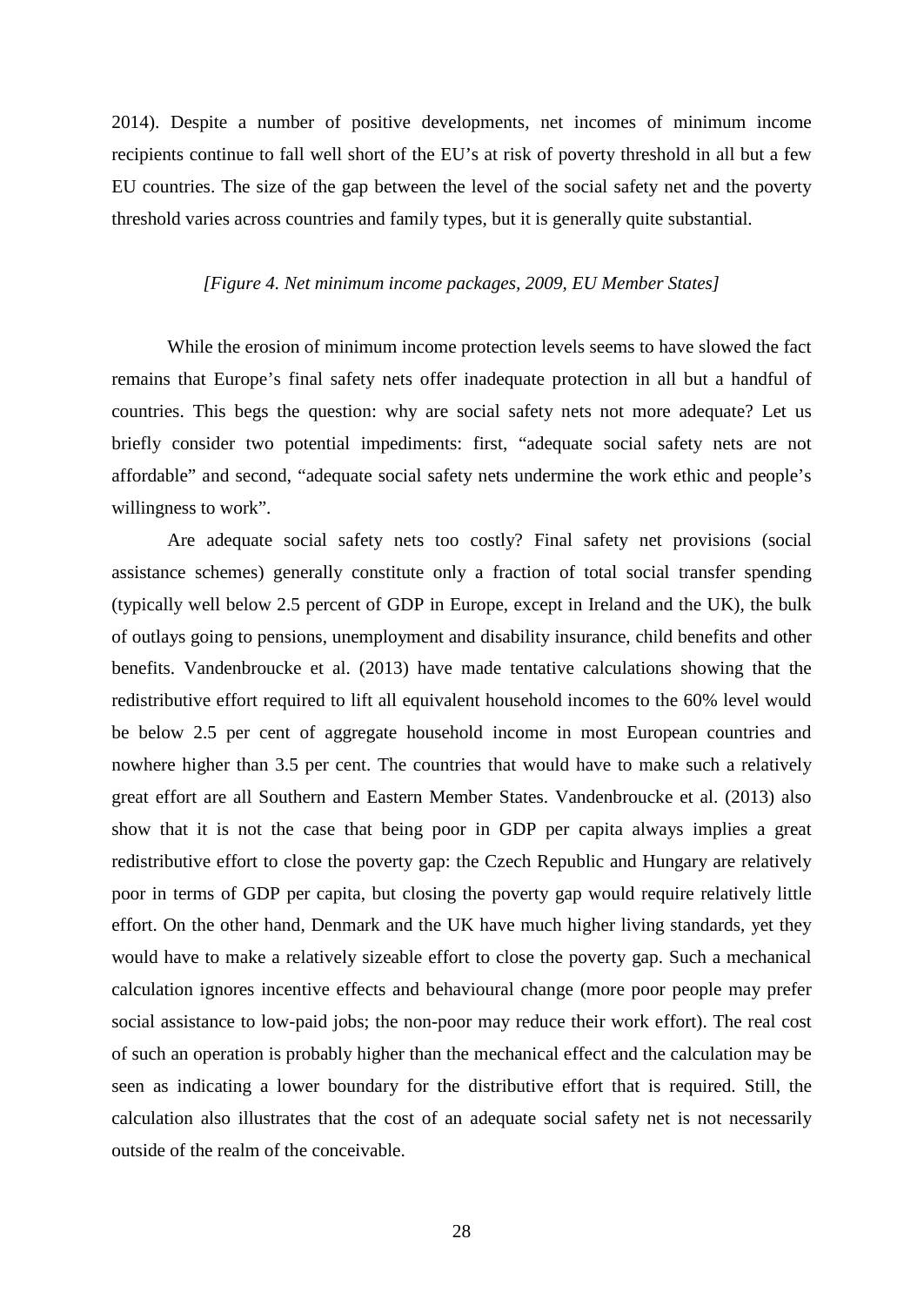2014). Despite a number of positive developments, net incomes of minimum income recipients continue to fall well short of the EU's at risk of poverty threshold in all but a few EU countries. The size of the gap between the level of the social safety net and the poverty threshold varies across countries and family types, but it is generally quite substantial.

*[Figure 4. Net minimum income packages, 2009, EU Member States]*

While the erosion of minimum income protection levels seems to have slowed the fact remains that Europe's final safety nets offer inadequate protection in all but a handful of countries. This begs the question: why are social safety nets not more adequate? Let us briefly consider two potential impediments: first, "adequate social safety nets are not affordable" and second, "adequate social safety nets undermine the work ethic and people's willingness to work".

Are adequate social safety nets too costly? Final safety net provisions (social assistance schemes) generally constitute only a fraction of total social transfer spending (typically well below 2.5 percent of GDP in Europe, except in Ireland and the UK), the bulk of outlays going to pensions, unemployment and disability insurance, child benefits and other benefits. Vandenbroucke et al. (2013) have made tentative calculations showing that the redistributive effort required to lift all equivalent household incomes to the 60% level would be below 2.5 per cent of aggregate household income in most European countries and nowhere higher than 3.5 per cent. The countries that would have to make such a relatively great effort are all Southern and Eastern Member States. Vandenbroucke et al. (2013) also show that it is not the case that being poor in GDP per capita always implies a great redistributive effort to close the poverty gap: the Czech Republic and Hungary are relatively poor in terms of GDP per capita, but closing the poverty gap would require relatively little effort. On the other hand, Denmark and the UK have much higher living standards, yet they would have to make a relatively sizeable effort to close the poverty gap. Such a mechanical calculation ignores incentive effects and behavioural change (more poor people may prefer social assistance to low-paid jobs; the non-poor may reduce their work effort). The real cost of such an operation is probably higher than the mechanical effect and the calculation may be seen as indicating a lower boundary for the distributive effort that is required. Still, the calculation also illustrates that the cost of an adequate social safety net is not necessarily outside of the realm of the conceivable.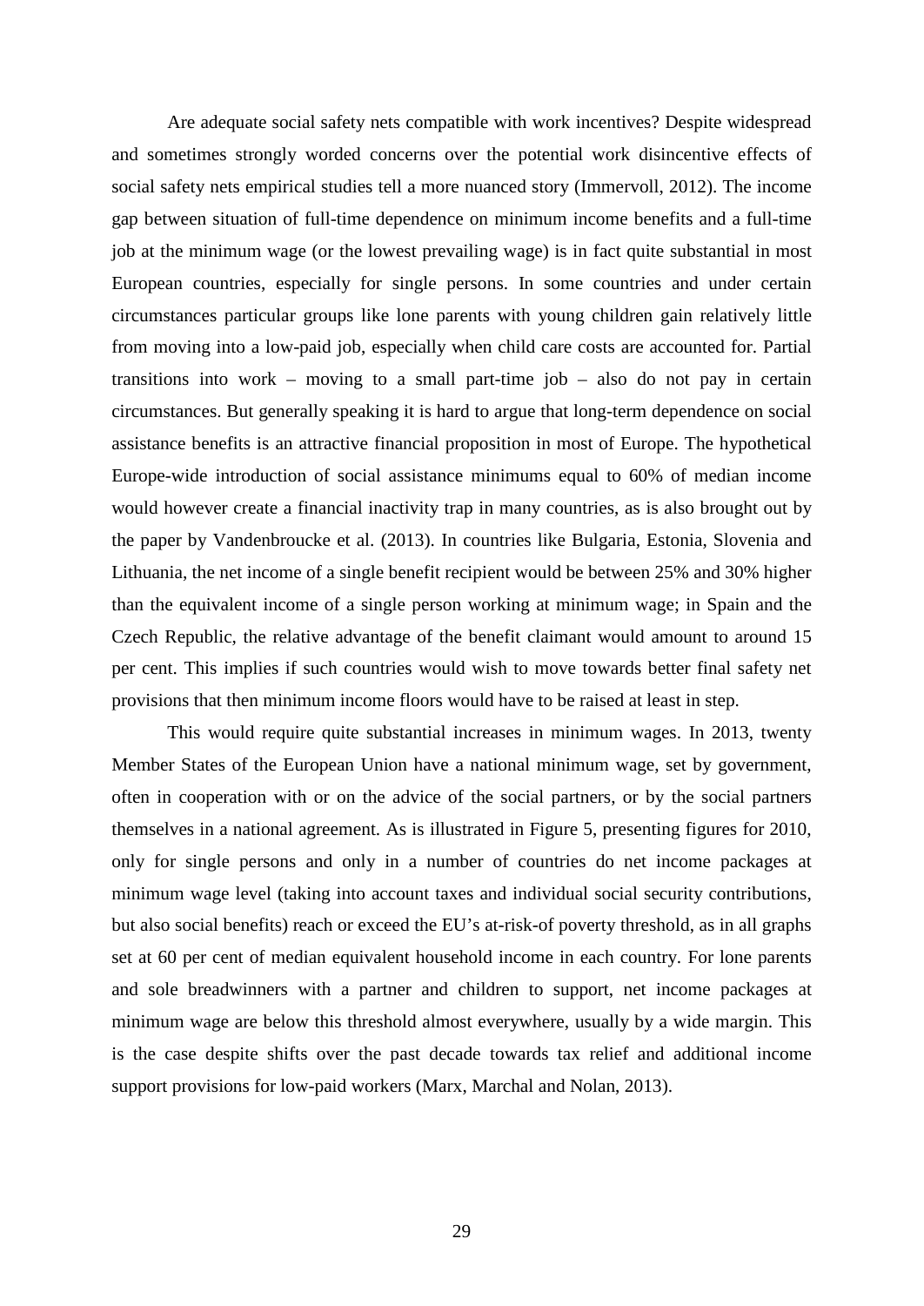Are adequate social safety nets compatible with work incentives? Despite widespread and sometimes strongly worded concerns over the potential work disincentive effects of social safety nets empirical studies tell a more nuanced story (Immervoll, 2012). The income gap between situation of full-time dependence on minimum income benefits and a full-time job at the minimum wage (or the lowest prevailing wage) is in fact quite substantial in most European countries, especially for single persons. In some countries and under certain circumstances particular groups like lone parents with young children gain relatively little from moving into a low-paid job, especially when child care costs are accounted for. Partial transitions into work – moving to a small part-time job – also do not pay in certain circumstances. But generally speaking it is hard to argue that long-term dependence on social assistance benefits is an attractive financial proposition in most of Europe. The hypothetical Europe-wide introduction of social assistance minimums equal to 60% of median income would however create a financial inactivity trap in many countries, as is also brought out by the paper by Vandenbroucke et al. (2013). In countries like Bulgaria, Estonia, Slovenia and Lithuania, the net income of a single benefit recipient would be between 25% and 30% higher than the equivalent income of a single person working at minimum wage; in Spain and the Czech Republic, the relative advantage of the benefit claimant would amount to around 15 per cent. This implies if such countries would wish to move towards better final safety net provisions that then minimum income floors would have to be raised at least in step.

This would require quite substantial increases in minimum wages. In 2013, twenty Member States of the European Union have a national minimum wage, set by government, often in cooperation with or on the advice of the social partners, or by the social partners themselves in a national agreement. As is illustrated in Figure 5, presenting figures for 2010, only for single persons and only in a number of countries do net income packages at minimum wage level (taking into account taxes and individual social security contributions, but also social benefits) reach or exceed the EU's at-risk-of poverty threshold, as in all graphs set at 60 per cent of median equivalent household income in each country. For lone parents and sole breadwinners with a partner and children to support, net income packages at minimum wage are below this threshold almost everywhere, usually by a wide margin. This is the case despite shifts over the past decade towards tax relief and additional income support provisions for low-paid workers (Marx, Marchal and Nolan, 2013).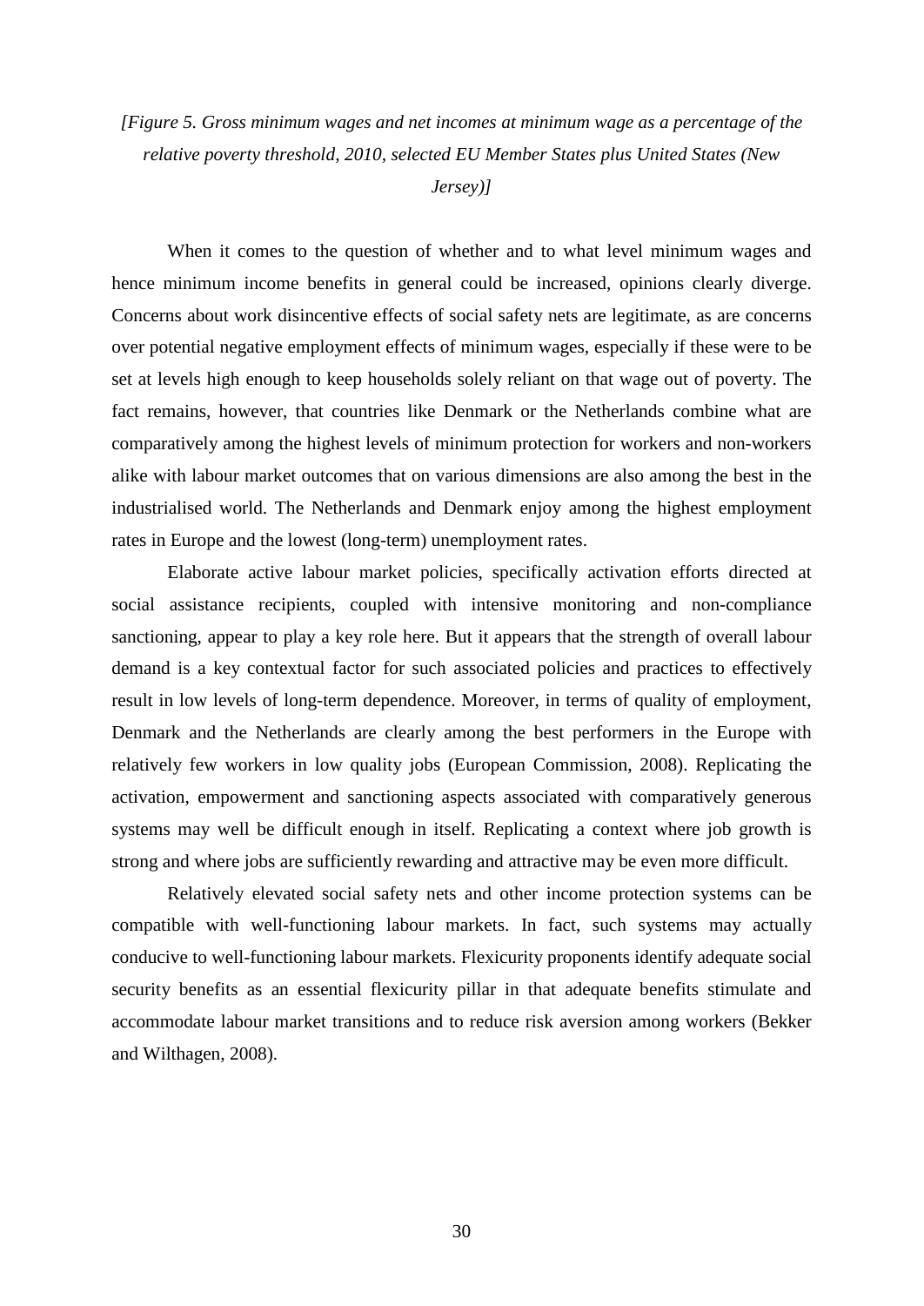*[Figure 5. Gross minimum wages and net incomes at minimum wage as a percentage of the relative poverty threshold, 2010, selected EU Member States plus United States (New Jersey)]*

When it comes to the question of whether and to what level minimum wages and hence minimum income benefits in general could be increased, opinions clearly diverge. Concerns about work disincentive effects of social safety nets are legitimate, as are concerns over potential negative employment effects of minimum wages, especially if these were to be set at levels high enough to keep households solely reliant on that wage out of poverty. The fact remains, however, that countries like Denmark or the Netherlands combine what are comparatively among the highest levels of minimum protection for workers and non-workers alike with labour market outcomes that on various dimensions are also among the best in the industrialised world. The Netherlands and Denmark enjoy among the highest employment rates in Europe and the lowest (long-term) unemployment rates.

Elaborate active labour market policies, specifically activation efforts directed at social assistance recipients, coupled with intensive monitoring and non-compliance sanctioning, appear to play a key role here. But it appears that the strength of overall labour demand is a key contextual factor for such associated policies and practices to effectively result in low levels of long-term dependence. Moreover, in terms of quality of employment, Denmark and the Netherlands are clearly among the best performers in the Europe with relatively few workers in low quality jobs (European Commission, 2008). Replicating the activation, empowerment and sanctioning aspects associated with comparatively generous systems may well be difficult enough in itself. Replicating a context where job growth is strong and where jobs are sufficiently rewarding and attractive may be even more difficult.

Relatively elevated social safety nets and other income protection systems can be compatible with well-functioning labour markets. In fact, such systems may actually conducive to well-functioning labour markets. Flexicurity proponents identify adequate social security benefits as an essential flexicurity pillar in that adequate benefits stimulate and accommodate labour market transitions and to reduce risk aversion among workers (Bekker and Wilthagen, 2008).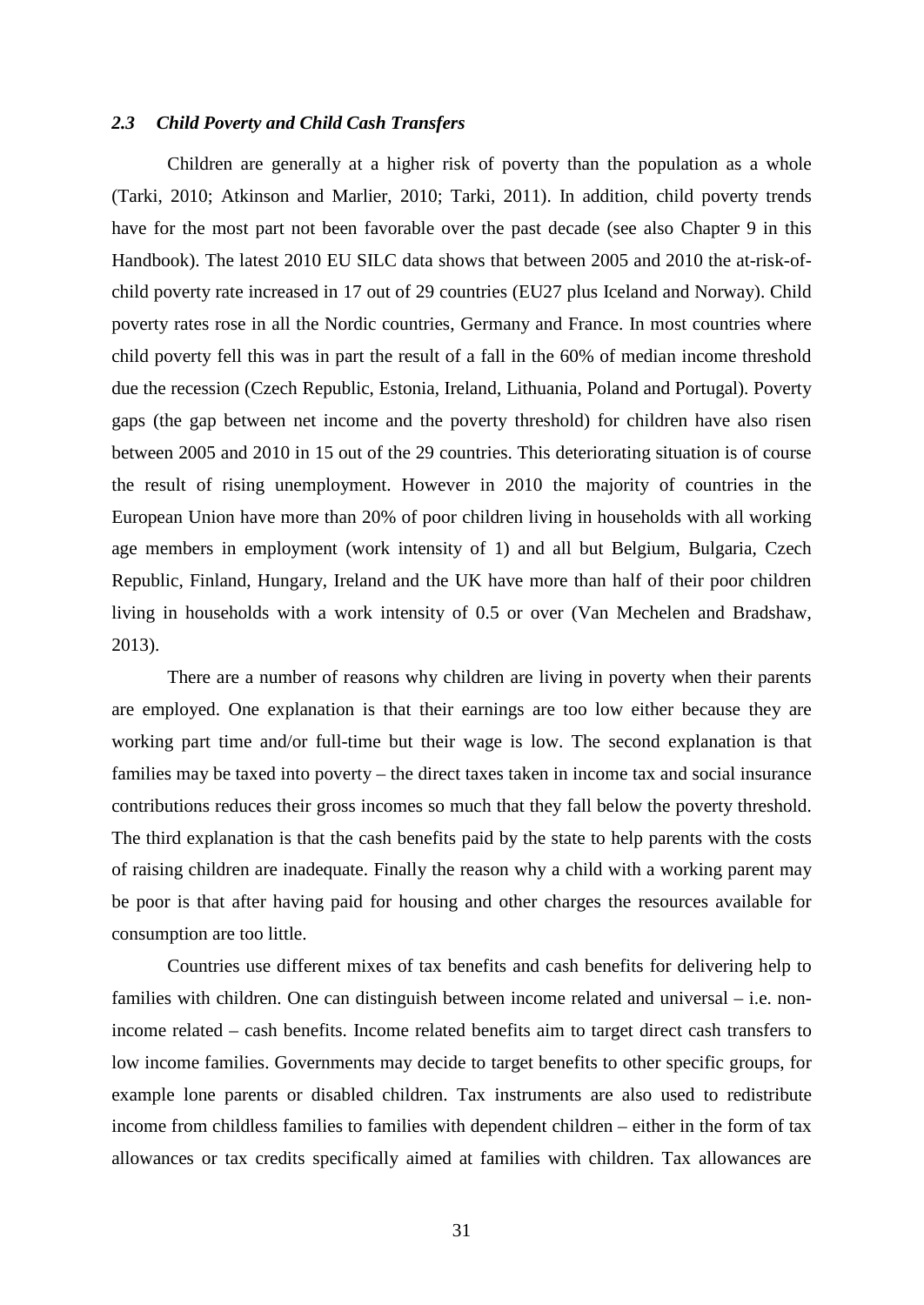### *2.3 Child Poverty and Child Cash Transfers*

Children are generally at a higher risk of poverty than the population as a whole (Tarki, 2010; Atkinson and Marlier, 2010; Tarki, 2011). In addition, child poverty trends have for the most part not been favorable over the past decade (see also Chapter 9 in this Handbook). The latest 2010 EU SILC data shows that between 2005 and 2010 the at-risk-of-child poverty rate increased in 17 out of 29 countries (EU27 plus Iceland and Norway). Child poverty rates rose in all the Nordic countries, Germany and France. In most countries where child poverty fell this was in part the result of a fall in the 60% of median income threshold due the recession (Czech Republic, Estonia, Ireland, Lithuania, Poland and Portugal). Poverty gaps (the gap between net income and the poverty threshold) for children have also risen between 2005 and 2010 in 15 out of the 29 countries. This deteriorating situation is of course the result of rising unemployment. However in 2010 the majority of countries in the European Union have more than 20% of poor children living in households with all working age members in employment (work intensity of 1) and all but Belgium, Bulgaria, Czech Republic, Finland, Hungary, Ireland and the UK have more than half of their poor children living in households with a work intensity of 0.5 or over (Van Mechelen and Bradshaw, 2013).

There are a number of reasons why children are living in poverty when their parents are employed. One explanation is that their earnings are too low either because they are working part time and/or full-time but their wage is low. The second explanation is that families may be taxed into poverty – the direct taxes taken in income tax and social insurance contributions reduces their gross incomes so much that they fall below the poverty threshold. The third explanation is that the cash benefits paid by the state to help parents with the costs of raising children are inadequate. Finally the reason why a child with a working parent may be poor is that after having paid for housing and other charges the resources available for consumption are too little.

Countries use different mixes of tax benefits and cash benefits for delivering help to families with children. One can distinguish between income related and universal – i.e. non-income related – cash benefits. Income related benefits aim to target direct cash transfers to low income families. Governments may decide to target benefits to other specific groups, for example lone parents or disabled children. Tax instruments are also used to redistribute income from childless families to families with dependent children – either in the form of tax allowances or tax credits specifically aimed at families with children. Tax allowances are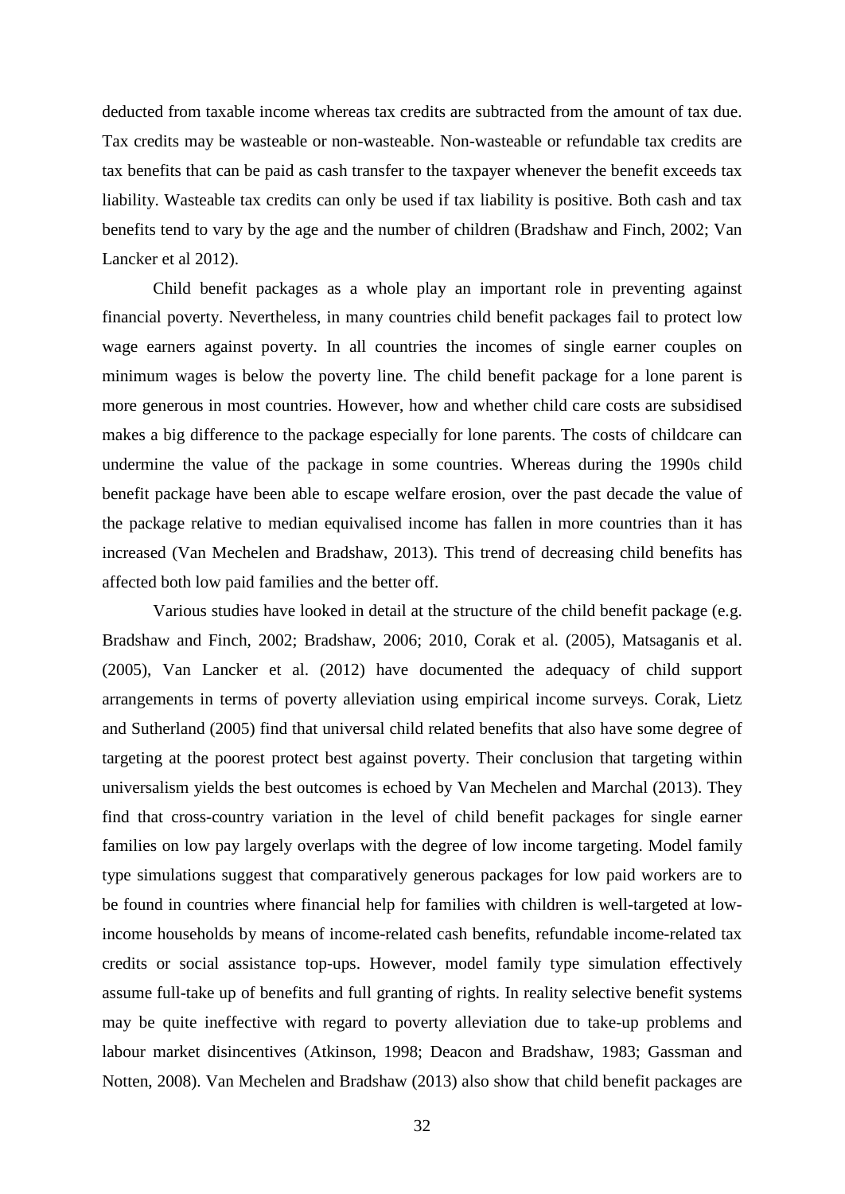deducted from taxable income whereas tax credits are subtracted from the amount of tax due. Tax credits may be wasteable or non-wasteable. Non-wasteable or refundable tax credits are tax benefits that can be paid as cash transfer to the taxpayer whenever the benefit exceeds tax liability. Wasteable tax credits can only be used if tax liability is positive. Both cash and tax benefits tend to vary by the age and the number of children (Bradshaw and Finch, 2002; Van Lancker et al 2012).

Child benefit packages as a whole play an important role in preventing against financial poverty. Nevertheless, in many countries child benefit packages fail to protect low wage earners against poverty. In all countries the incomes of single earner couples on minimum wages is below the poverty line. The child benefit package for a lone parent is more generous in most countries. However, how and whether child care costs are subsidised makes a big difference to the package especially for lone parents. The costs of childcare can undermine the value of the package in some countries. Whereas during the 1990s child benefit package have been able to escape welfare erosion, over the past decade the value of the package relative to median equivalised income has fallen in more countries than it has increased (Van Mechelen and Bradshaw, 2013). This trend of decreasing child benefits has affected both low paid families and the better off.

Various studies have looked in detail at the structure of the child benefit package (e.g. Bradshaw and Finch, 2002; Bradshaw, 2006; 2010, Corak et al. (2005), Matsaganis et al. (2005), Van Lancker et al. (2012) have documented the adequacy of child support arrangements in terms of poverty alleviation using empirical income surveys. Corak, Lietz and Sutherland (2005) find that universal child related benefits that also have some degree of targeting at the poorest protect best against poverty. Their conclusion that targeting within universalism yields the best outcomes is echoed by Van Mechelen and Marchal (2013). They find that cross-country variation in the level of child benefit packages for single earner families on low pay largely overlaps with the degree of low income targeting. Model family type simulations suggest that comparatively generous packages for low paid workers are to be found in countries where financial help for families with children is well-targeted at low-income households by means of income-related cash benefits, refundable income-related tax credits or social assistance top-ups. However, model family type simulation effectively assume full-take up of benefits and full granting of rights. In reality selective benefit systems may be quite ineffective with regard to poverty alleviation due to take-up problems and labour market disincentives (Atkinson, 1998; Deacon and Bradshaw, 1983; Gassman and Notten, 2008). Van Mechelen and Bradshaw (2013) also show that child benefit packages are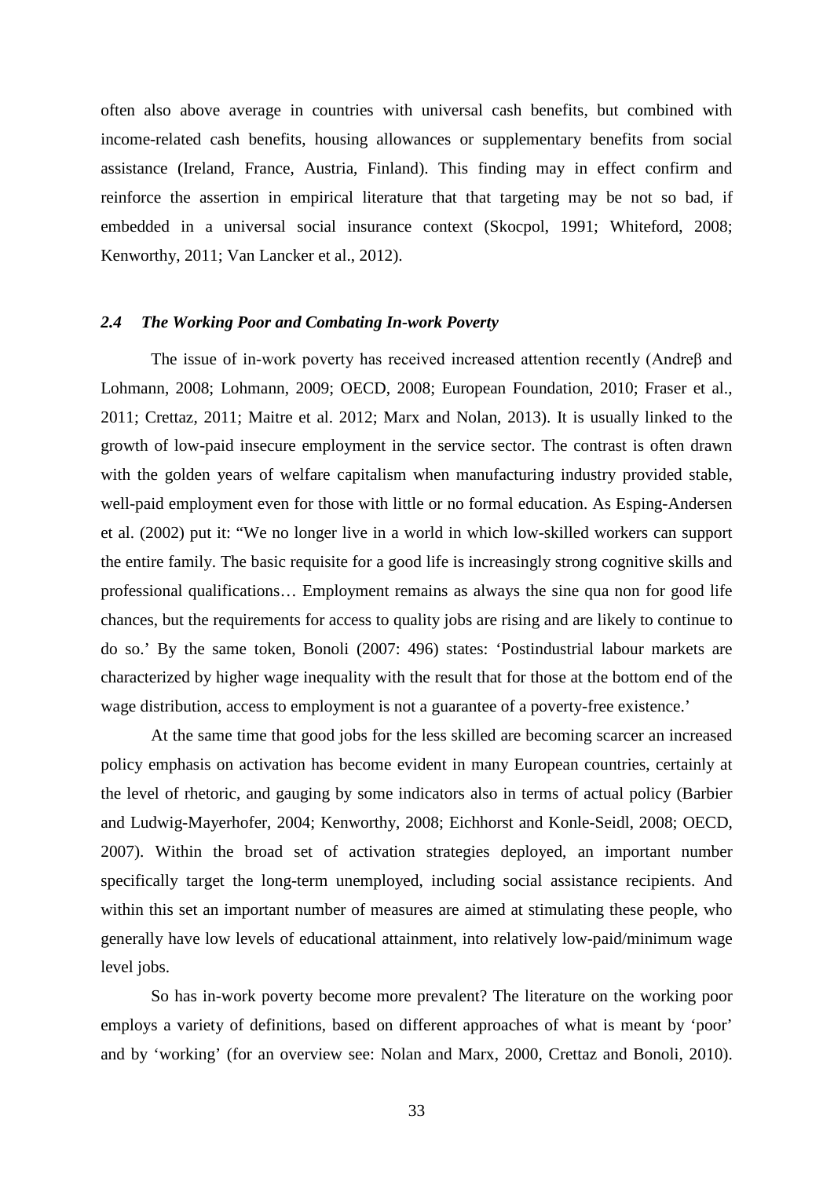often also above average in countries with universal cash benefits, but combined with income-related cash benefits, housing allowances or supplementary benefits from social assistance (Ireland, France, Austria, Finland). This finding may in effect confirm and reinforce the assertion in empirical literature that that targeting may be not so bad, if embedded in a universal social insurance context (Skocpol, 1991; Whiteford, 2008; Kenworthy, 2011; Van Lancker et al., 2012).

### *2.4 The Working Poor and Combating In-work Poverty*

The issue of in-work poverty has received increased attention recently (Andreβ and Lohmann, 2008; Lohmann, 2009; OECD, 2008; European Foundation, 2010; Fraser et al., 2011; Crettaz, 2011; Maitre et al. 2012; Marx and Nolan, 2013). It is usually linked to the growth of low-paid insecure employment in the service sector. The contrast is often drawn with the golden years of welfare capitalism when manufacturing industry provided stable, well-paid employment even for those with little or no formal education. As Esping-Andersen et al. (2002) put it: "We no longer live in a world in which low-skilled workers can support the entire family. The basic requisite for a good life is increasingly strong cognitive skills and professional qualifications… Employment remains as always the sine qua non for good life chances, but the requirements for access to quality jobs are rising and are likely to continue to do so.' By the same token, Bonoli (2007: 496) states: 'Postindustrial labour markets are characterized by higher wage inequality with the result that for those at the bottom end of the wage distribution, access to employment is not a guarantee of a poverty-free existence.'

At the same time that good jobs for the less skilled are becoming scarcer an increased policy emphasis on activation has become evident in many European countries, certainly at the level of rhetoric, and gauging by some indicators also in terms of actual policy (Barbier and Ludwig-Mayerhofer, 2004; Kenworthy, 2008; Eichhorst and Konle-Seidl, 2008; OECD, 2007). Within the broad set of activation strategies deployed, an important number specifically target the long-term unemployed, including social assistance recipients. And within this set an important number of measures are aimed at stimulating these people, who generally have low levels of educational attainment, into relatively low-paid/minimum wage level jobs.

So has in-work poverty become more prevalent? The literature on the working poor employs a variety of definitions, based on different approaches of what is meant by 'poor' and by 'working' (for an overview see: Nolan and Marx, 2000, Crettaz and Bonoli, 2010).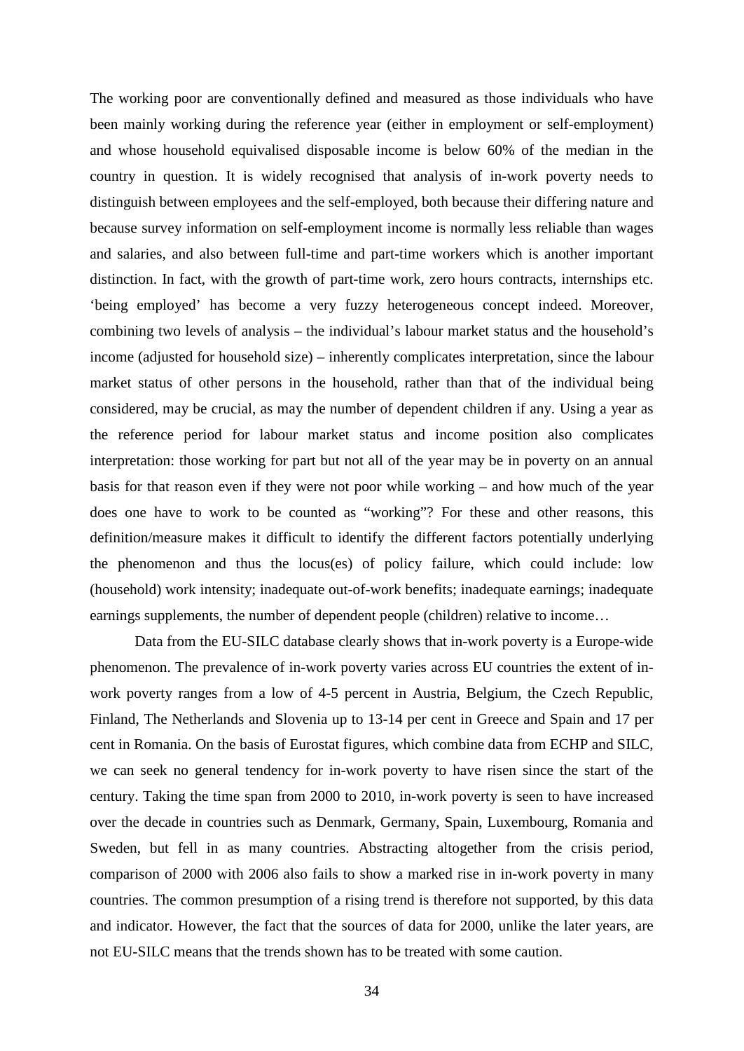The working poor are conventionally defined and measured as those individuals who have been mainly working during the reference year (either in employment or self-employment) and whose household equivalised disposable income is below 60% of the median in the country in question. It is widely recognised that analysis of in-work poverty needs to distinguish between employees and the self-employed, both because their differing nature and because survey information on self-employment income is normally less reliable than wages and salaries, and also between full-time and part-time workers which is another important distinction. In fact, with the growth of part-time work, zero hours contracts, internships etc. 'being employed' has become a very fuzzy heterogeneous concept indeed. Moreover, combining two levels of analysis – the individual's labour market status and the household's income (adjusted for household size) – inherently complicates interpretation, since the labour market status of other persons in the household, rather than that of the individual being considered, may be crucial, as may the number of dependent children if any. Using a year as the reference period for labour market status and income position also complicates interpretation: those working for part but not all of the year may be in poverty on an annual basis for that reason even if they were not poor while working – and how much of the year does one have to work to be counted as "working"? For these and other reasons, this definition/measure makes it difficult to identify the different factors potentially underlying the phenomenon and thus the locus(es) of policy failure, which could include: low (household) work intensity; inadequate out-of-work benefits; inadequate earnings; inadequate earnings supplements, the number of dependent people (children) relative to income…

Data from the EU-SILC database clearly shows that in-work poverty is a Europe-wide phenomenon. The prevalence of in-work poverty varies across EU countries the extent of in-work poverty ranges from a low of 4-5 percent in Austria, Belgium, the Czech Republic, Finland, The Netherlands and Slovenia up to 13-14 per cent in Greece and Spain and 17 per cent in Romania. On the basis of Eurostat figures, which combine data from ECHP and SILC, we can seek no general tendency for in-work poverty to have risen since the start of the century. Taking the time span from 2000 to 2010, in-work poverty is seen to have increased over the decade in countries such as Denmark, Germany, Spain, Luxembourg, Romania and Sweden, but fell in as many countries. Abstracting altogether from the crisis period, comparison of 2000 with 2006 also fails to show a marked rise in in-work poverty in many countries. The common presumption of a rising trend is therefore not supported, by this data and indicator. However, the fact that the sources of data for 2000, unlike the later years, are not EU-SILC means that the trends shown has to be treated with some caution.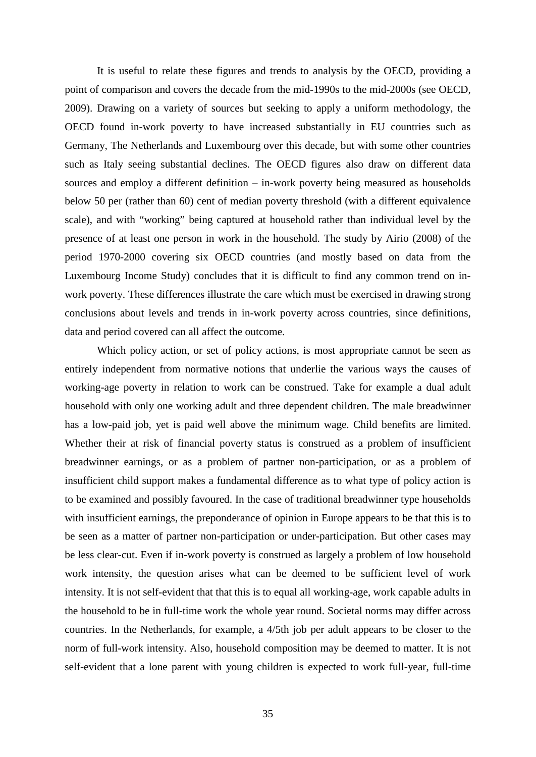It is useful to relate these figures and trends to analysis by the OECD, providing a point of comparison and covers the decade from the mid-1990s to the mid-2000s (see OECD, 2009). Drawing on a variety of sources but seeking to apply a uniform methodology, the OECD found in-work poverty to have increased substantially in EU countries such as Germany, The Netherlands and Luxembourg over this decade, but with some other countries such as Italy seeing substantial declines. The OECD figures also draw on different data sources and employ a different definition – in-work poverty being measured as households below 50 per (rather than 60) cent of median poverty threshold (with a different equivalence scale), and with "working" being captured at household rather than individual level by the presence of at least one person in work in the household. The study by Airio (2008) of the period 1970-2000 covering six OECD countries (and mostly based on data from the Luxembourg Income Study) concludes that it is difficult to find any common trend on in-work poverty. These differences illustrate the care which must be exercised in drawing strong conclusions about levels and trends in in-work poverty across countries, since definitions, data and period covered can all affect the outcome.

Which policy action, or set of policy actions, is most appropriate cannot be seen as entirely independent from normative notions that underlie the various ways the causes of working-age poverty in relation to work can be construed. Take for example a dual adult household with only one working adult and three dependent children. The male breadwinner has a low-paid job, yet is paid well above the minimum wage. Child benefits are limited. Whether their at risk of financial poverty status is construed as a problem of insufficient breadwinner earnings, or as a problem of partner non-participation, or as a problem of insufficient child support makes a fundamental difference as to what type of policy action is to be examined and possibly favoured. In the case of traditional breadwinner type households with insufficient earnings, the preponderance of opinion in Europe appears to be that this is to be seen as a matter of partner non-participation or under-participation. But other cases may be less clear-cut. Even if in-work poverty is construed as largely a problem of low household work intensity, the question arises what can be deemed to be sufficient level of work intensity. It is not self-evident that that this is to equal all working-age, work capable adults in the household to be in full-time work the whole year round. Societal norms may differ across countries. In the Netherlands, for example, a 4/5th job per adult appears to be closer to the norm of full-work intensity. Also, household composition may be deemed to matter. It is not self-evident that a lone parent with young children is expected to work full-year, full-time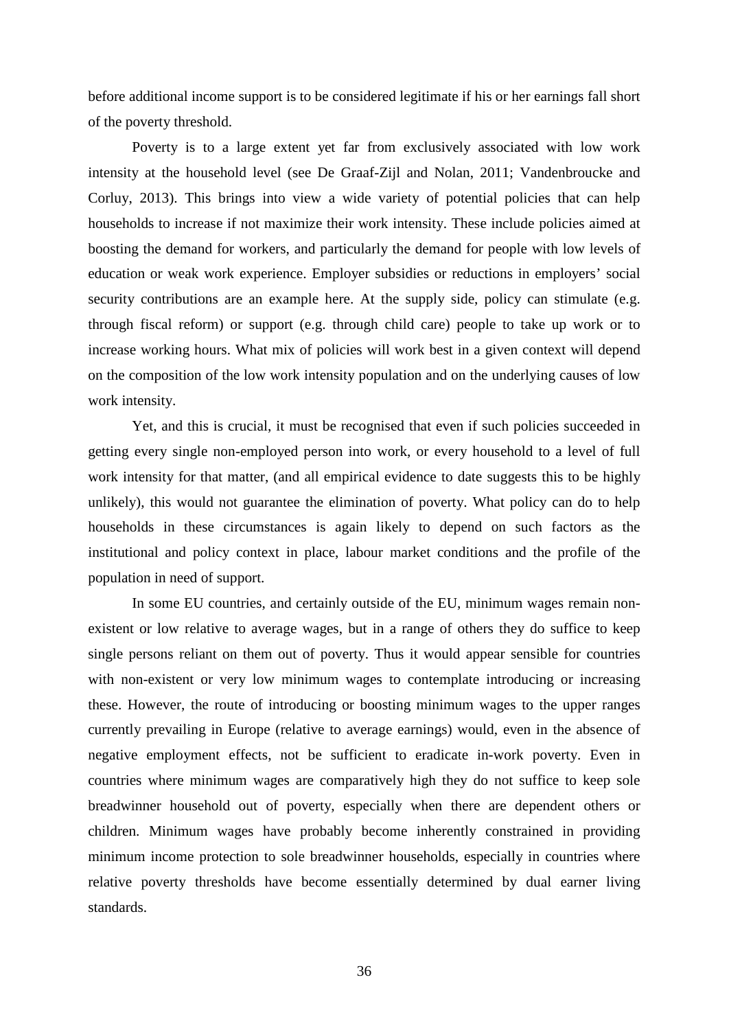before additional income support is to be considered legitimate if his or her earnings fall short of the poverty threshold.

Poverty is to a large extent yet far from exclusively associated with low work intensity at the household level (see De Graaf-Zijl and Nolan, 2011; Vandenbroucke and Corluy, 2013). This brings into view a wide variety of potential policies that can help households to increase if not maximize their work intensity. These include policies aimed at boosting the demand for workers, and particularly the demand for people with low levels of education or weak work experience. Employer subsidies or reductions in employers' social security contributions are an example here. At the supply side, policy can stimulate (e.g. through fiscal reform) or support (e.g. through child care) people to take up work or to increase working hours. What mix of policies will work best in a given context will depend on the composition of the low work intensity population and on the underlying causes of low work intensity.

Yet, and this is crucial, it must be recognised that even if such policies succeeded in getting every single non-employed person into work, or every household to a level of full work intensity for that matter, (and all empirical evidence to date suggests this to be highly unlikely), this would not guarantee the elimination of poverty. What policy can do to help households in these circumstances is again likely to depend on such factors as the institutional and policy context in place, labour market conditions and the profile of the population in need of support.

In some EU countries, and certainly outside of the EU, minimum wages remain non-existent or low relative to average wages, but in a range of others they do suffice to keep single persons reliant on them out of poverty. Thus it would appear sensible for countries with non-existent or very low minimum wages to contemplate introducing or increasing these. However, the route of introducing or boosting minimum wages to the upper ranges currently prevailing in Europe (relative to average earnings) would, even in the absence of negative employment effects, not be sufficient to eradicate in-work poverty. Even in countries where minimum wages are comparatively high they do not suffice to keep sole breadwinner household out of poverty, especially when there are dependent others or children. Minimum wages have probably become inherently constrained in providing minimum income protection to sole breadwinner households, especially in countries where relative poverty thresholds have become essentially determined by dual earner living standards.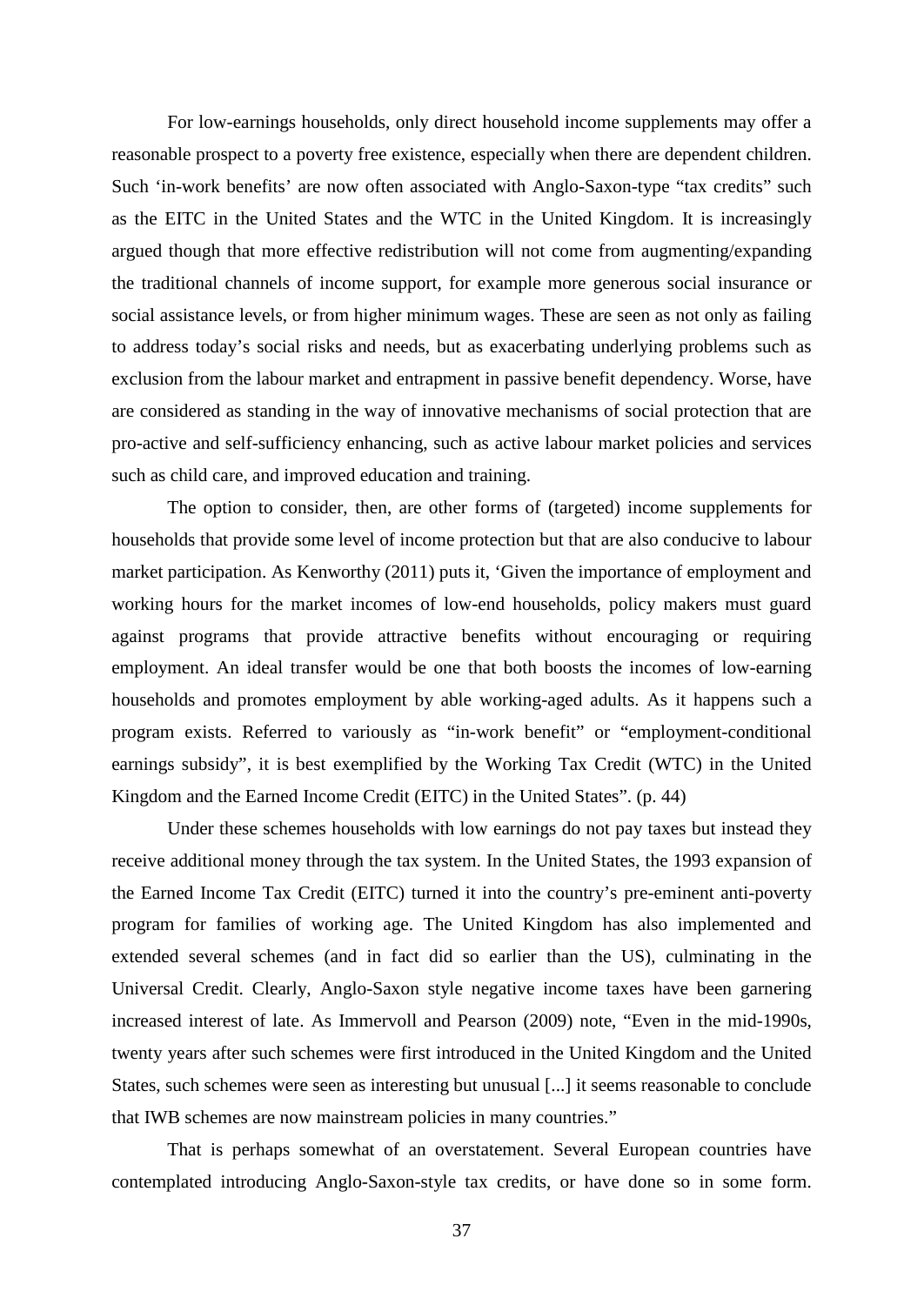For low-earnings households, only direct household income supplements may offer a reasonable prospect to a poverty free existence, especially when there are dependent children. Such 'in-work benefits' are now often associated with Anglo-Saxon-type "tax credits" such as the EITC in the United States and the WTC in the United Kingdom. It is increasingly argued though that more effective redistribution will not come from augmenting/expanding the traditional channels of income support, for example more generous social insurance or social assistance levels, or from higher minimum wages. These are seen as not only as failing to address today's social risks and needs, but as exacerbating underlying problems such as exclusion from the labour market and entrapment in passive benefit dependency. Worse, have are considered as standing in the way of innovative mechanisms of social protection that are pro-active and self-sufficiency enhancing, such as active labour market policies and services such as child care, and improved education and training.

The option to consider, then, are other forms of (targeted) income supplements for households that provide some level of income protection but that are also conducive to labour market participation. As Kenworthy (2011) puts it, 'Given the importance of employment and working hours for the market incomes of low-end households, policy makers must guard against programs that provide attractive benefits without encouraging or requiring employment. An ideal transfer would be one that both boosts the incomes of low-earning households and promotes employment by able working-aged adults. As it happens such a program exists. Referred to variously as "in-work benefit" or "employment-conditional earnings subsidy", it is best exemplified by the Working Tax Credit (WTC) in the United Kingdom and the Earned Income Credit (EITC) in the United States". (p. 44)

Under these schemes households with low earnings do not pay taxes but instead they receive additional money through the tax system. In the United States, the 1993 expansion of the Earned Income Tax Credit (EITC) turned it into the country's pre-eminent anti-poverty program for families of working age. The United Kingdom has also implemented and extended several schemes (and in fact did so earlier than the US), culminating in the Universal Credit. Clearly, Anglo-Saxon style negative income taxes have been garnering increased interest of late. As Immervoll and Pearson (2009) note, "Even in the mid-1990s, twenty years after such schemes were first introduced in the United Kingdom and the United States, such schemes were seen as interesting but unusual [...] it seems reasonable to conclude that IWB schemes are now mainstream policies in many countries."

That is perhaps somewhat of an overstatement. Several European countries have contemplated introducing Anglo-Saxon-style tax credits, or have done so in some form.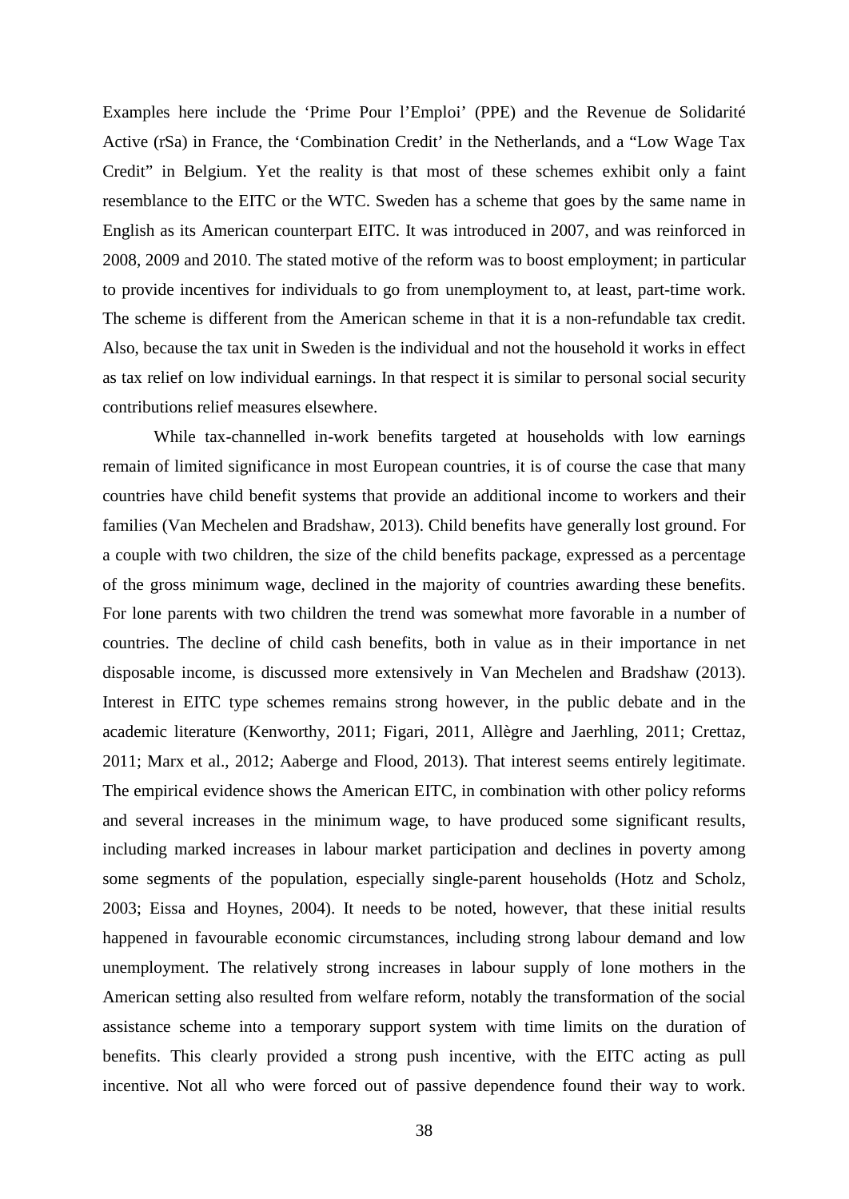Examples here include the 'Prime Pour l'Emploi' (PPE) and the Revenue de Solidarité Active (rSa) in France, the 'Combination Credit' in the Netherlands, and a "Low Wage Tax Credit" in Belgium. Yet the reality is that most of these schemes exhibit only a faint resemblance to the EITC or the WTC. Sweden has a scheme that goes by the same name in English as its American counterpart EITC. It was introduced in 2007, and was reinforced in 2008, 2009 and 2010. The stated motive of the reform was to boost employment; in particular to provide incentives for individuals to go from unemployment to, at least, part-time work. The scheme is different from the American scheme in that it is a non-refundable tax credit. Also, because the tax unit in Sweden is the individual and not the household it works in effect as tax relief on low individual earnings. In that respect it is similar to personal social security contributions relief measures elsewhere.

While tax-channelled in-work benefits targeted at households with low earnings remain of limited significance in most European countries, it is of course the case that many countries have child benefit systems that provide an additional income to workers and their families (Van Mechelen and Bradshaw, 2013). Child benefits have generally lost ground. For a couple with two children, the size of the child benefits package, expressed as a percentage of the gross minimum wage, declined in the majority of countries awarding these benefits. For lone parents with two children the trend was somewhat more favorable in a number of countries. The decline of child cash benefits, both in value as in their importance in net disposable income, is discussed more extensively in Van Mechelen and Bradshaw (2013). Interest in EITC type schemes remains strong however, in the public debate and in the academic literature (Kenworthy, 2011; Figari, 2011, Allègre and Jaerhling, 2011; Crettaz, 2011; Marx et al., 2012; Aaberge and Flood, 2013). That interest seems entirely legitimate. The empirical evidence shows the American EITC, in combination with other policy reforms and several increases in the minimum wage, to have produced some significant results, including marked increases in labour market participation and declines in poverty among some segments of the population, especially single-parent households (Hotz and Scholz, 2003; Eissa and Hoynes, 2004). It needs to be noted, however, that these initial results happened in favourable economic circumstances, including strong labour demand and low unemployment. The relatively strong increases in labour supply of lone mothers in the American setting also resulted from welfare reform, notably the transformation of the social assistance scheme into a temporary support system with time limits on the duration of benefits. This clearly provided a strong push incentive, with the EITC acting as pull incentive. Not all who were forced out of passive dependence found their way to work.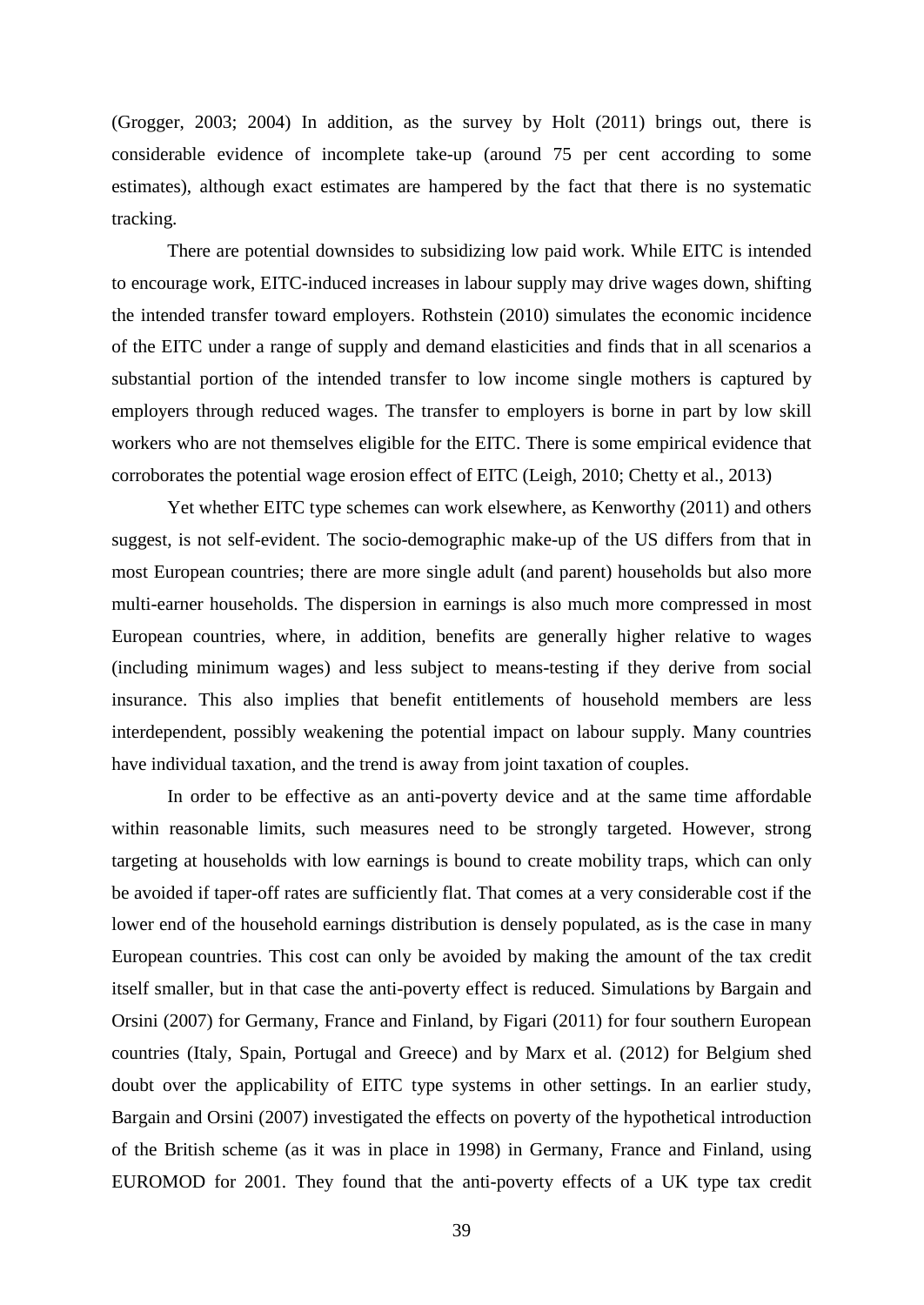(Grogger, 2003; 2004) In addition, as the survey by Holt (2011) brings out, there is considerable evidence of incomplete take-up (around 75 per cent according to some estimates), although exact estimates are hampered by the fact that there is no systematic tracking.

There are potential downsides to subsidizing low paid work. While EITC is intended to encourage work, EITC-induced increases in labour supply may drive wages down, shifting the intended transfer toward employers. Rothstein (2010) simulates the economic incidence of the EITC under a range of supply and demand elasticities and finds that in all scenarios a substantial portion of the intended transfer to low income single mothers is captured by employers through reduced wages. The transfer to employers is borne in part by low skill workers who are not themselves eligible for the EITC. There is some empirical evidence that corroborates the potential wage erosion effect of EITC (Leigh, 2010; Chetty et al., 2013)

Yet whether EITC type schemes can work elsewhere, as Kenworthy (2011) and others suggest, is not self-evident. The socio-demographic make-up of the US differs from that in most European countries; there are more single adult (and parent) households but also more multi-earner households. The dispersion in earnings is also much more compressed in most European countries, where, in addition, benefits are generally higher relative to wages (including minimum wages) and less subject to means-testing if they derive from social insurance. This also implies that benefit entitlements of household members are less interdependent, possibly weakening the potential impact on labour supply. Many countries have individual taxation, and the trend is away from joint taxation of couples.

In order to be effective as an anti-poverty device and at the same time affordable within reasonable limits, such measures need to be strongly targeted. However, strong targeting at households with low earnings is bound to create mobility traps, which can only be avoided if taper-off rates are sufficiently flat. That comes at a very considerable cost if the lower end of the household earnings distribution is densely populated, as is the case in many European countries. This cost can only be avoided by making the amount of the tax credit itself smaller, but in that case the anti-poverty effect is reduced. Simulations by Bargain and Orsini (2007) for Germany, France and Finland, by Figari (2011) for four southern European countries (Italy, Spain, Portugal and Greece) and by Marx et al. (2012) for Belgium shed doubt over the applicability of EITC type systems in other settings. In an earlier study, Bargain and Orsini (2007) investigated the effects on poverty of the hypothetical introduction of the British scheme (as it was in place in 1998) in Germany, France and Finland, using EUROMOD for 2001. They found that the anti-poverty effects of a UK type tax credit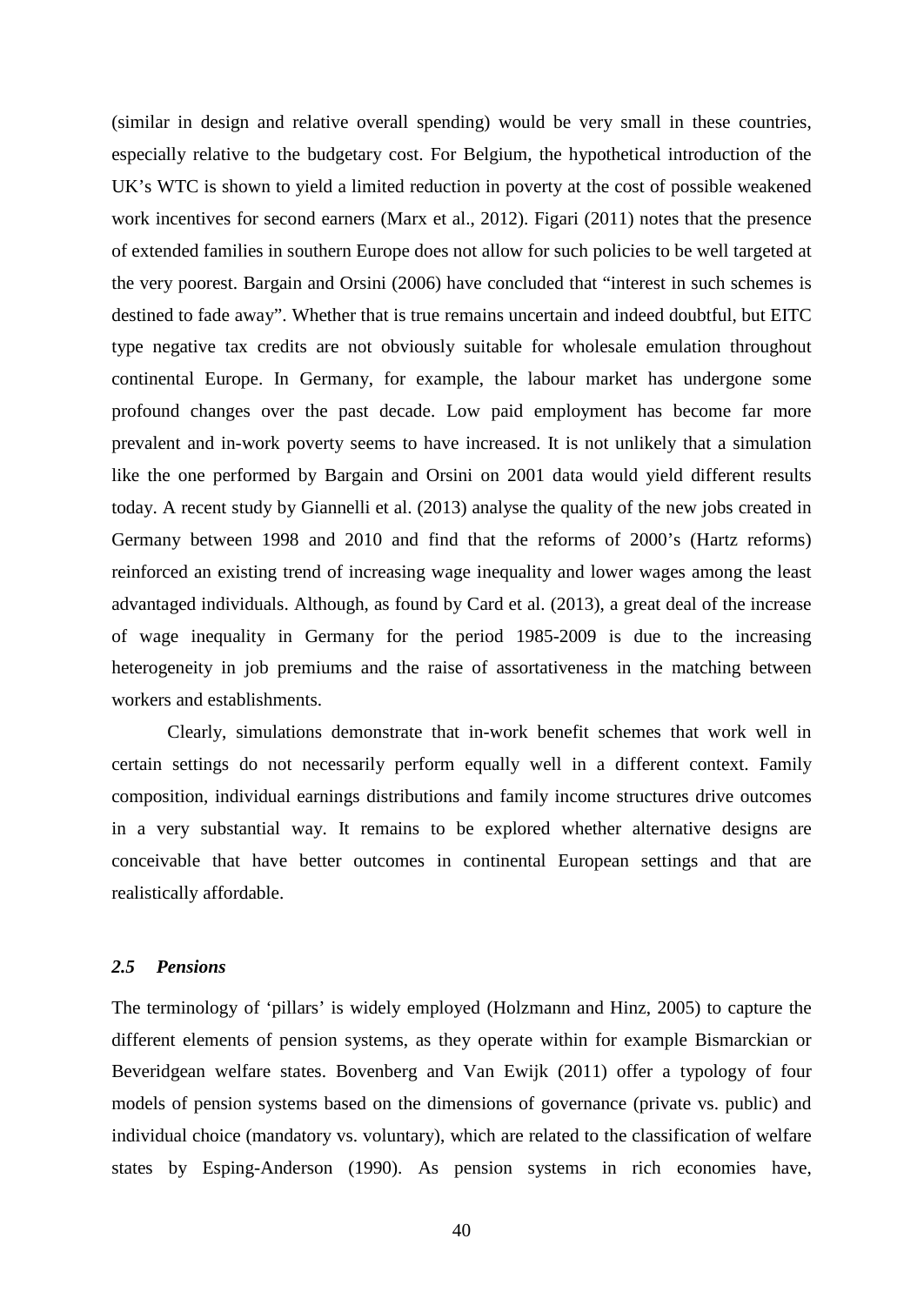(similar in design and relative overall spending) would be very small in these countries, especially relative to the budgetary cost. For Belgium, the hypothetical introduction of the UK's WTC is shown to yield a limited reduction in poverty at the cost of possible weakened work incentives for second earners (Marx et al., 2012). Figari (2011) notes that the presence of extended families in southern Europe does not allow for such policies to be well targeted at the very poorest. Bargain and Orsini (2006) have concluded that "interest in such schemes is destined to fade away". Whether that is true remains uncertain and indeed doubtful, but EITC type negative tax credits are not obviously suitable for wholesale emulation throughout continental Europe. In Germany, for example, the labour market has undergone some profound changes over the past decade. Low paid employment has become far more prevalent and in-work poverty seems to have increased. It is not unlikely that a simulation like the one performed by Bargain and Orsini on 2001 data would yield different results today. A recent study by Giannelli et al. (2013) analyse the quality of the new jobs created in Germany between 1998 and 2010 and find that the reforms of 2000's (Hartz reforms) reinforced an existing trend of increasing wage inequality and lower wages among the least advantaged individuals. Although, as found by Card et al. (2013), a great deal of the increase of wage inequality in Germany for the period 1985-2009 is due to the increasing heterogeneity in job premiums and the raise of assortativeness in the matching between workers and establishments.

Clearly, simulations demonstrate that in-work benefit schemes that work well in certain settings do not necessarily perform equally well in a different context. Family composition, individual earnings distributions and family income structures drive outcomes in a very substantial way. It remains to be explored whether alternative designs are conceivable that have better outcomes in continental European settings and that are realistically affordable.

### *2.5 Pensions*

The terminology of 'pillars' is widely employed (Holzmann and Hinz, 2005) to capture the different elements of pension systems, as they operate within for example Bismarckian or Beveridgean welfare states. Bovenberg and Van Ewijk (2011) offer a typology of four models of pension systems based on the dimensions of governance (private vs. public) and individual choice (mandatory vs. voluntary), which are related to the classification of welfare states by Esping-Anderson (1990). As pension systems in rich economies have,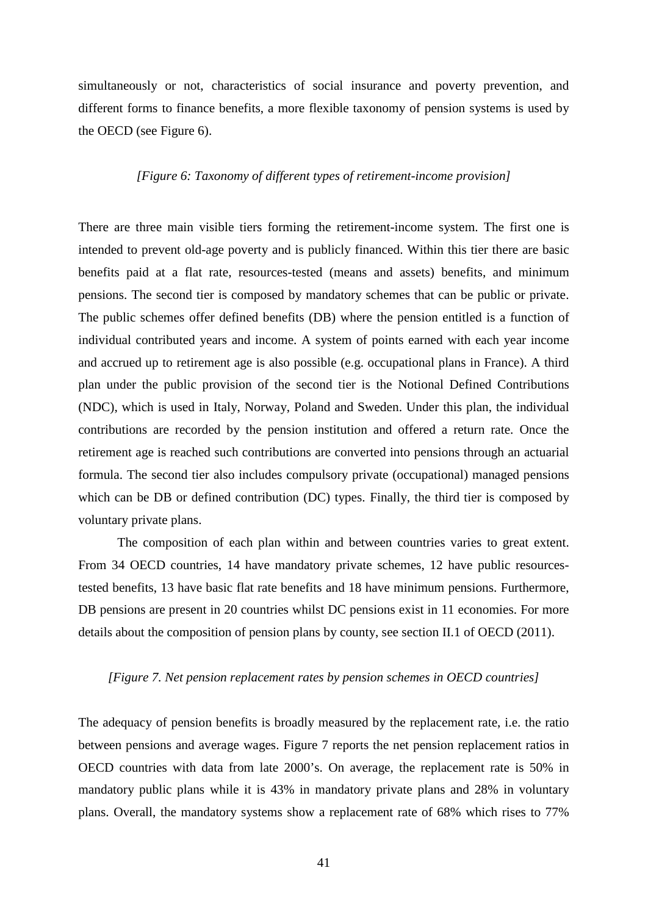simultaneously or not, characteristics of social insurance and poverty prevention, and different forms to finance benefits, a more flexible taxonomy of pension systems is used by the OECD (see Figure 6).

*[Figure 6: Taxonomy of different types of retirement-income provision]*

There are three main visible tiers forming the retirement-income system. The first one is intended to prevent old-age poverty and is publicly financed. Within this tier there are basic benefits paid at a flat rate, resources-tested (means and assets) benefits, and minimum pensions. The second tier is composed by mandatory schemes that can be public or private. The public schemes offer defined benefits (DB) where the pension entitled is a function of individual contributed years and income. A system of points earned with each year income and accrued up to retirement age is also possible (e.g. occupational plans in France). A third plan under the public provision of the second tier is the Notional Defined Contributions (NDC), which is used in Italy, Norway, Poland and Sweden. Under this plan, the individual contributions are recorded by the pension institution and offered a return rate. Once the retirement age is reached such contributions are converted into pensions through an actuarial formula. The second tier also includes compulsory private (occupational) managed pensions which can be DB or defined contribution (DC) types. Finally, the third tier is composed by voluntary private plans.

The composition of each plan within and between countries varies to great extent. From 34 OECD countries, 14 have mandatory private schemes, 12 have public resources-tested benefits, 13 have basic flat rate benefits and 18 have minimum pensions. Furthermore, DB pensions are present in 20 countries whilst DC pensions exist in 11 economies. For more details about the composition of pension plans by county, see section II.1 of OECD (2011).

*[Figure 7. Net pension replacement rates by pension schemes in OECD countries]*

The adequacy of pension benefits is broadly measured by the replacement rate, i.e. the ratio between pensions and average wages. Figure 7 reports the net pension replacement ratios in OECD countries with data from late 2000's. On average, the replacement rate is 50% in mandatory public plans while it is 43% in mandatory private plans and 28% in voluntary plans. Overall, the mandatory systems show a replacement rate of 68% which rises to 77%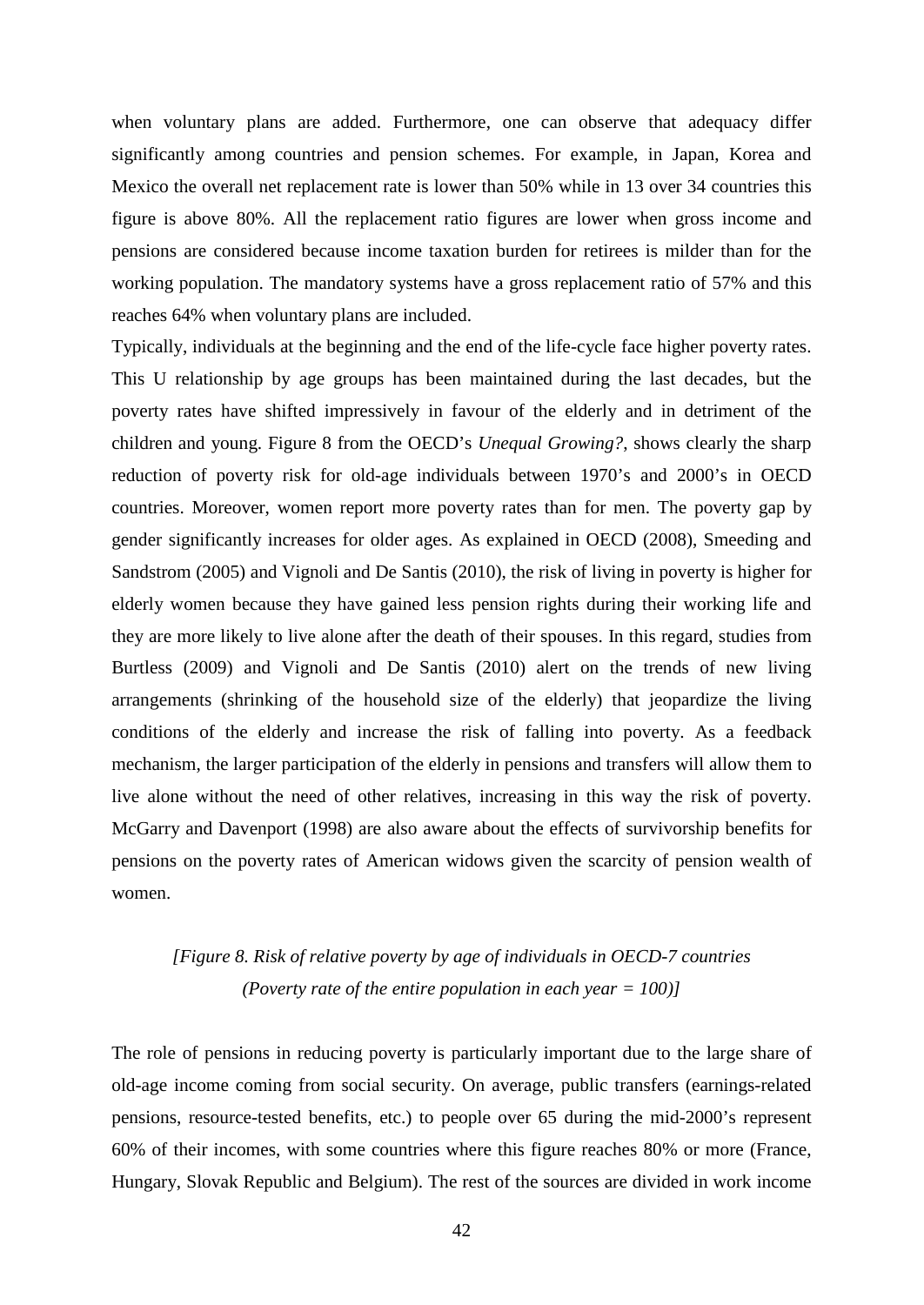when voluntary plans are added. Furthermore, one can observe that adequacy differ significantly among countries and pension schemes. For example, in Japan, Korea and Mexico the overall net replacement rate is lower than 50% while in 13 over 34 countries this figure is above 80%. All the replacement ratio figures are lower when gross income and pensions are considered because income taxation burden for retirees is milder than for the working population. The mandatory systems have a gross replacement ratio of 57% and this reaches 64% when voluntary plans are included.

Typically, individuals at the beginning and the end of the life-cycle face higher poverty rates. This U relationship by age groups has been maintained during the last decades, but the poverty rates have shifted impressively in favour of the elderly and in detriment of the children and young. Figure 8 from the OECD's *Unequal Growing?*, shows clearly the sharp reduction of poverty risk for old-age individuals between 1970's and 2000's in OECD countries. Moreover, women report more poverty rates than for men. The poverty gap by gender significantly increases for older ages. As explained in OECD (2008), Smeeding and Sandstrom (2005) and Vignoli and De Santis (2010), the risk of living in poverty is higher for elderly women because they have gained less pension rights during their working life and they are more likely to live alone after the death of their spouses. In this regard, studies from Burtless (2009) and Vignoli and De Santis (2010) alert on the trends of new living arrangements (shrinking of the household size of the elderly) that jeopardize the living conditions of the elderly and increase the risk of falling into poverty. As a feedback mechanism, the larger participation of the elderly in pensions and transfers will allow them to live alone without the need of other relatives, increasing in this way the risk of poverty. McGarry and Davenport (1998) are also aware about the effects of survivorship benefits for pensions on the poverty rates of American widows given the scarcity of pension wealth of women.

*[Figure 8. Risk of relative poverty by age of individuals in OECD-7 countries (Poverty rate of the entire population in each year = 100)]*

The role of pensions in reducing poverty is particularly important due to the large share of old-age income coming from social security. On average, public transfers (earnings-related pensions, resource-tested benefits, etc.) to people over 65 during the mid-2000's represent 60% of their incomes, with some countries where this figure reaches 80% or more (France, Hungary, Slovak Republic and Belgium). The rest of the sources are divided in work income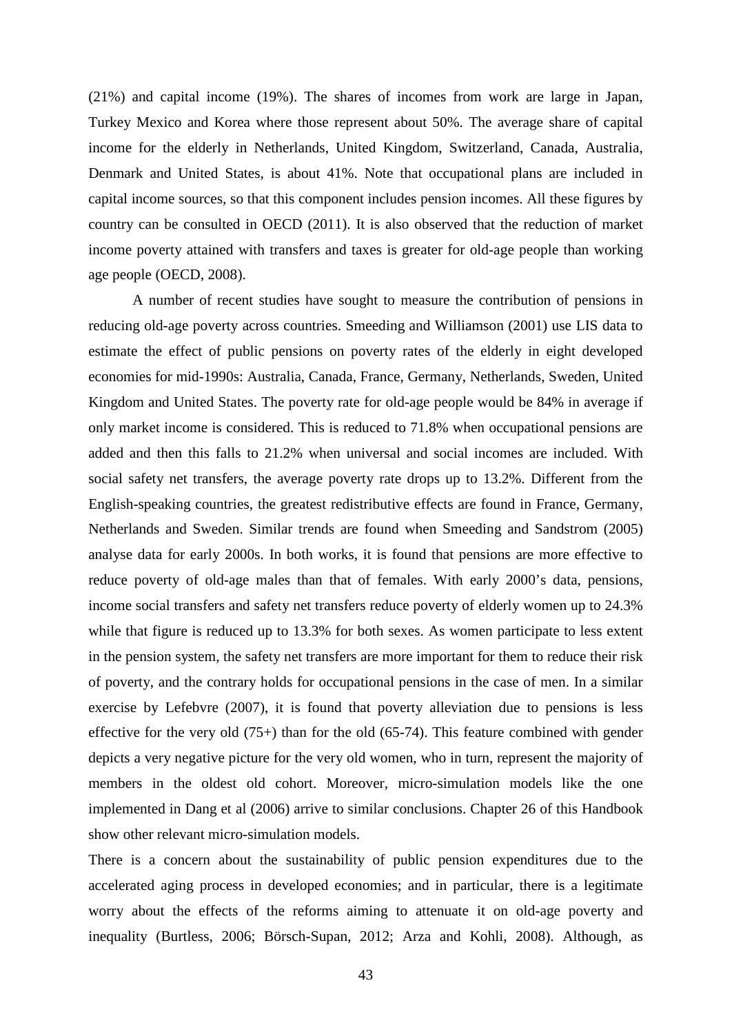(21%) and capital income (19%). The shares of incomes from work are large in Japan, Turkey Mexico and Korea where those represent about 50%. The average share of capital income for the elderly in Netherlands, United Kingdom, Switzerland, Canada, Australia, Denmark and United States, is about 41%. Note that occupational plans are included in capital income sources, so that this component includes pension incomes. All these figures by country can be consulted in OECD (2011). It is also observed that the reduction of market income poverty attained with transfers and taxes is greater for old-age people than working age people (OECD, 2008).

A number of recent studies have sought to measure the contribution of pensions in reducing old-age poverty across countries. Smeeding and Williamson (2001) use LIS data to estimate the effect of public pensions on poverty rates of the elderly in eight developed economies for mid-1990s: Australia, Canada, France, Germany, Netherlands, Sweden, United Kingdom and United States. The poverty rate for old-age people would be 84% in average if only market income is considered. This is reduced to 71.8% when occupational pensions are added and then this falls to 21.2% when universal and social incomes are included. With social safety net transfers, the average poverty rate drops up to 13.2%. Different from the English-speaking countries, the greatest redistributive effects are found in France, Germany, Netherlands and Sweden. Similar trends are found when Smeeding and Sandstrom (2005) analyse data for early 2000s. In both works, it is found that pensions are more effective to reduce poverty of old-age males than that of females. With early 2000's data, pensions, income social transfers and safety net transfers reduce poverty of elderly women up to 24.3% while that figure is reduced up to 13.3% for both sexes. As women participate to less extent in the pension system, the safety net transfers are more important for them to reduce their risk of poverty, and the contrary holds for occupational pensions in the case of men. In a similar exercise by Lefebvre (2007), it is found that poverty alleviation due to pensions is less effective for the very old (75+) than for the old (65-74). This feature combined with gender depicts a very negative picture for the very old women, who in turn, represent the majority of members in the oldest old cohort. Moreover, micro-simulation models like the one implemented in Dang et al (2006) arrive to similar conclusions. Chapter 26 of this Handbook show other relevant micro-simulation models.

There is a concern about the sustainability of public pension expenditures due to the accelerated aging process in developed economies; and in particular, there is a legitimate worry about the effects of the reforms aiming to attenuate it on old-age poverty and inequality (Burtless, 2006; Börsch-Supan, 2012; Arza and Kohli, 2008). Although, as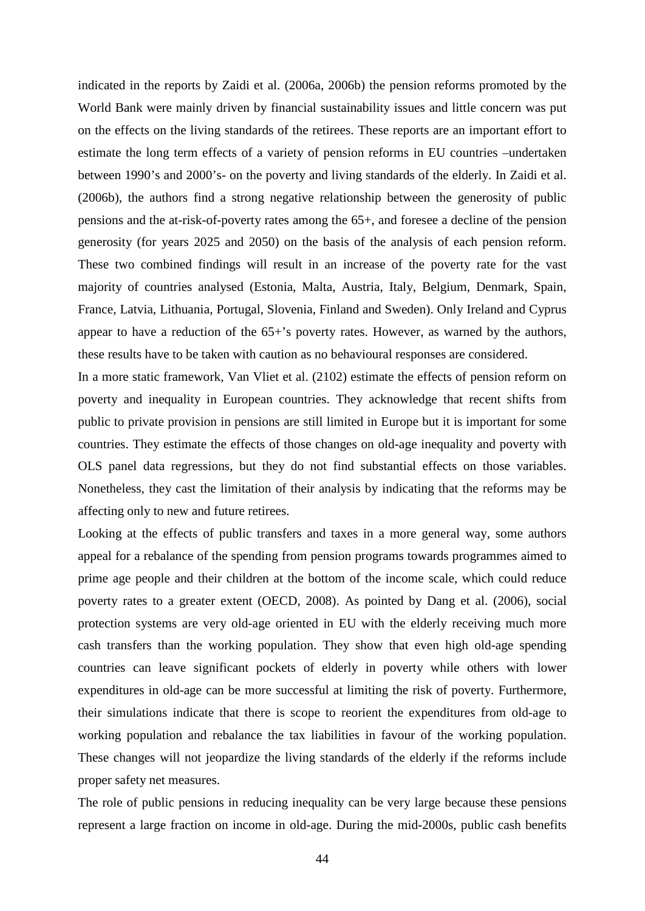indicated in the reports by Zaidi et al. (2006a, 2006b) the pension reforms promoted by the World Bank were mainly driven by financial sustainability issues and little concern was put on the effects on the living standards of the retirees. These reports are an important effort to estimate the long term effects of a variety of pension reforms in EU countries –undertaken between 1990's and 2000's- on the poverty and living standards of the elderly. In Zaidi et al. (2006b), the authors find a strong negative relationship between the generosity of public pensions and the at-risk-of-poverty rates among the 65+, and foresee a decline of the pension generosity (for years 2025 and 2050) on the basis of the analysis of each pension reform. These two combined findings will result in an increase of the poverty rate for the vast majority of countries analysed (Estonia, Malta, Austria, Italy, Belgium, Denmark, Spain, France, Latvia, Lithuania, Portugal, Slovenia, Finland and Sweden). Only Ireland and Cyprus appear to have a reduction of the 65+'s poverty rates. However, as warned by the authors, these results have to be taken with caution as no behavioural responses are considered.

In a more static framework, Van Vliet et al. (2102) estimate the effects of pension reform on poverty and inequality in European countries. They acknowledge that recent shifts from public to private provision in pensions are still limited in Europe but it is important for some countries. They estimate the effects of those changes on old-age inequality and poverty with OLS panel data regressions, but they do not find substantial effects on those variables. Nonetheless, they cast the limitation of their analysis by indicating that the reforms may be affecting only to new and future retirees.

Looking at the effects of public transfers and taxes in a more general way, some authors appeal for a rebalance of the spending from pension programs towards programmes aimed to prime age people and their children at the bottom of the income scale, which could reduce poverty rates to a greater extent (OECD, 2008). As pointed by Dang et al. (2006), social protection systems are very old-age oriented in EU with the elderly receiving much more cash transfers than the working population. They show that even high old-age spending countries can leave significant pockets of elderly in poverty while others with lower expenditures in old-age can be more successful at limiting the risk of poverty. Furthermore, their simulations indicate that there is scope to reorient the expenditures from old-age to working population and rebalance the tax liabilities in favour of the working population. These changes will not jeopardize the living standards of the elderly if the reforms include proper safety net measures.

The role of public pensions in reducing inequality can be very large because these pensions represent a large fraction on income in old-age. During the mid-2000s, public cash benefits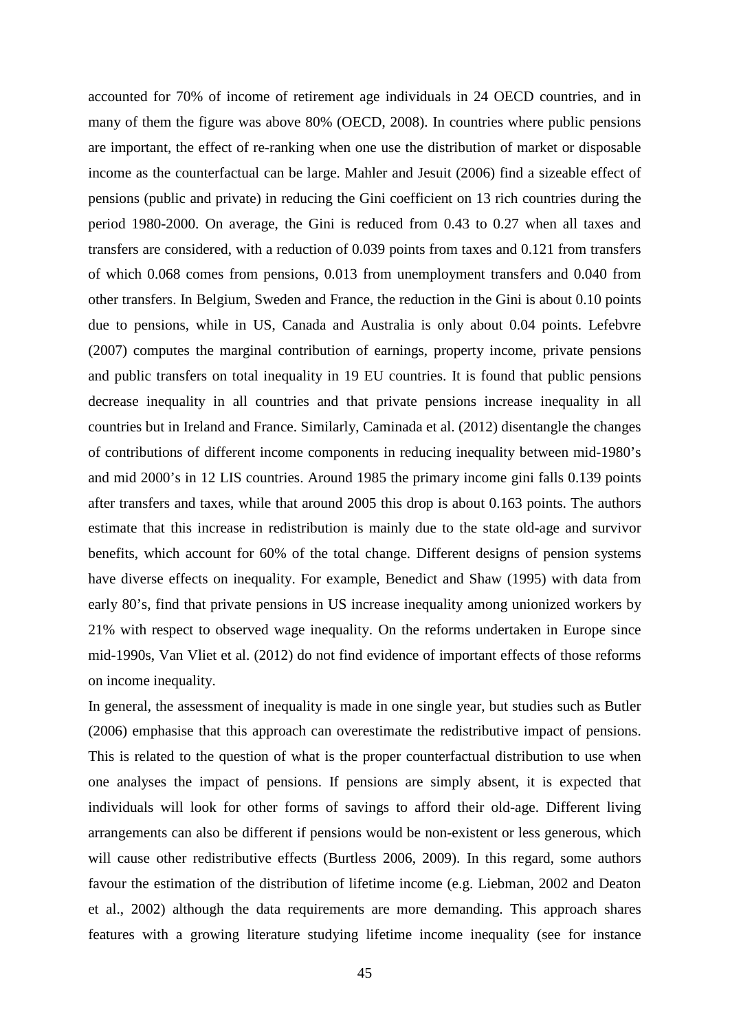accounted for 70% of income of retirement age individuals in 24 OECD countries, and in many of them the figure was above 80% (OECD, 2008). In countries where public pensions are important, the effect of re-ranking when one use the distribution of market or disposable income as the counterfactual can be large. Mahler and Jesuit (2006) find a sizeable effect of pensions (public and private) in reducing the Gini coefficient on 13 rich countries during the period 1980-2000. On average, the Gini is reduced from 0.43 to 0.27 when all taxes and transfers are considered, with a reduction of 0.039 points from taxes and 0.121 from transfers of which 0.068 comes from pensions, 0.013 from unemployment transfers and 0.040 from other transfers. In Belgium, Sweden and France, the reduction in the Gini is about 0.10 points due to pensions, while in US, Canada and Australia is only about 0.04 points. Lefebvre (2007) computes the marginal contribution of earnings, property income, private pensions and public transfers on total inequality in 19 EU countries. It is found that public pensions decrease inequality in all countries and that private pensions increase inequality in all countries but in Ireland and France. Similarly, Caminada et al. (2012) disentangle the changes of contributions of different income components in reducing inequality between mid-1980's and mid 2000's in 12 LIS countries. Around 1985 the primary income gini falls 0.139 points after transfers and taxes, while that around 2005 this drop is about 0.163 points. The authors estimate that this increase in redistribution is mainly due to the state old-age and survivor benefits, which account for 60% of the total change. Different designs of pension systems have diverse effects on inequality. For example, Benedict and Shaw (1995) with data from early 80's, find that private pensions in US increase inequality among unionized workers by 21% with respect to observed wage inequality. On the reforms undertaken in Europe since mid-1990s, Van Vliet et al. (2012) do not find evidence of important effects of those reforms on income inequality.

In general, the assessment of inequality is made in one single year, but studies such as Butler (2006) emphasise that this approach can overestimate the redistributive impact of pensions. This is related to the question of what is the proper counterfactual distribution to use when one analyses the impact of pensions. If pensions are simply absent, it is expected that individuals will look for other forms of savings to afford their old-age. Different living arrangements can also be different if pensions would be non-existent or less generous, which will cause other redistributive effects (Burtless 2006, 2009). In this regard, some authors favour the estimation of the distribution of lifetime income (e.g. Liebman, 2002 and Deaton et al., 2002) although the data requirements are more demanding. This approach shares features with a growing literature studying lifetime income inequality (see for instance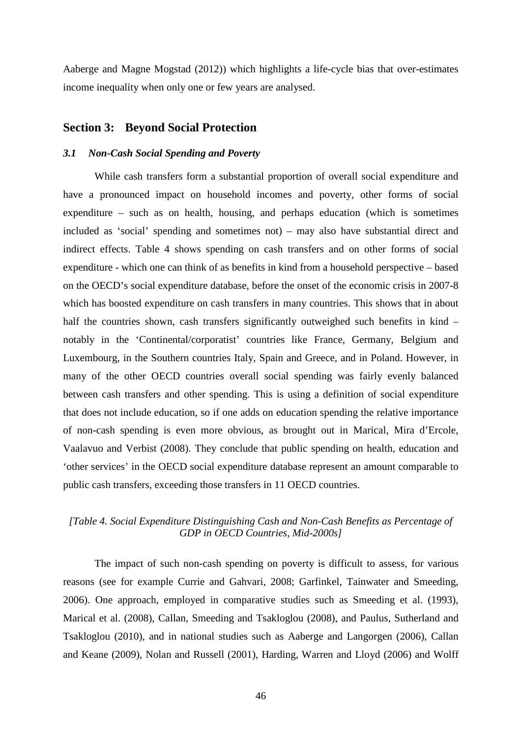Aaberge and Magne Mogstad (2012)) which highlights a life-cycle bias that over-estimates income inequality when only one or few years are analysed.

## Section 3: Beyond Social Protection

### *3.1 Non-Cash Social Spending and Poverty*

While cash transfers form a substantial proportion of overall social expenditure and have a pronounced impact on household incomes and poverty, other forms of social expenditure – such as on health, housing, and perhaps education (which is sometimes included as 'social' spending and sometimes not) – may also have substantial direct and indirect effects. Table 4 shows spending on cash transfers and on other forms of social expenditure - which one can think of as benefits in kind from a household perspective – based on the OECD's social expenditure database, before the onset of the economic crisis in 2007-8 which has boosted expenditure on cash transfers in many countries. This shows that in about half the countries shown, cash transfers significantly outweighed such benefits in kind – notably in the 'Continental/corporatist' countries like France, Germany, Belgium and Luxembourg, in the Southern countries Italy, Spain and Greece, and in Poland. However, in many of the other OECD countries overall social spending was fairly evenly balanced between cash transfers and other spending. This is using a definition of social expenditure that does not include education, so if one adds on education spending the relative importance of non-cash spending is even more obvious, as brought out in Marical, Mira d'Ercole, Vaalavuo and Verbist (2008). They conclude that public spending on health, education and 'other services' in the OECD social expenditure database represent an amount comparable to public cash transfers, exceeding those transfers in 11 OECD countries.

*[Table 4. Social Expenditure Distinguishing Cash and Non-Cash Benefits as Percentage of GDP in OECD Countries, Mid-2000s]*

The impact of such non-cash spending on poverty is difficult to assess, for various reasons (see for example Currie and Gahvari, 2008; Garfinkel, Tainwater and Smeeding, 2006). One approach, employed in comparative studies such as Smeeding et al. (1993), Marical et al. (2008), Callan, Smeeding and Tsakloglou (2008), and Paulus, Sutherland and Tsakloglou (2010), and in national studies such as Aaberge and Langorgen (2006), Callan and Keane (2009), Nolan and Russell (2001), Harding, Warren and Lloyd (2006) and Wolff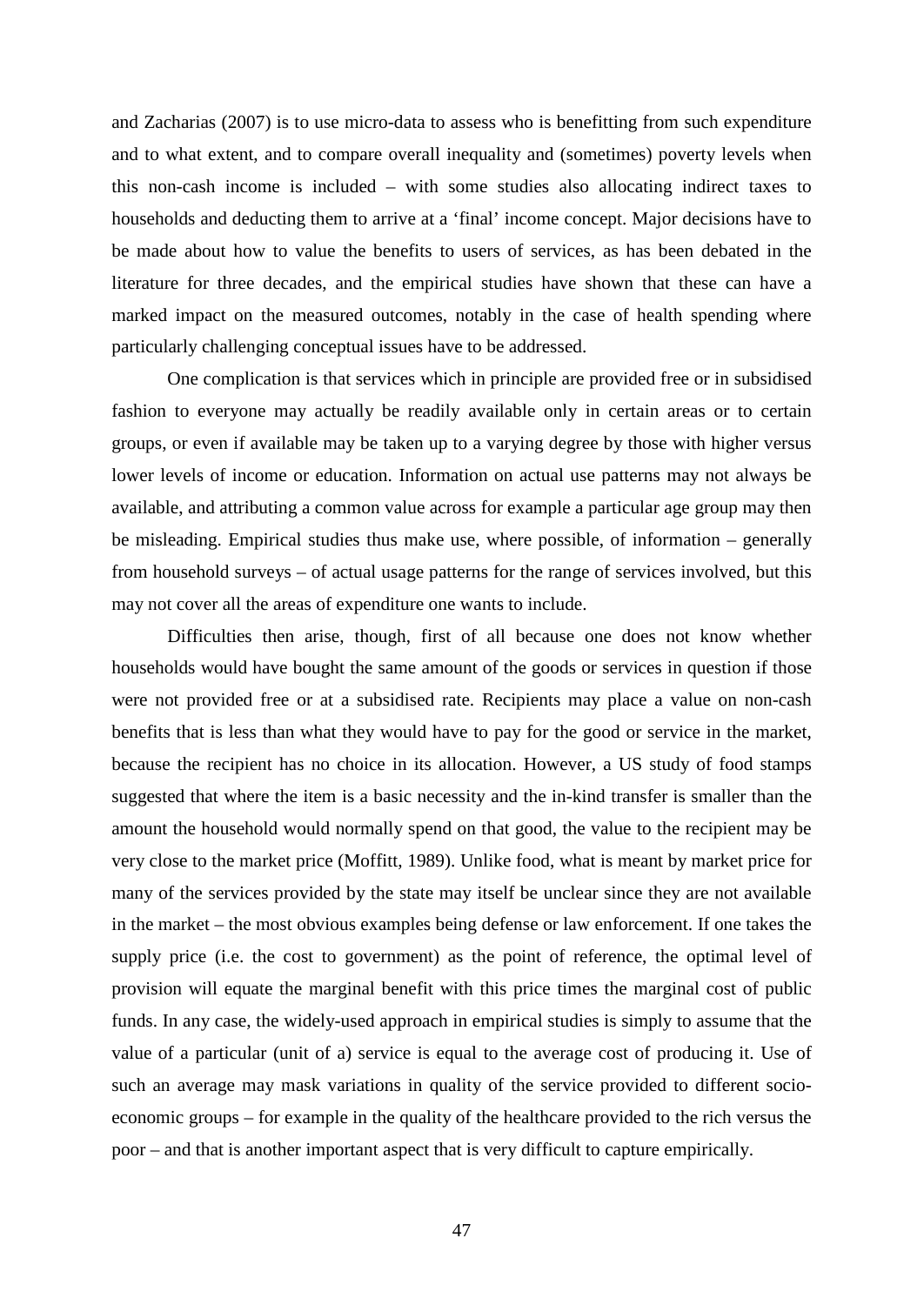and Zacharias (2007) is to use micro-data to assess who is benefitting from such expenditure and to what extent, and to compare overall inequality and (sometimes) poverty levels when this non-cash income is included – with some studies also allocating indirect taxes to households and deducting them to arrive at a 'final' income concept. Major decisions have to be made about how to value the benefits to users of services, as has been debated in the literature for three decades, and the empirical studies have shown that these can have a marked impact on the measured outcomes, notably in the case of health spending where particularly challenging conceptual issues have to be addressed.

One complication is that services which in principle are provided free or in subsidised fashion to everyone may actually be readily available only in certain areas or to certain groups, or even if available may be taken up to a varying degree by those with higher versus lower levels of income or education. Information on actual use patterns may not always be available, and attributing a common value across for example a particular age group may then be misleading. Empirical studies thus make use, where possible, of information – generally from household surveys – of actual usage patterns for the range of services involved, but this may not cover all the areas of expenditure one wants to include.

Difficulties then arise, though, first of all because one does not know whether households would have bought the same amount of the goods or services in question if those were not provided free or at a subsidised rate. Recipients may place a value on non-cash benefits that is less than what they would have to pay for the good or service in the market, because the recipient has no choice in its allocation. However, a US study of food stamps suggested that where the item is a basic necessity and the in-kind transfer is smaller than the amount the household would normally spend on that good, the value to the recipient may be very close to the market price (Moffitt, 1989). Unlike food, what is meant by market price for many of the services provided by the state may itself be unclear since they are not available in the market – the most obvious examples being defense or law enforcement. If one takes the supply price (i.e. the cost to government) as the point of reference, the optimal level of provision will equate the marginal benefit with this price times the marginal cost of public funds. In any case, the widely-used approach in empirical studies is simply to assume that the value of a particular (unit of a) service is equal to the average cost of producing it. Use of such an average may mask variations in quality of the service provided to different socio-economic groups – for example in the quality of the healthcare provided to the rich versus the poor – and that is another important aspect that is very difficult to capture empirically.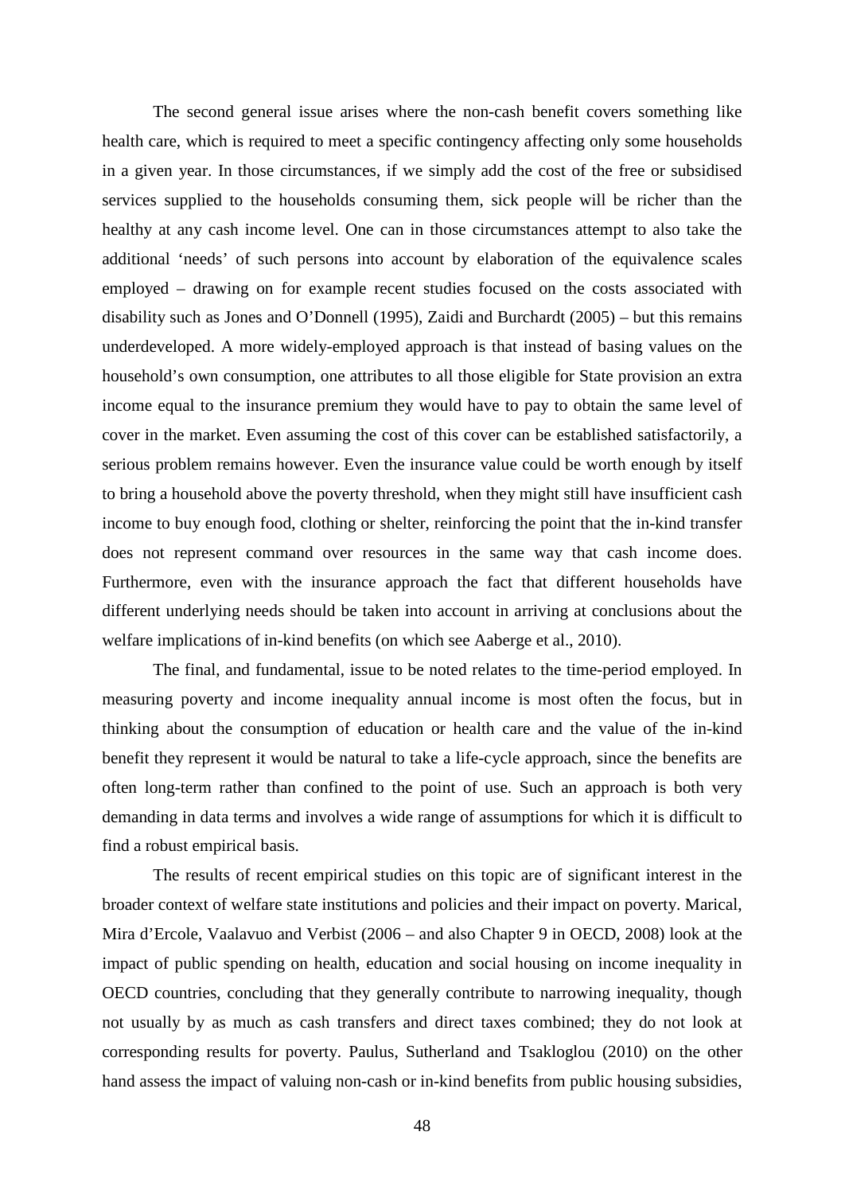The second general issue arises where the non-cash benefit covers something like health care, which is required to meet a specific contingency affecting only some households in a given year. In those circumstances, if we simply add the cost of the free or subsidised services supplied to the households consuming them, sick people will be richer than the healthy at any cash income level. One can in those circumstances attempt to also take the additional 'needs' of such persons into account by elaboration of the equivalence scales employed – drawing on for example recent studies focused on the costs associated with disability such as Jones and O'Donnell (1995), Zaidi and Burchardt (2005) – but this remains underdeveloped. A more widely-employed approach is that instead of basing values on the household's own consumption, one attributes to all those eligible for State provision an extra income equal to the insurance premium they would have to pay to obtain the same level of cover in the market. Even assuming the cost of this cover can be established satisfactorily, a serious problem remains however. Even the insurance value could be worth enough by itself to bring a household above the poverty threshold, when they might still have insufficient cash income to buy enough food, clothing or shelter, reinforcing the point that the in-kind transfer does not represent command over resources in the same way that cash income does. Furthermore, even with the insurance approach the fact that different households have different underlying needs should be taken into account in arriving at conclusions about the welfare implications of in-kind benefits (on which see Aaberge et al., 2010).

The final, and fundamental, issue to be noted relates to the time-period employed. In measuring poverty and income inequality annual income is most often the focus, but in thinking about the consumption of education or health care and the value of the in-kind benefit they represent it would be natural to take a life-cycle approach, since the benefits are often long-term rather than confined to the point of use. Such an approach is both very demanding in data terms and involves a wide range of assumptions for which it is difficult to find a robust empirical basis.

The results of recent empirical studies on this topic are of significant interest in the broader context of welfare state institutions and policies and their impact on poverty. Marical, Mira d'Ercole, Vaalavuo and Verbist (2006 – and also Chapter 9 in OECD, 2008) look at the impact of public spending on health, education and social housing on income inequality in OECD countries, concluding that they generally contribute to narrowing inequality, though not usually by as much as cash transfers and direct taxes combined; they do not look at corresponding results for poverty. Paulus, Sutherland and Tsakloglou (2010) on the other hand assess the impact of valuing non-cash or in-kind benefits from public housing subsidies,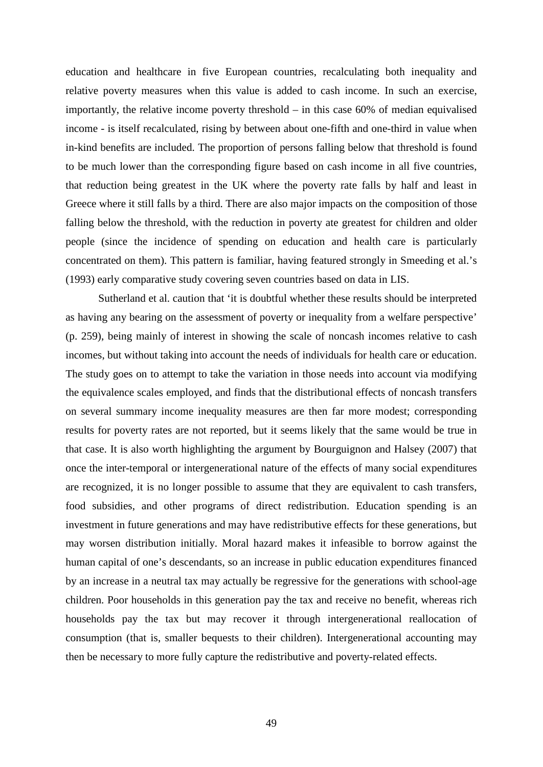education and healthcare in five European countries, recalculating both inequality and relative poverty measures when this value is added to cash income. In such an exercise, importantly, the relative income poverty threshold – in this case 60% of median equivalised income - is itself recalculated, rising by between about one-fifth and one-third in value when in-kind benefits are included. The proportion of persons falling below that threshold is found to be much lower than the corresponding figure based on cash income in all five countries, that reduction being greatest in the UK where the poverty rate falls by half and least in Greece where it still falls by a third. There are also major impacts on the composition of those falling below the threshold, with the reduction in poverty ate greatest for children and older people (since the incidence of spending on education and health care is particularly concentrated on them). This pattern is familiar, having featured strongly in Smeeding et al.'s (1993) early comparative study covering seven countries based on data in LIS.

Sutherland et al. caution that 'it is doubtful whether these results should be interpreted as having any bearing on the assessment of poverty or inequality from a welfare perspective' (p. 259), being mainly of interest in showing the scale of noncash incomes relative to cash incomes, but without taking into account the needs of individuals for health care or education. The study goes on to attempt to take the variation in those needs into account via modifying the equivalence scales employed, and finds that the distributional effects of noncash transfers on several summary income inequality measures are then far more modest; corresponding results for poverty rates are not reported, but it seems likely that the same would be true in that case. It is also worth highlighting the argument by Bourguignon and Halsey (2007) that once the inter-temporal or intergenerational nature of the effects of many social expenditures are recognized, it is no longer possible to assume that they are equivalent to cash transfers, food subsidies, and other programs of direct redistribution. Education spending is an investment in future generations and may have redistributive effects for these generations, but may worsen distribution initially. Moral hazard makes it infeasible to borrow against the human capital of one's descendants, so an increase in public education expenditures financed by an increase in a neutral tax may actually be regressive for the generations with school-age children. Poor households in this generation pay the tax and receive no benefit, whereas rich households pay the tax but may recover it through intergenerational reallocation of consumption (that is, smaller bequests to their children). Intergenerational accounting may then be necessary to more fully capture the redistributive and poverty-related effects.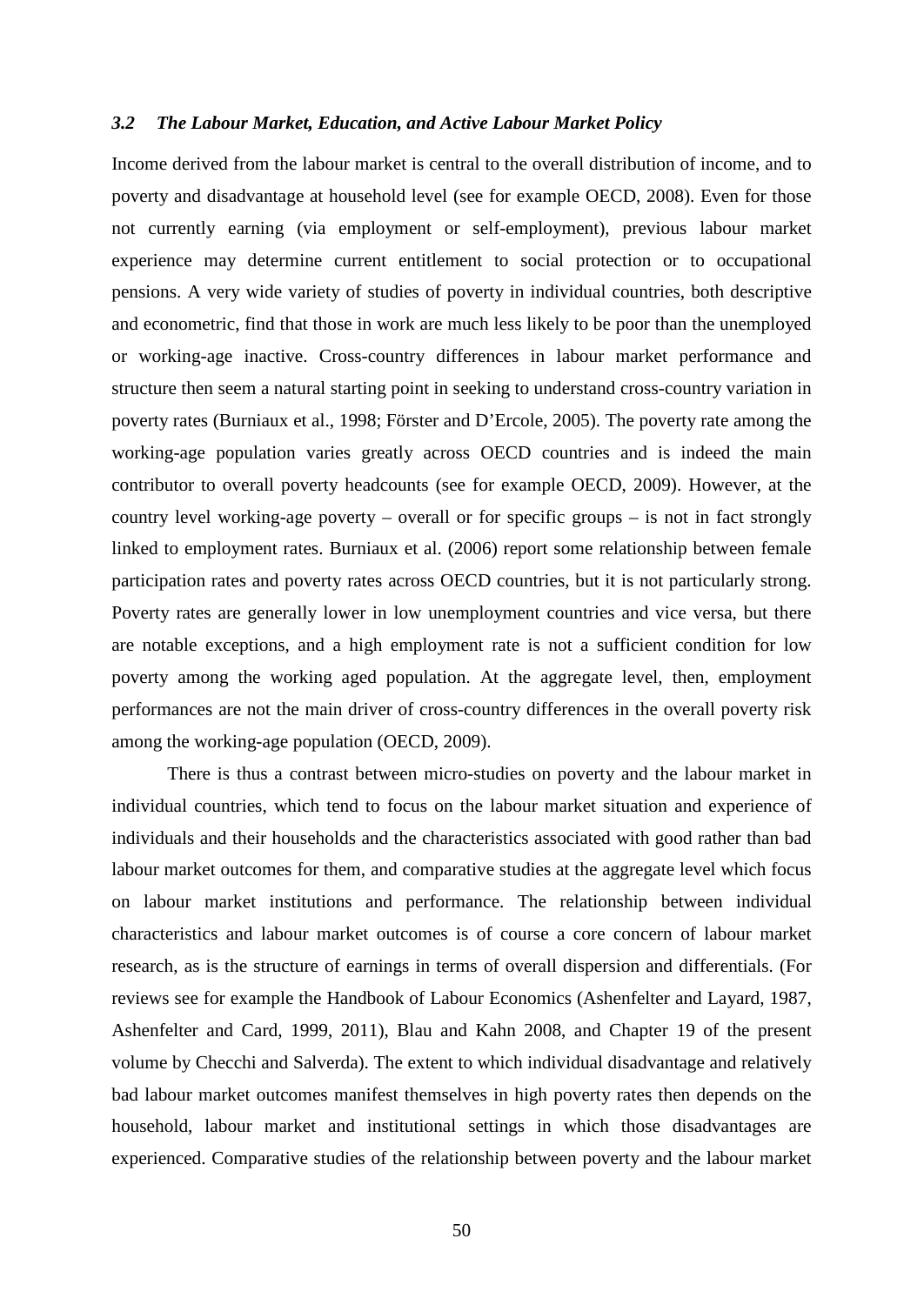### *3.2 The Labour Market, Education, and Active Labour Market Policy*

Income derived from the labour market is central to the overall distribution of income, and to poverty and disadvantage at household level (see for example OECD, 2008). Even for those not currently earning (via employment or self-employment), previous labour market experience may determine current entitlement to social protection or to occupational pensions. A very wide variety of studies of poverty in individual countries, both descriptive and econometric, find that those in work are much less likely to be poor than the unemployed or working-age inactive. Cross-country differences in labour market performance and structure then seem a natural starting point in seeking to understand cross-country variation in poverty rates (Burniaux et al., 1998; Förster and D'Ercole, 2005). The poverty rate among the working-age population varies greatly across OECD countries and is indeed the main contributor to overall poverty headcounts (see for example OECD, 2009). However, at the country level working-age poverty – overall or for specific groups – is not in fact strongly linked to employment rates. Burniaux et al. (2006) report some relationship between female participation rates and poverty rates across OECD countries, but it is not particularly strong. Poverty rates are generally lower in low unemployment countries and vice versa, but there are notable exceptions, and a high employment rate is not a sufficient condition for low poverty among the working aged population. At the aggregate level, then, employment performances are not the main driver of cross-country differences in the overall poverty risk among the working-age population (OECD, 2009).

There is thus a contrast between micro-studies on poverty and the labour market in individual countries, which tend to focus on the labour market situation and experience of individuals and their households and the characteristics associated with good rather than bad labour market outcomes for them, and comparative studies at the aggregate level which focus on labour market institutions and performance. The relationship between individual characteristics and labour market outcomes is of course a core concern of labour market research, as is the structure of earnings in terms of overall dispersion and differentials. (For reviews see for example the Handbook of Labour Economics (Ashenfelter and Layard, 1987, Ashenfelter and Card, 1999, 2011), Blau and Kahn 2008, and Chapter 19 of the present volume by Checchi and Salverda). The extent to which individual disadvantage and relatively bad labour market outcomes manifest themselves in high poverty rates then depends on the household, labour market and institutional settings in which those disadvantages are experienced. Comparative studies of the relationship between poverty and the labour market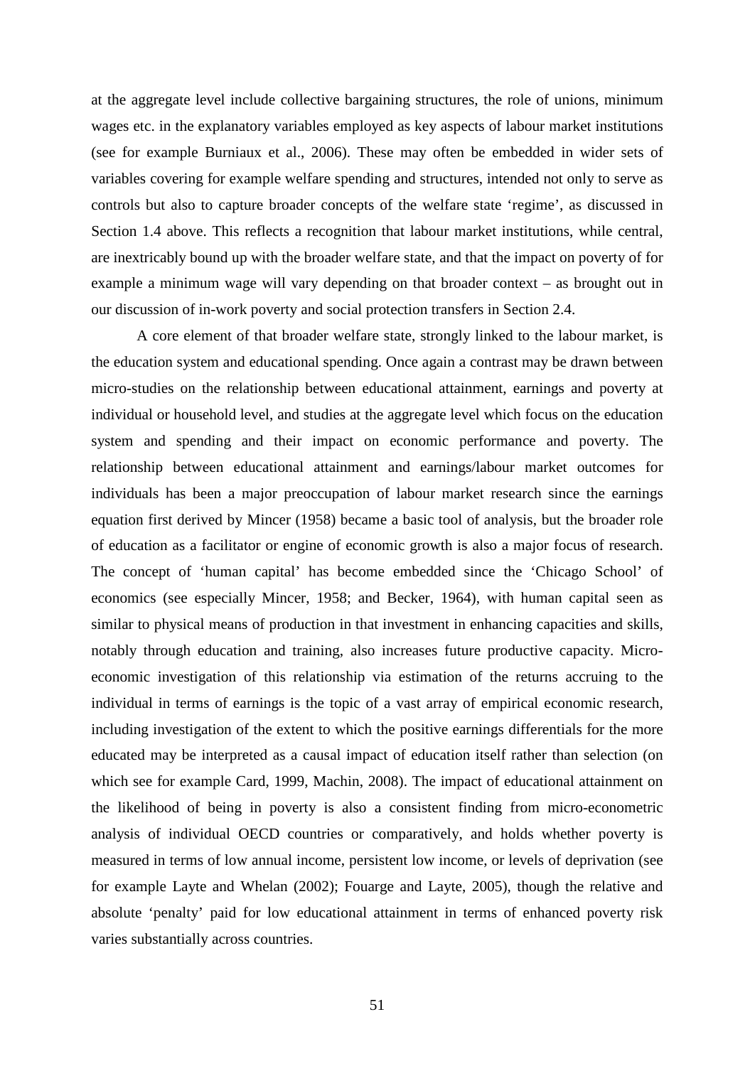at the aggregate level include collective bargaining structures, the role of unions, minimum wages etc. in the explanatory variables employed as key aspects of labour market institutions (see for example Burniaux et al., 2006). These may often be embedded in wider sets of variables covering for example welfare spending and structures, intended not only to serve as controls but also to capture broader concepts of the welfare state 'regime', as discussed in Section 1.4 above. This reflects a recognition that labour market institutions, while central, are inextricably bound up with the broader welfare state, and that the impact on poverty of for example a minimum wage will vary depending on that broader context – as brought out in our discussion of in-work poverty and social protection transfers in Section 2.4.

A core element of that broader welfare state, strongly linked to the labour market, is the education system and educational spending. Once again a contrast may be drawn between micro-studies on the relationship between educational attainment, earnings and poverty at individual or household level, and studies at the aggregate level which focus on the education system and spending and their impact on economic performance and poverty. The relationship between educational attainment and earnings/labour market outcomes for individuals has been a major preoccupation of labour market research since the earnings equation first derived by Mincer (1958) became a basic tool of analysis, but the broader role of education as a facilitator or engine of economic growth is also a major focus of research. The concept of 'human capital' has become embedded since the 'Chicago School' of economics (see especially Mincer, 1958; and Becker, 1964), with human capital seen as similar to physical means of production in that investment in enhancing capacities and skills, notably through education and training, also increases future productive capacity. Micro-economic investigation of this relationship via estimation of the returns accruing to the individual in terms of earnings is the topic of a vast array of empirical economic research, including investigation of the extent to which the positive earnings differentials for the more educated may be interpreted as a causal impact of education itself rather than selection (on which see for example Card, 1999, Machin, 2008). The impact of educational attainment on the likelihood of being in poverty is also a consistent finding from micro-econometric analysis of individual OECD countries or comparatively, and holds whether poverty is measured in terms of low annual income, persistent low income, or levels of deprivation (see for example Layte and Whelan (2002); Fouarge and Layte, 2005), though the relative and absolute 'penalty' paid for low educational attainment in terms of enhanced poverty risk varies substantially across countries.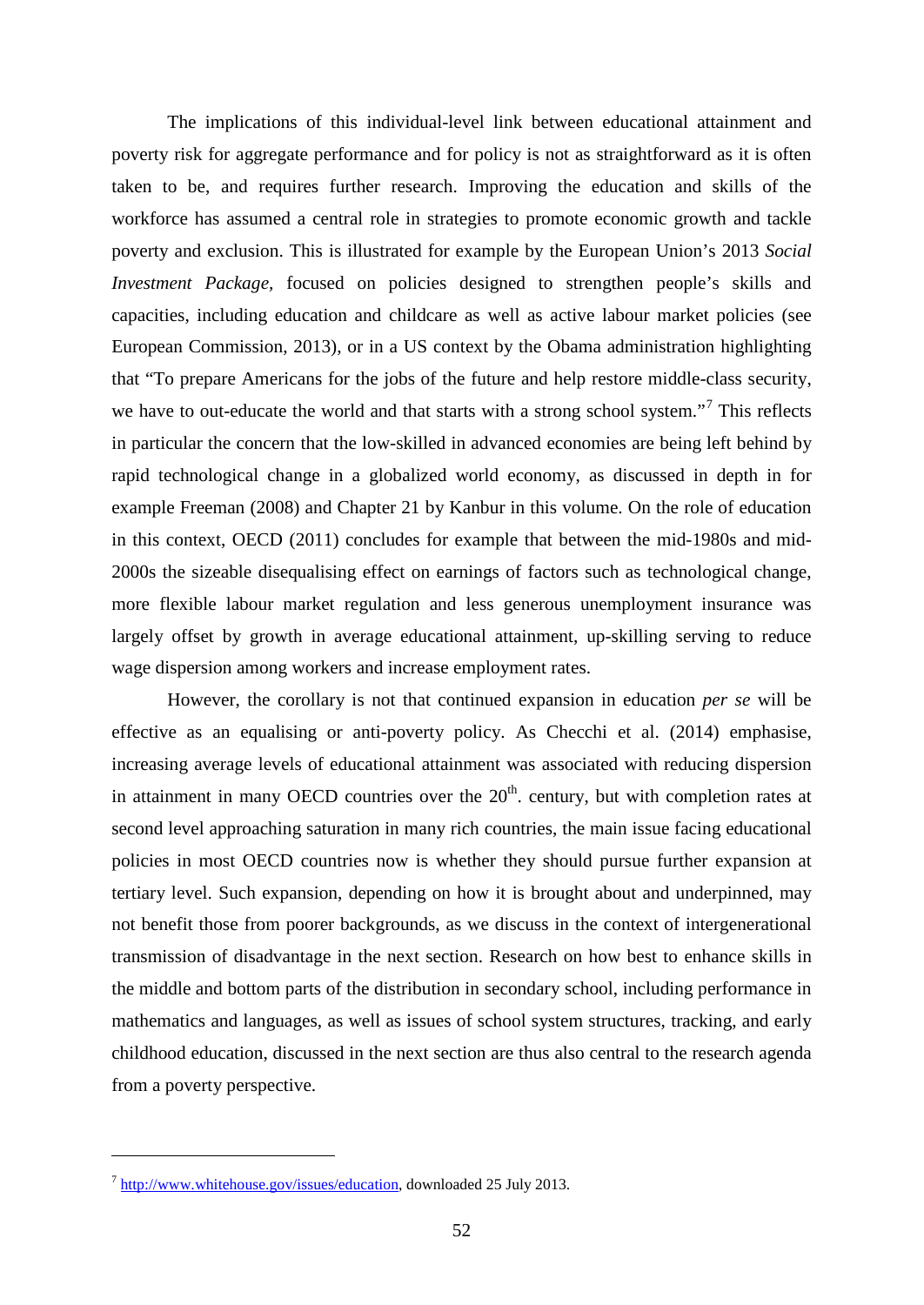The implications of this individual-level link between educational attainment and poverty risk for aggregate performance and for policy is not as straightforward as it is often taken to be, and requires further research. Improving the education and skills of the workforce has assumed a central role in strategies to promote economic growth and tackle poverty and exclusion. This is illustrated for example by the European Union's 2013 *Social Investment Package,* focused on policies designed to strengthen people's skills and capacities, including education and childcare as well as active labour market policies (see European Commission, 2013), or in a US context by the Obama administration highlighting that "To prepare Americans for the jobs of the future and help restore middle-class security, we have to out-educate the world and that starts with a strong school system."[7] This reflects in particular the concern that the low-skilled in advanced economies are being left behind by rapid technological change in a globalized world economy, as discussed in depth in for example Freeman (2008) and Chapter 21 by Kanbur in this volume. On the role of education in this context, OECD (2011) concludes for example that between the mid-1980s and mid-2000s the sizeable disequalising effect on earnings of factors such as technological change, more flexible labour market regulation and less generous unemployment insurance was largely offset by growth in average educational attainment, up-skilling serving to reduce wage dispersion among workers and increase employment rates.

However, the corollary is not that continued expansion in education *per se* will be effective as an equalising or anti-poverty policy. As Checchi et al. (2014) emphasise, increasing average levels of educational attainment was associated with reducing dispersion in attainment in many OECD countries over the 20th. century, but with completion rates at second level approaching saturation in many rich countries, the main issue facing educational policies in most OECD countries now is whether they should pursue further expansion at tertiary level. Such expansion, depending on how it is brought about and underpinned, may not benefit those from poorer backgrounds, as we discuss in the context of intergenerational transmission of disadvantage in the next section. Research on how best to enhance skills in the middle and bottom parts of the distribution in secondary school, including performance in mathematics and languages, as well as issues of school system structures, tracking, and early childhood education, discussed in the next section are thus also central to the research agenda from a poverty perspective.

---

[7] http://www.whitehouse.gov/issues/education, downloaded 25 July 2013.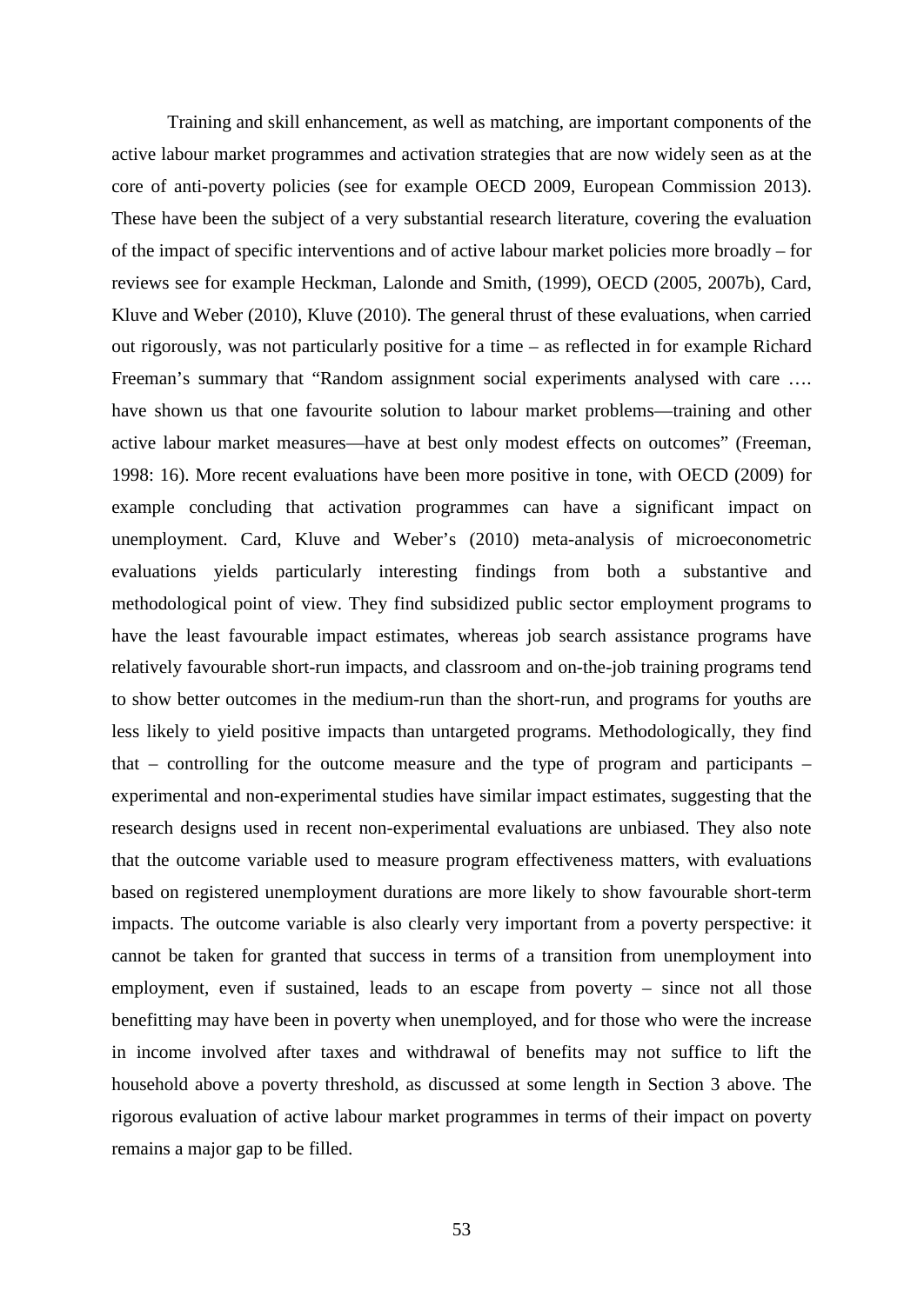Training and skill enhancement, as well as matching, are important components of the active labour market programmes and activation strategies that are now widely seen as at the core of anti-poverty policies (see for example OECD 2009, European Commission 2013). These have been the subject of a very substantial research literature, covering the evaluation of the impact of specific interventions and of active labour market policies more broadly – for reviews see for example Heckman, Lalonde and Smith, (1999), OECD (2005, 2007b), Card, Kluve and Weber (2010), Kluve (2010). The general thrust of these evaluations, when carried out rigorously, was not particularly positive for a time – as reflected in for example Richard Freeman's summary that "Random assignment social experiments analysed with care …. have shown us that one favourite solution to labour market problems—training and other active labour market measures—have at best only modest effects on outcomes" (Freeman, 1998: 16). More recent evaluations have been more positive in tone, with OECD (2009) for example concluding that activation programmes can have a significant impact on unemployment. Card, Kluve and Weber's (2010) meta-analysis of microeconometric evaluations yields particularly interesting findings from both a substantive and methodological point of view. They find subsidized public sector employment programs to have the least favourable impact estimates, whereas job search assistance programs have relatively favourable short-run impacts, and classroom and on-the-job training programs tend to show better outcomes in the medium-run than the short-run, and programs for youths are less likely to yield positive impacts than untargeted programs. Methodologically, they find that – controlling for the outcome measure and the type of program and participants – experimental and non-experimental studies have similar impact estimates, suggesting that the research designs used in recent non-experimental evaluations are unbiased. They also note that the outcome variable used to measure program effectiveness matters, with evaluations based on registered unemployment durations are more likely to show favourable short-term impacts. The outcome variable is also clearly very important from a poverty perspective: it cannot be taken for granted that success in terms of a transition from unemployment into employment, even if sustained, leads to an escape from poverty – since not all those benefitting may have been in poverty when unemployed, and for those who were the increase in income involved after taxes and withdrawal of benefits may not suffice to lift the household above a poverty threshold, as discussed at some length in Section 3 above. The rigorous evaluation of active labour market programmes in terms of their impact on poverty remains a major gap to be filled.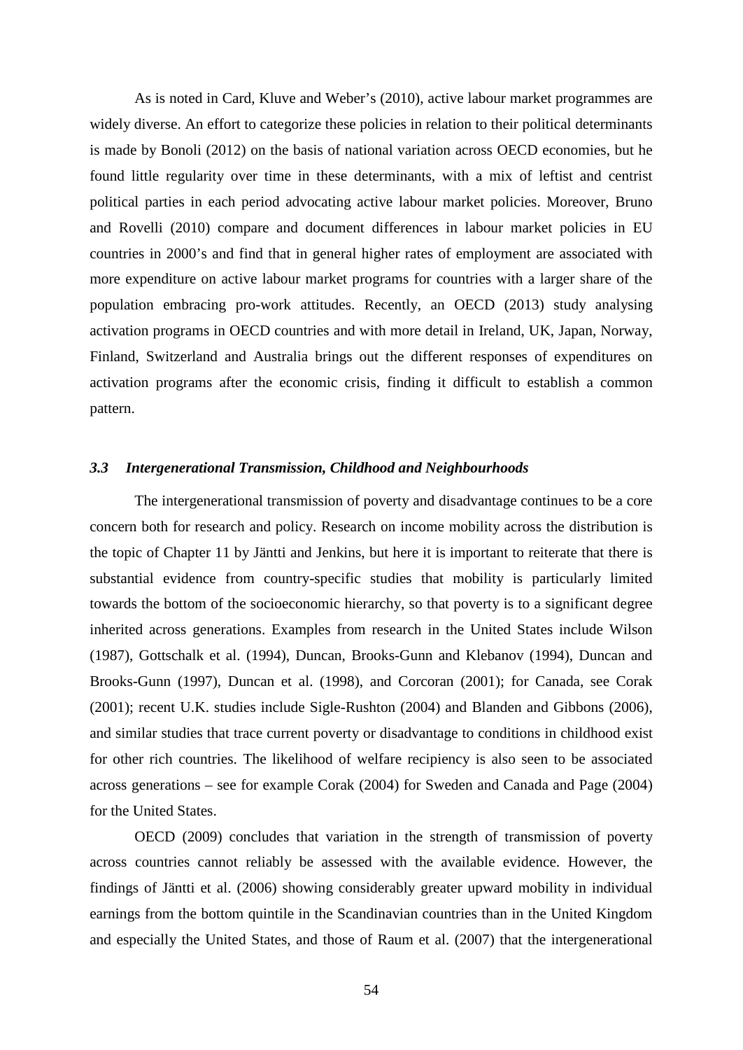As is noted in Card, Kluve and Weber's (2010), active labour market programmes are widely diverse. An effort to categorize these policies in relation to their political determinants is made by Bonoli (2012) on the basis of national variation across OECD economies, but he found little regularity over time in these determinants, with a mix of leftist and centrist political parties in each period advocating active labour market policies. Moreover, Bruno and Rovelli (2010) compare and document differences in labour market policies in EU countries in 2000's and find that in general higher rates of employment are associated with more expenditure on active labour market programs for countries with a larger share of the population embracing pro-work attitudes. Recently, an OECD (2013) study analysing activation programs in OECD countries and with more detail in Ireland, UK, Japan, Norway, Finland, Switzerland and Australia brings out the different responses of expenditures on activation programs after the economic crisis, finding it difficult to establish a common pattern.

### *3.3 Intergenerational Transmission, Childhood and Neighbourhoods*

The intergenerational transmission of poverty and disadvantage continues to be a core concern both for research and policy. Research on income mobility across the distribution is the topic of Chapter 11 by Jäntti and Jenkins, but here it is important to reiterate that there is substantial evidence from country-specific studies that mobility is particularly limited towards the bottom of the socioeconomic hierarchy, so that poverty is to a significant degree inherited across generations. Examples from research in the United States include Wilson (1987), Gottschalk et al. (1994), Duncan, Brooks-Gunn and Klebanov (1994), Duncan and Brooks-Gunn (1997), Duncan et al. (1998), and Corcoran (2001); for Canada, see Corak (2001); recent U.K. studies include Sigle-Rushton (2004) and Blanden and Gibbons (2006), and similar studies that trace current poverty or disadvantage to conditions in childhood exist for other rich countries. The likelihood of welfare recipiency is also seen to be associated across generations – see for example Corak (2004) for Sweden and Canada and Page (2004) for the United States.

OECD (2009) concludes that variation in the strength of transmission of poverty across countries cannot reliably be assessed with the available evidence. However, the findings of Jäntti et al. (2006) showing considerably greater upward mobility in individual earnings from the bottom quintile in the Scandinavian countries than in the United Kingdom and especially the United States, and those of Raum et al. (2007) that the intergenerational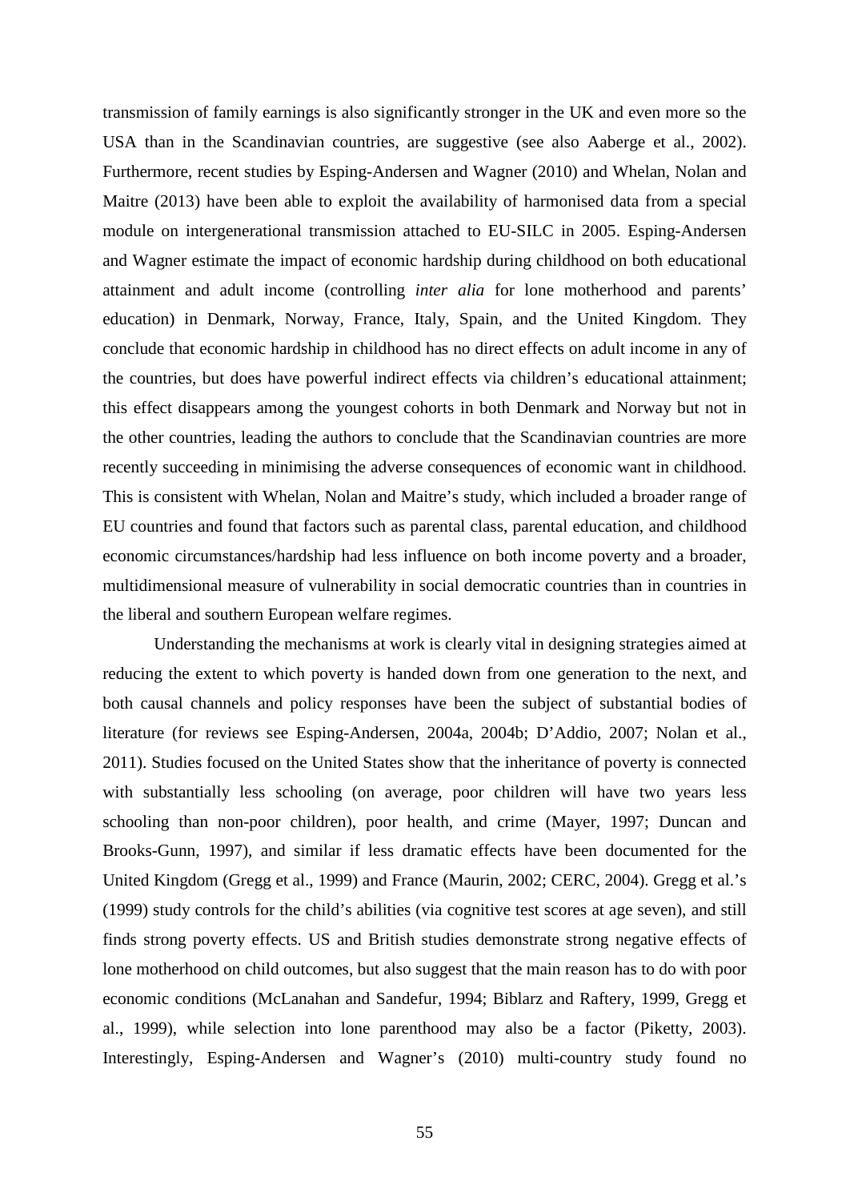transmission of family earnings is also significantly stronger in the UK and even more so the USA than in the Scandinavian countries, are suggestive (see also Aaberge et al., 2002). Furthermore, recent studies by Esping-Andersen and Wagner (2010) and Whelan, Nolan and Maitre (2013) have been able to exploit the availability of harmonised data from a special module on intergenerational transmission attached to EU-SILC in 2005. Esping-Andersen and Wagner estimate the impact of economic hardship during childhood on both educational attainment and adult income (controlling *inter alia* for lone motherhood and parents' education) in Denmark, Norway, France, Italy, Spain, and the United Kingdom. They conclude that economic hardship in childhood has no direct effects on adult income in any of the countries, but does have powerful indirect effects via children's educational attainment; this effect disappears among the youngest cohorts in both Denmark and Norway but not in the other countries, leading the authors to conclude that the Scandinavian countries are more recently succeeding in minimising the adverse consequences of economic want in childhood. This is consistent with Whelan, Nolan and Maitre's study, which included a broader range of EU countries and found that factors such as parental class, parental education, and childhood economic circumstances/hardship had less influence on both income poverty and a broader, multidimensional measure of vulnerability in social democratic countries than in countries in the liberal and southern European welfare regimes.

Understanding the mechanisms at work is clearly vital in designing strategies aimed at reducing the extent to which poverty is handed down from one generation to the next, and both causal channels and policy responses have been the subject of substantial bodies of literature (for reviews see Esping-Andersen, 2004a, 2004b; D'Addio, 2007; Nolan et al., 2011). Studies focused on the United States show that the inheritance of poverty is connected with substantially less schooling (on average, poor children will have two years less schooling than non-poor children), poor health, and crime (Mayer, 1997; Duncan and Brooks-Gunn, 1997), and similar if less dramatic effects have been documented for the United Kingdom (Gregg et al., 1999) and France (Maurin, 2002; CERC, 2004). Gregg et al.'s (1999) study controls for the child's abilities (via cognitive test scores at age seven), and still finds strong poverty effects. US and British studies demonstrate strong negative effects of lone motherhood on child outcomes, but also suggest that the main reason has to do with poor economic conditions (McLanahan and Sandefur, 1994; Biblarz and Raftery, 1999, Gregg et al., 1999), while selection into lone parenthood may also be a factor (Piketty, 2003). Interestingly, Esping-Andersen and Wagner's (2010) multi-country study found no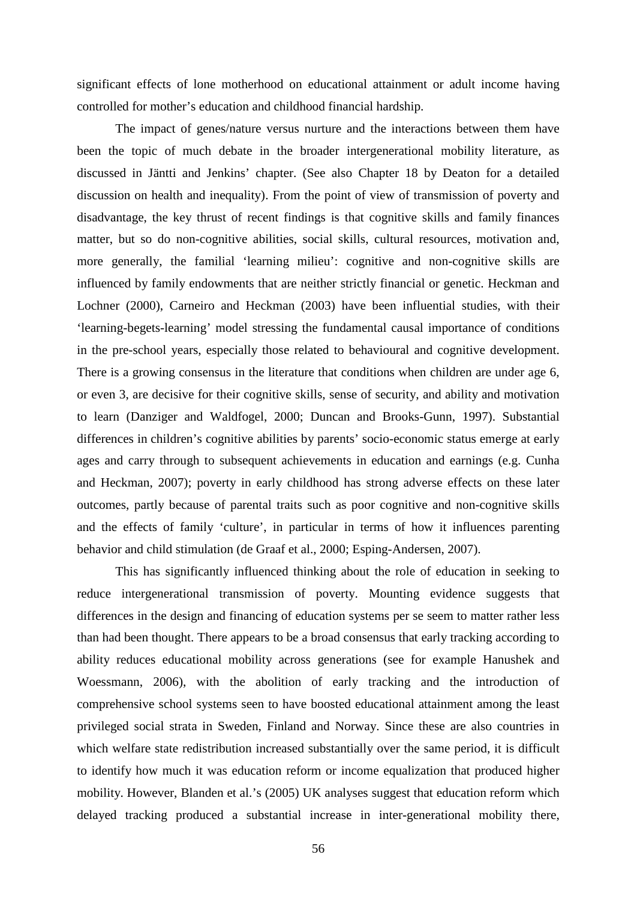significant effects of lone motherhood on educational attainment or adult income having controlled for mother's education and childhood financial hardship.

The impact of genes/nature versus nurture and the interactions between them have been the topic of much debate in the broader intergenerational mobility literature, as discussed in Jäntti and Jenkins' chapter. (See also Chapter 18 by Deaton for a detailed discussion on health and inequality). From the point of view of transmission of poverty and disadvantage, the key thrust of recent findings is that cognitive skills and family finances matter, but so do non-cognitive abilities, social skills, cultural resources, motivation and, more generally, the familial 'learning milieu': cognitive and non-cognitive skills are influenced by family endowments that are neither strictly financial or genetic. Heckman and Lochner (2000), Carneiro and Heckman (2003) have been influential studies, with their 'learning-begets-learning' model stressing the fundamental causal importance of conditions in the pre-school years, especially those related to behavioural and cognitive development. There is a growing consensus in the literature that conditions when children are under age 6, or even 3, are decisive for their cognitive skills, sense of security, and ability and motivation to learn (Danziger and Waldfogel, 2000; Duncan and Brooks-Gunn, 1997). Substantial differences in children's cognitive abilities by parents' socio-economic status emerge at early ages and carry through to subsequent achievements in education and earnings (e.g. Cunha and Heckman, 2007); poverty in early childhood has strong adverse effects on these later outcomes, partly because of parental traits such as poor cognitive and non-cognitive skills and the effects of family 'culture', in particular in terms of how it influences parenting behavior and child stimulation (de Graaf et al., 2000; Esping-Andersen, 2007).

This has significantly influenced thinking about the role of education in seeking to reduce intergenerational transmission of poverty. Mounting evidence suggests that differences in the design and financing of education systems per se seem to matter rather less than had been thought. There appears to be a broad consensus that early tracking according to ability reduces educational mobility across generations (see for example Hanushek and Woessmann, 2006), with the abolition of early tracking and the introduction of comprehensive school systems seen to have boosted educational attainment among the least privileged social strata in Sweden, Finland and Norway. Since these are also countries in which welfare state redistribution increased substantially over the same period, it is difficult to identify how much it was education reform or income equalization that produced higher mobility. However, Blanden et al.'s (2005) UK analyses suggest that education reform which delayed tracking produced a substantial increase in inter-generational mobility there,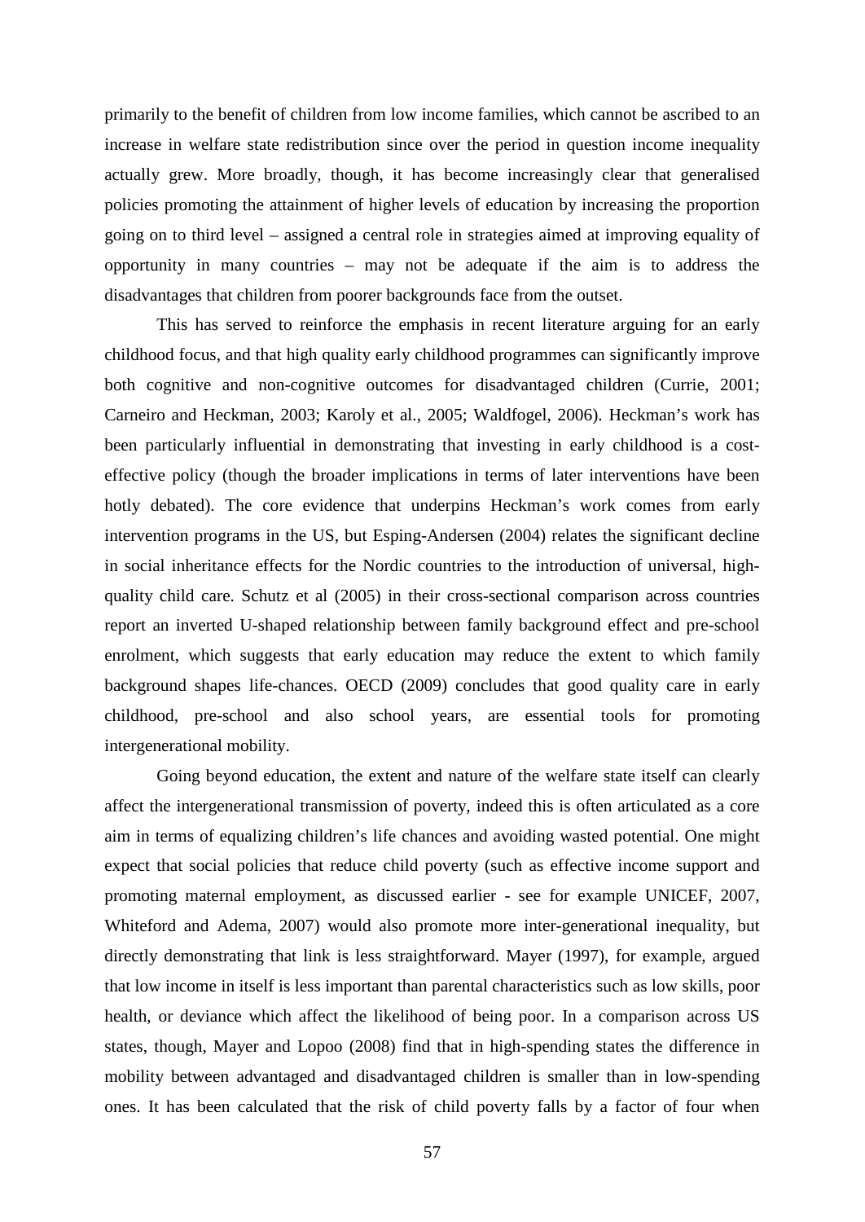primarily to the benefit of children from low income families, which cannot be ascribed to an increase in welfare state redistribution since over the period in question income inequality actually grew. More broadly, though, it has become increasingly clear that generalised policies promoting the attainment of higher levels of education by increasing the proportion going on to third level – assigned a central role in strategies aimed at improving equality of opportunity in many countries – may not be adequate if the aim is to address the disadvantages that children from poorer backgrounds face from the outset.

This has served to reinforce the emphasis in recent literature arguing for an early childhood focus, and that high quality early childhood programmes can significantly improve both cognitive and non-cognitive outcomes for disadvantaged children (Currie, 2001; Carneiro and Heckman, 2003; Karoly et al., 2005; Waldfogel, 2006). Heckman's work has been particularly influential in demonstrating that investing in early childhood is a cost-effective policy (though the broader implications in terms of later interventions have been hotly debated). The core evidence that underpins Heckman's work comes from early intervention programs in the US, but Esping-Andersen (2004) relates the significant decline in social inheritance effects for the Nordic countries to the introduction of universal, high-quality child care. Schutz et al (2005) in their cross-sectional comparison across countries report an inverted U-shaped relationship between family background effect and pre-school enrolment, which suggests that early education may reduce the extent to which family background shapes life-chances. OECD (2009) concludes that good quality care in early childhood, pre-school and also school years, are essential tools for promoting intergenerational mobility.

Going beyond education, the extent and nature of the welfare state itself can clearly affect the intergenerational transmission of poverty, indeed this is often articulated as a core aim in terms of equalizing children's life chances and avoiding wasted potential. One might expect that social policies that reduce child poverty (such as effective income support and promoting maternal employment, as discussed earlier - see for example UNICEF, 2007, Whiteford and Adema, 2007) would also promote more inter-generational inequality, but directly demonstrating that link is less straightforward. Mayer (1997), for example, argued that low income in itself is less important than parental characteristics such as low skills, poor health, or deviance which affect the likelihood of being poor. In a comparison across US states, though, Mayer and Lopoo (2008) find that in high-spending states the difference in mobility between advantaged and disadvantaged children is smaller than in low-spending ones. It has been calculated that the risk of child poverty falls by a factor of four when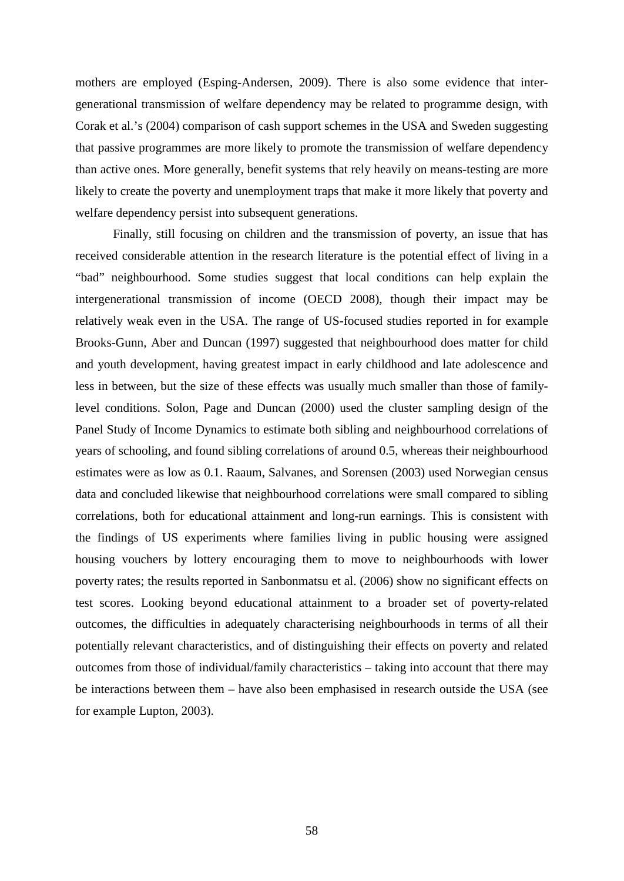mothers are employed (Esping-Andersen, 2009). There is also some evidence that inter-generational transmission of welfare dependency may be related to programme design, with Corak et al.'s (2004) comparison of cash support schemes in the USA and Sweden suggesting that passive programmes are more likely to promote the transmission of welfare dependency than active ones. More generally, benefit systems that rely heavily on means-testing are more likely to create the poverty and unemployment traps that make it more likely that poverty and welfare dependency persist into subsequent generations.

Finally, still focusing on children and the transmission of poverty, an issue that has received considerable attention in the research literature is the potential effect of living in a "bad" neighbourhood. Some studies suggest that local conditions can help explain the intergenerational transmission of income (OECD 2008), though their impact may be relatively weak even in the USA. The range of US-focused studies reported in for example Brooks-Gunn, Aber and Duncan (1997) suggested that neighbourhood does matter for child and youth development, having greatest impact in early childhood and late adolescence and less in between, but the size of these effects was usually much smaller than those of family-level conditions. Solon, Page and Duncan (2000) used the cluster sampling design of the Panel Study of Income Dynamics to estimate both sibling and neighbourhood correlations of years of schooling, and found sibling correlations of around 0.5, whereas their neighbourhood estimates were as low as 0.1. Raaum, Salvanes, and Sorensen (2003) used Norwegian census data and concluded likewise that neighbourhood correlations were small compared to sibling correlations, both for educational attainment and long-run earnings. This is consistent with the findings of US experiments where families living in public housing were assigned housing vouchers by lottery encouraging them to move to neighbourhoods with lower poverty rates; the results reported in Sanbonmatsu et al. (2006) show no significant effects on test scores. Looking beyond educational attainment to a broader set of poverty-related outcomes, the difficulties in adequately characterising neighbourhoods in terms of all their potentially relevant characteristics, and of distinguishing their effects on poverty and related outcomes from those of individual/family characteristics – taking into account that there may be interactions between them – have also been emphasised in research outside the USA (see for example Lupton, 2003).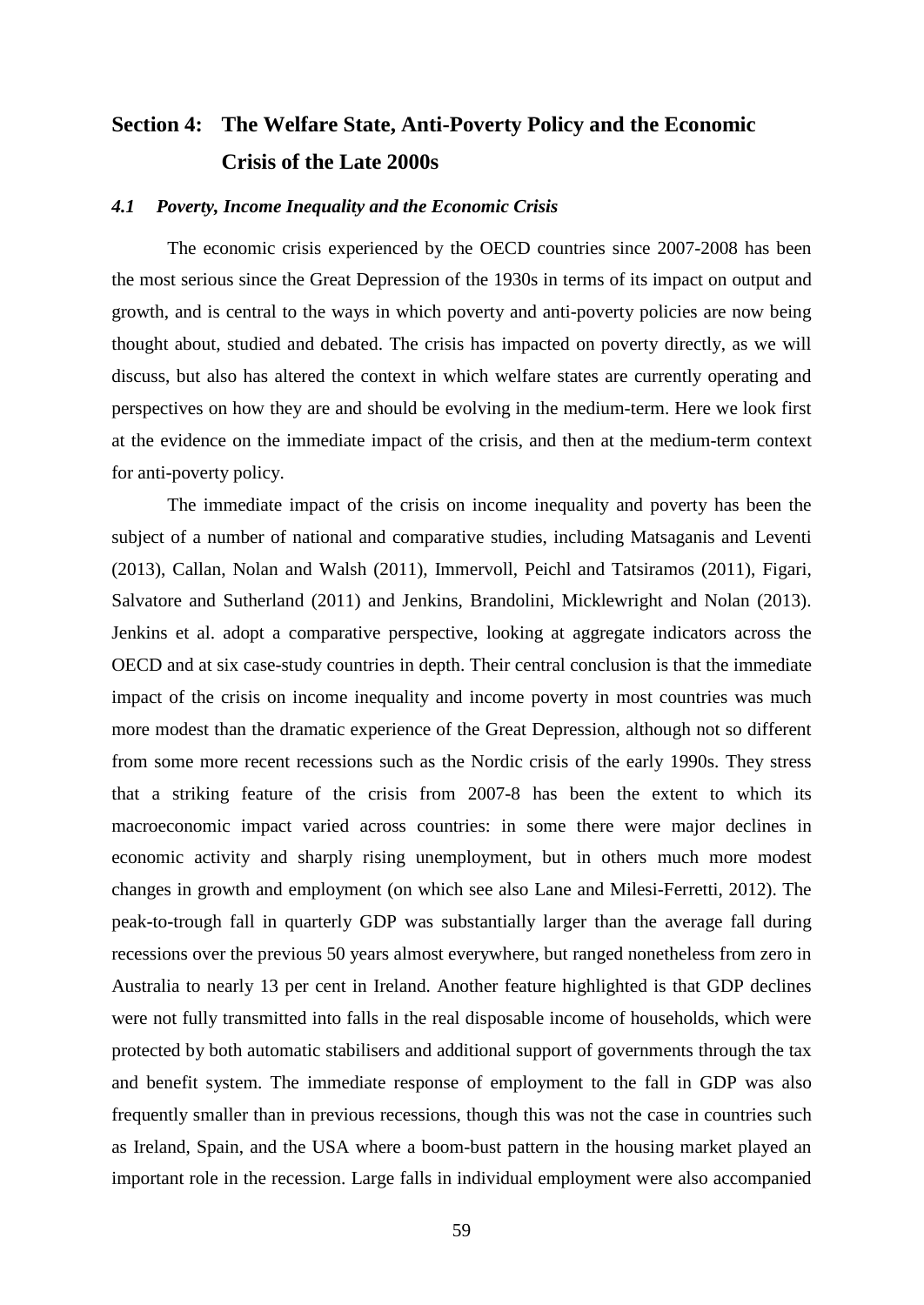# Section 4: The Welfare State, Anti-Poverty Policy and the Economic Crisis of the Late 2000s

### *4.1 Poverty, Income Inequality and the Economic Crisis*

The economic crisis experienced by the OECD countries since 2007-2008 has been the most serious since the Great Depression of the 1930s in terms of its impact on output and growth, and is central to the ways in which poverty and anti-poverty policies are now being thought about, studied and debated. The crisis has impacted on poverty directly, as we will discuss, but also has altered the context in which welfare states are currently operating and perspectives on how they are and should be evolving in the medium-term. Here we look first at the evidence on the immediate impact of the crisis, and then at the medium-term context for anti-poverty policy.

The immediate impact of the crisis on income inequality and poverty has been the subject of a number of national and comparative studies, including Matsaganis and Leventi (2013), Callan, Nolan and Walsh (2011), Immervoll, Peichl and Tatsiramos (2011), Figari, Salvatore and Sutherland (2011) and Jenkins, Brandolini, Micklewright and Nolan (2013). Jenkins et al. adopt a comparative perspective, looking at aggregate indicators across the OECD and at six case-study countries in depth. Their central conclusion is that the immediate impact of the crisis on income inequality and income poverty in most countries was much more modest than the dramatic experience of the Great Depression, although not so different from some more recent recessions such as the Nordic crisis of the early 1990s. They stress that a striking feature of the crisis from 2007-8 has been the extent to which its macroeconomic impact varied across countries: in some there were major declines in economic activity and sharply rising unemployment, but in others much more modest changes in growth and employment (on which see also Lane and Milesi-Ferretti, 2012). The peak-to-trough fall in quarterly GDP was substantially larger than the average fall during recessions over the previous 50 years almost everywhere, but ranged nonetheless from zero in Australia to nearly 13 per cent in Ireland. Another feature highlighted is that GDP declines were not fully transmitted into falls in the real disposable income of households, which were protected by both automatic stabilisers and additional support of governments through the tax and benefit system. The immediate response of employment to the fall in GDP was also frequently smaller than in previous recessions, though this was not the case in countries such as Ireland, Spain, and the USA where a boom-bust pattern in the housing market played an important role in the recession. Large falls in individual employment were also accompanied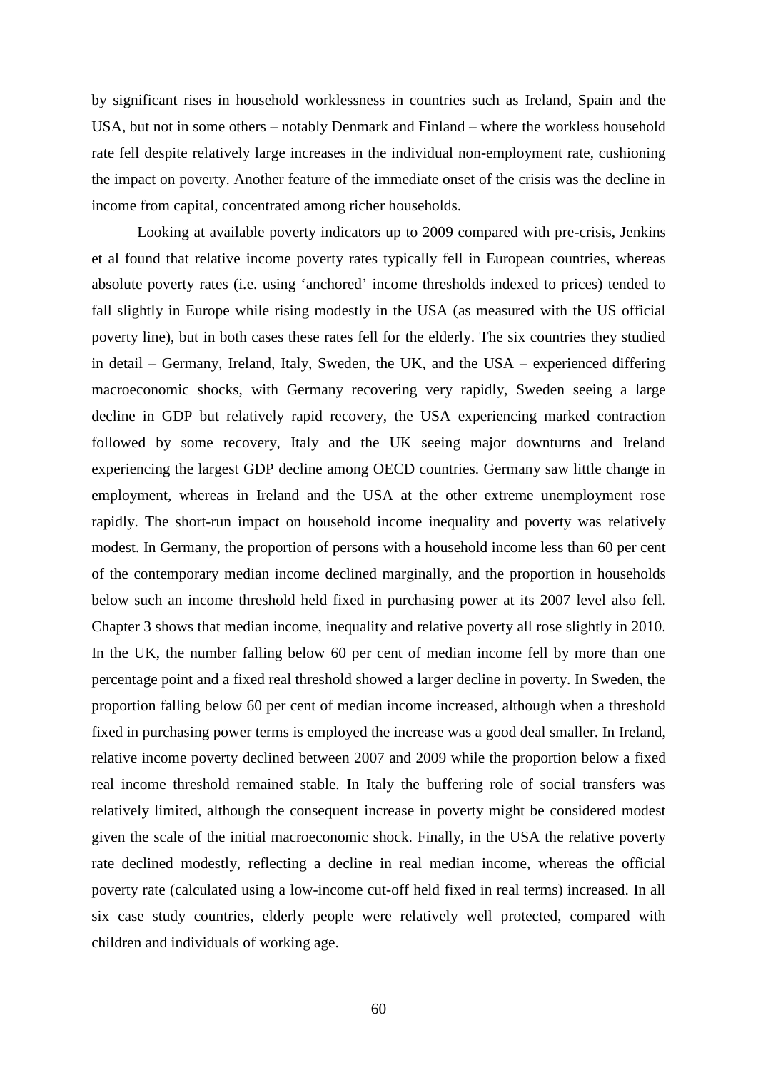by significant rises in household worklessness in countries such as Ireland, Spain and the USA, but not in some others – notably Denmark and Finland – where the workless household rate fell despite relatively large increases in the individual non-employment rate, cushioning the impact on poverty. Another feature of the immediate onset of the crisis was the decline in income from capital, concentrated among richer households.

Looking at available poverty indicators up to 2009 compared with pre-crisis, Jenkins et al found that relative income poverty rates typically fell in European countries, whereas absolute poverty rates (i.e. using 'anchored' income thresholds indexed to prices) tended to fall slightly in Europe while rising modestly in the USA (as measured with the US official poverty line), but in both cases these rates fell for the elderly. The six countries they studied in detail – Germany, Ireland, Italy, Sweden, the UK, and the USA – experienced differing macroeconomic shocks, with Germany recovering very rapidly, Sweden seeing a large decline in GDP but relatively rapid recovery, the USA experiencing marked contraction followed by some recovery, Italy and the UK seeing major downturns and Ireland experiencing the largest GDP decline among OECD countries. Germany saw little change in employment, whereas in Ireland and the USA at the other extreme unemployment rose rapidly. The short-run impact on household income inequality and poverty was relatively modest. In Germany, the proportion of persons with a household income less than 60 per cent of the contemporary median income declined marginally, and the proportion in households below such an income threshold held fixed in purchasing power at its 2007 level also fell. Chapter 3 shows that median income, inequality and relative poverty all rose slightly in 2010. In the UK, the number falling below 60 per cent of median income fell by more than one percentage point and a fixed real threshold showed a larger decline in poverty. In Sweden, the proportion falling below 60 per cent of median income increased, although when a threshold fixed in purchasing power terms is employed the increase was a good deal smaller. In Ireland, relative income poverty declined between 2007 and 2009 while the proportion below a fixed real income threshold remained stable. In Italy the buffering role of social transfers was relatively limited, although the consequent increase in poverty might be considered modest given the scale of the initial macroeconomic shock. Finally, in the USA the relative poverty rate declined modestly, reflecting a decline in real median income, whereas the official poverty rate (calculated using a low-income cut-off held fixed in real terms) increased. In all six case study countries, elderly people were relatively well protected, compared with children and individuals of working age.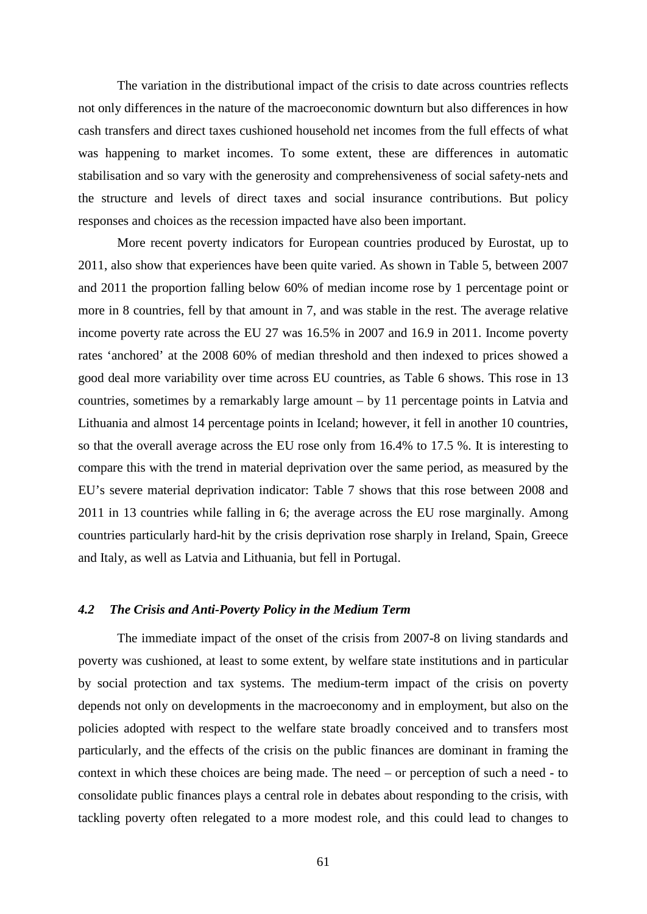The variation in the distributional impact of the crisis to date across countries reflects not only differences in the nature of the macroeconomic downturn but also differences in how cash transfers and direct taxes cushioned household net incomes from the full effects of what was happening to market incomes. To some extent, these are differences in automatic stabilisation and so vary with the generosity and comprehensiveness of social safety-nets and the structure and levels of direct taxes and social insurance contributions. But policy responses and choices as the recession impacted have also been important.

More recent poverty indicators for European countries produced by Eurostat, up to 2011, also show that experiences have been quite varied. As shown in Table 5, between 2007 and 2011 the proportion falling below 60% of median income rose by 1 percentage point or more in 8 countries, fell by that amount in 7, and was stable in the rest. The average relative income poverty rate across the EU 27 was 16.5% in 2007 and 16.9 in 2011. Income poverty rates 'anchored' at the 2008 60% of median threshold and then indexed to prices showed a good deal more variability over time across EU countries, as Table 6 shows. This rose in 13 countries, sometimes by a remarkably large amount – by 11 percentage points in Latvia and Lithuania and almost 14 percentage points in Iceland; however, it fell in another 10 countries, so that the overall average across the EU rose only from 16.4% to 17.5 %. It is interesting to compare this with the trend in material deprivation over the same period, as measured by the EU's severe material deprivation indicator: Table 7 shows that this rose between 2008 and 2011 in 13 countries while falling in 6; the average across the EU rose marginally. Among countries particularly hard-hit by the crisis deprivation rose sharply in Ireland, Spain, Greece and Italy, as well as Latvia and Lithuania, but fell in Portugal.

### *4.2 The Crisis and Anti-Poverty Policy in the Medium Term*

The immediate impact of the onset of the crisis from 2007-8 on living standards and poverty was cushioned, at least to some extent, by welfare state institutions and in particular by social protection and tax systems. The medium-term impact of the crisis on poverty depends not only on developments in the macroeconomy and in employment, but also on the policies adopted with respect to the welfare state broadly conceived and to transfers most particularly, and the effects of the crisis on the public finances are dominant in framing the context in which these choices are being made. The need – or perception of such a need - to consolidate public finances plays a central role in debates about responding to the crisis, with tackling poverty often relegated to a more modest role, and this could lead to changes to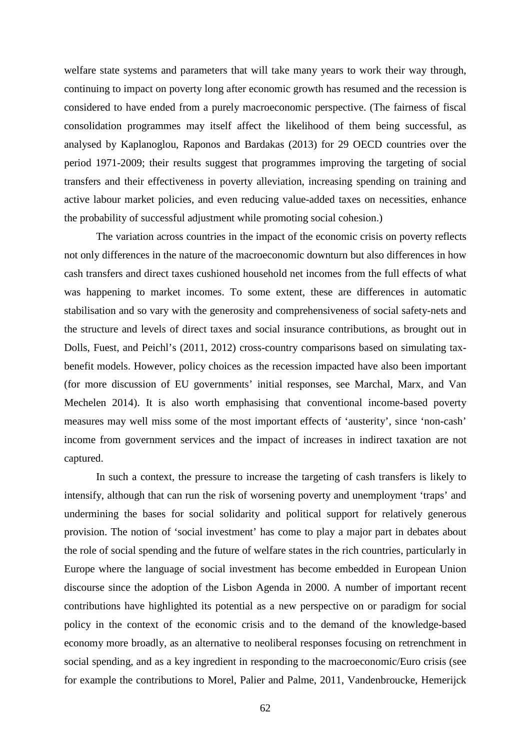welfare state systems and parameters that will take many years to work their way through, continuing to impact on poverty long after economic growth has resumed and the recession is considered to have ended from a purely macroeconomic perspective. (The fairness of fiscal consolidation programmes may itself affect the likelihood of them being successful, as analysed by Kaplanoglou, Raponos and Bardakas (2013) for 29 OECD countries over the period 1971-2009; their results suggest that programmes improving the targeting of social transfers and their effectiveness in poverty alleviation, increasing spending on training and active labour market policies, and even reducing value-added taxes on necessities, enhance the probability of successful adjustment while promoting social cohesion.)

The variation across countries in the impact of the economic crisis on poverty reflects not only differences in the nature of the macroeconomic downturn but also differences in how cash transfers and direct taxes cushioned household net incomes from the full effects of what was happening to market incomes. To some extent, these are differences in automatic stabilisation and so vary with the generosity and comprehensiveness of social safety-nets and the structure and levels of direct taxes and social insurance contributions, as brought out in Dolls, Fuest, and Peichl's (2011, 2012) cross-country comparisons based on simulating tax-benefit models. However, policy choices as the recession impacted have also been important (for more discussion of EU governments' initial responses, see Marchal, Marx, and Van Mechelen 2014). It is also worth emphasising that conventional income-based poverty measures may well miss some of the most important effects of 'austerity', since 'non-cash' income from government services and the impact of increases in indirect taxation are not captured.

In such a context, the pressure to increase the targeting of cash transfers is likely to intensify, although that can run the risk of worsening poverty and unemployment 'traps' and undermining the bases for social solidarity and political support for relatively generous provision. The notion of 'social investment' has come to play a major part in debates about the role of social spending and the future of welfare states in the rich countries, particularly in Europe where the language of social investment has become embedded in European Union discourse since the adoption of the Lisbon Agenda in 2000. A number of important recent contributions have highlighted its potential as a new perspective on or paradigm for social policy in the context of the economic crisis and to the demand of the knowledge-based economy more broadly, as an alternative to neoliberal responses focusing on retrenchment in social spending, and as a key ingredient in responding to the macroeconomic/Euro crisis (see for example the contributions to Morel, Palier and Palme, 2011, Vandenbroucke, Hemerijck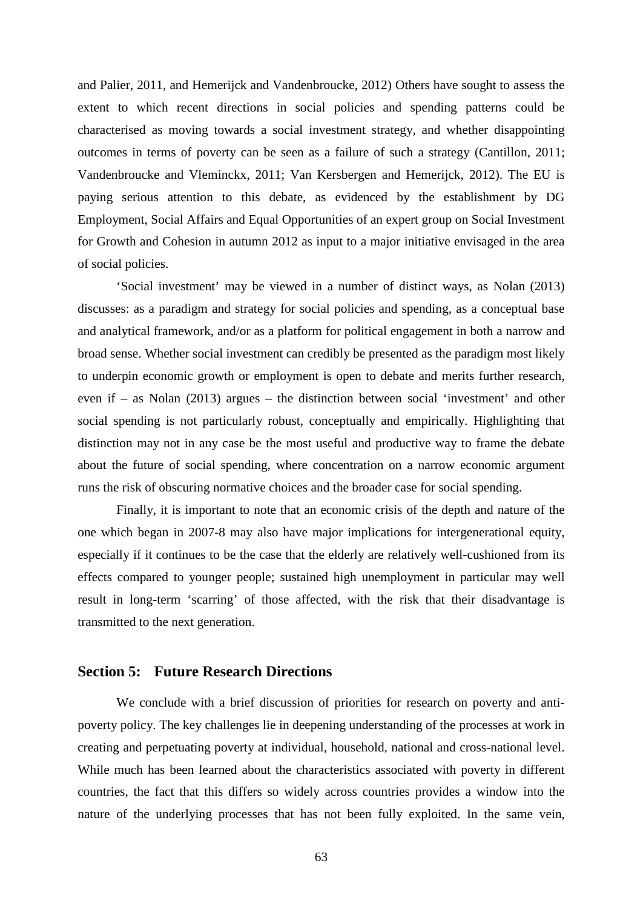and Palier, 2011, and Hemerijck and Vandenbroucke, 2012) Others have sought to assess the extent to which recent directions in social policies and spending patterns could be characterised as moving towards a social investment strategy, and whether disappointing outcomes in terms of poverty can be seen as a failure of such a strategy (Cantillon, 2011; Vandenbroucke and Vleminckx, 2011; Van Kersbergen and Hemerijck, 2012). The EU is paying serious attention to this debate, as evidenced by the establishment by DG Employment, Social Affairs and Equal Opportunities of an expert group on Social Investment for Growth and Cohesion in autumn 2012 as input to a major initiative envisaged in the area of social policies.

'Social investment' may be viewed in a number of distinct ways, as Nolan (2013) discusses: as a paradigm and strategy for social policies and spending, as a conceptual base and analytical framework, and/or as a platform for political engagement in both a narrow and broad sense. Whether social investment can credibly be presented as the paradigm most likely to underpin economic growth or employment is open to debate and merits further research, even if – as Nolan (2013) argues – the distinction between social 'investment' and other social spending is not particularly robust, conceptually and empirically. Highlighting that distinction may not in any case be the most useful and productive way to frame the debate about the future of social spending, where concentration on a narrow economic argument runs the risk of obscuring normative choices and the broader case for social spending.

Finally, it is important to note that an economic crisis of the depth and nature of the one which began in 2007-8 may also have major implications for intergenerational equity, especially if it continues to be the case that the elderly are relatively well-cushioned from its effects compared to younger people; sustained high unemployment in particular may well result in long-term 'scarring' of those affected, with the risk that their disadvantage is transmitted to the next generation.

## Section 5: Future Research Directions

We conclude with a brief discussion of priorities for research on poverty and anti-poverty policy. The key challenges lie in deepening understanding of the processes at work in creating and perpetuating poverty at individual, household, national and cross-national level. While much has been learned about the characteristics associated with poverty in different countries, the fact that this differs so widely across countries provides a window into the nature of the underlying processes that has not been fully exploited. In the same vein,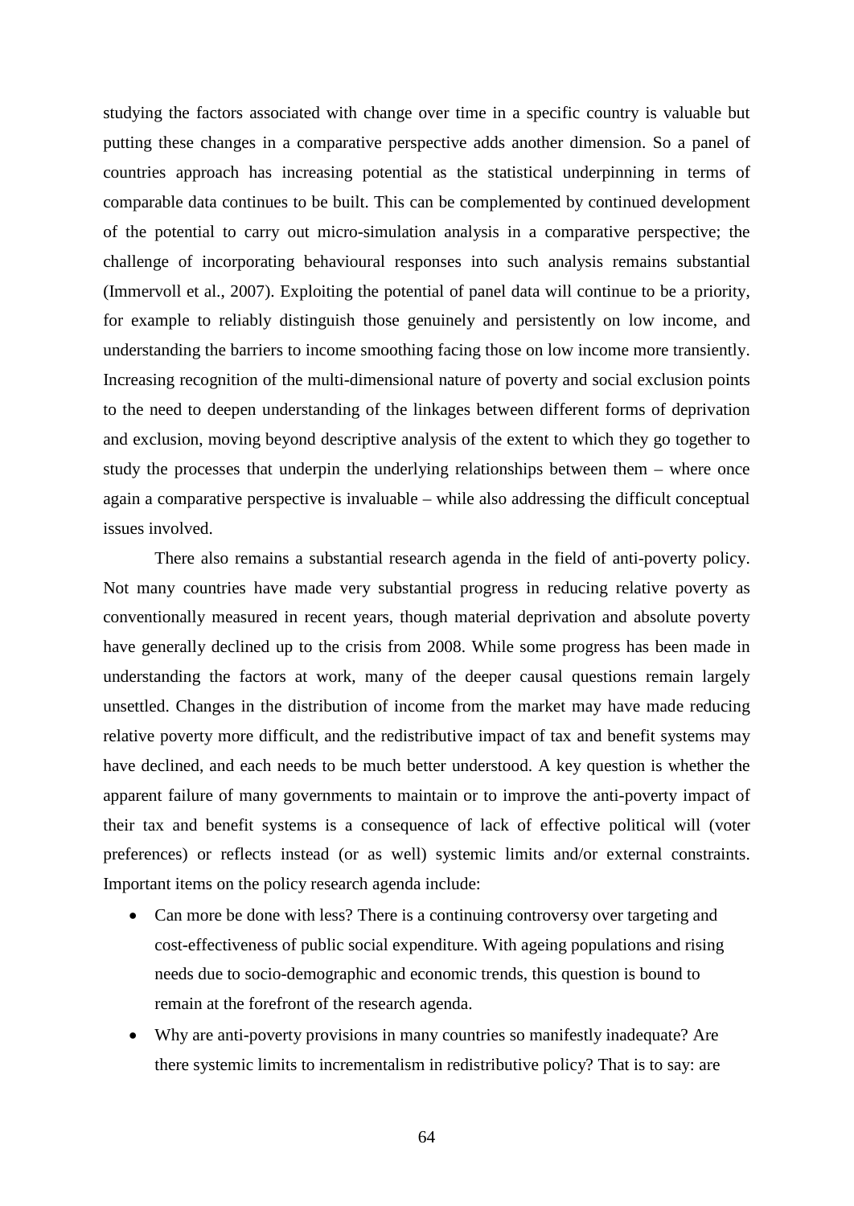studying the factors associated with change over time in a specific country is valuable but putting these changes in a comparative perspective adds another dimension. So a panel of countries approach has increasing potential as the statistical underpinning in terms of comparable data continues to be built. This can be complemented by continued development of the potential to carry out micro-simulation analysis in a comparative perspective; the challenge of incorporating behavioural responses into such analysis remains substantial (Immervoll et al., 2007). Exploiting the potential of panel data will continue to be a priority, for example to reliably distinguish those genuinely and persistently on low income, and understanding the barriers to income smoothing facing those on low income more transiently. Increasing recognition of the multi-dimensional nature of poverty and social exclusion points to the need to deepen understanding of the linkages between different forms of deprivation and exclusion, moving beyond descriptive analysis of the extent to which they go together to study the processes that underpin the underlying relationships between them – where once again a comparative perspective is invaluable – while also addressing the difficult conceptual issues involved.

There also remains a substantial research agenda in the field of anti-poverty policy. Not many countries have made very substantial progress in reducing relative poverty as conventionally measured in recent years, though material deprivation and absolute poverty have generally declined up to the crisis from 2008. While some progress has been made in understanding the factors at work, many of the deeper causal questions remain largely unsettled. Changes in the distribution of income from the market may have made reducing relative poverty more difficult, and the redistributive impact of tax and benefit systems may have declined, and each needs to be much better understood. A key question is whether the apparent failure of many governments to maintain or to improve the anti-poverty impact of their tax and benefit systems is a consequence of lack of effective political will (voter preferences) or reflects instead (or as well) systemic limits and/or external constraints. Important items on the policy research agenda include:

- Can more be done with less? There is a continuing controversy over targeting and cost-effectiveness of public social expenditure. With ageing populations and rising needs due to socio-demographic and economic trends, this question is bound to remain at the forefront of the research agenda.
- Why are anti-poverty provisions in many countries so manifestly inadequate? Are there systemic limits to incrementalism in redistributive policy? That is to say: are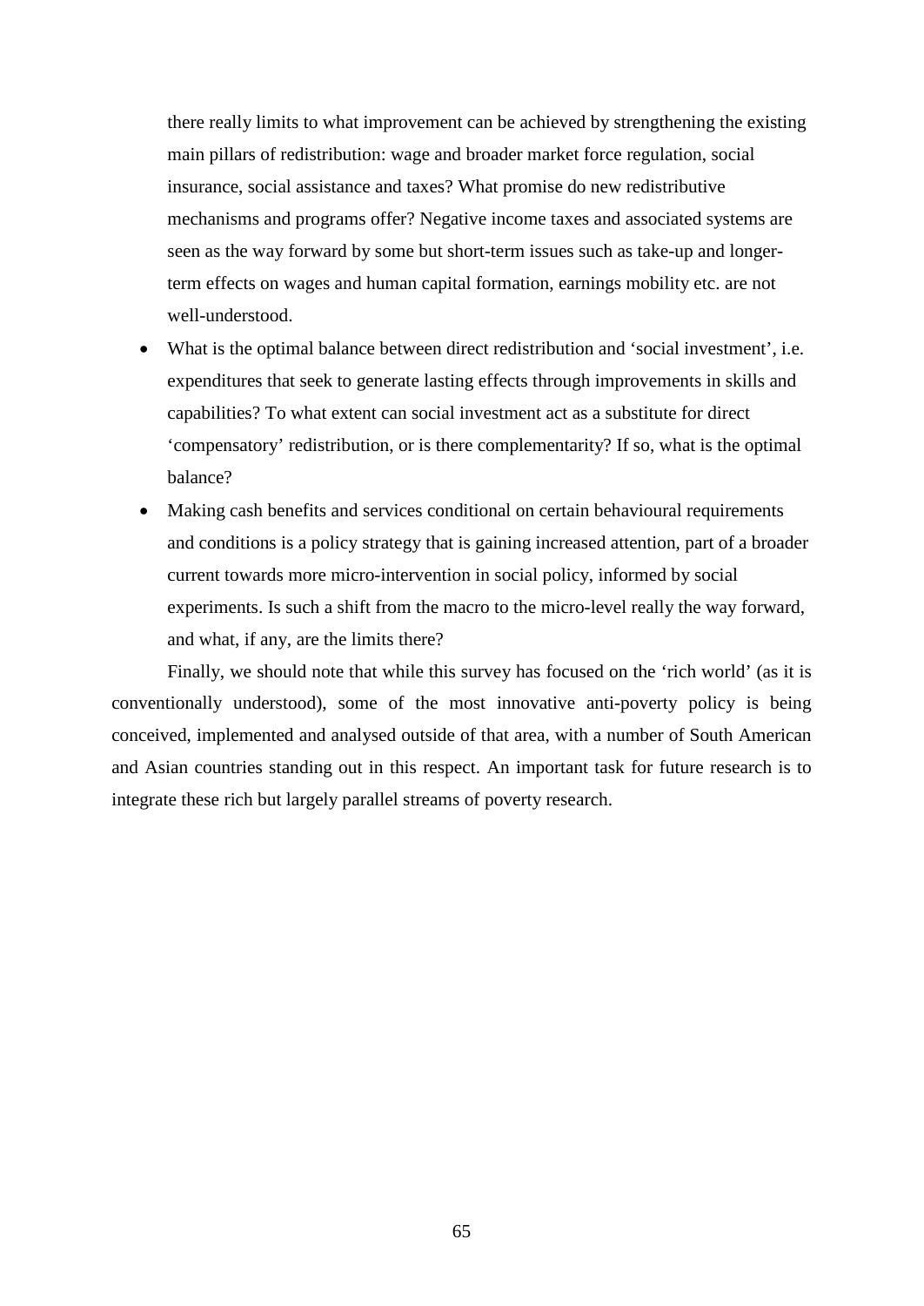there really limits to what improvement can be achieved by strengthening the existing main pillars of redistribution: wage and broader market force regulation, social insurance, social assistance and taxes? What promise do new redistributive mechanisms and programs offer? Negative income taxes and associated systems are seen as the way forward by some but short-term issues such as take-up and longer-term effects on wages and human capital formation, earnings mobility etc. are not well-understood.

- What is the optimal balance between direct redistribution and 'social investment', i.e. expenditures that seek to generate lasting effects through improvements in skills and capabilities? To what extent can social investment act as a substitute for direct 'compensatory' redistribution, or is there complementarity? If so, what is the optimal balance?
- Making cash benefits and services conditional on certain behavioural requirements and conditions is a policy strategy that is gaining increased attention, part of a broader current towards more micro-intervention in social policy, informed by social experiments. Is such a shift from the macro to the micro-level really the way forward, and what, if any, are the limits there?

Finally, we should note that while this survey has focused on the 'rich world' (as it is conventionally understood), some of the most innovative anti-poverty policy is being conceived, implemented and analysed outside of that area, with a number of South American and Asian countries standing out in this respect. An important task for future research is to integrate these rich but largely parallel streams of poverty research.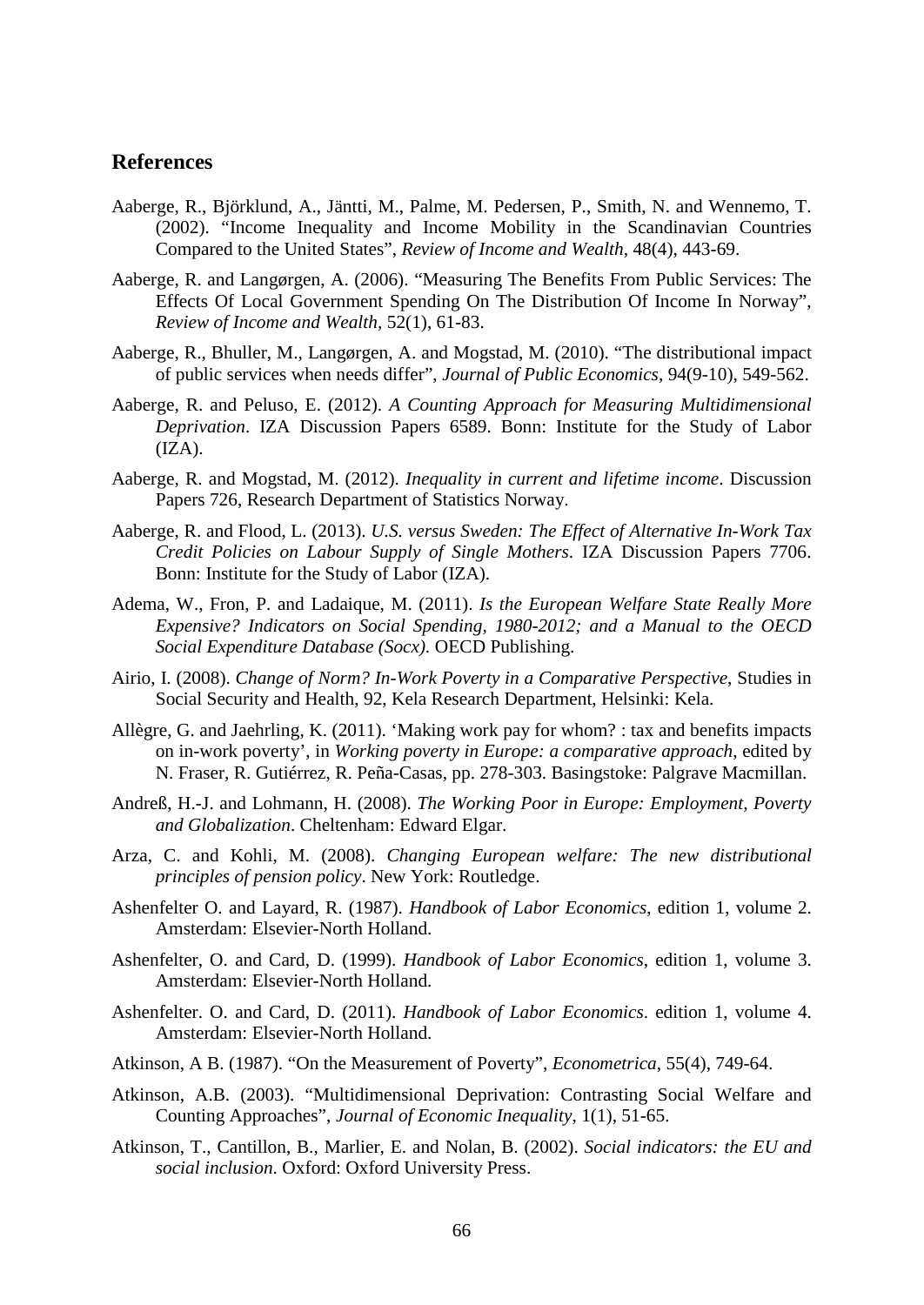## References

Aaberge, R., Björklund, A., Jäntti, M., Palme, M. Pedersen, P., Smith, N. and Wennemo, T. (2002). "Income Inequality and Income Mobility in the Scandinavian Countries Compared to the United States", *Review of Income and Wealth*, 48(4), 443-69.

Aaberge, R. and Langørgen, A. (2006). "Measuring The Benefits From Public Services: The Effects Of Local Government Spending On The Distribution Of Income In Norway", *Review of Income and Wealth*, 52(1), 61-83.

Aaberge, R., Bhuller, M., Langørgen, A. and Mogstad, M. (2010). "The distributional impact of public services when needs differ", *Journal of Public Economics*, 94(9-10), 549-562.

Aaberge, R. and Peluso, E. (2012). *A Counting Approach for Measuring Multidimensional Deprivation*. IZA Discussion Papers 6589. Bonn: Institute for the Study of Labor (IZA).

Aaberge, R. and Mogstad, M. (2012). *Inequality in current and lifetime income*. Discussion Papers 726, Research Department of Statistics Norway.

Aaberge, R. and Flood, L. (2013). *U.S. versus Sweden: The Effect of Alternative In-Work Tax Credit Policies on Labour Supply of Single Mothers*. IZA Discussion Papers 7706. Bonn: Institute for the Study of Labor (IZA).

Adema, W., Fron, P. and Ladaique, M. (2011). *Is the European Welfare State Really More Expensive? Indicators on Social Spending, 1980-2012; and a Manual to the OECD Social Expenditure Database (Socx)*. OECD Publishing.

Airio, I. (2008). *Change of Norm? In-Work Poverty in a Comparative Perspective*, Studies in Social Security and Health, 92, Kela Research Department, Helsinki: Kela.

Allègre, G. and Jaehrling, K. (2011). 'Making work pay for whom? : tax and benefits impacts on in-work poverty', in *Working poverty in Europe: a comparative approach*, edited by N. Fraser, R. Gutiérrez, R. Peña-Casas, pp. 278-303. Basingstoke: Palgrave Macmillan.

Andreß, H.-J. and Lohmann, H. (2008). *The Working Poor in Europe: Employment, Poverty and Globalization*. Cheltenham: Edward Elgar.

Arza, C. and Kohli, M. (2008). *Changing European welfare: The new distributional principles of pension policy*. New York: Routledge.

Ashenfelter O. and Layard, R. (1987). *Handbook of Labor Economics*, edition 1, volume 2. Amsterdam: Elsevier-North Holland.

Ashenfelter, O. and Card, D. (1999). *Handbook of Labor Economics*, edition 1, volume 3. Amsterdam: Elsevier-North Holland.

Ashenfelter. O. and Card, D. (2011). *Handbook of Labor Economics*. edition 1, volume 4. Amsterdam: Elsevier-North Holland.

Atkinson, A B. (1987). "On the Measurement of Poverty", *Econometrica*, 55(4), 749-64.

Atkinson, A.B. (2003). "Multidimensional Deprivation: Contrasting Social Welfare and Counting Approaches", *Journal of Economic Inequality*, 1(1), 51-65.

Atkinson, T., Cantillon, B., Marlier, E. and Nolan, B. (2002). *Social indicators: the EU and social inclusion*. Oxford: Oxford University Press.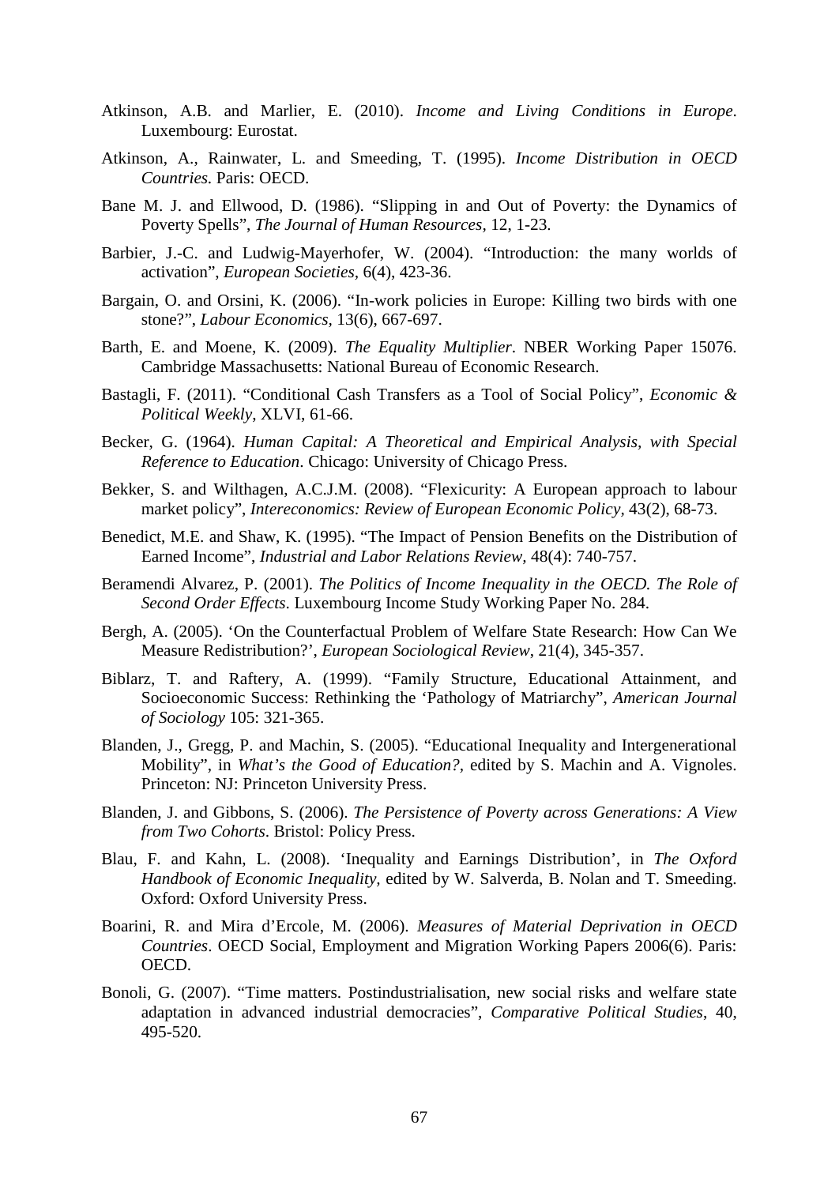Atkinson, A.B. and Marlier, E. (2010). *Income and Living Conditions in Europe*. Luxembourg: Eurostat.

Atkinson, A., Rainwater, L. and Smeeding, T. (1995). *Income Distribution in OECD Countries.* Paris: OECD.

Bane M. J. and Ellwood, D. (1986). "Slipping in and Out of Poverty: the Dynamics of Poverty Spells", *The Journal of Human Resources*, 12, 1-23.

Barbier, J.-C. and Ludwig-Mayerhofer, W. (2004). "Introduction: the many worlds of activation", *European Societies*, 6(4), 423-36.

Bargain, O. and Orsini, K. (2006). "In-work policies in Europe: Killing two birds with one stone?", *Labour Economics*, 13(6), 667-697.

Barth, E. and Moene, K. (2009). *The Equality Multiplier*. NBER Working Paper 15076. Cambridge Massachusetts: National Bureau of Economic Research.

Bastagli, F. (2011). "Conditional Cash Transfers as a Tool of Social Policy", *Economic & Political Weekly*, XLVI, 61-66.

Becker, G. (1964). *Human Capital: A Theoretical and Empirical Analysis, with Special Reference to Education*. Chicago: University of Chicago Press.

Bekker, S. and Wilthagen, A.C.J.M. (2008). "Flexicurity: A European approach to labour market policy", *Intereconomics: Review of European Economic Policy*, 43(2), 68-73.

Benedict, M.E. and Shaw, K. (1995). "The Impact of Pension Benefits on the Distribution of Earned Income", *Industrial and Labor Relations Review*, 48(4): 740-757.

Beramendi Alvarez, P. (2001). *The Politics of Income Inequality in the OECD. The Role of Second Order Effects*. Luxembourg Income Study Working Paper No. 284.

Bergh, A. (2005). 'On the Counterfactual Problem of Welfare State Research: How Can We Measure Redistribution?', *European Sociological Review*, 21(4), 345-357.

Biblarz, T. and Raftery, A. (1999). "Family Structure, Educational Attainment, and Socioeconomic Success: Rethinking the 'Pathology of Matriarchy", *American Journal of Sociology* 105: 321-365.

Blanden, J., Gregg, P. and Machin, S. (2005). "Educational Inequality and Intergenerational Mobility", in *What's the Good of Education?*, edited by S. Machin and A. Vignoles. Princeton: NJ: Princeton University Press.

Blanden, J. and Gibbons, S. (2006). *The Persistence of Poverty across Generations: A View from Two Cohorts*. Bristol: Policy Press.

Blau, F. and Kahn, L. (2008). 'Inequality and Earnings Distribution', in *The Oxford Handbook of Economic Inequality*, edited by W. Salverda, B. Nolan and T. Smeeding. Oxford: Oxford University Press.

Boarini, R. and Mira d'Ercole, M. (2006). *Measures of Material Deprivation in OECD Countries*. OECD Social, Employment and Migration Working Papers 2006(6). Paris: OECD.

Bonoli, G. (2007). "Time matters. Postindustrialisation, new social risks and welfare state adaptation in advanced industrial democracies", *Comparative Political Studies*, 40, 495-520.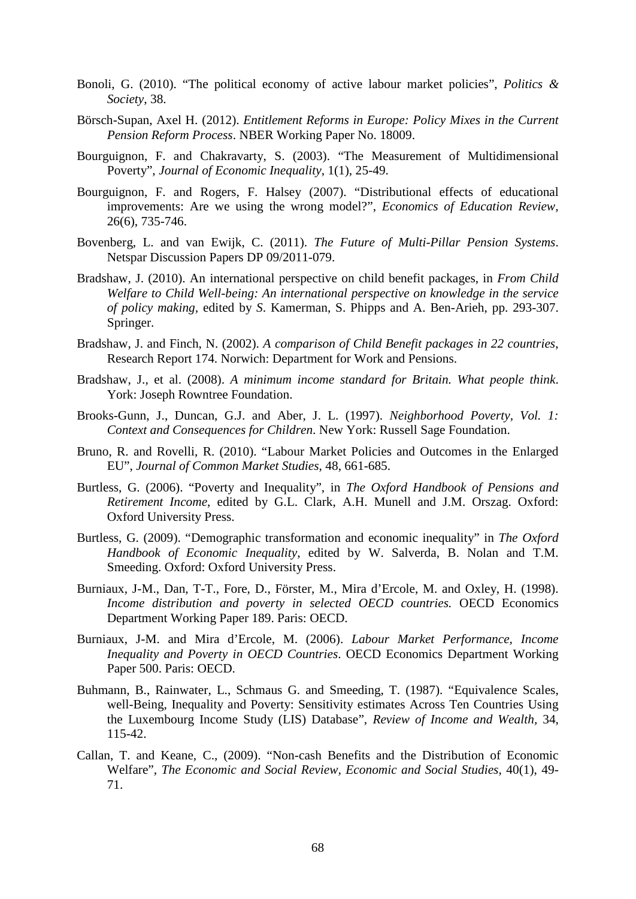Bonoli, G. (2010). "The political economy of active labour market policies", *Politics & Society*, 38.

Börsch-Supan, Axel H. (2012). *Entitlement Reforms in Europe: Policy Mixes in the Current Pension Reform Process*. NBER Working Paper No. 18009.

Bourguignon, F. and Chakravarty, S. (2003). "The Measurement of Multidimensional Poverty", *Journal of Economic Inequality*, 1(1), 25-49.

Bourguignon, F. and Rogers, F. Halsey (2007). "Distributional effects of educational improvements: Are we using the wrong model?", *Economics of Education Review*, 26(6), 735-746.

Bovenberg, L. and van Ewijk, C. (2011). *The Future of Multi-Pillar Pension Systems*. Netspar Discussion Papers DP 09/2011-079.

Bradshaw, J. (2010). An international perspective on child benefit packages, in *From Child Welfare to Child Well-being: An international perspective on knowledge in the service of policy making*, edited by *S*. Kamerman, S. Phipps and A. Ben-Arieh, pp. 293-307. Springer.

Bradshaw, J. and Finch, N. (2002). *A comparison of Child Benefit packages in 22 countries*, Research Report 174. Norwich: Department for Work and Pensions.

Bradshaw, J., et al. (2008). *A minimum income standard for Britain. What people think*. York: Joseph Rowntree Foundation.

Brooks-Gunn, J., Duncan, G.J. and Aber, J. L. (1997). *Neighborhood Poverty, Vol. 1: Context and Consequences for Children*. New York: Russell Sage Foundation.

Bruno, R. and Rovelli, R. (2010). "Labour Market Policies and Outcomes in the Enlarged EU", *Journal of Common Market Studies*, 48, 661-685.

Burtless, G. (2006). "Poverty and Inequality", in *The Oxford Handbook of Pensions and Retirement Income*, edited by G.L. Clark, A.H. Munell and J.M. Orszag. Oxford: Oxford University Press.

Burtless, G. (2009). "Demographic transformation and economic inequality" in *The Oxford Handbook of Economic Inequality*, edited by W. Salverda, B. Nolan and T.M. Smeeding. Oxford: Oxford University Press.

Burniaux, J-M., Dan, T-T., Fore, D., Förster, M., Mira d'Ercole, M. and Oxley, H. (1998). *Income distribution and poverty in selected OECD countries.* OECD Economics Department Working Paper 189. Paris: OECD.

Burniaux, J-M. and Mira d'Ercole, M. (2006). *Labour Market Performance, Income Inequality and Poverty in OECD Countries*. OECD Economics Department Working Paper 500. Paris: OECD.

Buhmann, B., Rainwater, L., Schmaus G. and Smeeding, T. (1987). "Equivalence Scales, well-Being, Inequality and Poverty: Sensitivity estimates Across Ten Countries Using the Luxembourg Income Study (LIS) Database", *Review of Income and Wealth*, 34, 115-42.

Callan, T. and Keane, C., (2009). "Non-cash Benefits and the Distribution of Economic Welfare", *The Economic and Social Review, Economic and Social Studies*, 40(1), 49-71.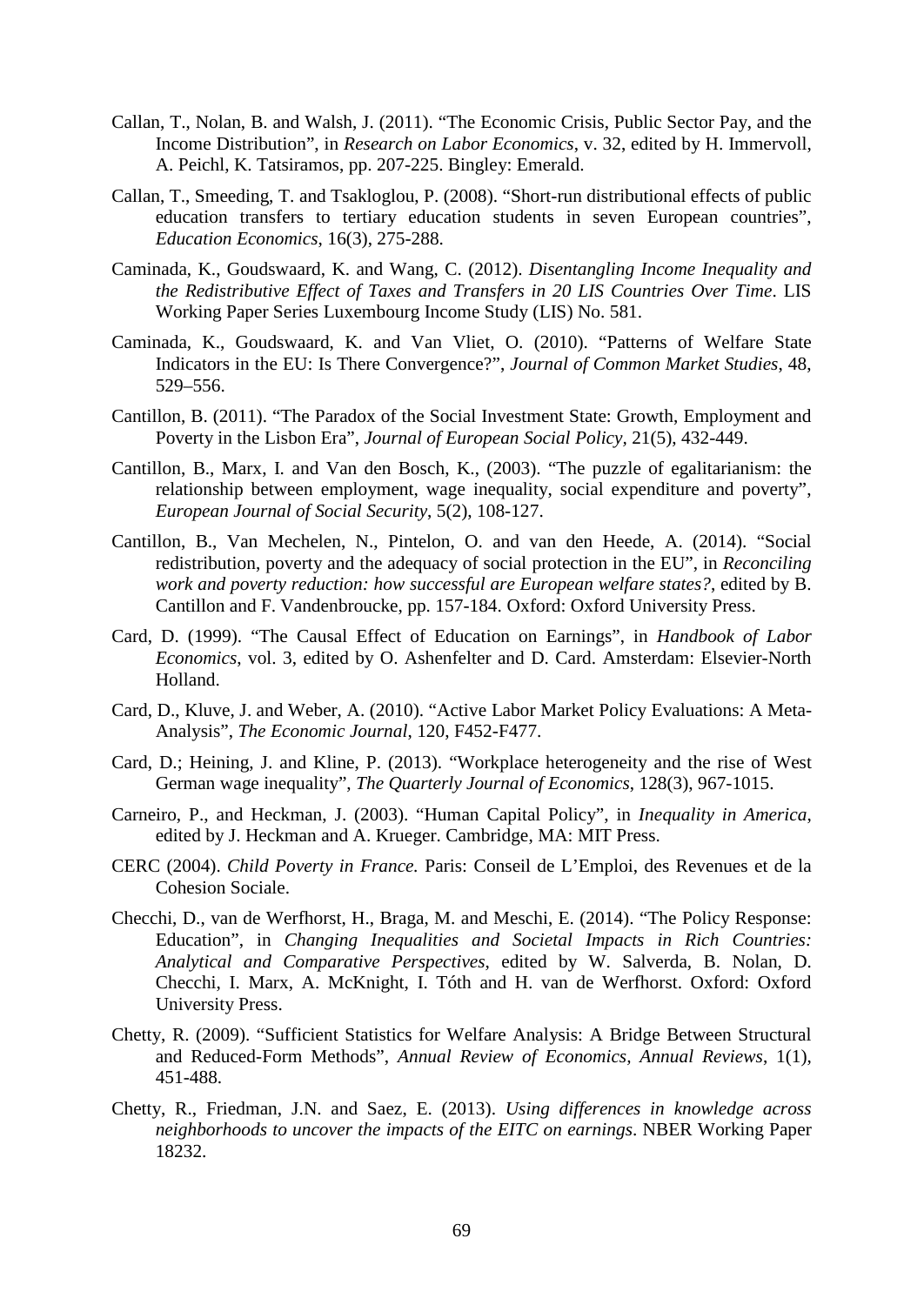Callan, T., Nolan, B. and Walsh, J. (2011). "The Economic Crisis, Public Sector Pay, and the Income Distribution", in *Research on Labor Economics*, v. 32, edited by H. Immervoll, A. Peichl, K. Tatsiramos, pp. 207-225. Bingley: Emerald.

Callan, T., Smeeding, T. and Tsakloglou, P. (2008). "Short-run distributional effects of public education transfers to tertiary education students in seven European countries", *Education Economics*, 16(3), 275-288.

Caminada, K., Goudswaard, K. and Wang, C. (2012). *Disentangling Income Inequality and the Redistributive Effect of Taxes and Transfers in 20 LIS Countries Over Time*. LIS Working Paper Series Luxembourg Income Study (LIS) No. 581.

Caminada, K., Goudswaard, K. and Van Vliet, O. (2010). "Patterns of Welfare State Indicators in the EU: Is There Convergence?", *Journal of Common Market Studies*, 48, 529–556.

Cantillon, B. (2011). "The Paradox of the Social Investment State: Growth, Employment and Poverty in the Lisbon Era", *Journal of European Social Policy*, 21(5), 432-449.

Cantillon, B., Marx, I. and Van den Bosch, K., (2003). "The puzzle of egalitarianism: the relationship between employment, wage inequality, social expenditure and poverty", *European Journal of Social Security*, 5(2), 108-127.

Cantillon, B., Van Mechelen, N., Pintelon, O. and van den Heede, A. (2014). "Social redistribution, poverty and the adequacy of social protection in the EU", in *Reconciling work and poverty reduction: how successful are European welfare states?*, edited by B. Cantillon and F. Vandenbroucke, pp. 157-184. Oxford: Oxford University Press.

Card, D. (1999). "The Causal Effect of Education on Earnings", in *Handbook of Labor Economics*, vol. 3, edited by O. Ashenfelter and D. Card. Amsterdam: Elsevier-North Holland.

Card, D., Kluve, J. and Weber, A. (2010). "Active Labor Market Policy Evaluations: A Meta-Analysis", *The Economic Journal*, 120, F452-F477.

Card, D.; Heining, J. and Kline, P. (2013). "Workplace heterogeneity and the rise of West German wage inequality", *The Quarterly Journal of Economics*, 128(3), 967-1015.

Carneiro, P., and Heckman, J. (2003). "Human Capital Policy", in *Inequality in America*, edited by J. Heckman and A. Krueger. Cambridge, MA: MIT Press.

CERC (2004). *Child Poverty in France.* Paris: Conseil de L'Emploi, des Revenues et de la Cohesion Sociale.

Checchi, D., van de Werfhorst, H., Braga, M. and Meschi, E. (2014). "The Policy Response: Education", in *Changing Inequalities and Societal Impacts in Rich Countries: Analytical and Comparative Perspectives*, edited by W. Salverda, B. Nolan, D. Checchi, I. Marx, A. McKnight, I. Tóth and H. van de Werfhorst. Oxford: Oxford University Press.

Chetty, R. (2009). "Sufficient Statistics for Welfare Analysis: A Bridge Between Structural and Reduced-Form Methods", *Annual Review of Economics, Annual Reviews*, 1(1), 451-488.

Chetty, R., Friedman, J.N. and Saez, E. (2013). *Using differences in knowledge across neighborhoods to uncover the impacts of the EITC on earnings*. NBER Working Paper 18232.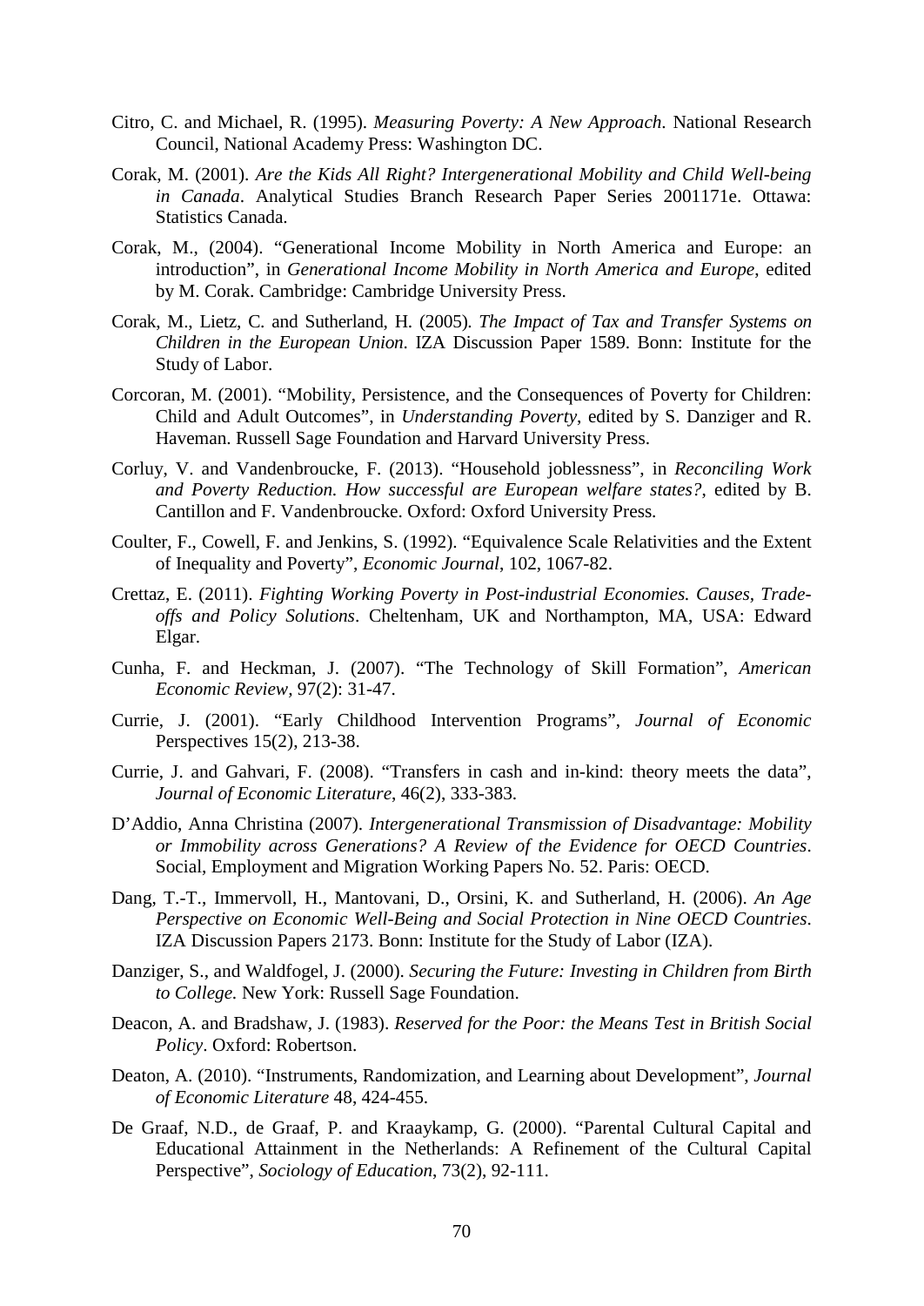Citro, C. and Michael, R. (1995). *Measuring Poverty: A New Approach*. National Research Council, National Academy Press: Washington DC.

Corak, M. (2001). *Are the Kids All Right? Intergenerational Mobility and Child Well-being in Canada*. Analytical Studies Branch Research Paper Series 2001171e. Ottawa: Statistics Canada.

Corak, M., (2004). "Generational Income Mobility in North America and Europe: an introduction", in *Generational Income Mobility in North America and Europe*, edited by M. Corak. Cambridge: Cambridge University Press.

Corak, M., Lietz, C. and Sutherland, H. (2005). *The Impact of Tax and Transfer Systems on Children in the European Union*. IZA Discussion Paper 1589. Bonn: Institute for the Study of Labor.

Corcoran, M. (2001). "Mobility, Persistence, and the Consequences of Poverty for Children: Child and Adult Outcomes", in *Understanding Poverty*, edited by S. Danziger and R. Haveman. Russell Sage Foundation and Harvard University Press.

Corluy, V. and Vandenbroucke, F. (2013). "Household joblessness", in *Reconciling Work and Poverty Reduction. How successful are European welfare states?*, edited by B. Cantillon and F. Vandenbroucke. Oxford: Oxford University Press.

Coulter, F., Cowell, F. and Jenkins, S. (1992). "Equivalence Scale Relativities and the Extent of Inequality and Poverty", *Economic Journal*, 102, 1067-82.

Crettaz, E. (2011). *Fighting Working Poverty in Post-industrial Economies. Causes, Trade-offs and Policy Solutions*. Cheltenham, UK and Northampton, MA, USA: Edward Elgar.

Cunha, F. and Heckman, J. (2007). "The Technology of Skill Formation", *American Economic Review,* 97(2): 31-47.

Currie, J. (2001). "Early Childhood Intervention Programs", *Journal of Economic* Perspectives 15(2), 213-38.

Currie, J. and Gahvari, F. (2008). "Transfers in cash and in-kind: theory meets the data", *Journal of Economic Literature*, 46(2), 333-383.

D'Addio, Anna Christina (2007). *Intergenerational Transmission of Disadvantage: Mobility or Immobility across Generations? A Review of the Evidence for OECD Countries*. Social, Employment and Migration Working Papers No. 52. Paris: OECD.

Dang, T.-T., Immervoll, H., Mantovani, D., Orsini, K. and Sutherland, H. (2006). *An Age Perspective on Economic Well-Being and Social Protection in Nine OECD Countries*. IZA Discussion Papers 2173. Bonn: Institute for the Study of Labor (IZA).

Danziger, S., and Waldfogel, J. (2000). *Securing the Future: Investing in Children from Birth to College.* New York: Russell Sage Foundation.

Deacon, A. and Bradshaw, J. (1983). *Reserved for the Poor: the Means Test in British Social Policy*. Oxford: Robertson.

Deaton, A. (2010). "Instruments, Randomization, and Learning about Development", *Journal of Economic Literature* 48, 424-455.

De Graaf, N.D., de Graaf, P. and Kraaykamp, G. (2000). "Parental Cultural Capital and Educational Attainment in the Netherlands: A Refinement of the Cultural Capital Perspective", *Sociology of Education*, 73(2), 92-111.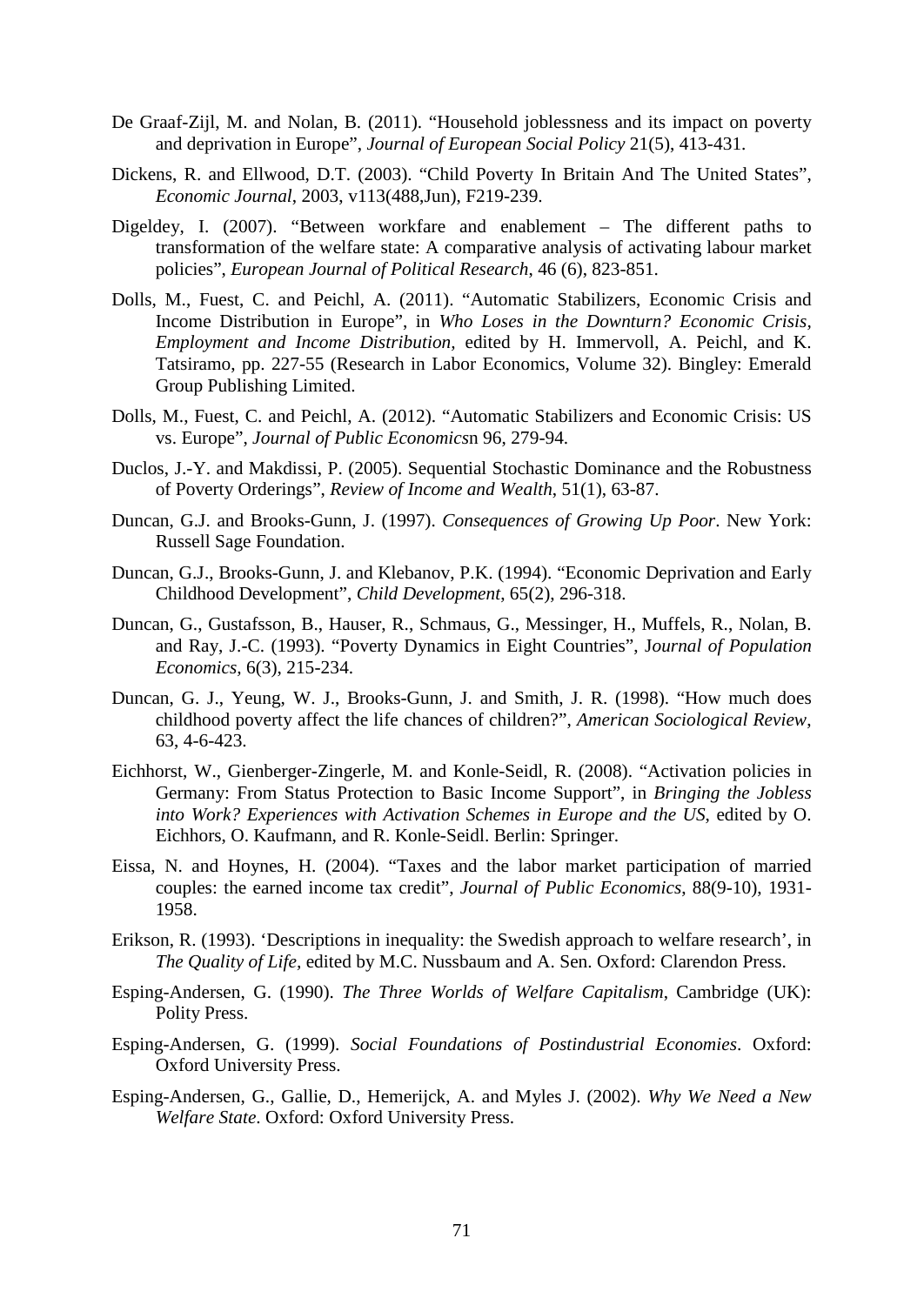De Graaf-Zijl, M. and Nolan, B. (2011). "Household joblessness and its impact on poverty and deprivation in Europe", *Journal of European Social Policy* 21(5), 413-431.

Dickens, R. and Ellwood, D.T. (2003). "Child Poverty In Britain And The United States", *Economic Journal*, 2003, v113(488,Jun), F219-239.

Digeldey, I. (2007). "Between workfare and enablement – The different paths to transformation of the welfare state: A comparative analysis of activating labour market policies", *European Journal of Political Research*, 46 (6), 823-851.

Dolls, M., Fuest, C. and Peichl, A. (2011). "Automatic Stabilizers, Economic Crisis and Income Distribution in Europe", in *Who Loses in the Downturn? Economic Crisis, Employment and Income Distribution,* edited by H. Immervoll, A. Peichl, and K. Tatsiramo, pp. 227-55 (Research in Labor Economics, Volume 32). Bingley: Emerald Group Publishing Limited.

Dolls, M., Fuest, C. and Peichl, A. (2012). "Automatic Stabilizers and Economic Crisis: US vs. Europe", *Journal of Public Economics*n 96, 279-94.

Duclos, J.-Y. and Makdissi, P. (2005). Sequential Stochastic Dominance and the Robustness of Poverty Orderings", *Review of Income and Wealth*, 51(1), 63-87.

Duncan, G.J. and Brooks-Gunn, J. (1997). *Consequences of Growing Up Poor*. New York: Russell Sage Foundation.

Duncan, G.J., Brooks-Gunn, J. and Klebanov, P.K. (1994). "Economic Deprivation and Early Childhood Development", *Child Development*, 65(2), 296-318.

Duncan, G., Gustafsson, B., Hauser, R., Schmaus, G., Messinger, H., Muffels, R., Nolan, B. and Ray, J.-C. (1993). "Poverty Dynamics in Eight Countries", J*ournal of Population Economics*, 6(3), 215-234.

Duncan, G. J., Yeung, W. J., Brooks-Gunn, J. and Smith, J. R. (1998). "How much does childhood poverty affect the life chances of children?", *American Sociological Review*, 63, 4-6-423.

Eichhorst, W., Gienberger-Zingerle, M. and Konle-Seidl, R. (2008). "Activation policies in Germany: From Status Protection to Basic Income Support", in *Bringing the Jobless into Work? Experiences with Activation Schemes in Europe and the US*, edited by O. Eichhors, O. Kaufmann, and R. Konle-Seidl. Berlin: Springer.

Eissa, N. and Hoynes, H. (2004). "Taxes and the labor market participation of married couples: the earned income tax credit", *Journal of Public Economics*, 88(9-10), 1931-1958.

Erikson, R. (1993). 'Descriptions in inequality: the Swedish approach to welfare research', in *The Quality of Life,* edited by M.C. Nussbaum and A. Sen. Oxford: Clarendon Press.

Esping-Andersen, G. (1990). *The Three Worlds of Welfare Capitalism*, Cambridge (UK): Polity Press.

Esping-Andersen, G. (1999). *Social Foundations of Postindustrial Economies*. Oxford: Oxford University Press.

Esping-Andersen, G., Gallie, D., Hemerijck, A. and Myles J. (2002). *Why We Need a New Welfare State*. Oxford: Oxford University Press.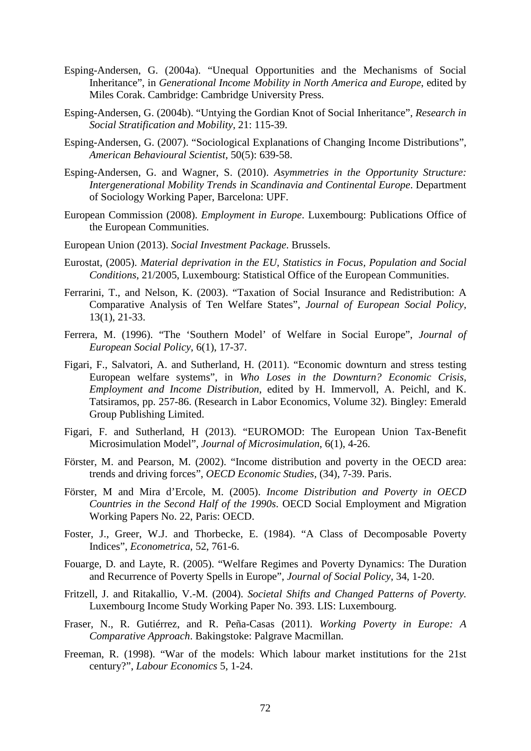Esping-Andersen, G. (2004a). "Unequal Opportunities and the Mechanisms of Social Inheritance", in *Generational Income Mobility in North America and Europe*, edited by Miles Corak. Cambridge: Cambridge University Press.

Esping-Andersen, G. (2004b). "Untying the Gordian Knot of Social Inheritance", *Research in Social Stratification and Mobility*, 21: 115-39.

Esping-Andersen, G. (2007). "Sociological Explanations of Changing Income Distributions", *American Behavioural Scientist*, 50(5): 639-58.

Esping-Andersen, G. and Wagner, S. (2010). *Asymmetries in the Opportunity Structure: Intergenerational Mobility Trends in Scandinavia and Continental Europe*. Department of Sociology Working Paper, Barcelona: UPF.

European Commission (2008). *Employment in Europe*. Luxembourg: Publications Office of the European Communities.

European Union (2013). *Social Investment Package*. Brussels.

Eurostat, (2005). *Material deprivation in the EU, Statistics in Focus, Population and Social Conditions*, 21/2005, Luxembourg: Statistical Office of the European Communities.

Ferrarini, T., and Nelson, K. (2003). "Taxation of Social Insurance and Redistribution: A Comparative Analysis of Ten Welfare States", *Journal of European Social Policy*, 13(1), 21-33.

Ferrera, M. (1996). "The 'Southern Model' of Welfare in Social Europe", *Journal of European Social Policy*, 6(1), 17-37.

Figari, F., Salvatori, A. and Sutherland, H. (2011). "Economic downturn and stress testing European welfare systems", in *Who Loses in the Downturn? Economic Crisis, Employment and Income Distribution*, edited by H. Immervoll, A. Peichl, and K. Tatsiramos, pp. 257-86. (Research in Labor Economics, Volume 32). Bingley: Emerald Group Publishing Limited.

Figari, F. and Sutherland, H (2013). "EUROMOD: The European Union Tax-Benefit Microsimulation Model", *Journal of Microsimulation*, 6(1), 4-26.

Förster, M. and Pearson, M. (2002). "Income distribution and poverty in the OECD area: trends and driving forces", *OECD Economic Studies*, (34), 7-39. Paris.

Förster, M and Mira d'Ercole, M. (2005). *Income Distribution and Poverty in OECD Countries in the Second Half of the 1990s*. OECD Social Employment and Migration Working Papers No. 22, Paris: OECD.

Foster, J., Greer, W.J. and Thorbecke, E. (1984). "A Class of Decomposable Poverty Indices", *Econometrica*, 52, 761-6.

Fouarge, D. and Layte, R. (2005). "Welfare Regimes and Poverty Dynamics: The Duration and Recurrence of Poverty Spells in Europe", *Journal of Social Policy*, 34, 1-20.

Fritzell, J. and Ritakallio, V.-M. (2004). *Societal Shifts and Changed Patterns of Poverty*. Luxembourg Income Study Working Paper No. 393. LIS: Luxembourg.

Fraser, N., R. Gutiérrez, and R. Peña-Casas (2011). *Working Poverty in Europe: A Comparative Approach*. Bakingstoke: Palgrave Macmillan.

Freeman, R. (1998). "War of the models: Which labour market institutions for the 21st century?", *Labour Economics* 5, 1-24.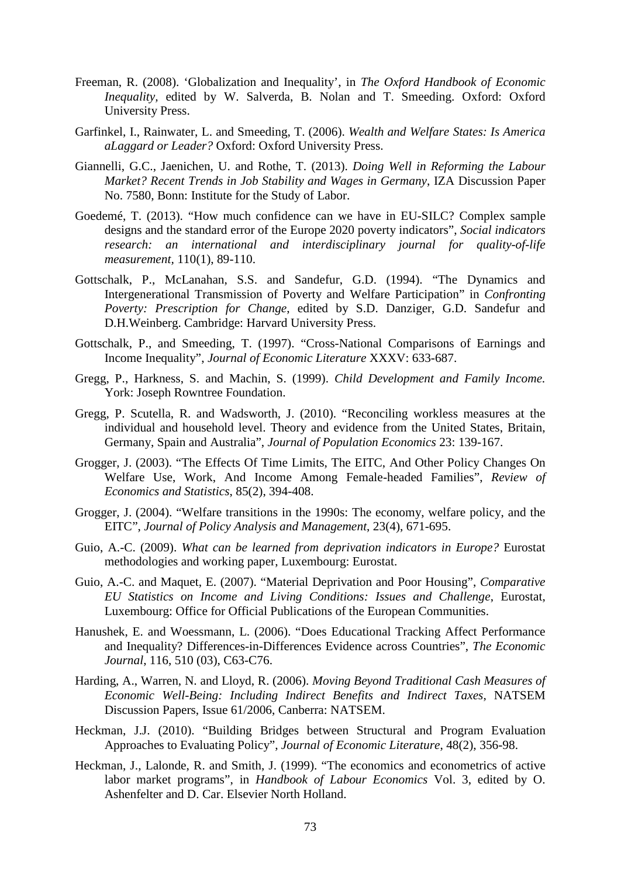Freeman, R. (2008). 'Globalization and Inequality', in *The Oxford Handbook of Economic Inequality*, edited by W. Salverda, B. Nolan and T. Smeeding. Oxford: Oxford University Press.

Garfinkel, I., Rainwater, L. and Smeeding, T. (2006). *Wealth and Welfare States: Is America aLaggard or Leader?* Oxford: Oxford University Press.

Giannelli, G.C., Jaenichen, U. and Rothe, T. (2013). *Doing Well in Reforming the Labour Market? Recent Trends in Job Stability and Wages in Germany*, IZA Discussion Paper No. 7580, Bonn: Institute for the Study of Labor.

Goedemé, T. (2013). "How much confidence can we have in EU-SILC? Complex sample designs and the standard error of the Europe 2020 poverty indicators", *Social indicators research: an international and interdisciplinary journal for quality-of-life measurement*, 110(1), 89-110.

Gottschalk, P., McLanahan, S.S. and Sandefur, G.D. (1994). "The Dynamics and Intergenerational Transmission of Poverty and Welfare Participation" in *Confronting Poverty: Prescription for Change*, edited by S.D. Danziger, G.D. Sandefur and D.H.Weinberg. Cambridge: Harvard University Press.

Gottschalk, P., and Smeeding, T. (1997). "Cross-National Comparisons of Earnings and Income Inequality", *Journal of Economic Literature* XXXV: 633-687.

Gregg, P., Harkness, S. and Machin, S. (1999). *Child Development and Family Income.* York: Joseph Rowntree Foundation.

Gregg, P. Scutella, R. and Wadsworth, J. (2010). "Reconciling workless measures at the individual and household level. Theory and evidence from the United States, Britain, Germany, Spain and Australia", *Journal of Population Economics* 23: 139-167.

Grogger, J. (2003). "The Effects Of Time Limits, The EITC, And Other Policy Changes On Welfare Use, Work, And Income Among Female-headed Families", *Review of Economics and Statistics*, 85(2), 394-408.

Grogger, J. (2004). "Welfare transitions in the 1990s: The economy, welfare policy, and the EITC", *Journal of Policy Analysis and Management*, 23(4), 671-695.

Guio, A.-C. (2009). *What can be learned from deprivation indicators in Europe?* Eurostat methodologies and working paper, Luxembourg: Eurostat.

Guio, A.-C. and Maquet, E. (2007). "Material Deprivation and Poor Housing", *Comparative EU Statistics on Income and Living Conditions: Issues and Challenge*, Eurostat, Luxembourg: Office for Official Publications of the European Communities.

Hanushek, E. and Woessmann, L. (2006). "Does Educational Tracking Affect Performance and Inequality? Differences-in-Differences Evidence across Countries", *The Economic Journal*, 116, 510 (03), C63-C76.

Harding, A., Warren, N. and Lloyd, R. (2006). *Moving Beyond Traditional Cash Measures of Economic Well-Being: Including Indirect Benefits and Indirect Taxes*, NATSEM Discussion Papers, Issue 61/2006, Canberra: NATSEM.

Heckman, J.J. (2010). "Building Bridges between Structural and Program Evaluation Approaches to Evaluating Policy", *Journal of Economic Literature*, 48(2), 356-98.

Heckman, J., Lalonde, R. and Smith, J. (1999). "The economics and econometrics of active labor market programs", in *Handbook of Labour Economics* Vol. 3, edited by O. Ashenfelter and D. Car. Elsevier North Holland.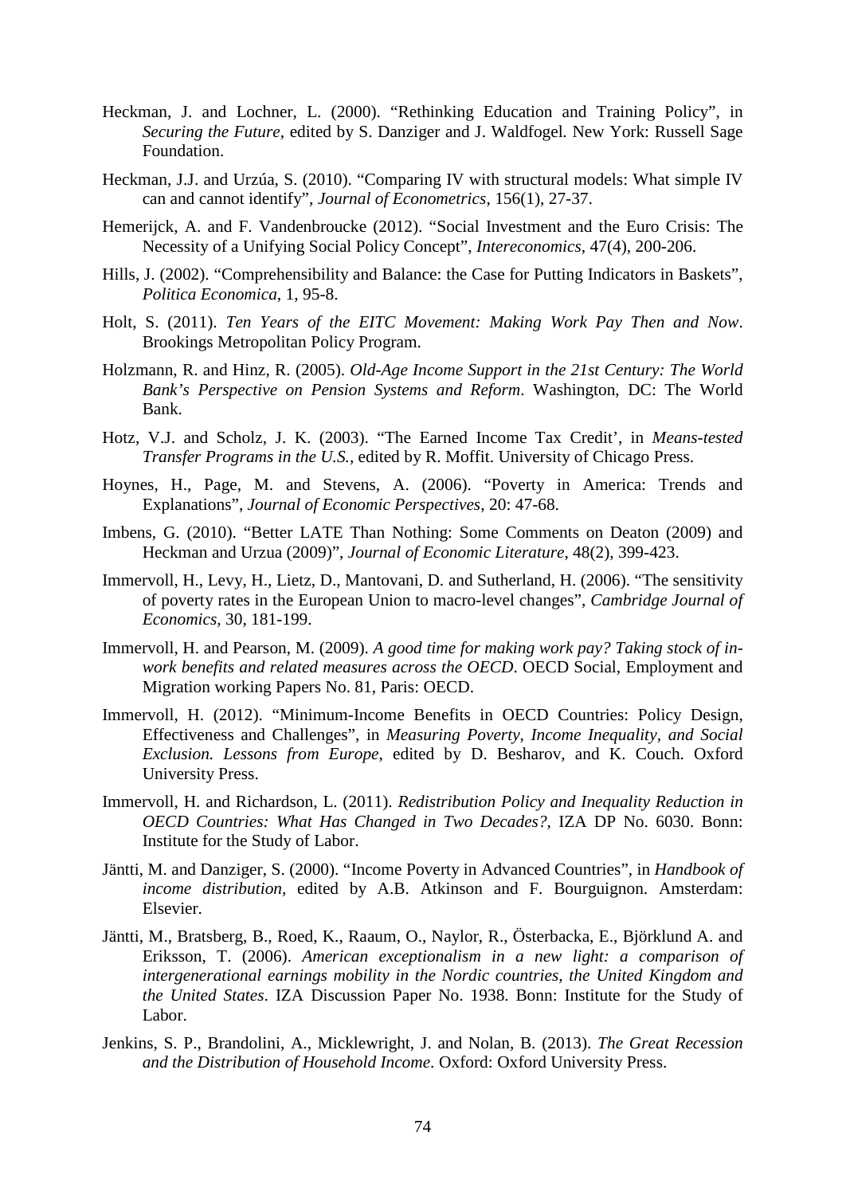Heckman, J. and Lochner, L. (2000). "Rethinking Education and Training Policy", in *Securing the Future*, edited by S. Danziger and J. Waldfogel. New York: Russell Sage Foundation.

Heckman, J.J. and Urzúa, S. (2010). "Comparing IV with structural models: What simple IV can and cannot identify", *Journal of Econometrics*, 156(1), 27-37.

Hemerijck, A. and F. Vandenbroucke (2012). "Social Investment and the Euro Crisis: The Necessity of a Unifying Social Policy Concept", *Intereconomics*, 47(4), 200-206.

Hills, J. (2002). "Comprehensibility and Balance: the Case for Putting Indicators in Baskets", *Politica Economica*, 1, 95-8.

Holt, S. (2011). *Ten Years of the EITC Movement: Making Work Pay Then and Now*. Brookings Metropolitan Policy Program.

Holzmann, R. and Hinz, R. (2005). *Old-Age Income Support in the 21st Century: The World Bank's Perspective on Pension Systems and Reform*. Washington, DC: The World Bank.

Hotz, V.J. and Scholz, J. K. (2003). "The Earned Income Tax Credit', in *Means-tested Transfer Programs in the U.S.*, edited by R. Moffit. University of Chicago Press.

Hoynes, H., Page, M. and Stevens, A. (2006). "Poverty in America: Trends and Explanations", *Journal of Economic Perspectives*, 20: 47-68.

Imbens, G. (2010). "Better LATE Than Nothing: Some Comments on Deaton (2009) and Heckman and Urzua (2009)", *Journal of Economic Literature*, 48(2), 399-423.

Immervoll, H., Levy, H., Lietz, D., Mantovani, D. and Sutherland, H. (2006). "The sensitivity of poverty rates in the European Union to macro-level changes", *Cambridge Journal of Economics*, 30, 181-199.

Immervoll, H. and Pearson, M. (2009). *A good time for making work pay? Taking stock of in-work benefits and related measures across the OECD*. OECD Social, Employment and Migration working Papers No. 81, Paris: OECD.

Immervoll, H. (2012). "Minimum-Income Benefits in OECD Countries: Policy Design, Effectiveness and Challenges", in *Measuring Poverty, Income Inequality, and Social Exclusion. Lessons from Europe*, edited by D. Besharov, and K. Couch. Oxford University Press.

Immervoll, H. and Richardson, L. (2011). *Redistribution Policy and Inequality Reduction in OECD Countries: What Has Changed in Two Decades?*, IZA DP No. 6030. Bonn: Institute for the Study of Labor.

Jäntti, M. and Danziger, S. (2000). "Income Poverty in Advanced Countries", in *Handbook of income distribution*, edited by A.B. Atkinson and F. Bourguignon. Amsterdam: Elsevier.

Jäntti, M., Bratsberg, B., Roed, K., Raaum, O., Naylor, R., Österbacka, E., Björklund A. and Eriksson, T. (2006). *American exceptionalism in a new light: a comparison of intergenerational earnings mobility in the Nordic countries, the United Kingdom and the United States*. IZA Discussion Paper No. 1938. Bonn: Institute for the Study of Labor.

Jenkins, S. P., Brandolini, A., Micklewright, J. and Nolan, B. (2013). *The Great Recession and the Distribution of Household Income*. Oxford: Oxford University Press.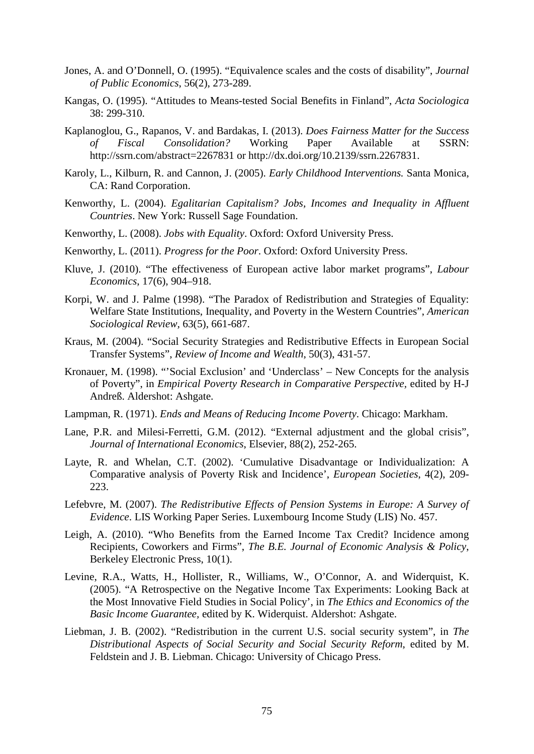Jones, A. and O'Donnell, O. (1995). "Equivalence scales and the costs of disability", *Journal of Public Economics*, 56(2), 273-289.

Kangas, O. (1995). "Attitudes to Means-tested Social Benefits in Finland", *Acta Sociologica* 38: 299-310.

Kaplanoglou, G., Rapanos, V. and Bardakas, I. (2013). *Does Fairness Matter for the Success of Fiscal Consolidation?* Working Paper Available at SSRN: http://ssrn.com/abstract=2267831 or http://dx.doi.org/10.2139/ssrn.2267831.

Karoly, L., Kilburn, R. and Cannon, J. (2005). *Early Childhood Interventions.* Santa Monica, CA: Rand Corporation.

Kenworthy, L. (2004). *Egalitarian Capitalism? Jobs, Incomes and Inequality in Affluent Countries*. New York: Russell Sage Foundation.

Kenworthy, L. (2008). *Jobs with Equality*. Oxford: Oxford University Press.

Kenworthy, L. (2011). *Progress for the Poor*. Oxford: Oxford University Press.

Kluve, J. (2010). "The effectiveness of European active labor market programs", *Labour Economics*, 17(6), 904–918.

Korpi, W. and J. Palme (1998). "The Paradox of Redistribution and Strategies of Equality: Welfare State Institutions, Inequality, and Poverty in the Western Countries", *American Sociological Review*, 63(5), 661-687.

Kraus, M. (2004). "Social Security Strategies and Redistributive Effects in European Social Transfer Systems", *Review of Income and Wealth*, 50(3), 431-57.

Kronauer, M. (1998). "'Social Exclusion' and 'Underclass' – New Concepts for the analysis of Poverty", in *Empirical Poverty Research in Comparative Perspective*, edited by H-J Andreß. Aldershot: Ashgate.

Lampman, R. (1971). *Ends and Means of Reducing Income Poverty*. Chicago: Markham.

Lane, P.R. and Milesi-Ferretti, G.M. (2012). "External adjustment and the global crisis", *Journal of International Economics*, Elsevier, 88(2), 252-265.

Layte, R. and Whelan, C.T. (2002). 'Cumulative Disadvantage or Individualization: A Comparative analysis of Poverty Risk and Incidence', *European Societies*, 4(2), 209-223.

Lefebvre, M. (2007). *The Redistributive Effects of Pension Systems in Europe: A Survey of Evidence*. LIS Working Paper Series. Luxembourg Income Study (LIS) No. 457.

Leigh, A. (2010). "Who Benefits from the Earned Income Tax Credit? Incidence among Recipients, Coworkers and Firms", *The B.E. Journal of Economic Analysis & Policy*, Berkeley Electronic Press, 10(1).

Levine, R.A., Watts, H., Hollister, R., Williams, W., O'Connor, A. and Widerquist, K. (2005). "A Retrospective on the Negative Income Tax Experiments: Looking Back at the Most Innovative Field Studies in Social Policy', in *The Ethics and Economics of the Basic Income Guarantee*, edited by K. Widerquist. Aldershot: Ashgate.

Liebman, J. B. (2002). "Redistribution in the current U.S. social security system", in *The Distributional Aspects of Social Security and Social Security Reform*, edited by M. Feldstein and J. B. Liebman. Chicago: University of Chicago Press.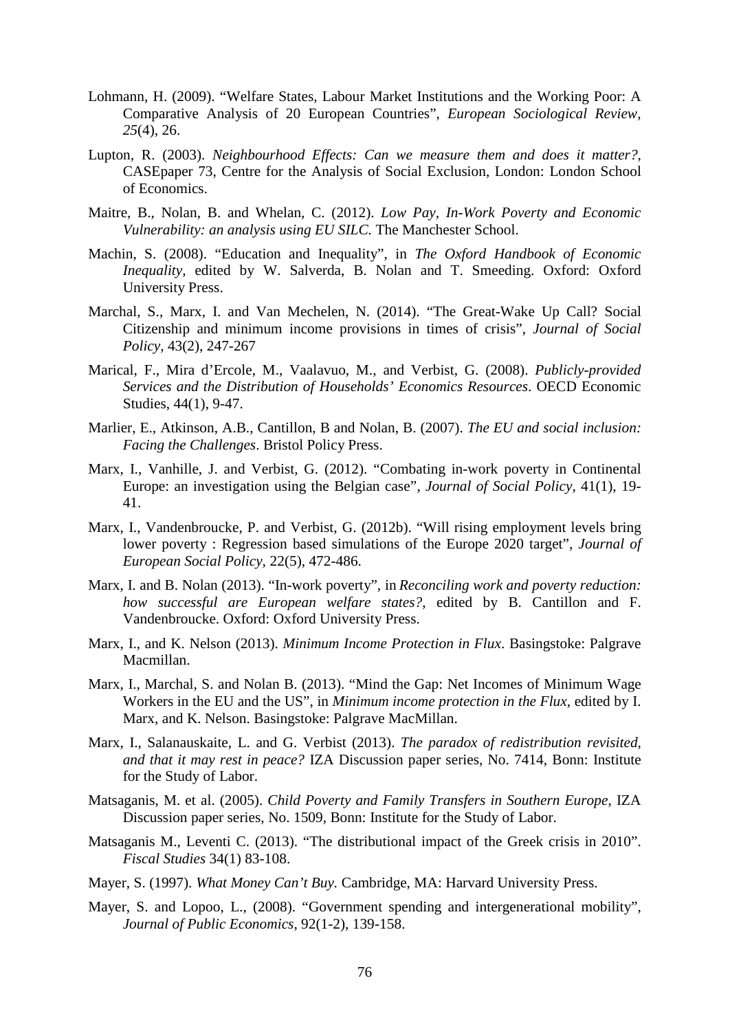Lohmann, H. (2009). “Welfare States, Labour Market Institutions and the Working Poor: A Comparative Analysis of 20 European Countries”, *European Sociological Review, 25*(4), 26.

Lupton, R. (2003). *Neighbourhood Effects: Can we measure them and does it matter?*, CASEpaper 73, Centre for the Analysis of Social Exclusion, London: London School of Economics.

Maitre, B., Nolan, B. and Whelan, C. (2012). *Low Pay, In-Work Poverty and Economic Vulnerability: an analysis using EU SILC.* The Manchester School.

Machin, S. (2008). “Education and Inequality”, in *The Oxford Handbook of Economic Inequality*, edited by W. Salverda, B. Nolan and T. Smeeding. Oxford: Oxford University Press.

Marchal, S., Marx, I. and Van Mechelen, N. (2014). “The Great-Wake Up Call? Social Citizenship and minimum income provisions in times of crisis”, *Journal of Social Policy*, 43(2), 247-267

Marical, F., Mira d’Ercole, M., Vaalavuo, M., and Verbist, G. (2008). *Publicly-provided Services and the Distribution of Households’ Economics Resources*. OECD Economic Studies, 44(1), 9-47.

Marlier, E., Atkinson, A.B., Cantillon, B and Nolan, B. (2007). *The EU and social inclusion: Facing the Challenges*. Bristol Policy Press.

Marx, I., Vanhille, J. and Verbist, G. (2012). “Combating in-work poverty in Continental Europe: an investigation using the Belgian case”, *Journal of Social Policy*, 41(1), 19-41.

Marx, I., Vandenbroucke, P. and Verbist, G. (2012b). “Will rising employment levels bring lower poverty : Regression based simulations of the Europe 2020 target”, *Journal of European Social Policy*, 22(5), 472-486.

Marx, I. and B. Nolan (2013). “In-work poverty”, in *Reconciling work and poverty reduction: how successful are European welfare states?*, edited by B. Cantillon and F. Vandenbroucke. Oxford: Oxford University Press.

Marx, I., and K. Nelson (2013). *Minimum Income Protection in Flux*. Basingstoke: Palgrave Macmillan.

Marx, I., Marchal, S. and Nolan B. (2013). “Mind the Gap: Net Incomes of Minimum Wage Workers in the EU and the US”, in *Minimum income protection in the Flux*, edited by I. Marx, and K. Nelson. Basingstoke: Palgrave MacMillan.

Marx, I., Salanauskaite, L. and G. Verbist (2013). *The paradox of redistribution revisited, and that it may rest in peace?* IZA Discussion paper series, No. 7414, Bonn: Institute for the Study of Labor.

Matsaganis, M. et al. (2005). *Child Poverty and Family Transfers in Southern Europe*, IZA Discussion paper series, No. 1509, Bonn: Institute for the Study of Labor.

Matsaganis M., Leventi C. (2013). “The distributional impact of the Greek crisis in 2010”. *Fiscal Studies* 34(1) 83-108.

Mayer, S. (1997). *What Money Can’t Buy.* Cambridge, MA: Harvard University Press.

Mayer, S. and Lopoo, L., (2008). “Government spending and intergenerational mobility”, *Journal of Public Economics*, 92(1-2), 139-158.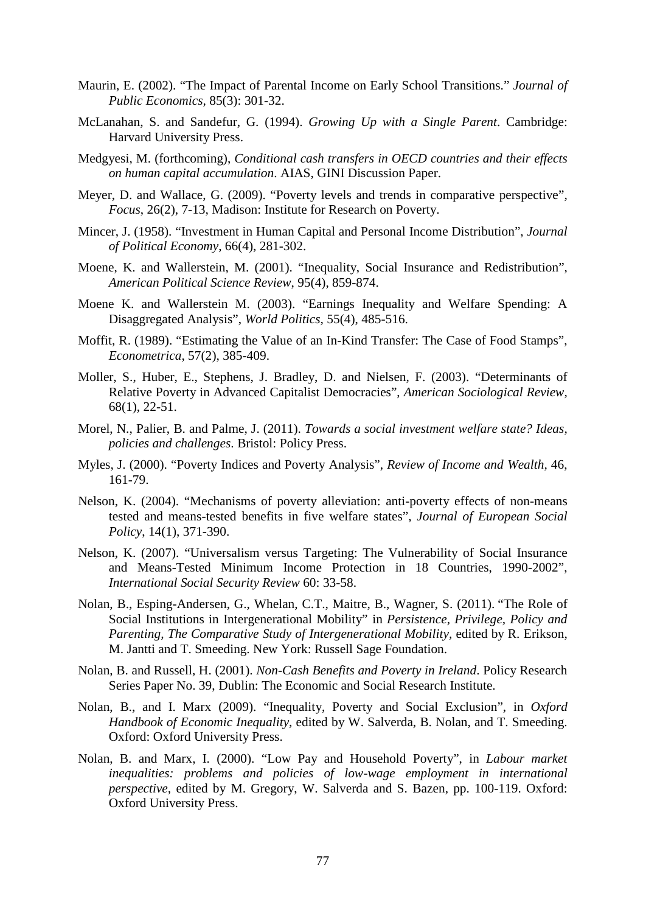Maurin, E. (2002). "The Impact of Parental Income on Early School Transitions." *Journal of Public Economics*, 85(3): 301-32.

McLanahan, S. and Sandefur, G. (1994). *Growing Up with a Single Parent*. Cambridge: Harvard University Press.

Medgyesi, M. (forthcoming), *Conditional cash transfers in OECD countries and their effects on human capital accumulation*. AIAS, GINI Discussion Paper.

Meyer, D. and Wallace, G. (2009). "Poverty levels and trends in comparative perspective", *Focus*, 26(2), 7-13, Madison: Institute for Research on Poverty.

Mincer, J. (1958). "Investment in Human Capital and Personal Income Distribution", *Journal of Political Economy*, 66(4), 281-302.

Moene, K. and Wallerstein, M. (2001). "Inequality, Social Insurance and Redistribution", *American Political Science Review*, 95(4), 859-874.

Moene K. and Wallerstein M. (2003). "Earnings Inequality and Welfare Spending: A Disaggregated Analysis", *World Politics*, 55(4), 485-516.

Moffit, R. (1989). "Estimating the Value of an In-Kind Transfer: The Case of Food Stamps", *Econometrica*, 57(2), 385-409.

Moller, S., Huber, E., Stephens, J. Bradley, D. and Nielsen, F. (2003). "Determinants of Relative Poverty in Advanced Capitalist Democracies", *American Sociological Review*, 68(1), 22-51.

Morel, N., Palier, B. and Palme, J. (2011). *Towards a social investment welfare state? Ideas, policies and challenges*. Bristol: Policy Press.

Myles, J. (2000). "Poverty Indices and Poverty Analysis", *Review of Income and Wealth*, 46, 161-79.

Nelson, K. (2004). "Mechanisms of poverty alleviation: anti-poverty effects of non-means tested and means-tested benefits in five welfare states", *Journal of European Social Policy*, 14(1), 371-390.

Nelson, K. (2007). "Universalism versus Targeting: The Vulnerability of Social Insurance and Means-Tested Minimum Income Protection in 18 Countries, 1990-2002", *International Social Security Review* 60: 33-58.

Nolan, B., Esping-Andersen, G., Whelan, C.T., Maitre, B., Wagner, S. (2011). "The Role of Social Institutions in Intergenerational Mobility" in *Persistence, Privilege, Policy and Parenting, The Comparative Study of Intergenerational Mobility*, edited by R. Erikson, M. Jantti and T. Smeeding. New York: Russell Sage Foundation.

Nolan, B. and Russell, H. (2001). *Non-Cash Benefits and Poverty in Ireland*. Policy Research Series Paper No. 39, Dublin: The Economic and Social Research Institute.

Nolan, B., and I. Marx (2009). "Inequality, Poverty and Social Exclusion", in *Oxford Handbook of Economic Inequality*, edited by W. Salverda, B. Nolan, and T. Smeeding. Oxford: Oxford University Press.

Nolan, B. and Marx, I. (2000). "Low Pay and Household Poverty", in *Labour market inequalities: problems and policies of low-wage employment in international perspective*, edited by M. Gregory, W. Salverda and S. Bazen, pp. 100-119. Oxford: Oxford University Press.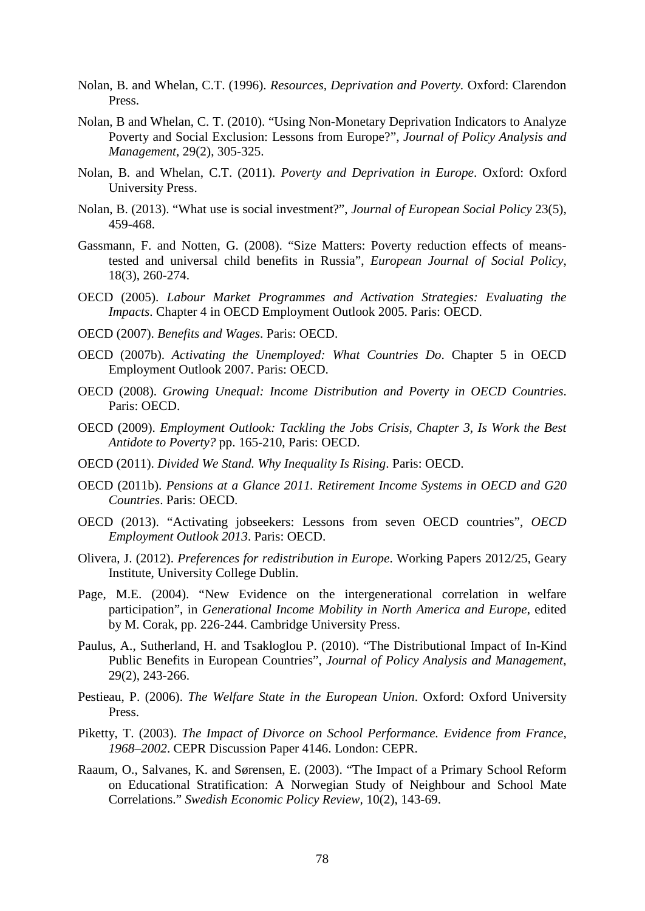Nolan, B. and Whelan, C.T. (1996). *Resources, Deprivation and Poverty.* Oxford: Clarendon Press.

Nolan, B and Whelan, C. T. (2010). "Using Non-Monetary Deprivation Indicators to Analyze Poverty and Social Exclusion: Lessons from Europe?", *Journal of Policy Analysis and Management*, 29(2), 305-325.

Nolan, B. and Whelan, C.T. (2011). *Poverty and Deprivation in Europe*. Oxford: Oxford University Press.

Nolan, B. (2013). "What use is social investment?", *Journal of European Social Policy* 23(5), 459-468.

Gassmann, F. and Notten, G. (2008). "Size Matters: Poverty reduction effects of means-tested and universal child benefits in Russia", *European Journal of Social Policy*, 18(3), 260-274.

OECD (2005). *Labour Market Programmes and Activation Strategies: Evaluating the Impacts*. Chapter 4 in OECD Employment Outlook 2005. Paris: OECD.

OECD (2007). *Benefits and Wages*. Paris: OECD.

OECD (2007b). *Activating the Unemployed: What Countries Do*. Chapter 5 in OECD Employment Outlook 2007. Paris: OECD.

OECD (2008). *Growing Unequal: Income Distribution and Poverty in OECD Countries*. Paris: OECD.

OECD (2009). *Employment Outlook: Tackling the Jobs Crisis, Chapter 3, Is Work the Best Antidote to Poverty?* pp. 165-210, Paris: OECD.

OECD (2011). *Divided We Stand. Why Inequality Is Rising*. Paris: OECD.

OECD (2011b). *Pensions at a Glance 2011. Retirement Income Systems in OECD and G20 Countries*. Paris: OECD.

OECD (2013). "Activating jobseekers: Lessons from seven OECD countries", *OECD Employment Outlook 2013*. Paris: OECD.

Olivera, J. (2012). *Preferences for redistribution in Europe*. Working Papers 2012/25, Geary Institute, University College Dublin.

Page, M.E. (2004). "New Evidence on the intergenerational correlation in welfare participation", in *Generational Income Mobility in North America and Europe*, edited by M. Corak, pp. 226-244. Cambridge University Press.

Paulus, A., Sutherland, H. and Tsakloglou P. (2010). "The Distributional Impact of In-Kind Public Benefits in European Countries", *Journal of Policy Analysis and Management*, 29(2), 243-266.

Pestieau, P. (2006). *The Welfare State in the European Union*. Oxford: Oxford University Press.

Piketty, T. (2003). *The Impact of Divorce on School Performance. Evidence from France, 1968–2002*. CEPR Discussion Paper 4146. London: CEPR.

Raaum, O., Salvanes, K. and Sørensen, E. (2003). "The Impact of a Primary School Reform on Educational Stratification: A Norwegian Study of Neighbour and School Mate Correlations." *Swedish Economic Policy Review*, 10(2), 143-69.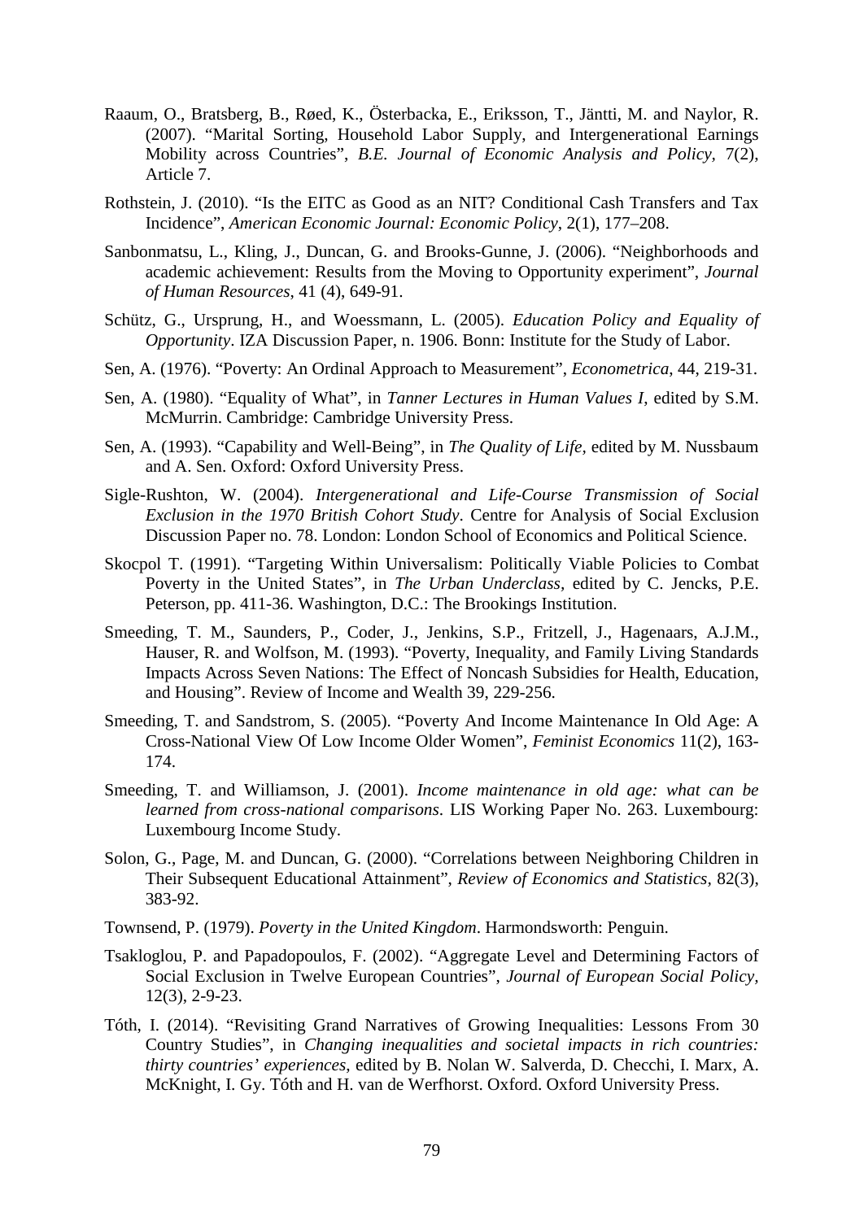Raaum, O., Bratsberg, B., Røed, K., Österbacka, E., Eriksson, T., Jäntti, M. and Naylor, R. (2007). "Marital Sorting, Household Labor Supply, and Intergenerational Earnings Mobility across Countries", *B.E. Journal of Economic Analysis and Policy*, 7(2), Article 7.

Rothstein, J. (2010). "Is the EITC as Good as an NIT? Conditional Cash Transfers and Tax Incidence", *American Economic Journal: Economic Policy*, 2(1), 177–208.

Sanbonmatsu, L., Kling, J., Duncan, G. and Brooks-Gunne, J. (2006). "Neighborhoods and academic achievement: Results from the Moving to Opportunity experiment", *Journal of Human Resources*, 41 (4), 649-91.

Schütz, G., Ursprung, H., and Woessmann, L. (2005). *Education Policy and Equality of Opportunity*. IZA Discussion Paper, n. 1906. Bonn: Institute for the Study of Labor.

Sen, A. (1976). "Poverty: An Ordinal Approach to Measurement", *Econometrica*, 44, 219-31.

Sen, A. (1980). "Equality of What", in *Tanner Lectures in Human Values I*, edited by S.M. McMurrin. Cambridge: Cambridge University Press.

Sen, A. (1993). "Capability and Well-Being", in *The Quality of Life*, edited by M. Nussbaum and A. Sen. Oxford: Oxford University Press.

Sigle-Rushton, W. (2004). *Intergenerational and Life-Course Transmission of Social Exclusion in the 1970 British Cohort Study*. Centre for Analysis of Social Exclusion Discussion Paper no. 78. London: London School of Economics and Political Science.

Skocpol T. (1991). "Targeting Within Universalism: Politically Viable Policies to Combat Poverty in the United States", in *The Urban Underclass*, edited by C. Jencks, P.E. Peterson, pp. 411-36. Washington, D.C.: The Brookings Institution.

Smeeding, T. M., Saunders, P., Coder, J., Jenkins, S.P., Fritzell, J., Hagenaars, A.J.M., Hauser, R. and Wolfson, M. (1993). "Poverty, Inequality, and Family Living Standards Impacts Across Seven Nations: The Effect of Noncash Subsidies for Health, Education, and Housing". Review of Income and Wealth 39, 229-256.

Smeeding, T. and Sandstrom, S. (2005). "Poverty And Income Maintenance In Old Age: A Cross-National View Of Low Income Older Women", *Feminist Economics* 11(2), 163-174.

Smeeding, T. and Williamson, J. (2001). *Income maintenance in old age: what can be learned from cross-national comparisons*. LIS Working Paper No. 263. Luxembourg: Luxembourg Income Study.

Solon, G., Page, M. and Duncan, G. (2000). "Correlations between Neighboring Children in Their Subsequent Educational Attainment", *Review of Economics and Statistics*, 82(3), 383-92.

Townsend, P. (1979). *Poverty in the United Kingdom*. Harmondsworth: Penguin.

Tsakloglou, P. and Papadopoulos, F. (2002). "Aggregate Level and Determining Factors of Social Exclusion in Twelve European Countries", *Journal of European Social Policy*, 12(3), 2-9-23.

Tóth, I. (2014). "Revisiting Grand Narratives of Growing Inequalities: Lessons From 30 Country Studies", in *Changing inequalities and societal impacts in rich countries: thirty countries' experiences*, edited by B. Nolan W. Salverda, D. Checchi, I. Marx, A. McKnight, I. Gy. Tóth and H. van de Werfhorst. Oxford. Oxford University Press.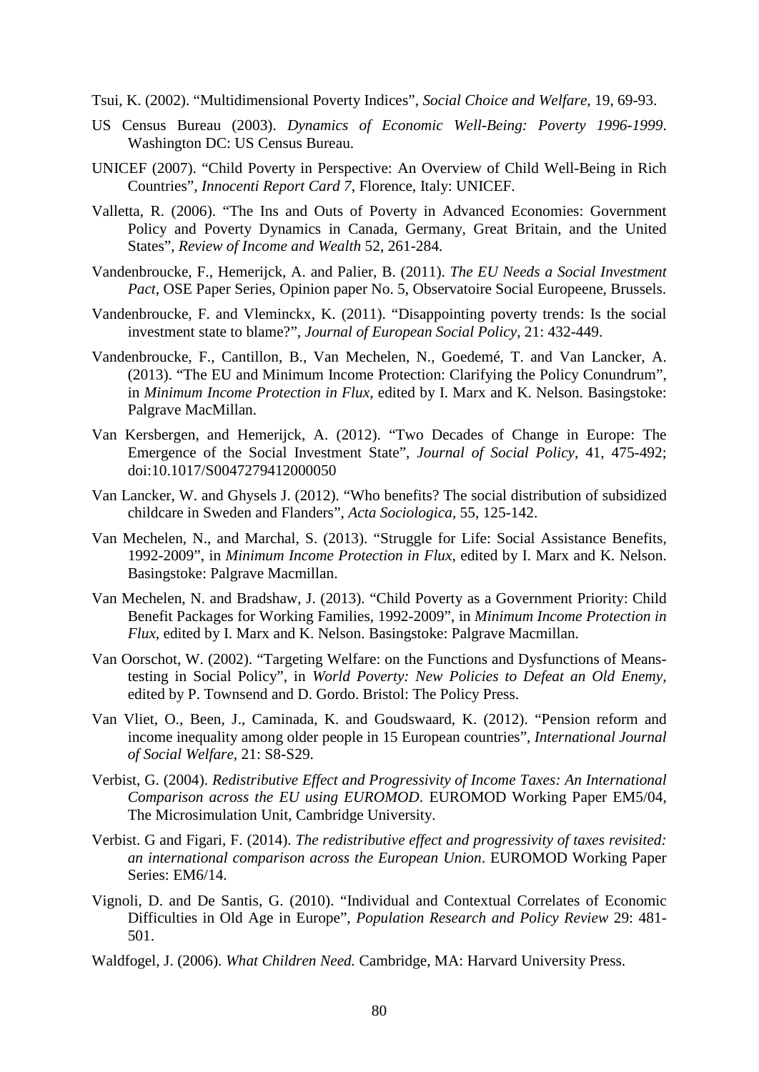Tsui, K. (2002). "Multidimensional Poverty Indices", *Social Choice and Welfare*, 19, 69-93.

US Census Bureau (2003). *Dynamics of Economic Well-Being: Poverty 1996-1999*. Washington DC: US Census Bureau.

UNICEF (2007). "Child Poverty in Perspective: An Overview of Child Well-Being in Rich Countries", *Innocenti Report Card 7*, Florence, Italy: UNICEF.

Valletta, R. (2006). "The Ins and Outs of Poverty in Advanced Economies: Government Policy and Poverty Dynamics in Canada, Germany, Great Britain, and the United States", *Review of Income and Wealth* 52, 261-284.

Vandenbroucke, F., Hemerijck, A. and Palier, B. (2011). *The EU Needs a Social Investment Pact*, OSE Paper Series, Opinion paper No. 5, Observatoire Social Europeene, Brussels.

Vandenbroucke, F. and Vleminckx, K. (2011). "Disappointing poverty trends: Is the social investment state to blame?", *Journal of European Social Policy*, 21: 432-449.

Vandenbroucke, F., Cantillon, B., Van Mechelen, N., Goedemé, T. and Van Lancker, A. (2013). "The EU and Minimum Income Protection: Clarifying the Policy Conundrum", in *Minimum Income Protection in Flux,* edited by I. Marx and K. Nelson. Basingstoke: Palgrave MacMillan.

Van Kersbergen, and Hemerijck, A. (2012). "Two Decades of Change in Europe: The Emergence of the Social Investment State", *Journal of Social Policy,* 41, 475-492; doi:10.1017/S0047279412000050

Van Lancker, W. and Ghysels J. (2012). "Who benefits? The social distribution of subsidized childcare in Sweden and Flanders", *Acta Sociologica*, 55, 125-142.

Van Mechelen, N., and Marchal, S. (2013). "Struggle for Life: Social Assistance Benefits, 1992-2009", in *Minimum Income Protection in Flux*, edited by I. Marx and K. Nelson. Basingstoke: Palgrave Macmillan.

Van Mechelen, N. and Bradshaw, J. (2013). "Child Poverty as a Government Priority: Child Benefit Packages for Working Families, 1992-2009", in *Minimum Income Protection in Flux,* edited by I. Marx and K. Nelson. Basingstoke: Palgrave Macmillan.

Van Oorschot, W. (2002). "Targeting Welfare: on the Functions and Dysfunctions of Means-testing in Social Policy", in *World Poverty: New Policies to Defeat an Old Enemy,* edited by P. Townsend and D. Gordo. Bristol: The Policy Press.

Van Vliet, O., Been, J., Caminada, K. and Goudswaard, K. (2012). "Pension reform and income inequality among older people in 15 European countries", *International Journal of Social Welfare*, 21: S8-S29.

Verbist, G. (2004). *Redistributive Effect and Progressivity of Income Taxes: An International Comparison across the EU using EUROMOD*. EUROMOD Working Paper EM5/04, The Microsimulation Unit, Cambridge University.

Verbist. G and Figari, F. (2014). *The redistributive effect and progressivity of taxes revisited: an international comparison across the European Union*. EUROMOD Working Paper Series: EM6/14.

Vignoli, D. and De Santis, G. (2010). "Individual and Contextual Correlates of Economic Difficulties in Old Age in Europe", *Population Research and Policy Review* 29: 481-501.

Waldfogel, J. (2006). *What Children Need.* Cambridge, MA: Harvard University Press.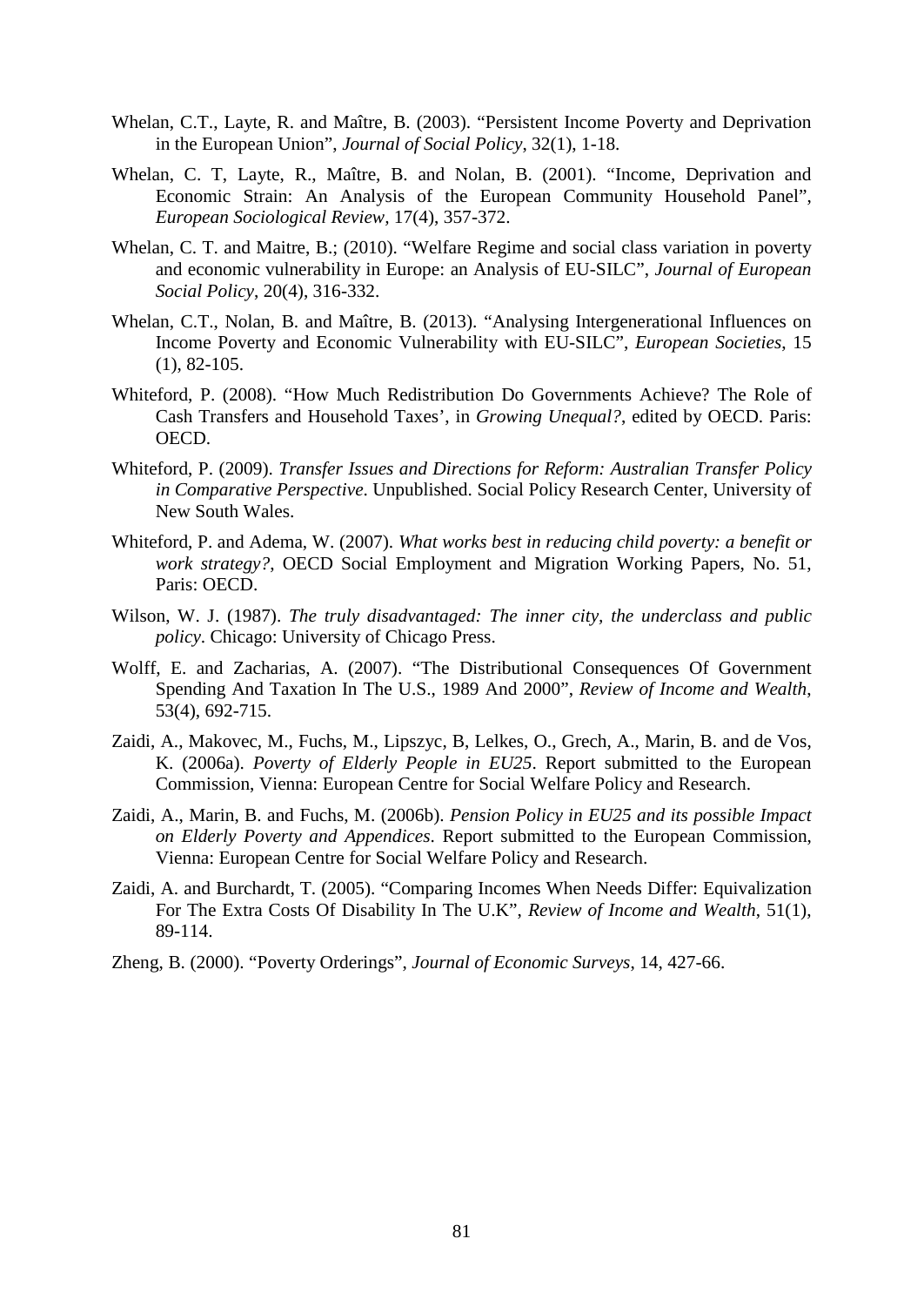Whelan, C.T., Layte, R. and Maître, B. (2003). "Persistent Income Poverty and Deprivation in the European Union", *Journal of Social Policy*, 32(1), 1-18.

Whelan, C. T, Layte, R., Maître, B. and Nolan, B. (2001). "Income, Deprivation and Economic Strain: An Analysis of the European Community Household Panel", *European Sociological Review*, 17(4), 357-372.

Whelan, C. T. and Maitre, B.; (2010). "Welfare Regime and social class variation in poverty and economic vulnerability in Europe: an Analysis of EU-SILC", *Journal of European Social Policy*, 20(4), 316-332.

Whelan, C.T., Nolan, B. and Maître, B. (2013). "Analysing Intergenerational Influences on Income Poverty and Economic Vulnerability with EU-SILC", *European Societies*, 15 (1), 82-105.

Whiteford, P. (2008). "How Much Redistribution Do Governments Achieve? The Role of Cash Transfers and Household Taxes', in *Growing Unequal?*, edited by OECD. Paris: OECD.

Whiteford, P. (2009). *Transfer Issues and Directions for Reform: Australian Transfer Policy in Comparative Perspective*. Unpublished. Social Policy Research Center, University of New South Wales.

Whiteford, P. and Adema, W. (2007). *What works best in reducing child poverty: a benefit or work strategy?*, OECD Social Employment and Migration Working Papers, No. 51, Paris: OECD.

Wilson, W. J. (1987). *The truly disadvantaged: The inner city, the underclass and public policy*. Chicago: University of Chicago Press.

Wolff, E. and Zacharias, A. (2007). "The Distributional Consequences Of Government Spending And Taxation In The U.S., 1989 And 2000", *Review of Income and Wealth*, 53(4), 692-715.

Zaidi, A., Makovec, M., Fuchs, M., Lipszyc, B, Lelkes, O., Grech, A., Marin, B. and de Vos, K. (2006a). *Poverty of Elderly People in EU25*. Report submitted to the European Commission, Vienna: European Centre for Social Welfare Policy and Research.

Zaidi, A., Marin, B. and Fuchs, M. (2006b). *Pension Policy in EU25 and its possible Impact on Elderly Poverty and Appendices*. Report submitted to the European Commission, Vienna: European Centre for Social Welfare Policy and Research.

Zaidi, A. and Burchardt, T. (2005). "Comparing Incomes When Needs Differ: Equivalization For The Extra Costs Of Disability In The U.K", *Review of Income and Wealth*, 51(1), 89-114.

Zheng, B. (2000). "Poverty Orderings", *Journal of Economic Surveys*, 14, 427-66.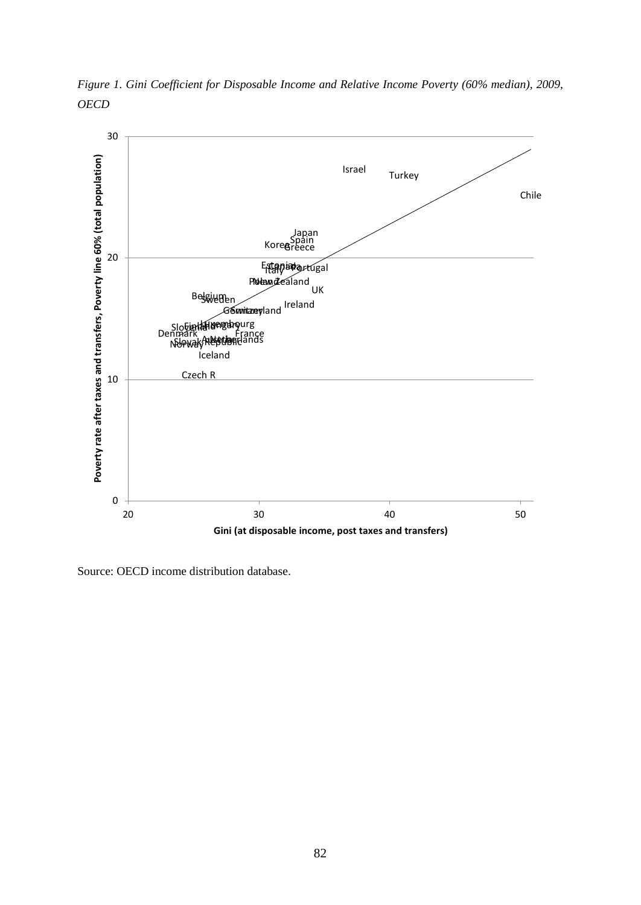*Figure 1. Gini Coefficient for Disposable Income and Relative Income Poverty (60% median), 2009, OECD*

Source: OECD income distribution database.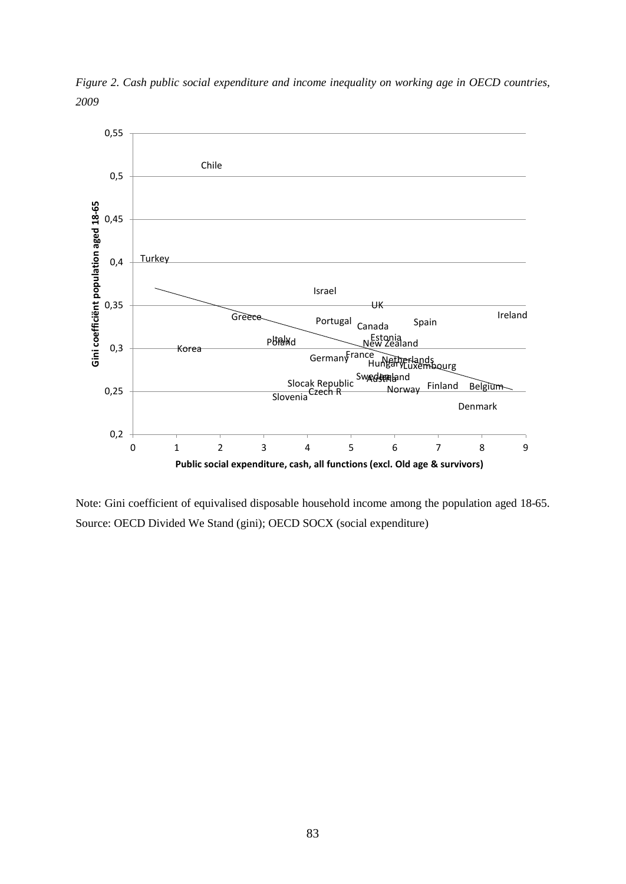*Figure 2. Cash public social expenditure and income inequality on working age in OECD countries, 2009*

Note: Gini coefficient of equivalised disposable household income among the population aged 18-65.
Source: OECD Divided We Stand (gini); OECD SOCX (social expenditure)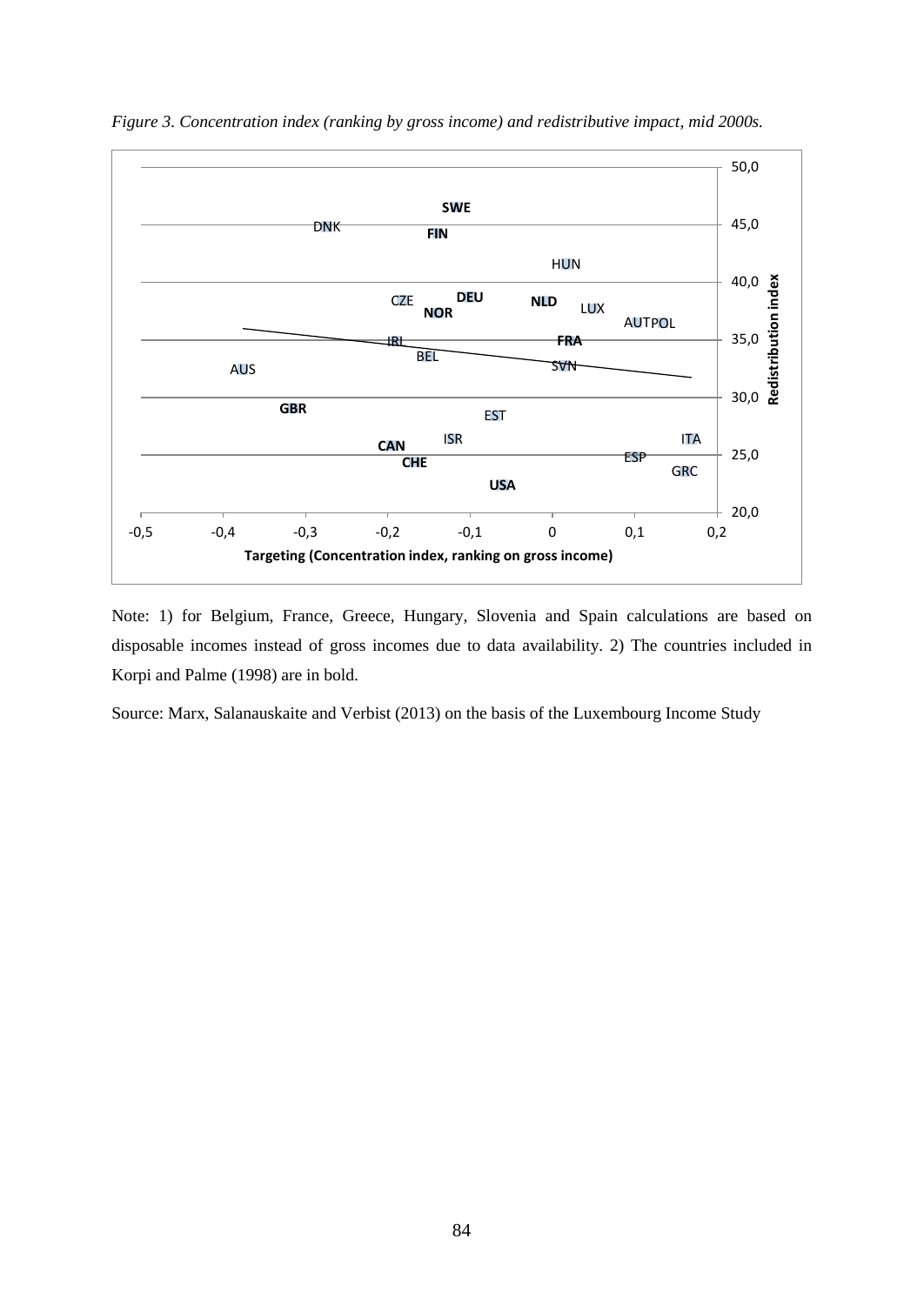*Figure 3. Concentration index (ranking by gross income) and redistributive impact, mid 2000s.*

Note: 1) for Belgium, France, Greece, Hungary, Slovenia and Spain calculations are based on disposable incomes instead of gross incomes due to data availability. 2) The countries included in Korpi and Palme (1998) are in bold.

Source: Marx, Salanauskaite and Verbist (2013) on the basis of the Luxembourg Income Study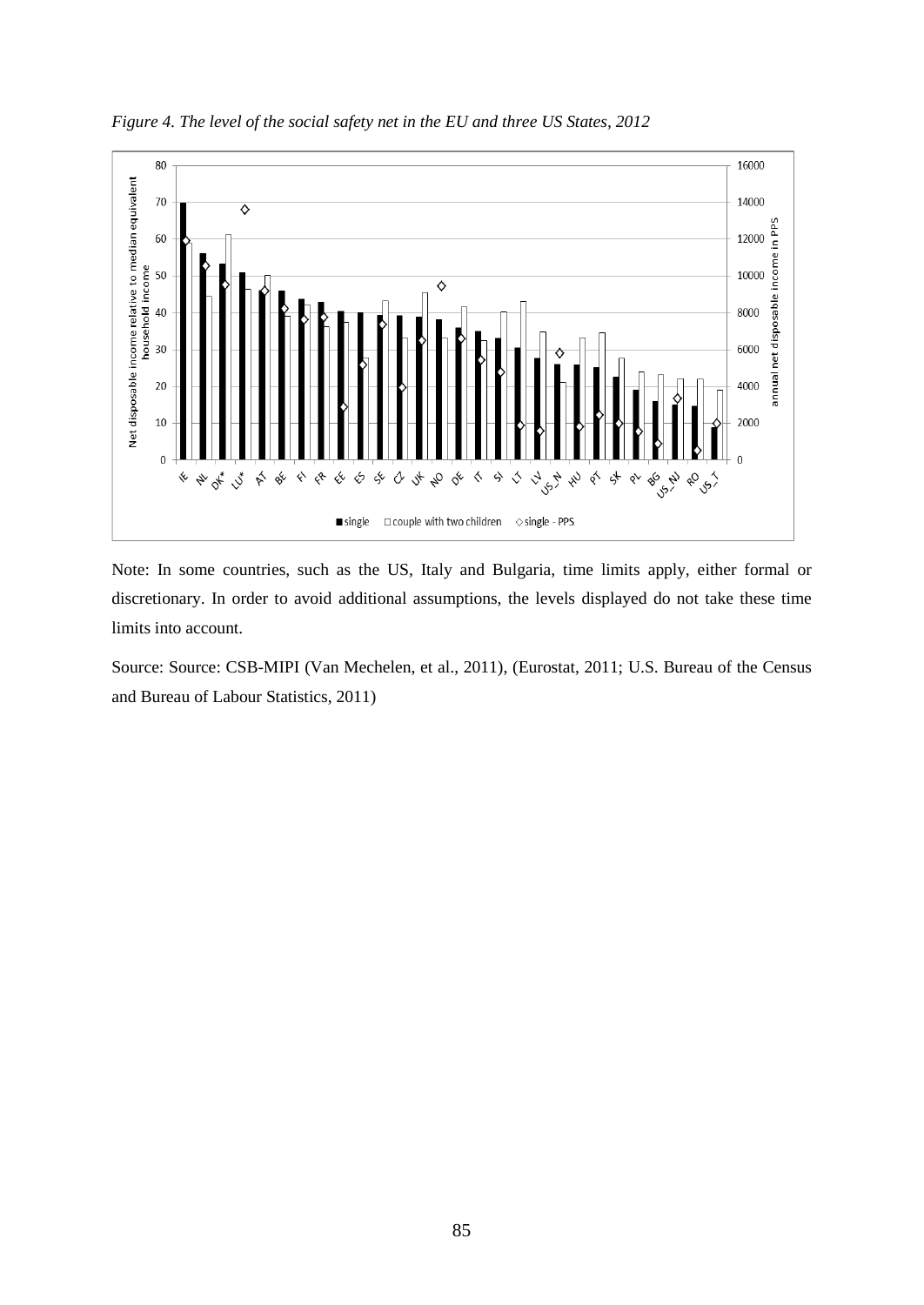*Figure 4. The level of the social safety net in the EU and three US States, 2012*

Note: In some countries, such as the US, Italy and Bulgaria, time limits apply, either formal or discretionary. In order to avoid additional assumptions, the levels displayed do not take these time limits into account.

Source: Source: CSB-MIPI (Van Mechelen, et al., 2011), (Eurostat, 2011; U.S. Bureau of the Census and Bureau of Labour Statistics, 2011)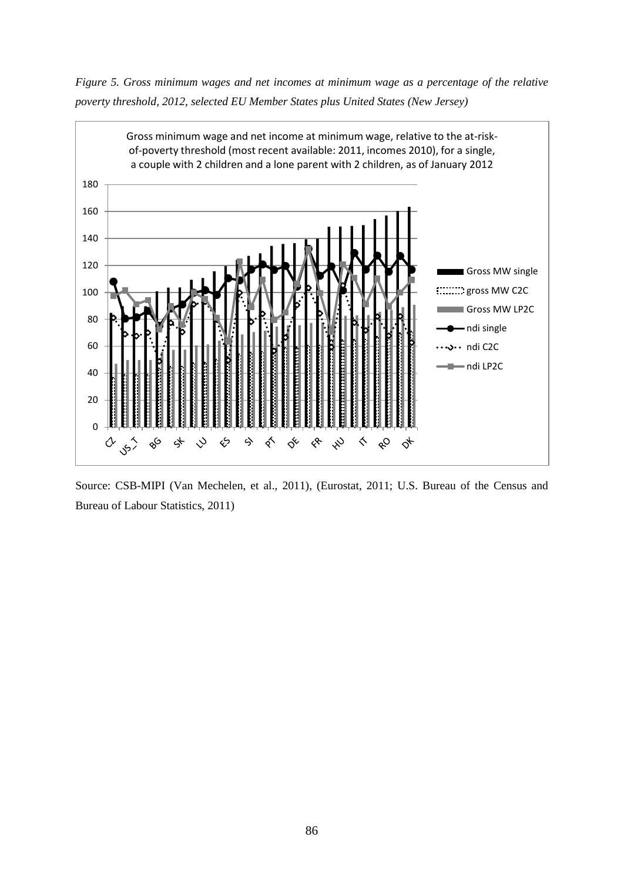*Figure 5. Gross minimum wages and net incomes at minimum wage as a percentage of the relative poverty threshold, 2012, selected EU Member States plus United States (New Jersey)*

Source: CSB-MIPI (Van Mechelen, et al., 2011), (Eurostat, 2011; U.S. Bureau of the Census and Bureau of Labour Statistics, 2011)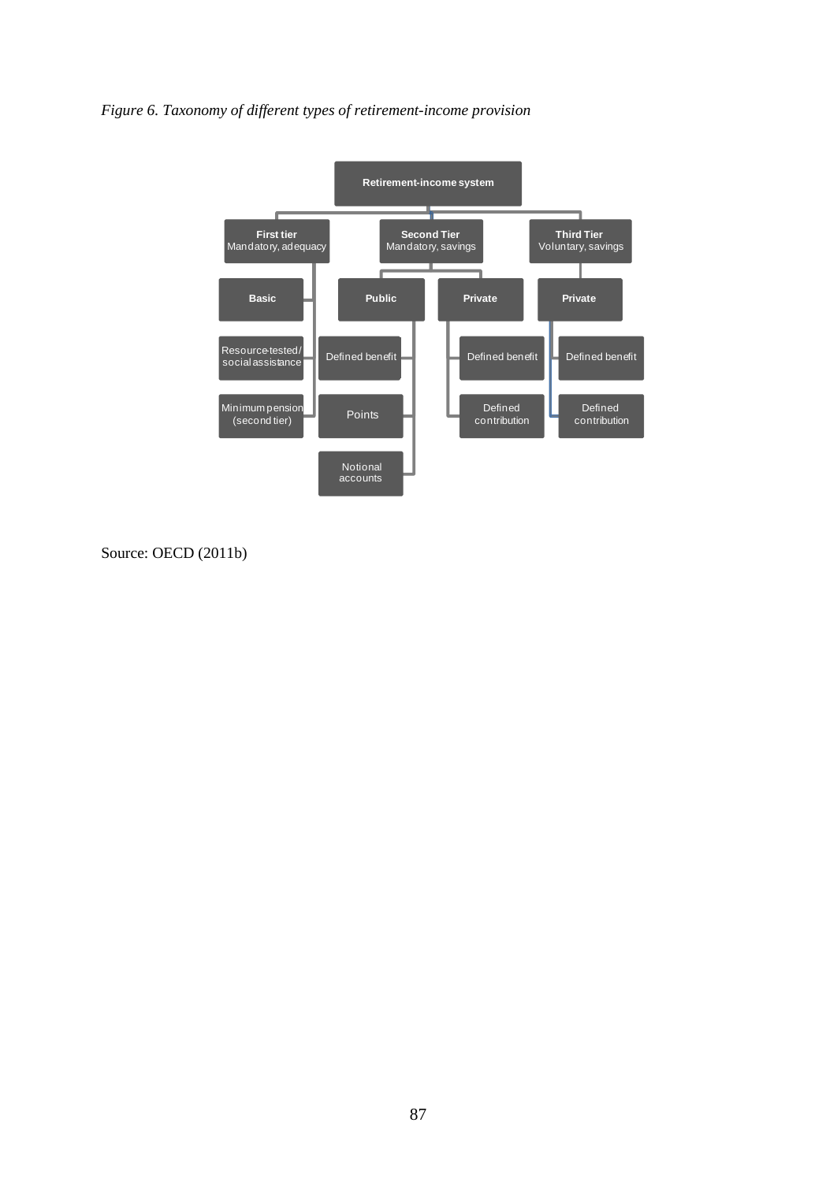*Figure 6. Taxonomy of different types of retirement-income provision*

- **Retirement-income system**
  - **First tier** Mandatory, adequacy
    - Basic
    - Resource-tested/ social assistance
    - Minimum pension (second tier)
  - **Second Tier** Mandatory, savings
    - **Public**
      - Defined benefit
      - Points
      - Notional accounts
    - **Private**
      - Defined benefit
      - Defined contribution
  - **Third Tier** Voluntary, savings
    - **Private**
      - Defined benefit
      - Defined contribution

Source: OECD (2011b)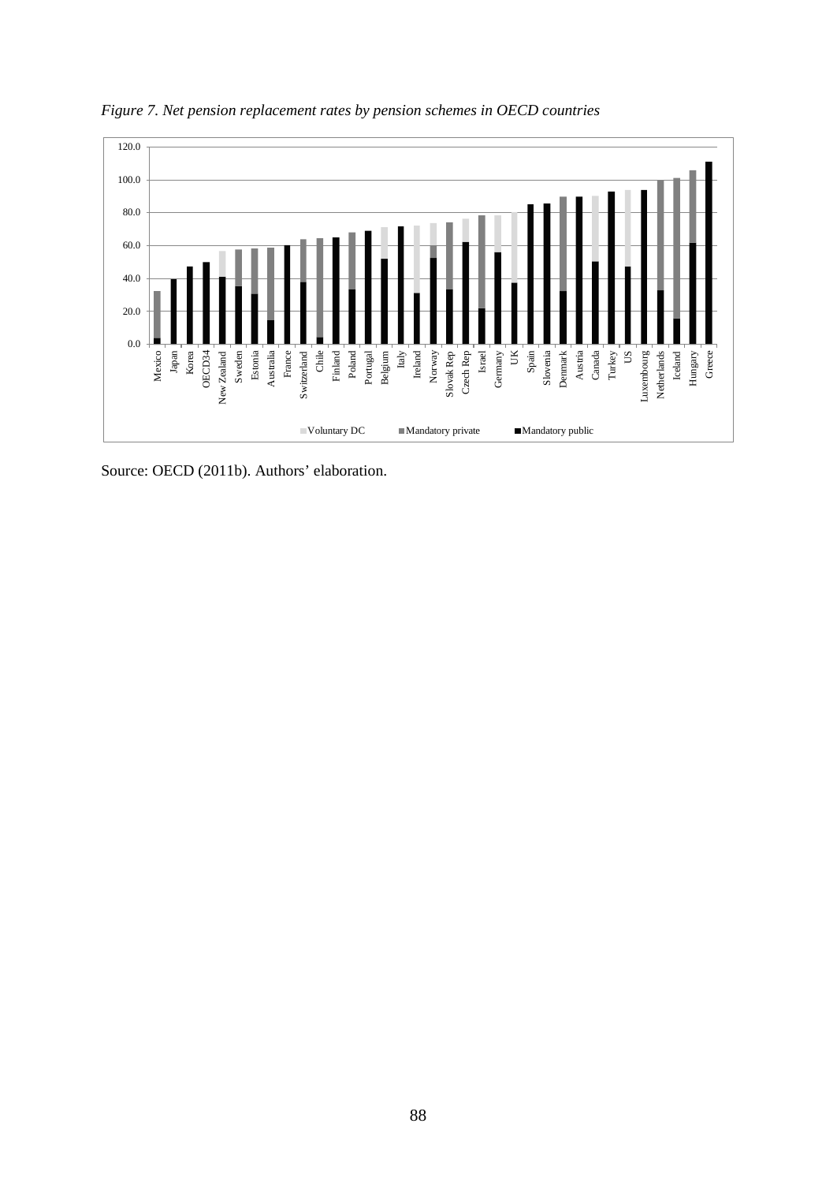*Figure 7. Net pension replacement rates by pension schemes in OECD countries*

Source: OECD (2011b). Authors' elaboration.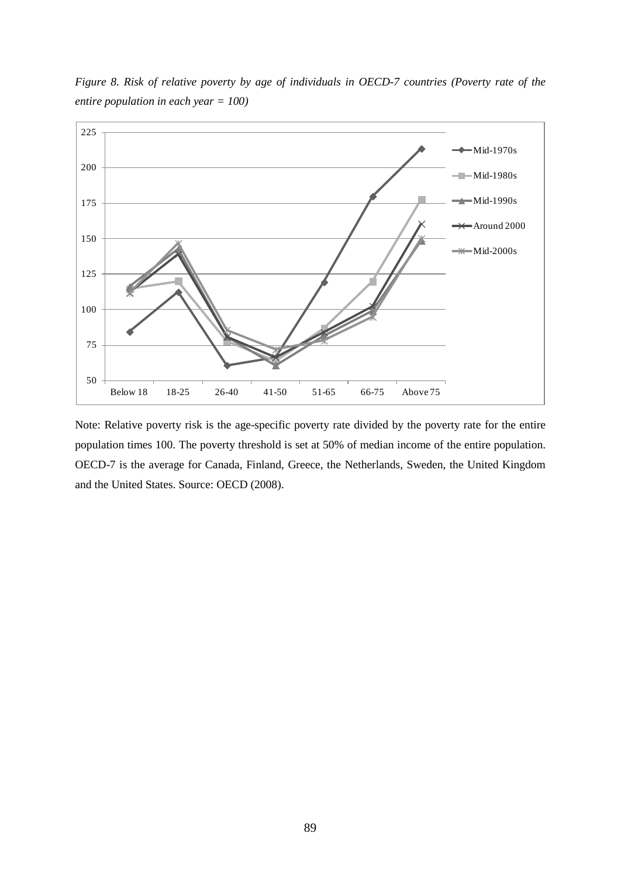*Figure 8. Risk of relative poverty by age of individuals in OECD-7 countries (Poverty rate of the entire population in each year = 100)*

Note: Relative poverty risk is the age-specific poverty rate divided by the poverty rate for the entire population times 100. The poverty threshold is set at 50% of median income of the entire population. OECD-7 is the average for Canada, Finland, Greece, the Netherlands, Sweden, the United Kingdom and the United States. Source: OECD (2008).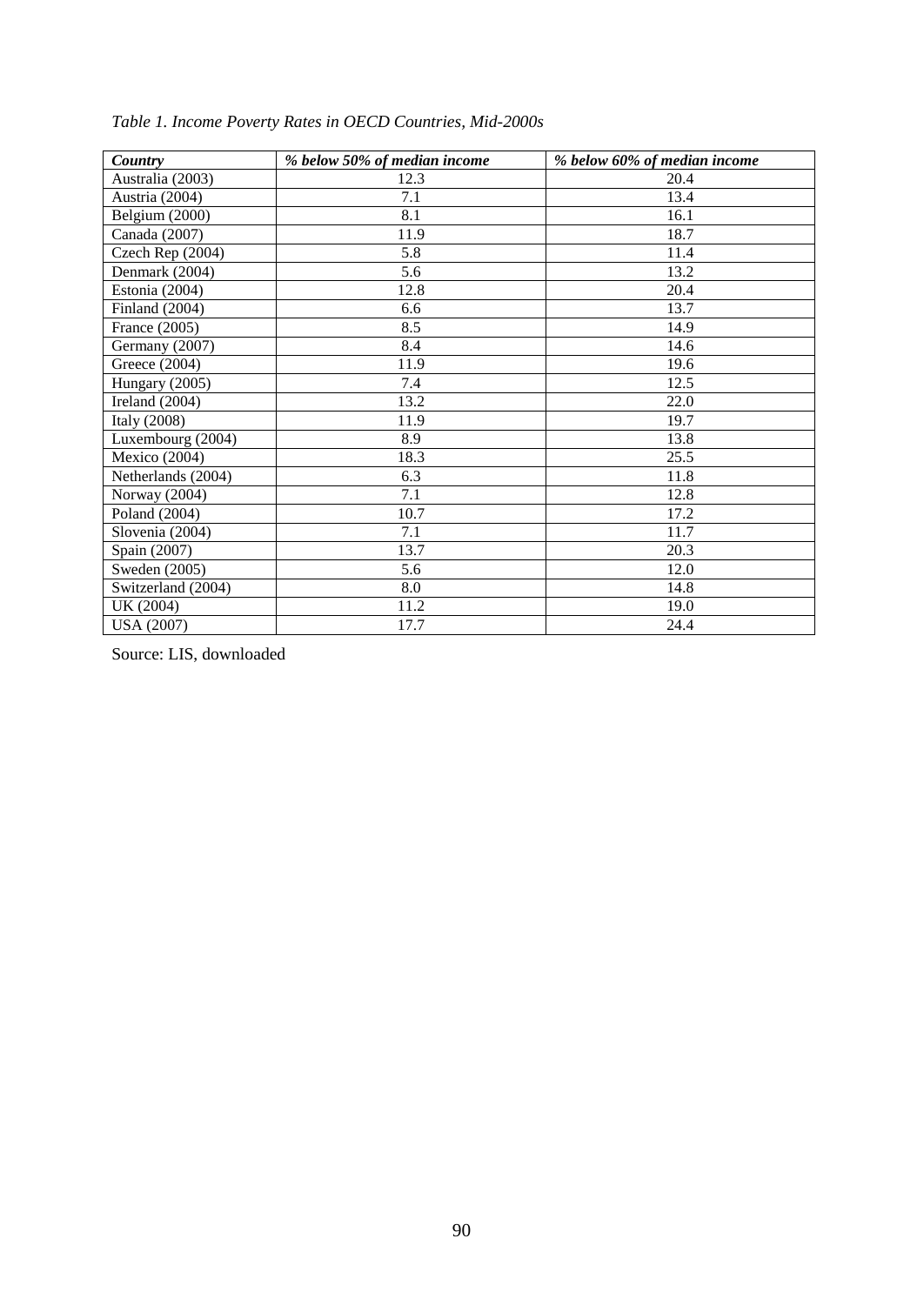*Table 1. Income Poverty Rates in OECD Countries, Mid-2000s*

| ***Country*** | ***% below 50% of median income*** | ***% below 60% of median income*** |
|---|---|---|
| Australia (2003) | 12.3 | 20.4 |
| Austria (2004) | 7.1 | 13.4 |
| Belgium (2000) | 8.1 | 16.1 |
| Canada (2007) | 11.9 | 18.7 |
| Czech Rep (2004) | 5.8 | 11.4 |
| Denmark (2004) | 5.6 | 13.2 |
| Estonia (2004) | 12.8 | 20.4 |
| Finland (2004) | 6.6 | 13.7 |
| France (2005) | 8.5 | 14.9 |
| Germany (2007) | 8.4 | 14.6 |
| Greece (2004) | 11.9 | 19.6 |
| Hungary (2005) | 7.4 | 12.5 |
| Ireland (2004) | 13.2 | 22.0 |
| Italy (2008) | 11.9 | 19.7 |
| Luxembourg (2004) | 8.9 | 13.8 |
| Mexico (2004) | 18.3 | 25.5 |
| Netherlands (2004) | 6.3 | 11.8 |
| Norway (2004) | 7.1 | 12.8 |
| Poland (2004) | 10.7 | 17.2 |
| Slovenia (2004) | 7.1 | 11.7 |
| Spain (2007) | 13.7 | 20.3 |
| Sweden (2005) | 5.6 | 12.0 |
| Switzerland (2004) | 8.0 | 14.8 |
| UK (2004) | 11.2 | 19.0 |
| USA (2007) | 17.7 | 24.4 |

Source: LIS, downloaded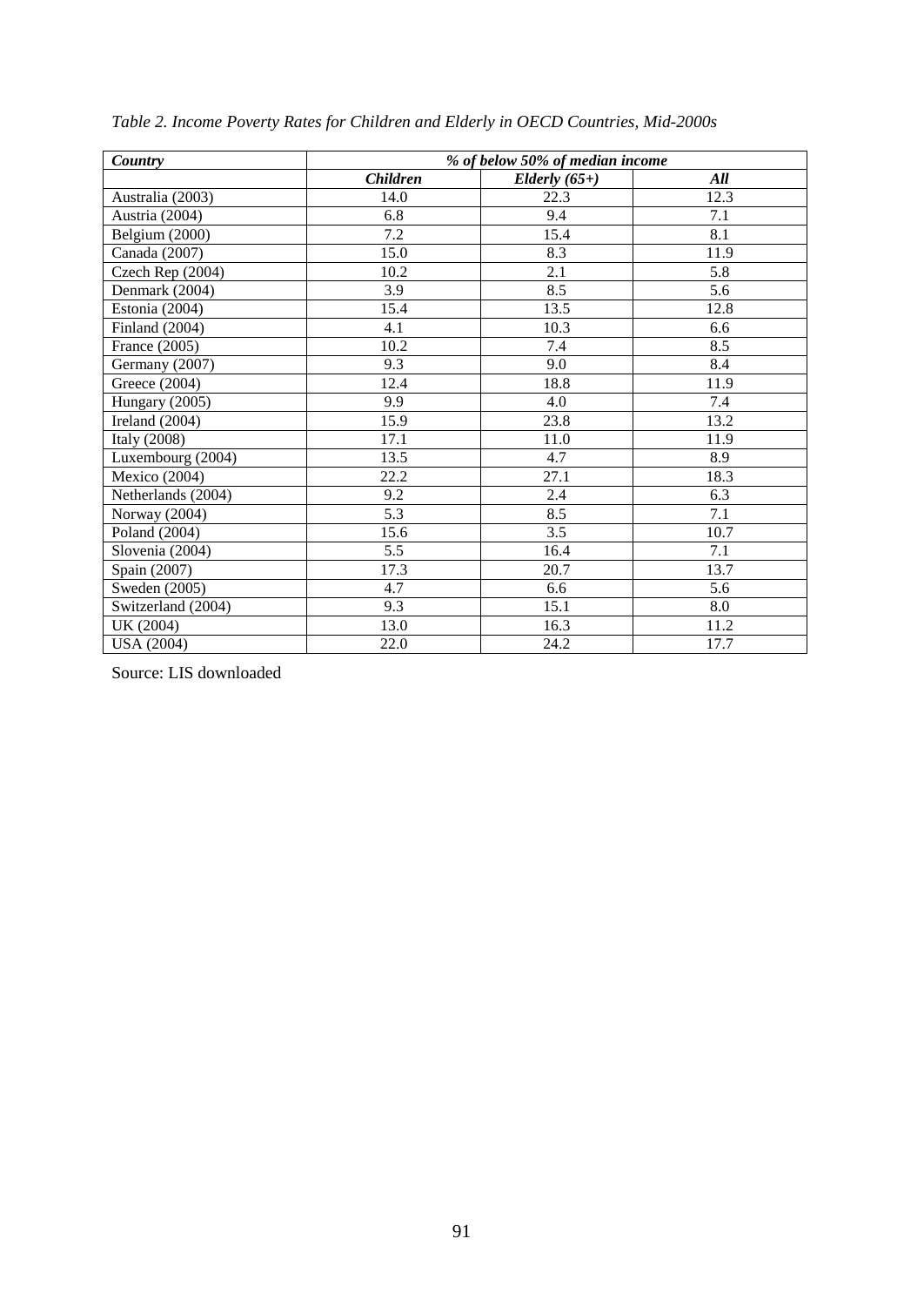*Table 2. Income Poverty Rates for Children and Elderly in OECD Countries, Mid-2000s*

| ***Country*** | ***% of below 50% of median income*** | | |
|---|---|---|---|
| | ***Children*** | ***Elderly (65+)*** | ***All*** |
| Australia (2003) | 14.0 | 22.3 | 12.3 |
| Austria (2004) | 6.8 | 9.4 | 7.1 |
| Belgium (2000) | 7.2 | 15.4 | 8.1 |
| Canada (2007) | 15.0 | 8.3 | 11.9 |
| Czech Rep (2004) | 10.2 | 2.1 | 5.8 |
| Denmark (2004) | 3.9 | 8.5 | 5.6 |
| Estonia (2004) | 15.4 | 13.5 | 12.8 |
| Finland (2004) | 4.1 | 10.3 | 6.6 |
| France (2005) | 10.2 | 7.4 | 8.5 |
| Germany (2007) | 9.3 | 9.0 | 8.4 |
| Greece (2004) | 12.4 | 18.8 | 11.9 |
| Hungary (2005) | 9.9 | 4.0 | 7.4 |
| Ireland (2004) | 15.9 | 23.8 | 13.2 |
| Italy (2008) | 17.1 | 11.0 | 11.9 |
| Luxembourg (2004) | 13.5 | 4.7 | 8.9 |
| Mexico (2004) | 22.2 | 27.1 | 18.3 |
| Netherlands (2004) | 9.2 | 2.4 | 6.3 |
| Norway (2004) | 5.3 | 8.5 | 7.1 |
| Poland (2004) | 15.6 | 3.5 | 10.7 |
| Slovenia (2004) | 5.5 | 16.4 | 7.1 |
| Spain (2007) | 17.3 | 20.7 | 13.7 |
| Sweden (2005) | 4.7 | 6.6 | 5.6 |
| Switzerland (2004) | 9.3 | 15.1 | 8.0 |
| UK (2004) | 13.0 | 16.3 | 11.2 |
| USA (2004) | 22.0 | 24.2 | 17.7 |

Source: LIS downloaded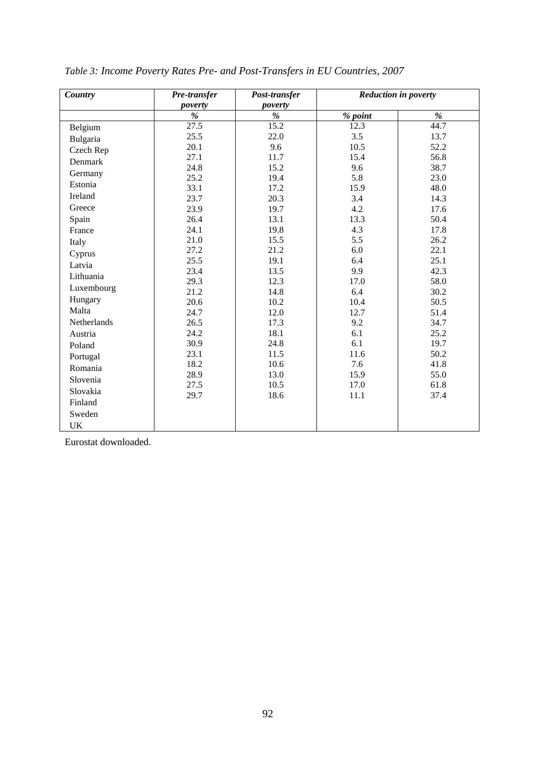*Table 3: Income Poverty Rates Pre- and Post-Transfers in EU Countries, 2007*

| ***Country*** | ***Pre-transfer poverty*** | ***Post-transfer poverty*** | ***Reduction in poverty*** | |
|---|---|---|---|---|
| | ***%*** | ***%*** | ***% point*** | ***%*** |
| Belgium | 27.5 | 15.2 | 12.3 | 44.7 |
| Bulgaria | 25.5 | 22.0 | 3.5 | 13.7 |
| Czech Rep | 20.1 | 9.6 | 10.5 | 52.2 |
| Denmark | 27.1 | 11.7 | 15.4 | 56.8 |
| Germany | 24.8 | 15.2 | 9.6 | 38.7 |
| Estonia | 25.2 | 19.4 | 5.8 | 23.0 |
| Ireland | 33.1 | 17.2 | 15.9 | 48.0 |
| Greece | 23.7 | 20.3 | 3.4 | 14.3 |
| Spain | 23.9 | 19.7 | 4.2 | 17.6 |
| France | 26.4 | 13.1 | 13.3 | 50.4 |
| Italy | 24.1 | 19.8 | 4.3 | 17.8 |
| Cyprus | 21.0 | 15.5 | 5.5 | 26.2 |
| Latvia | 27.2 | 21.2 | 6.0 | 22.1 |
| Lithuania | 25.5 | 19.1 | 6.4 | 25.1 |
| Luxembourg | 23.4 | 13.5 | 9.9 | 42.3 |
| Hungary | 29.3 | 12.3 | 17.0 | 58.0 |
| Malta | 21.2 | 14.8 | 6.4 | 30.2 |
| Netherlands | 20.6 | 10.2 | 10.4 | 50.5 |
| Austria | 24.7 | 12.0 | 12.7 | 51.4 |
| Poland | 26.5 | 17.3 | 9.2 | 34.7 |
| Portugal | 24.2 | 18.1 | 6.1 | 25.2 |
| Romania | 30.9 | 24.8 | 6.1 | 19.7 |
| Slovenia | 23.1 | 11.5 | 11.6 | 50.2 |
| Slovakia | 18.2 | 10.6 | 7.6 | 41.8 |
| Finland | 28.9 | 13.0 | 15.9 | 55.0 |
| Sweden | 27.5 | 10.5 | 17.0 | 61.8 |
| UK | 29.7 | 18.6 | 11.1 | 37.4 |

Eurostat downloaded.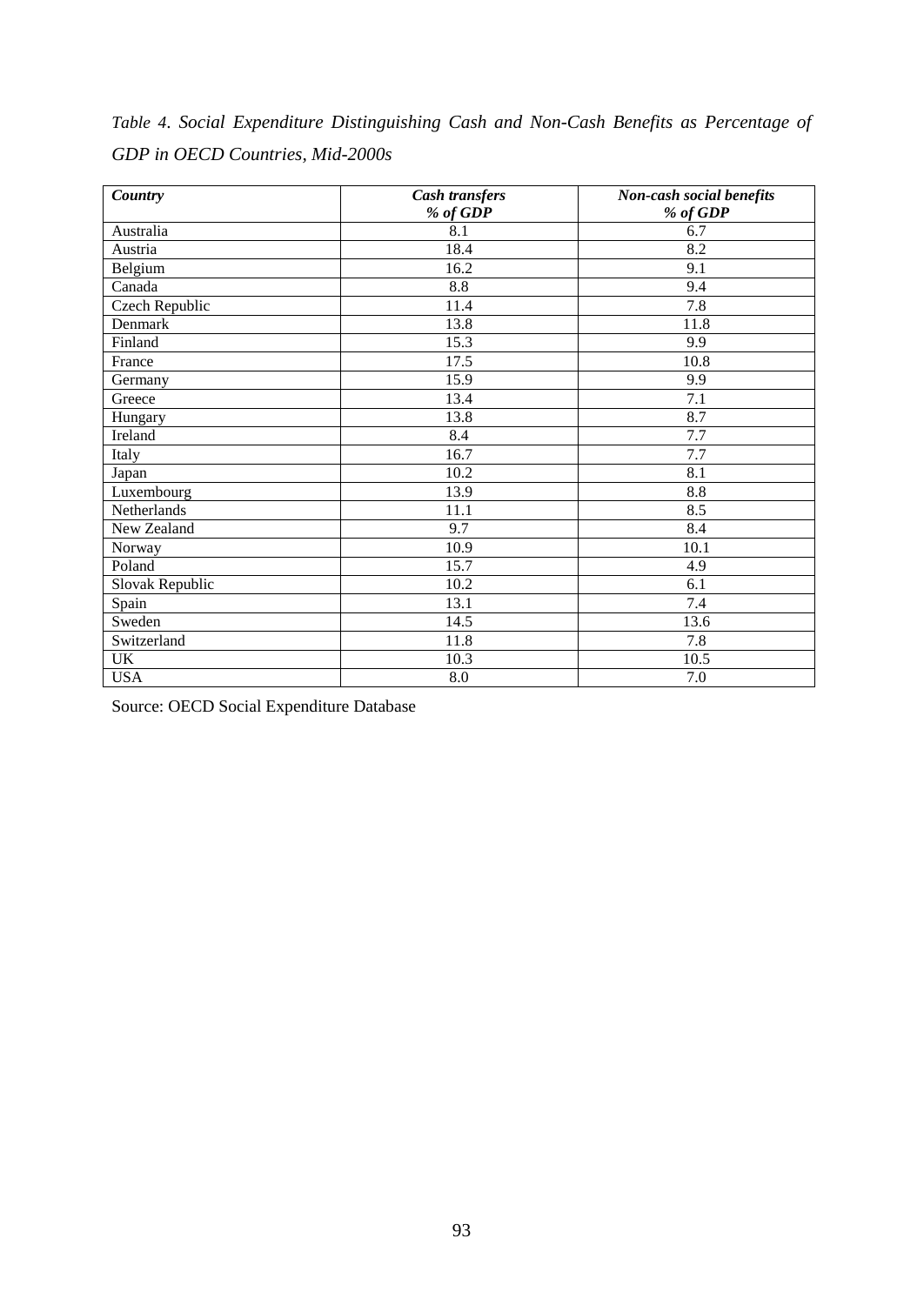*Table 4. Social Expenditure Distinguishing Cash and Non-Cash Benefits as Percentage of GDP in OECD Countries, Mid-2000s*

| ***Country*** | ***Cash transfers % of GDP*** | ***Non-cash social benefits % of GDP*** |
|---|---|---|
| Australia | 8.1 | 6.7 |
| Austria | 18.4 | 8.2 |
| Belgium | 16.2 | 9.1 |
| Canada | 8.8 | 9.4 |
| Czech Republic | 11.4 | 7.8 |
| Denmark | 13.8 | 11.8 |
| Finland | 15.3 | 9.9 |
| France | 17.5 | 10.8 |
| Germany | 15.9 | 9.9 |
| Greece | 13.4 | 7.1 |
| Hungary | 13.8 | 8.7 |
| Ireland | 8.4 | 7.7 |
| Italy | 16.7 | 7.7 |
| Japan | 10.2 | 8.1 |
| Luxembourg | 13.9 | 8.8 |
| Netherlands | 11.1 | 8.5 |
| New Zealand | 9.7 | 8.4 |
| Norway | 10.9 | 10.1 |
| Poland | 15.7 | 4.9 |
| Slovak Republic | 10.2 | 6.1 |
| Spain | 13.1 | 7.4 |
| Sweden | 14.5 | 13.6 |
| Switzerland | 11.8 | 7.8 |
| UK | 10.3 | 10.5 |
| USA | 8.0 | 7.0 |

Source: OECD Social Expenditure Database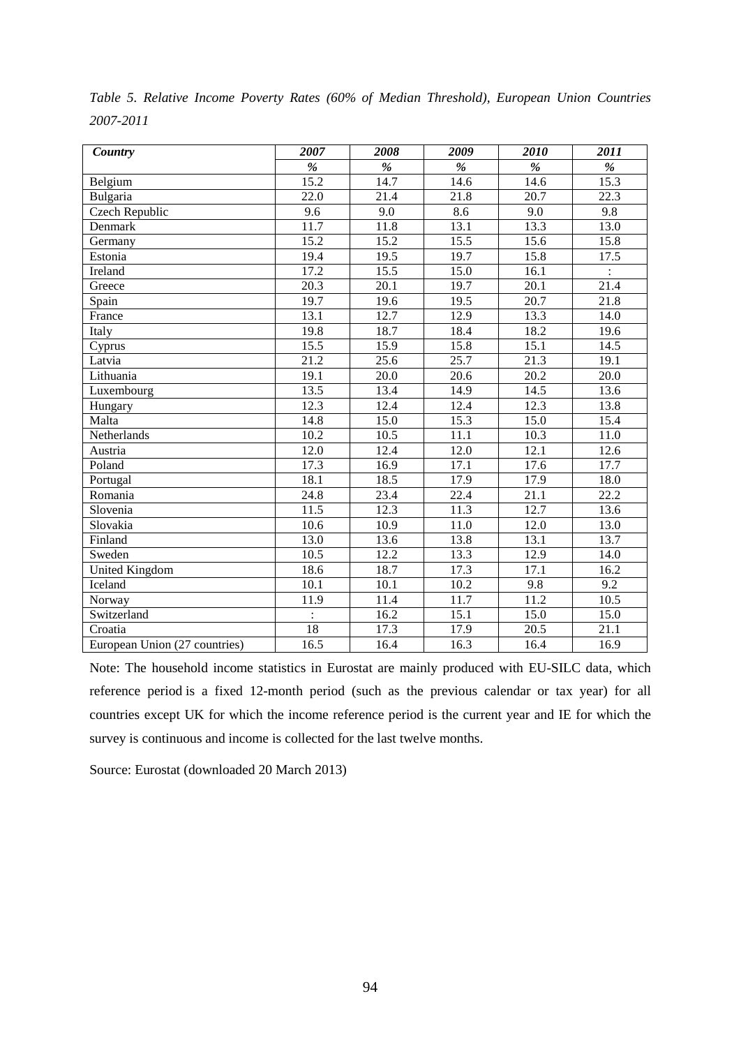*Table 5. Relative Income Poverty Rates (60% of Median Threshold), European Union Countries 2007-2011*

| ***Country*** | ***2007*** | ***2008*** | ***2009*** | ***2010*** | ***2011*** |
|---|---|---|---|---|---|
| | ***%*** | ***%*** | ***%*** | ***%*** | ***%*** |
| Belgium | 15.2 | 14.7 | 14.6 | 14.6 | 15.3 |
| Bulgaria | 22.0 | 21.4 | 21.8 | 20.7 | 22.3 |
| Czech Republic | 9.6 | 9.0 | 8.6 | 9.0 | 9.8 |
| Denmark | 11.7 | 11.8 | 13.1 | 13.3 | 13.0 |
| Germany | 15.2 | 15.2 | 15.5 | 15.6 | 15.8 |
| Estonia | 19.4 | 19.5 | 19.7 | 15.8 | 17.5 |
| Ireland | 17.2 | 15.5 | 15.0 | 16.1 | : |
| Greece | 20.3 | 20.1 | 19.7 | 20.1 | 21.4 |
| Spain | 19.7 | 19.6 | 19.5 | 20.7 | 21.8 |
| France | 13.1 | 12.7 | 12.9 | 13.3 | 14.0 |
| Italy | 19.8 | 18.7 | 18.4 | 18.2 | 19.6 |
| Cyprus | 15.5 | 15.9 | 15.8 | 15.1 | 14.5 |
| Latvia | 21.2 | 25.6 | 25.7 | 21.3 | 19.1 |
| Lithuania | 19.1 | 20.0 | 20.6 | 20.2 | 20.0 |
| Luxembourg | 13.5 | 13.4 | 14.9 | 14.5 | 13.6 |
| Hungary | 12.3 | 12.4 | 12.4 | 12.3 | 13.8 |
| Malta | 14.8 | 15.0 | 15.3 | 15.0 | 15.4 |
| Netherlands | 10.2 | 10.5 | 11.1 | 10.3 | 11.0 |
| Austria | 12.0 | 12.4 | 12.0 | 12.1 | 12.6 |
| Poland | 17.3 | 16.9 | 17.1 | 17.6 | 17.7 |
| Portugal | 18.1 | 18.5 | 17.9 | 17.9 | 18.0 |
| Romania | 24.8 | 23.4 | 22.4 | 21.1 | 22.2 |
| Slovenia | 11.5 | 12.3 | 11.3 | 12.7 | 13.6 |
| Slovakia | 10.6 | 10.9 | 11.0 | 12.0 | 13.0 |
| Finland | 13.0 | 13.6 | 13.8 | 13.1 | 13.7 |
| Sweden | 10.5 | 12.2 | 13.3 | 12.9 | 14.0 |
| United Kingdom | 18.6 | 18.7 | 17.3 | 17.1 | 16.2 |
| Iceland | 10.1 | 10.1 | 10.2 | 9.8 | 9.2 |
| Norway | 11.9 | 11.4 | 11.7 | 11.2 | 10.5 |
| Switzerland | : | 16.2 | 15.1 | 15.0 | 15.0 |
| Croatia | 18 | 17.3 | 17.9 | 20.5 | 21.1 |
| European Union (27 countries) | 16.5 | 16.4 | 16.3 | 16.4 | 16.9 |

Note: The household income statistics in Eurostat are mainly produced with EU-SILC data, which reference period is a fixed 12-month period (such as the previous calendar or tax year) for all countries except UK for which the income reference period is the current year and IE for which the survey is continuous and income is collected for the last twelve months.

Source: Eurostat (downloaded 20 March 2013)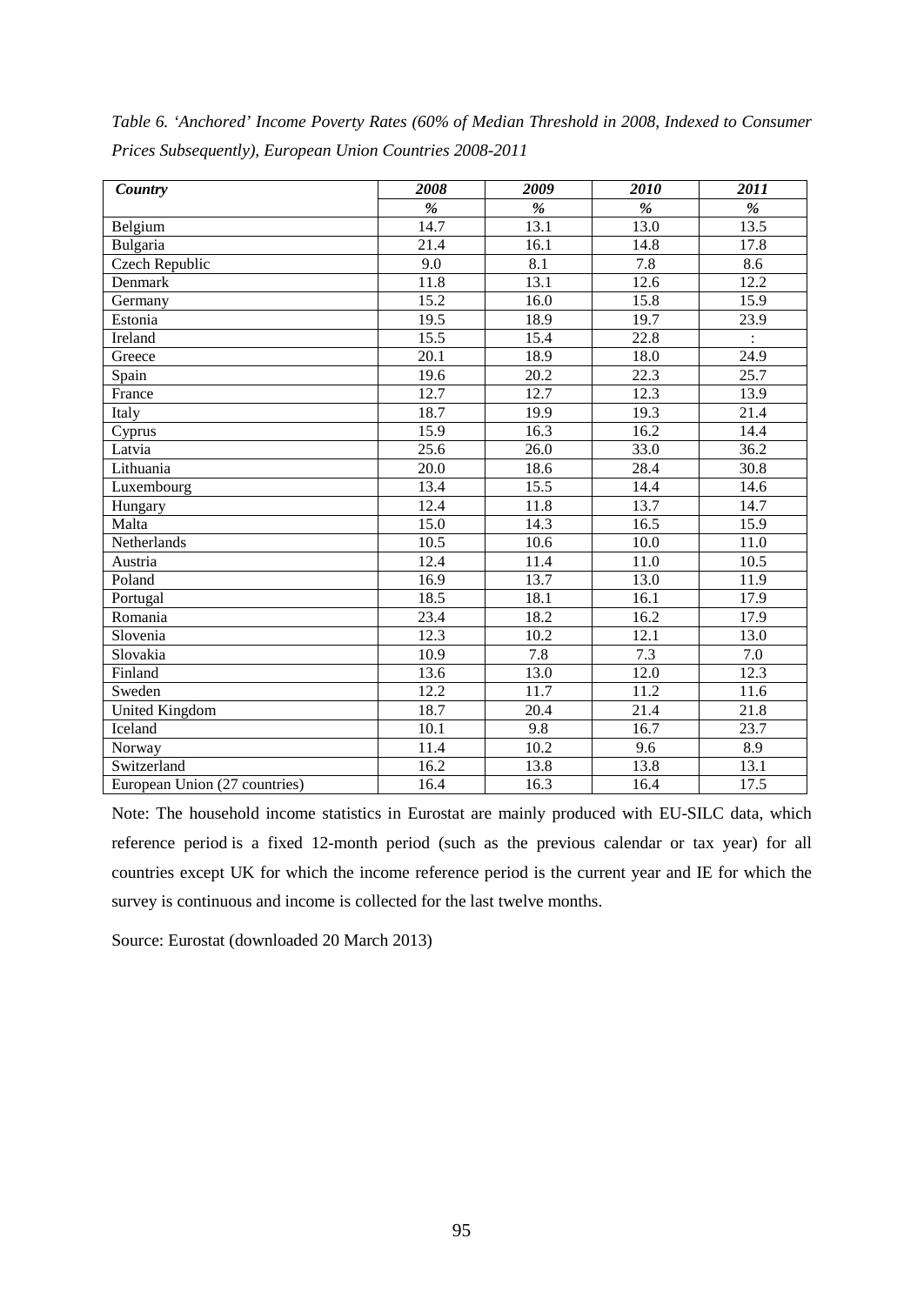*Table 6. 'Anchored' Income Poverty Rates (60% of Median Threshold in 2008, Indexed to Consumer Prices Subsequently), European Union Countries 2008-2011*

| ***Country*** | ***2008*** | ***2009*** | ***2010*** | ***2011*** |
|---|---|---|---|---|
| | *%* | *%* | *%* | *%* |
| Belgium | 14.7 | 13.1 | 13.0 | 13.5 |
| Bulgaria | 21.4 | 16.1 | 14.8 | 17.8 |
| Czech Republic | 9.0 | 8.1 | 7.8 | 8.6 |
| Denmark | 11.8 | 13.1 | 12.6 | 12.2 |
| Germany | 15.2 | 16.0 | 15.8 | 15.9 |
| Estonia | 19.5 | 18.9 | 19.7 | 23.9 |
| Ireland | 15.5 | 15.4 | 22.8 | : |
| Greece | 20.1 | 18.9 | 18.0 | 24.9 |
| Spain | 19.6 | 20.2 | 22.3 | 25.7 |
| France | 12.7 | 12.7 | 12.3 | 13.9 |
| Italy | 18.7 | 19.9 | 19.3 | 21.4 |
| Cyprus | 15.9 | 16.3 | 16.2 | 14.4 |
| Latvia | 25.6 | 26.0 | 33.0 | 36.2 |
| Lithuania | 20.0 | 18.6 | 28.4 | 30.8 |
| Luxembourg | 13.4 | 15.5 | 14.4 | 14.6 |
| Hungary | 12.4 | 11.8 | 13.7 | 14.7 |
| Malta | 15.0 | 14.3 | 16.5 | 15.9 |
| Netherlands | 10.5 | 10.6 | 10.0 | 11.0 |
| Austria | 12.4 | 11.4 | 11.0 | 10.5 |
| Poland | 16.9 | 13.7 | 13.0 | 11.9 |
| Portugal | 18.5 | 18.1 | 16.1 | 17.9 |
| Romania | 23.4 | 18.2 | 16.2 | 17.9 |
| Slovenia | 12.3 | 10.2 | 12.1 | 13.0 |
| Slovakia | 10.9 | 7.8 | 7.3 | 7.0 |
| Finland | 13.6 | 13.0 | 12.0 | 12.3 |
| Sweden | 12.2 | 11.7 | 11.2 | 11.6 |
| United Kingdom | 18.7 | 20.4 | 21.4 | 21.8 |
| Iceland | 10.1 | 9.8 | 16.7 | 23.7 |
| Norway | 11.4 | 10.2 | 9.6 | 8.9 |
| Switzerland | 16.2 | 13.8 | 13.8 | 13.1 |
| European Union (27 countries) | 16.4 | 16.3 | 16.4 | 17.5 |

Note: The household income statistics in Eurostat are mainly produced with EU-SILC data, which reference period is a fixed 12-month period (such as the previous calendar or tax year) for all countries except UK for which the income reference period is the current year and IE for which the survey is continuous and income is collected for the last twelve months.

Source: Eurostat (downloaded 20 March 2013)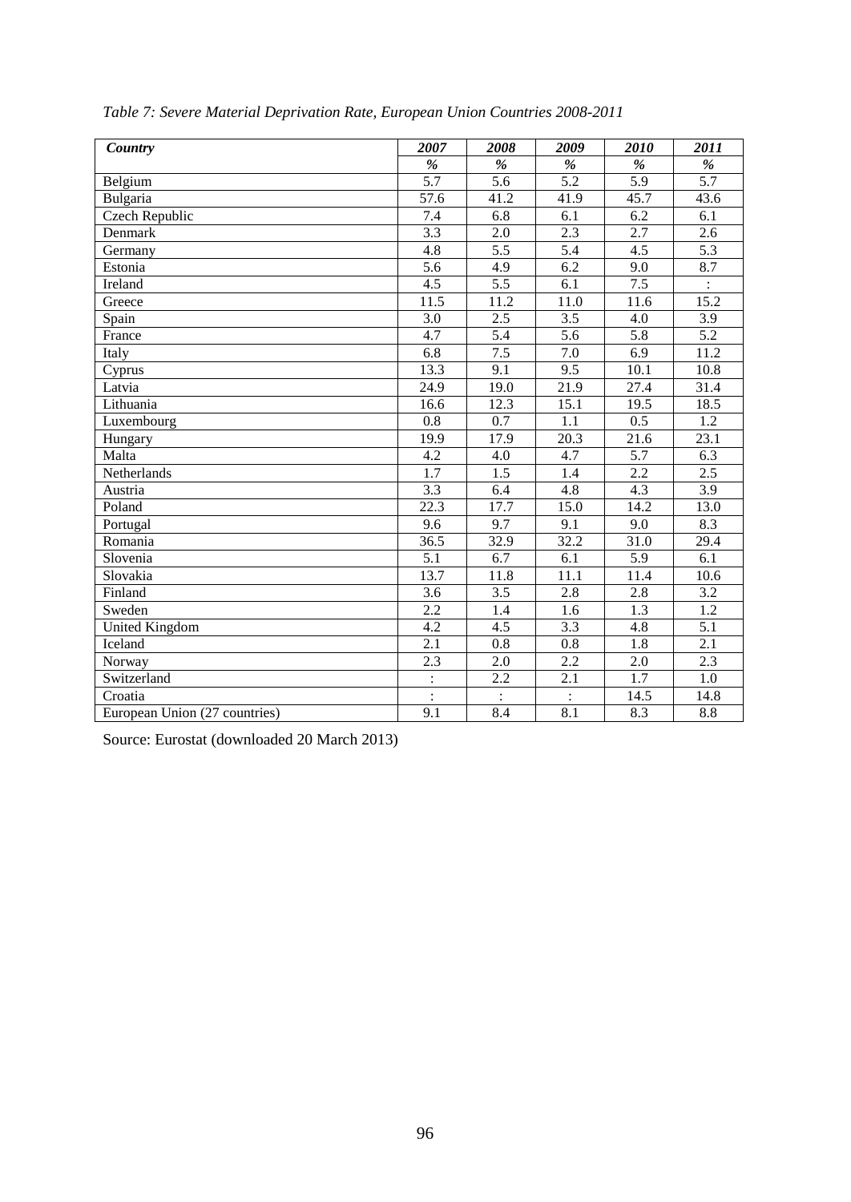*Table 7: Severe Material Deprivation Rate, European Union Countries 2008-2011*

| ***Country*** | ***2007*** | ***2008*** | ***2009*** | ***2010*** | ***2011*** |
|---|---|---|---|---|---|
| | ***%*** | ***%*** | ***%*** | ***%*** | ***%*** |
| Belgium | 5.7 | 5.6 | 5.2 | 5.9 | 5.7 |
| Bulgaria | 57.6 | 41.2 | 41.9 | 45.7 | 43.6 |
| Czech Republic | 7.4 | 6.8 | 6.1 | 6.2 | 6.1 |
| Denmark | 3.3 | 2.0 | 2.3 | 2.7 | 2.6 |
| Germany | 4.8 | 5.5 | 5.4 | 4.5 | 5.3 |
| Estonia | 5.6 | 4.9 | 6.2 | 9.0 | 8.7 |
| Ireland | 4.5 | 5.5 | 6.1 | 7.5 | : |
| Greece | 11.5 | 11.2 | 11.0 | 11.6 | 15.2 |
| Spain | 3.0 | 2.5 | 3.5 | 4.0 | 3.9 |
| France | 4.7 | 5.4 | 5.6 | 5.8 | 5.2 |
| Italy | 6.8 | 7.5 | 7.0 | 6.9 | 11.2 |
| Cyprus | 13.3 | 9.1 | 9.5 | 10.1 | 10.8 |
| Latvia | 24.9 | 19.0 | 21.9 | 27.4 | 31.4 |
| Lithuania | 16.6 | 12.3 | 15.1 | 19.5 | 18.5 |
| Luxembourg | 0.8 | 0.7 | 1.1 | 0.5 | 1.2 |
| Hungary | 19.9 | 17.9 | 20.3 | 21.6 | 23.1 |
| Malta | 4.2 | 4.0 | 4.7 | 5.7 | 6.3 |
| Netherlands | 1.7 | 1.5 | 1.4 | 2.2 | 2.5 |
| Austria | 3.3 | 6.4 | 4.8 | 4.3 | 3.9 |
| Poland | 22.3 | 17.7 | 15.0 | 14.2 | 13.0 |
| Portugal | 9.6 | 9.7 | 9.1 | 9.0 | 8.3 |
| Romania | 36.5 | 32.9 | 32.2 | 31.0 | 29.4 |
| Slovenia | 5.1 | 6.7 | 6.1 | 5.9 | 6.1 |
| Slovakia | 13.7 | 11.8 | 11.1 | 11.4 | 10.6 |
| Finland | 3.6 | 3.5 | 2.8 | 2.8 | 3.2 |
| Sweden | 2.2 | 1.4 | 1.6 | 1.3 | 1.2 |
| United Kingdom | 4.2 | 4.5 | 3.3 | 4.8 | 5.1 |
| Iceland | 2.1 | 0.8 | 0.8 | 1.8 | 2.1 |
| Norway | 2.3 | 2.0 | 2.2 | 2.0 | 2.3 |
| Switzerland | : | 2.2 | 2.1 | 1.7 | 1.0 |
| Croatia | : | : | : | 14.5 | 14.8 |
| European Union (27 countries) | 9.1 | 8.4 | 8.1 | 8.3 | 8.8 |

Source: Eurostat (downloaded 20 March 2013)